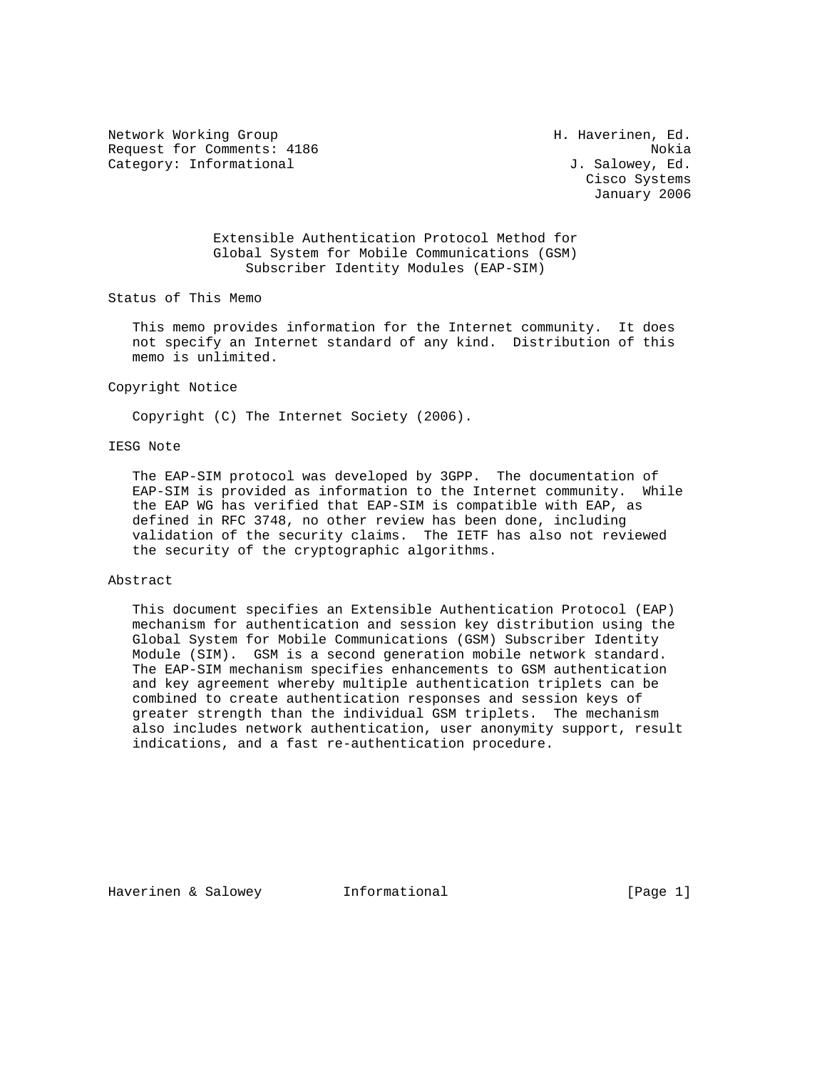Network Working Group H. Haverinen, Ed.
Request for Comments: 4186 Nokia
Category: Informational J. Salowey, Ed.
Cisco Systems
January 2006

# Extensible Authentication Protocol Method for Global System for Mobile Communications (GSM) Subscriber Identity Modules (EAP-SIM)

## Status of This Memo

This memo provides information for the Internet community. It does not specify an Internet standard of any kind. Distribution of this memo is unlimited.

## Copyright Notice

Copyright (C) The Internet Society (2006).

## IESG Note

The EAP-SIM protocol was developed by 3GPP. The documentation of EAP-SIM is provided as information to the Internet community. While the EAP WG has verified that EAP-SIM is compatible with EAP, as defined in RFC 3748, no other review has been done, including validation of the security claims. The IETF has also not reviewed the security of the cryptographic algorithms.

## Abstract

This document specifies an Extensible Authentication Protocol (EAP) mechanism for authentication and session key distribution using the Global System for Mobile Communications (GSM) Subscriber Identity Module (SIM). GSM is a second generation mobile network standard. The EAP-SIM mechanism specifies enhancements to GSM authentication and key agreement whereby multiple authentication triplets can be combined to create authentication responses and session keys of greater strength than the individual GSM triplets. The mechanism also includes network authentication, user anonymity support, result indications, and a fast re-authentication procedure.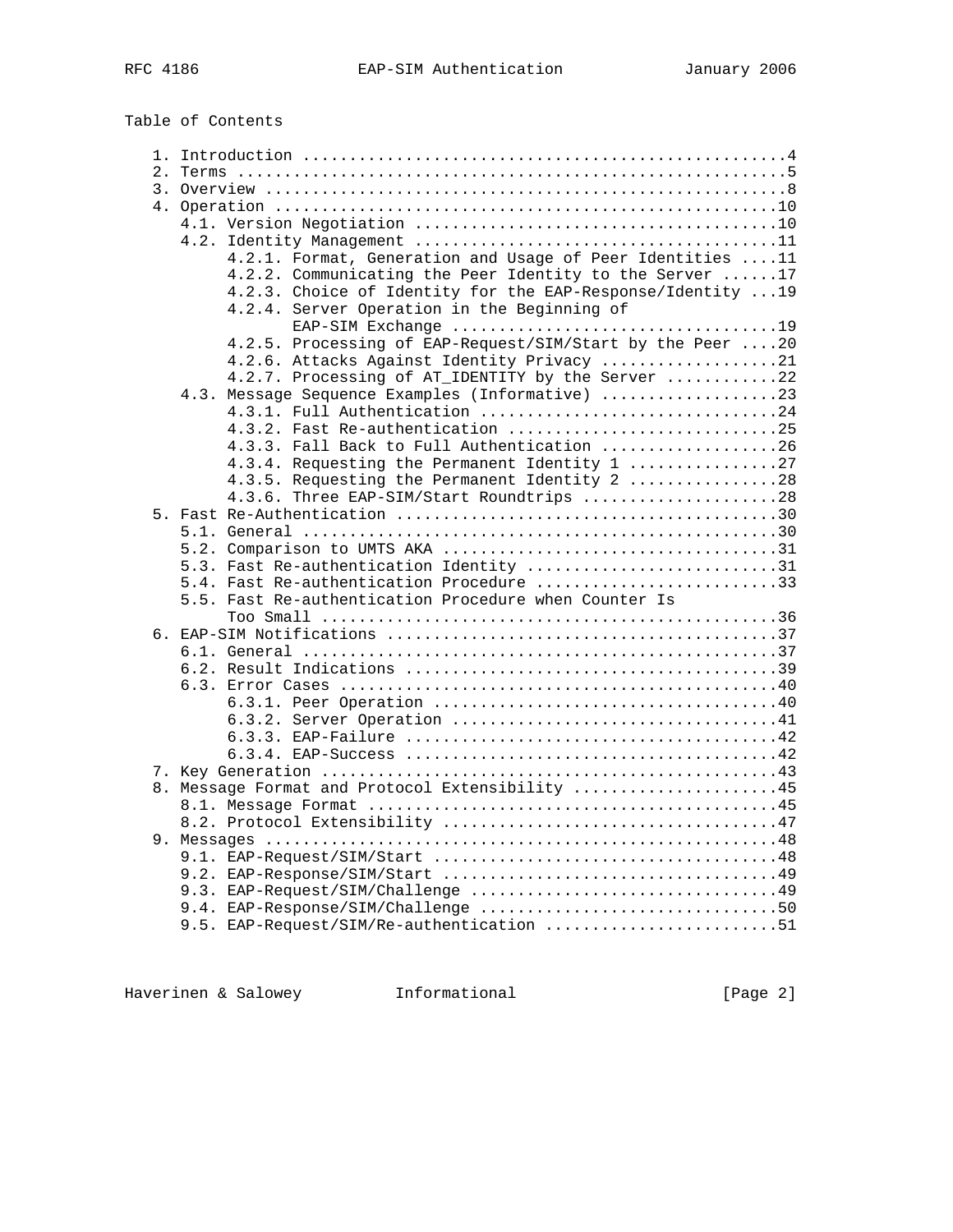Table of Contents

```
   1. Introduction ....................................................4
   2. Terms ...........................................................5
   3. Overview ........................................................8
   4. Operation ......................................................10
      4.1. Version Negotiation .......................................10
      4.2. Identity Management .......................................11
           4.2.1. Format, Generation and Usage of Peer Identities ....11
           4.2.2. Communicating the Peer Identity to the Server ......17
           4.2.3. Choice of Identity for the EAP-Response/Identity ...19
           4.2.4. Server Operation in the Beginning of
                  EAP-SIM Exchange ...................................19
           4.2.5. Processing of EAP-Request/SIM/Start by the Peer ....20
           4.2.6. Attacks Against Identity Privacy ...................21
           4.2.7. Processing of AT_IDENTITY by the Server ............22
      4.3. Message Sequence Examples (Informative) ...................23
           4.3.1. Full Authentication ................................24
           4.3.2. Fast Re-authentication .............................25
           4.3.3. Fall Back to Full Authentication ...................26
           4.3.4. Requesting the Permanent Identity 1 ................27
           4.3.5. Requesting the Permanent Identity 2 ................28
           4.3.6. Three EAP-SIM/Start Roundtrips .....................28
   5. Fast Re-Authentication .........................................30
      5.1. General ...................................................30
      5.2. Comparison to UMTS AKA ....................................31
      5.3. Fast Re-authentication Identity ...........................31
      5.4. Fast Re-authentication Procedure ..........................33
      5.5. Fast Re-authentication Procedure when Counter Is
           Too Small .................................................36
   6. EAP-SIM Notifications ..........................................37
      6.1. General ...................................................37
      6.2. Result Indications ........................................39
      6.3. Error Cases ...............................................40
           6.3.1. Peer Operation .....................................40
           6.3.2. Server Operation ...................................41
           6.3.3. EAP-Failure ........................................42
           6.3.4. EAP-Success ........................................42
   7. Key Generation .................................................43
   8. Message Format and Protocol Extensibility ......................45
      8.1. Message Format ............................................45
      8.2. Protocol Extensibility ....................................47
   9. Messages .......................................................48
      9.1. EAP-Request/SIM/Start .....................................48
      9.2. EAP-Response/SIM/Start ....................................49
      9.3. EAP-Request/SIM/Challenge .................................49
      9.4. EAP-Response/SIM/Challenge ................................50
      9.5. EAP-Request/SIM/Re-authentication .........................51
```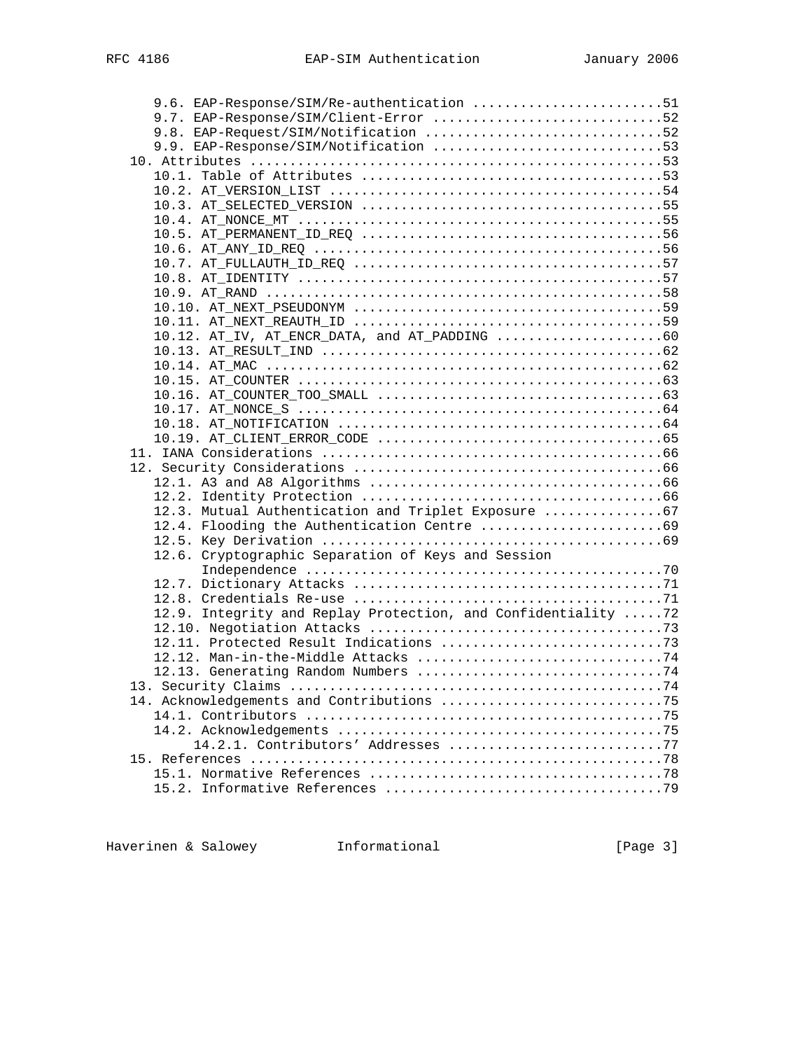```
      9.6. EAP-Response/SIM/Re-authentication ........................51
      9.7. EAP-Response/SIM/Client-Error .............................52
      9.8. EAP-Request/SIM/Notification ..............................52
      9.9. EAP-Response/SIM/Notification .............................53
   10. Attributes ....................................................53
      10.1. Table of Attributes ......................................53
      10.2. AT_VERSION_LIST ..........................................54
      10.3. AT_SELECTED_VERSION ......................................55
      10.4. AT_NONCE_MT ..............................................55
      10.5. AT_PERMANENT_ID_REQ ......................................56
      10.6. AT_ANY_ID_REQ ............................................56
      10.7. AT_FULLAUTH_ID_REQ .......................................57
      10.8. AT_IDENTITY ..............................................57
      10.9. AT_RAND ..................................................58
      10.10. AT_NEXT_PSEUDONYM .......................................59
      10.11. AT_NEXT_REAUTH_ID .......................................59
      10.12. AT_IV, AT_ENCR_DATA, and AT_PADDING .....................60
      10.13. AT_RESULT_IND ...........................................62
      10.14. AT_MAC ..................................................62
      10.15. AT_COUNTER ..............................................63
      10.16. AT_COUNTER_TOO_SMALL ....................................63
      10.17. AT_NONCE_S ..............................................64
      10.18. AT_NOTIFICATION .........................................64
      10.19. AT_CLIENT_ERROR_CODE ....................................65
   11. IANA Considerations ...........................................66
   12. Security Considerations .......................................66
      12.1. A3 and A8 Algorithms .....................................66
      12.2. Identity Protection ......................................66
      12.3. Mutual Authentication and Triplet Exposure ...............67
      12.4. Flooding the Authentication Centre .......................69
      12.5. Key Derivation ...........................................69
      12.6. Cryptographic Separation of Keys and Session
            Independence .............................................70
      12.7. Dictionary Attacks .......................................71
      12.8. Credentials Re-use .......................................71
      12.9. Integrity and Replay Protection, and Confidentiality .....72
      12.10. Negotiation Attacks .....................................73
      12.11. Protected Result Indications ............................73
      12.12. Man-in-the-Middle Attacks ...............................74
      12.13. Generating Random Numbers ...............................74
   13. Security Claims ...............................................74
   14. Acknowledgements and Contributions ............................75
      14.1. Contributors .............................................75
      14.2. Acknowledgements .........................................75
           14.2.1. Contributors' Addresses ...........................77
   15. References ....................................................78
      15.1. Normative References .....................................78
      15.2. Informative References ...................................79
```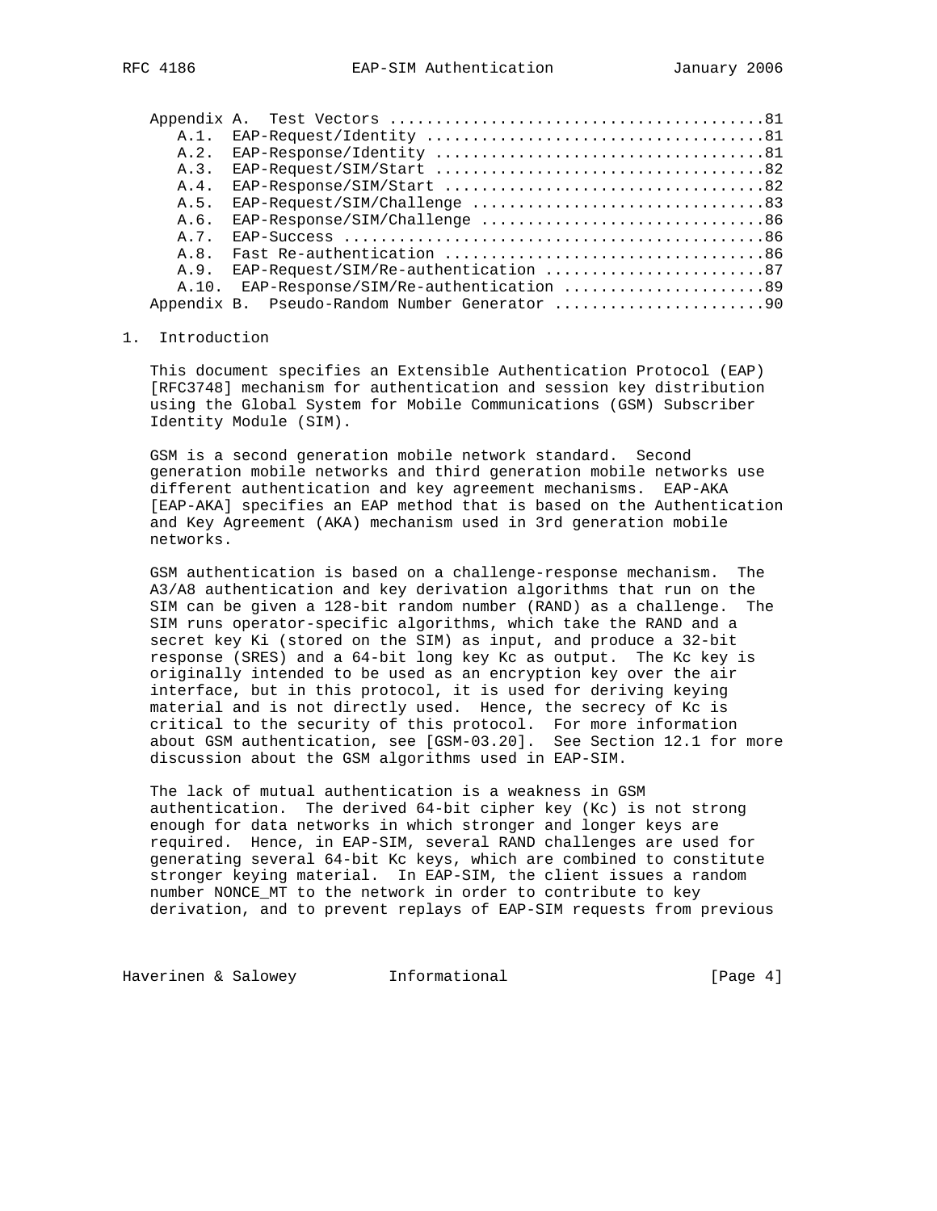Appendix A. Test Vectors ........................................81
   A.1. EAP-Request/Identity ....................................81
   A.2. EAP-Response/Identity ...................................81
   A.3. EAP-Request/SIM/Start ...................................82
   A.4. EAP-Response/SIM/Start ..................................82
   A.5. EAP-Request/SIM/Challenge ...............................83
   A.6. EAP-Response/SIM/Challenge ..............................86
   A.7. EAP-Success .............................................86
   A.8. Fast Re-authentication ..................................86
   A.9. EAP-Request/SIM/Re-authentication .......................87
   A.10. EAP-Response/SIM/Re-authentication .....................89
Appendix B. Pseudo-Random Number Generator .......................90

# 1. Introduction

This document specifies an Extensible Authentication Protocol (EAP) [RFC3748] mechanism for authentication and session key distribution using the Global System for Mobile Communications (GSM) Subscriber Identity Module (SIM).

GSM is a second generation mobile network standard. Second generation mobile networks and third generation mobile networks use different authentication and key agreement mechanisms. EAP-AKA [EAP-AKA] specifies an EAP method that is based on the Authentication and Key Agreement (AKA) mechanism used in 3rd generation mobile networks.

GSM authentication is based on a challenge-response mechanism. The A3/A8 authentication and key derivation algorithms that run on the SIM can be given a 128-bit random number (RAND) as a challenge. The SIM runs operator-specific algorithms, which take the RAND and a secret key Ki (stored on the SIM) as input, and produce a 32-bit response (SRES) and a 64-bit long key Kc as output. The Kc key is originally intended to be used as an encryption key over the air interface, but in this protocol, it is used for deriving keying material and is not directly used. Hence, the secrecy of Kc is critical to the security of this protocol. For more information about GSM authentication, see [GSM-03.20]. See Section 12.1 for more discussion about the GSM algorithms used in EAP-SIM.

The lack of mutual authentication is a weakness in GSM authentication. The derived 64-bit cipher key (Kc) is not strong enough for data networks in which stronger and longer keys are required. Hence, in EAP-SIM, several RAND challenges are used for generating several 64-bit Kc keys, which are combined to constitute stronger keying material. In EAP-SIM, the client issues a random number NONCE_MT to the network in order to contribute to key derivation, and to prevent replays of EAP-SIM requests from previous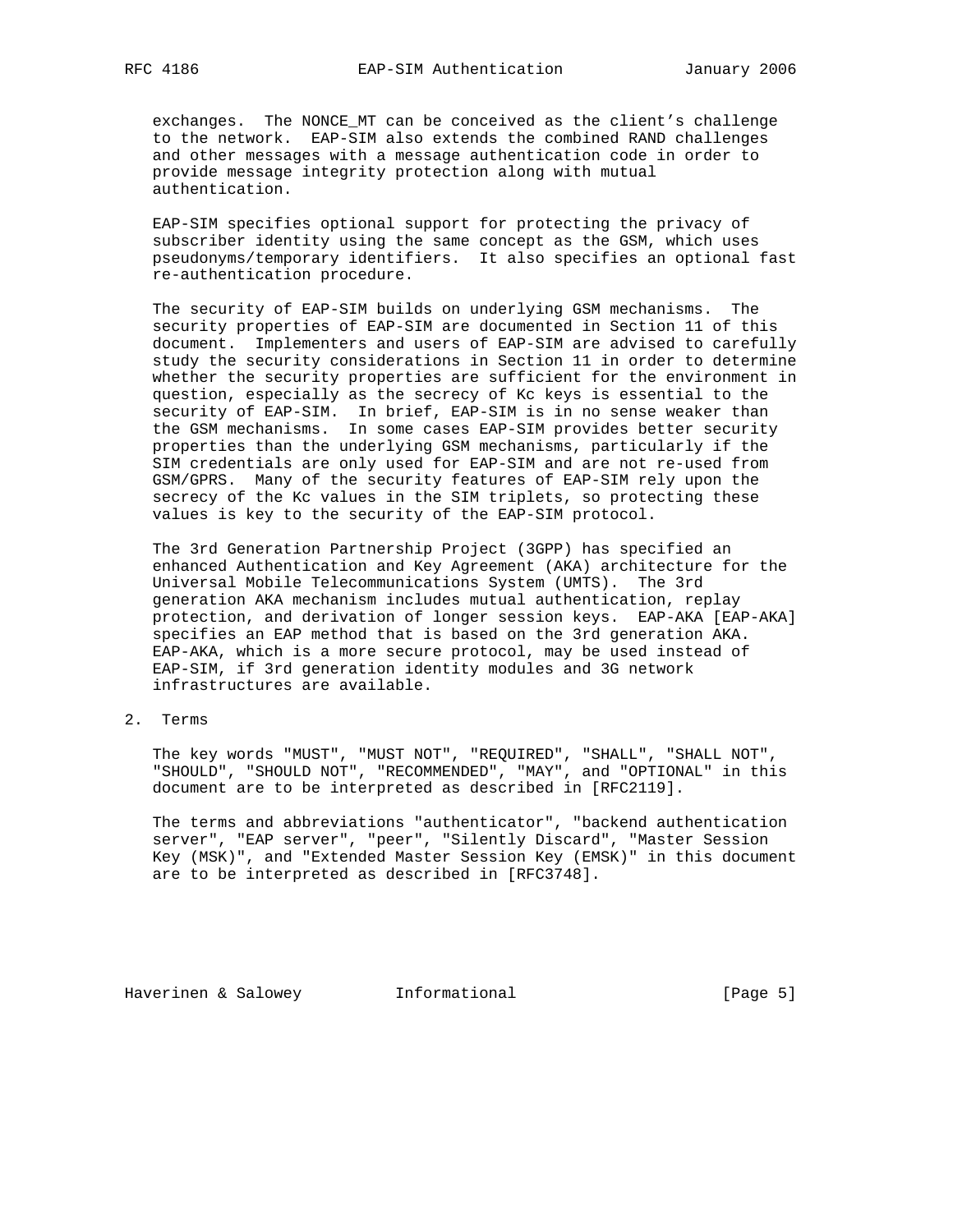exchanges. The NONCE_MT can be conceived as the client's challenge to the network. EAP-SIM also extends the combined RAND challenges and other messages with a message authentication code in order to provide message integrity protection along with mutual authentication.

EAP-SIM specifies optional support for protecting the privacy of subscriber identity using the same concept as the GSM, which uses pseudonyms/temporary identifiers. It also specifies an optional fast re-authentication procedure.

The security of EAP-SIM builds on underlying GSM mechanisms. The security properties of EAP-SIM are documented in Section 11 of this document. Implementers and users of EAP-SIM are advised to carefully study the security considerations in Section 11 in order to determine whether the security properties are sufficient for the environment in question, especially as the secrecy of Kc keys is essential to the security of EAP-SIM. In brief, EAP-SIM is in no sense weaker than the GSM mechanisms. In some cases EAP-SIM provides better security properties than the underlying GSM mechanisms, particularly if the SIM credentials are only used for EAP-SIM and are not re-used from GSM/GPRS. Many of the security features of EAP-SIM rely upon the secrecy of the Kc values in the SIM triplets, so protecting these values is key to the security of the EAP-SIM protocol.

The 3rd Generation Partnership Project (3GPP) has specified an enhanced Authentication and Key Agreement (AKA) architecture for the Universal Mobile Telecommunications System (UMTS). The 3rd generation AKA mechanism includes mutual authentication, replay protection, and derivation of longer session keys. EAP-AKA [EAP-AKA] specifies an EAP method that is based on the 3rd generation AKA. EAP-AKA, which is a more secure protocol, may be used instead of EAP-SIM, if 3rd generation identity modules and 3G network infrastructures are available.

## 2. Terms

The key words "MUST", "MUST NOT", "REQUIRED", "SHALL", "SHALL NOT", "SHOULD", "SHOULD NOT", "RECOMMENDED", "MAY", and "OPTIONAL" in this document are to be interpreted as described in [RFC2119].

The terms and abbreviations "authenticator", "backend authentication server", "EAP server", "peer", "Silently Discard", "Master Session Key (MSK)", and "Extended Master Session Key (EMSK)" in this document are to be interpreted as described in [RFC3748].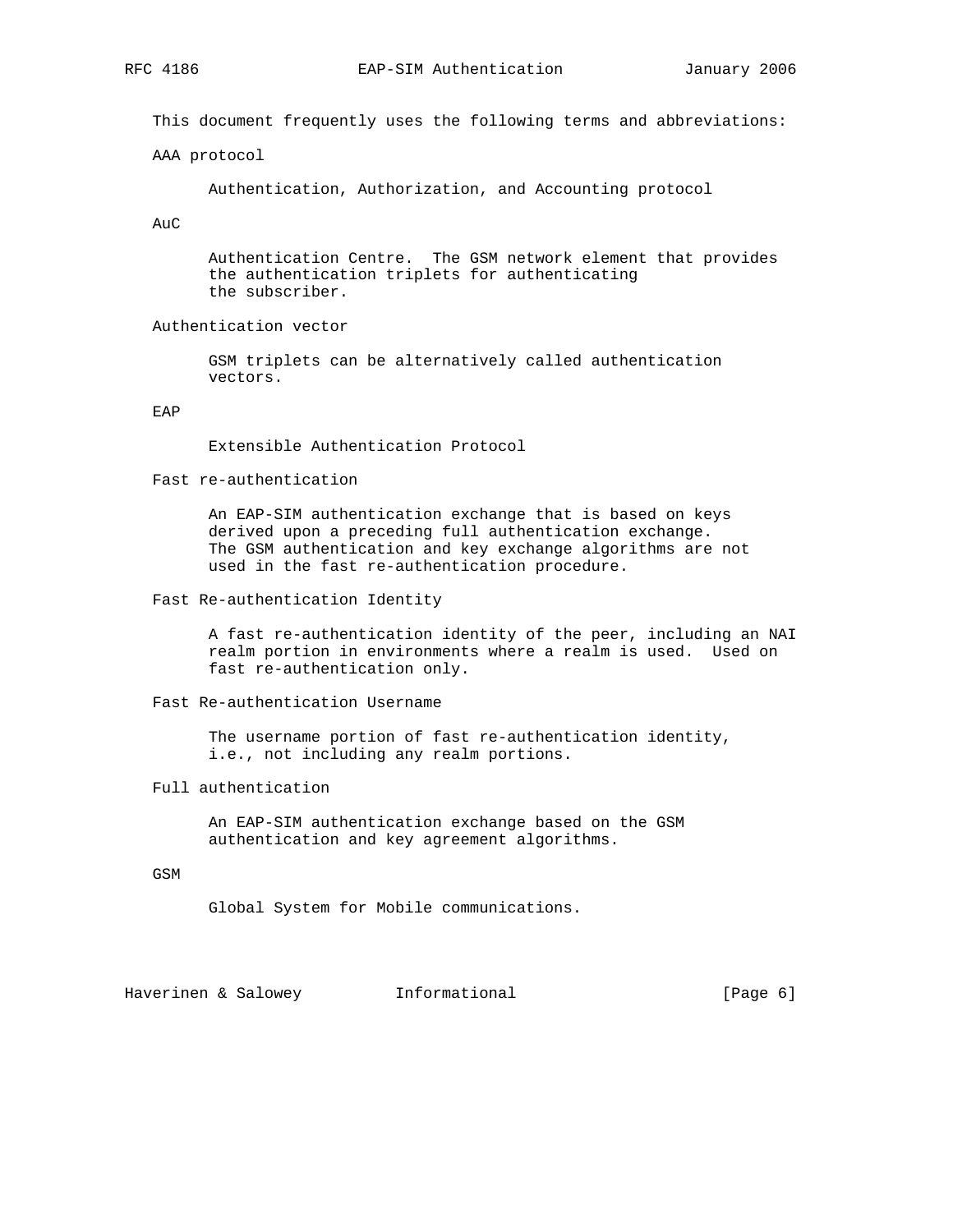This document frequently uses the following terms and abbreviations:

AAA protocol

Authentication, Authorization, and Accounting protocol

AuC

Authentication Centre. The GSM network element that provides the authentication triplets for authenticating the subscriber.

Authentication vector

GSM triplets can be alternatively called authentication vectors.

EAP

Extensible Authentication Protocol

Fast re-authentication

An EAP-SIM authentication exchange that is based on keys derived upon a preceding full authentication exchange. The GSM authentication and key exchange algorithms are not used in the fast re-authentication procedure.

Fast Re-authentication Identity

A fast re-authentication identity of the peer, including an NAI realm portion in environments where a realm is used. Used on fast re-authentication only.

Fast Re-authentication Username

The username portion of fast re-authentication identity, i.e., not including any realm portions.

Full authentication

An EAP-SIM authentication exchange based on the GSM authentication and key agreement algorithms.

GSM

Global System for Mobile communications.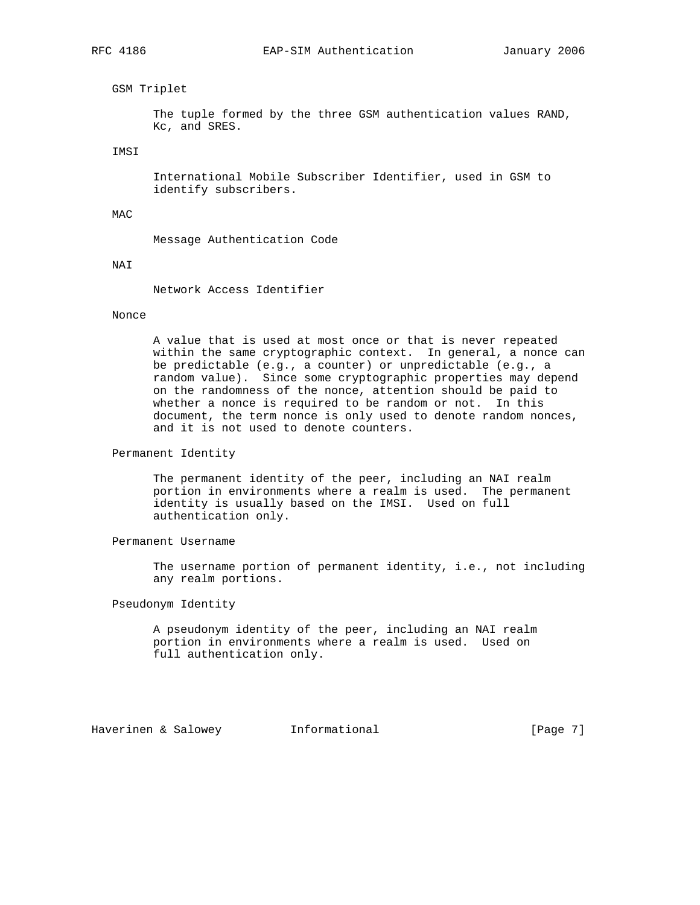GSM Triplet

The tuple formed by the three GSM authentication values RAND, Kc, and SRES.

IMSI

International Mobile Subscriber Identifier, used in GSM to identify subscribers.

MAC

Message Authentication Code

NAI

Network Access Identifier

Nonce

A value that is used at most once or that is never repeated within the same cryptographic context. In general, a nonce can be predictable (e.g., a counter) or unpredictable (e.g., a random value). Since some cryptographic properties may depend on the randomness of the nonce, attention should be paid to whether a nonce is required to be random or not. In this document, the term nonce is only used to denote random nonces, and it is not used to denote counters.

Permanent Identity

The permanent identity of the peer, including an NAI realm portion in environments where a realm is used. The permanent identity is usually based on the IMSI. Used on full authentication only.

Permanent Username

The username portion of permanent identity, i.e., not including any realm portions.

Pseudonym Identity

A pseudonym identity of the peer, including an NAI realm portion in environments where a realm is used. Used on full authentication only.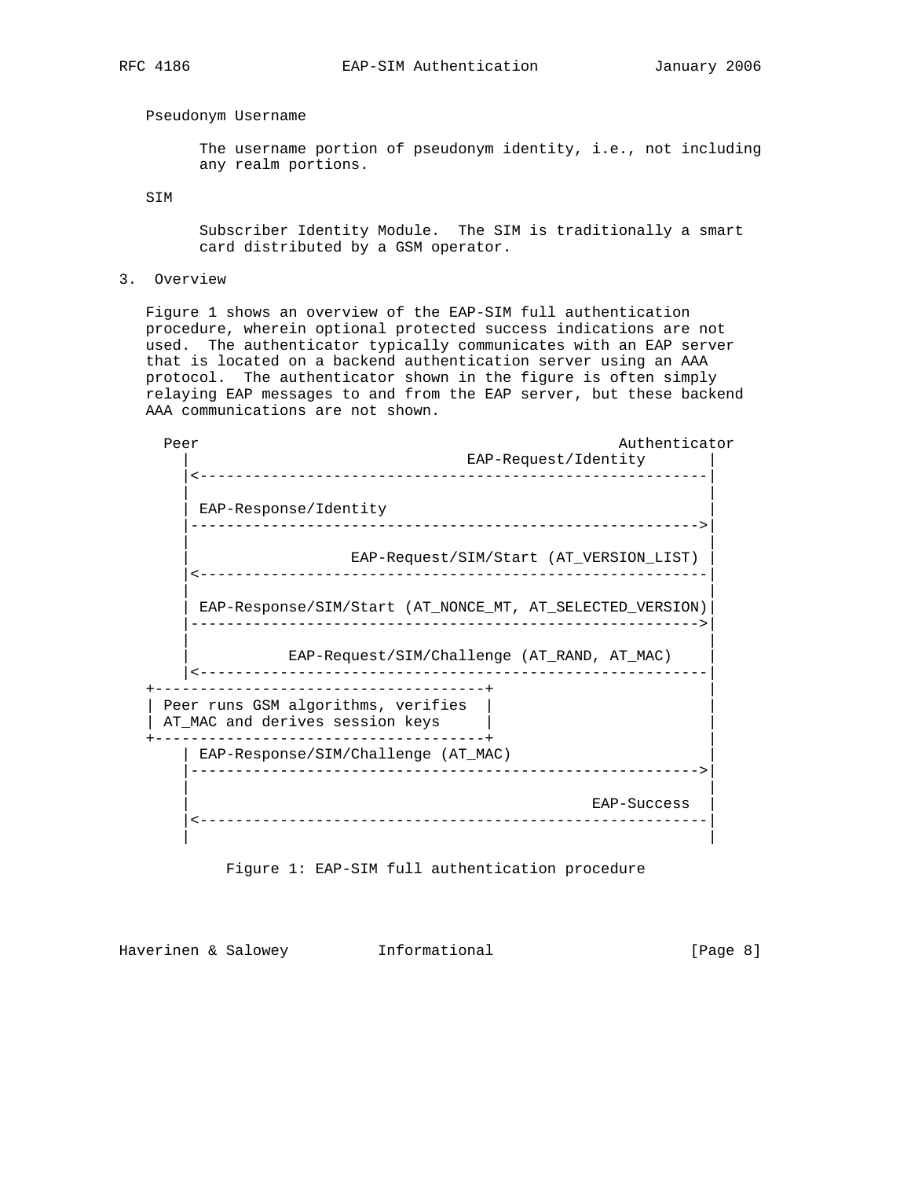Pseudonym Username

The username portion of pseudonym identity, i.e., not including any realm portions.

SIM

Subscriber Identity Module. The SIM is traditionally a smart card distributed by a GSM operator.

## 3. Overview

Figure 1 shows an overview of the EAP-SIM full authentication procedure, wherein optional protected success indications are not used. The authenticator typically communicates with an EAP server that is located on a backend authentication server using an AAA protocol. The authenticator shown in the figure is often simply relaying EAP messages to and from the EAP server, but these backend AAA communications are not shown.

```
     Peer                                               Authenticator
       |                               EAP-Request/Identity       |
       |<---------------------------------------------------------|
       |                                                          |
       | EAP-Response/Identity                                    |
       |--------------------------------------------------------->|
       |                                                          |
       |                  EAP-Request/SIM/Start (AT_VERSION_LIST) |
       |<---------------------------------------------------------|
       |                                                          |
       | EAP-Response/SIM/Start (AT_NONCE_MT, AT_SELECTED_VERSION)|
       |--------------------------------------------------------->|
       |                                                          |
       |           EAP-Request/SIM/Challenge (AT_RAND, AT_MAC)    |
       |<---------------------------------------------------------|
   +-------------------------------------+                        |
   | Peer runs GSM algorithms, verifies  |                        |
   | AT_MAC and derives session keys     |                        |
   +-------------------------------------+                        |
       | EAP-Response/SIM/Challenge (AT_MAC)                      |
       |--------------------------------------------------------->|
       |                                                          |
       |                                             EAP-Success  |
       |<---------------------------------------------------------|
       |                                                          |
```

Figure 1: EAP-SIM full authentication procedure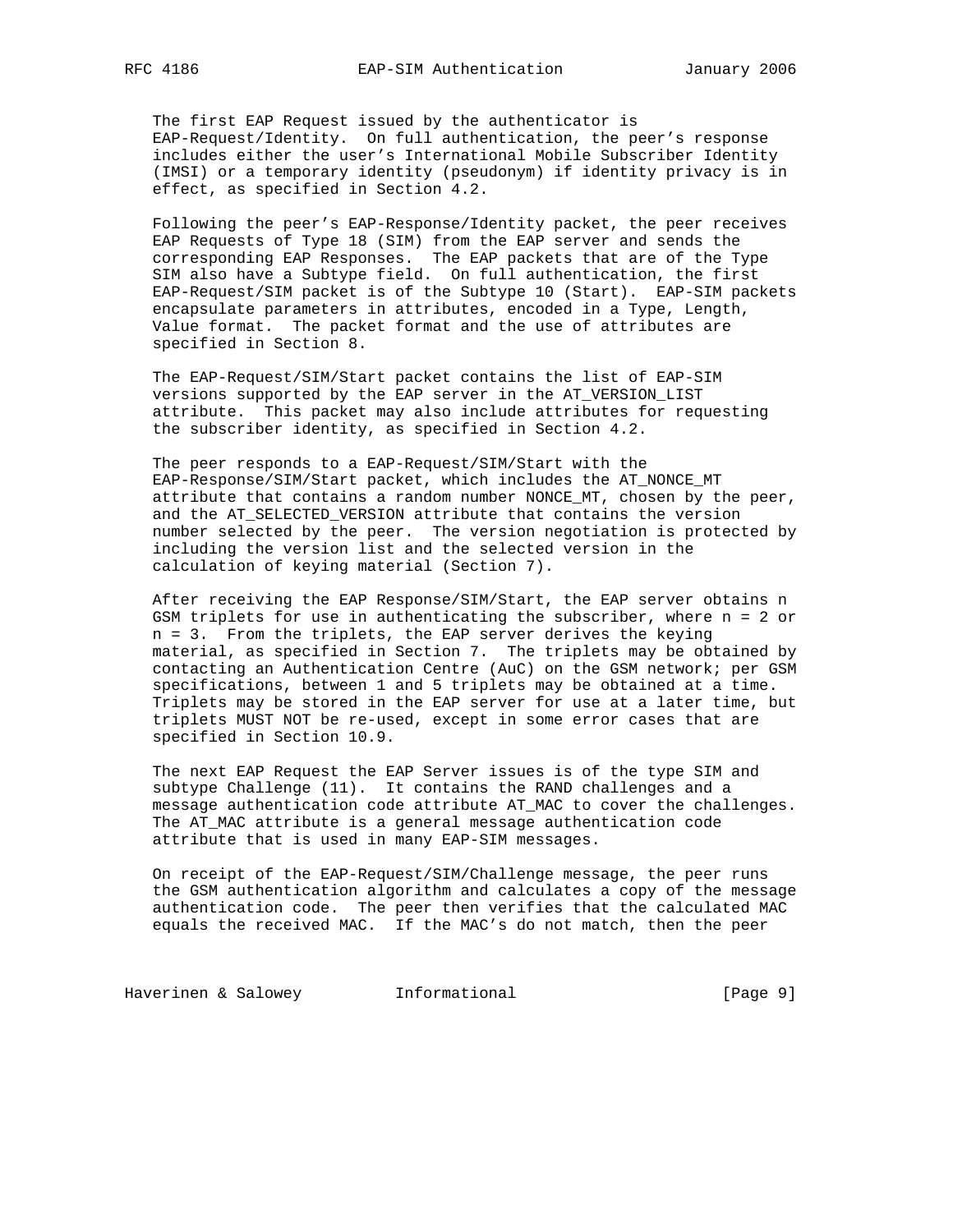The first EAP Request issued by the authenticator is EAP-Request/Identity. On full authentication, the peer's response includes either the user's International Mobile Subscriber Identity (IMSI) or a temporary identity (pseudonym) if identity privacy is in effect, as specified in Section 4.2.

Following the peer's EAP-Response/Identity packet, the peer receives EAP Requests of Type 18 (SIM) from the EAP server and sends the corresponding EAP Responses. The EAP packets that are of the Type SIM also have a Subtype field. On full authentication, the first EAP-Request/SIM packet is of the Subtype 10 (Start). EAP-SIM packets encapsulate parameters in attributes, encoded in a Type, Length, Value format. The packet format and the use of attributes are specified in Section 8.

The EAP-Request/SIM/Start packet contains the list of EAP-SIM versions supported by the EAP server in the AT_VERSION_LIST attribute. This packet may also include attributes for requesting the subscriber identity, as specified in Section 4.2.

The peer responds to a EAP-Request/SIM/Start with the EAP-Response/SIM/Start packet, which includes the AT_NONCE_MT attribute that contains a random number NONCE_MT, chosen by the peer, and the AT_SELECTED_VERSION attribute that contains the version number selected by the peer. The version negotiation is protected by including the version list and the selected version in the calculation of keying material (Section 7).

After receiving the EAP Response/SIM/Start, the EAP server obtains n GSM triplets for use in authenticating the subscriber, where n = 2 or n = 3. From the triplets, the EAP server derives the keying material, as specified in Section 7. The triplets may be obtained by contacting an Authentication Centre (AuC) on the GSM network; per GSM specifications, between 1 and 5 triplets may be obtained at a time. Triplets may be stored in the EAP server for use at a later time, but triplets MUST NOT be re-used, except in some error cases that are specified in Section 10.9.

The next EAP Request the EAP Server issues is of the type SIM and subtype Challenge (11). It contains the RAND challenges and a message authentication code attribute AT_MAC to cover the challenges. The AT_MAC attribute is a general message authentication code attribute that is used in many EAP-SIM messages.

On receipt of the EAP-Request/SIM/Challenge message, the peer runs the GSM authentication algorithm and calculates a copy of the message authentication code. The peer then verifies that the calculated MAC equals the received MAC. If the MAC's do not match, then the peer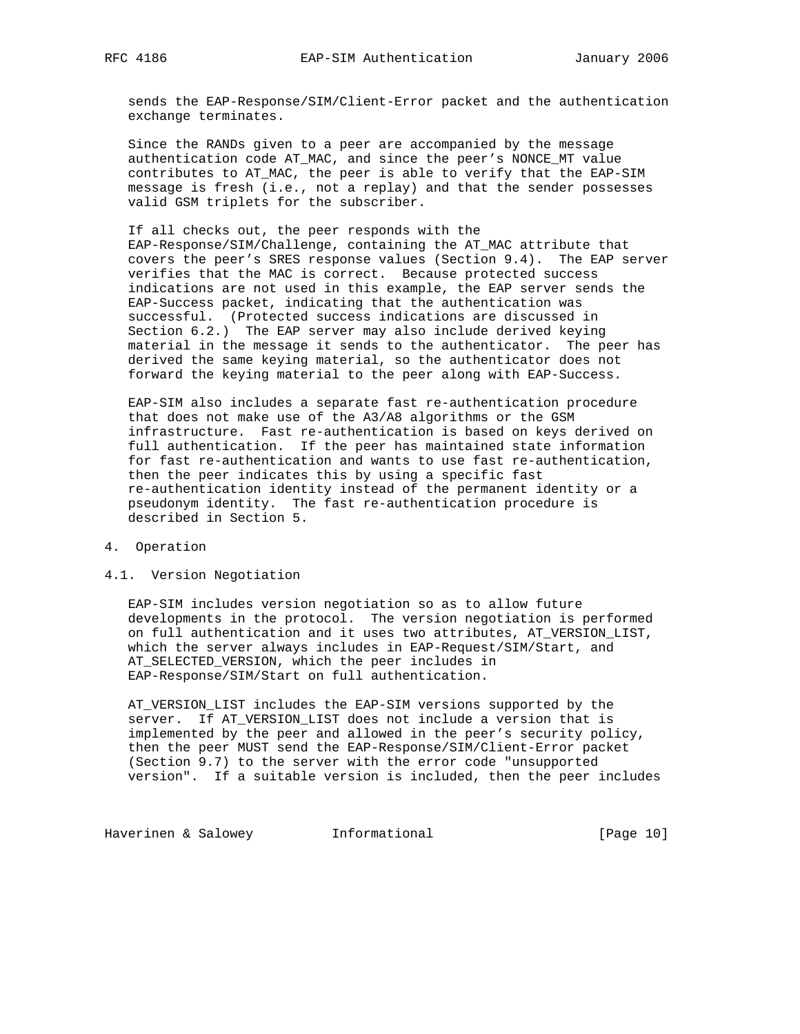sends the EAP-Response/SIM/Client-Error packet and the authentication exchange terminates.

Since the RANDs given to a peer are accompanied by the message authentication code AT_MAC, and since the peer's NONCE_MT value contributes to AT_MAC, the peer is able to verify that the EAP-SIM message is fresh (i.e., not a replay) and that the sender possesses valid GSM triplets for the subscriber.

If all checks out, the peer responds with the EAP-Response/SIM/Challenge, containing the AT_MAC attribute that covers the peer's SRES response values (Section 9.4). The EAP server verifies that the MAC is correct. Because protected success indications are not used in this example, the EAP server sends the EAP-Success packet, indicating that the authentication was successful. (Protected success indications are discussed in Section 6.2.) The EAP server may also include derived keying material in the message it sends to the authenticator. The peer has derived the same keying material, so the authenticator does not forward the keying material to the peer along with EAP-Success.

EAP-SIM also includes a separate fast re-authentication procedure that does not make use of the A3/A8 algorithms or the GSM infrastructure. Fast re-authentication is based on keys derived on full authentication. If the peer has maintained state information for fast re-authentication and wants to use fast re-authentication, then the peer indicates this by using a specific fast re-authentication identity instead of the permanent identity or a pseudonym identity. The fast re-authentication procedure is described in Section 5.

# 4. Operation

## 4.1. Version Negotiation

EAP-SIM includes version negotiation so as to allow future developments in the protocol. The version negotiation is performed on full authentication and it uses two attributes, AT_VERSION_LIST, which the server always includes in EAP-Request/SIM/Start, and AT_SELECTED_VERSION, which the peer includes in EAP-Response/SIM/Start on full authentication.

AT_VERSION_LIST includes the EAP-SIM versions supported by the server. If AT_VERSION_LIST does not include a version that is implemented by the peer and allowed in the peer's security policy, then the peer MUST send the EAP-Response/SIM/Client-Error packet (Section 9.7) to the server with the error code "unsupported version". If a suitable version is included, then the peer includes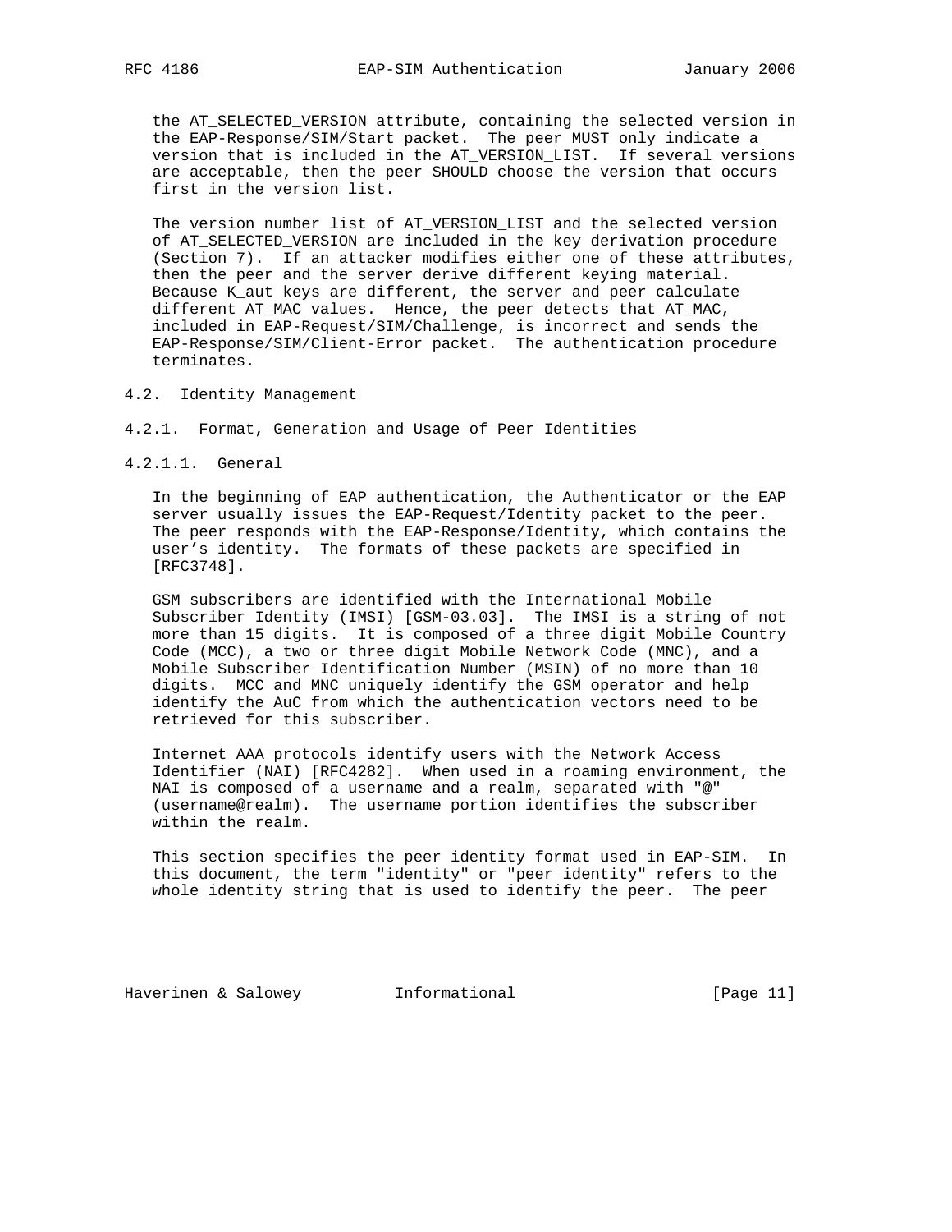the AT_SELECTED_VERSION attribute, containing the selected version in the EAP-Response/SIM/Start packet. The peer MUST only indicate a version that is included in the AT_VERSION_LIST. If several versions are acceptable, then the peer SHOULD choose the version that occurs first in the version list.

The version number list of AT_VERSION_LIST and the selected version of AT_SELECTED_VERSION are included in the key derivation procedure (Section 7). If an attacker modifies either one of these attributes, then the peer and the server derive different keying material. Because K_aut keys are different, the server and peer calculate different AT_MAC values. Hence, the peer detects that AT_MAC, included in EAP-Request/SIM/Challenge, is incorrect and sends the EAP-Response/SIM/Client-Error packet. The authentication procedure terminates.

## 4.2. Identity Management

### 4.2.1. Format, Generation and Usage of Peer Identities

#### 4.2.1.1. General

In the beginning of EAP authentication, the Authenticator or the EAP server usually issues the EAP-Request/Identity packet to the peer. The peer responds with the EAP-Response/Identity, which contains the user's identity. The formats of these packets are specified in [RFC3748].

GSM subscribers are identified with the International Mobile Subscriber Identity (IMSI) [GSM-03.03]. The IMSI is a string of not more than 15 digits. It is composed of a three digit Mobile Country Code (MCC), a two or three digit Mobile Network Code (MNC), and a Mobile Subscriber Identification Number (MSIN) of no more than 10 digits. MCC and MNC uniquely identify the GSM operator and help identify the AuC from which the authentication vectors need to be retrieved for this subscriber.

Internet AAA protocols identify users with the Network Access Identifier (NAI) [RFC4282]. When used in a roaming environment, the NAI is composed of a username and a realm, separated with "@" (username@realm). The username portion identifies the subscriber within the realm.

This section specifies the peer identity format used in EAP-SIM. In this document, the term "identity" or "peer identity" refers to the whole identity string that is used to identify the peer. The peer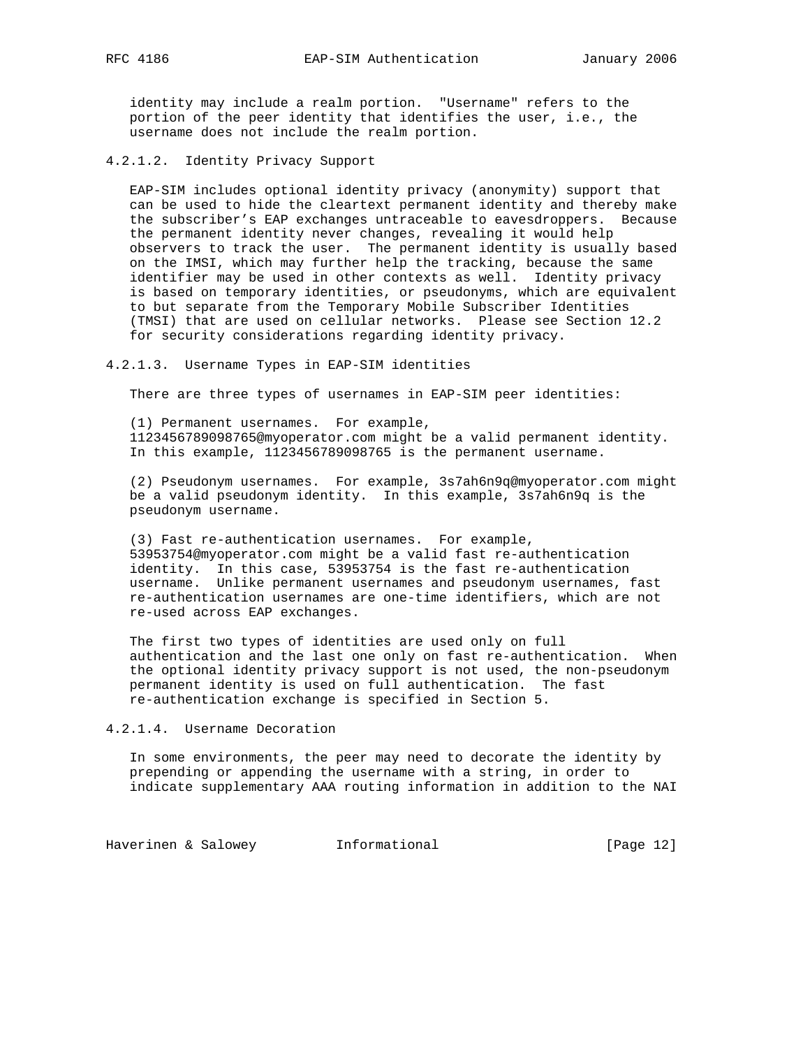identity may include a realm portion. "Username" refers to the portion of the peer identity that identifies the user, i.e., the username does not include the realm portion.

#### 4.2.1.2. Identity Privacy Support

EAP-SIM includes optional identity privacy (anonymity) support that can be used to hide the cleartext permanent identity and thereby make the subscriber's EAP exchanges untraceable to eavesdroppers. Because the permanent identity never changes, revealing it would help observers to track the user. The permanent identity is usually based on the IMSI, which may further help the tracking, because the same identifier may be used in other contexts as well. Identity privacy is based on temporary identities, or pseudonyms, which are equivalent to but separate from the Temporary Mobile Subscriber Identities (TMSI) that are used on cellular networks. Please see Section 12.2 for security considerations regarding identity privacy.

#### 4.2.1.3. Username Types in EAP-SIM identities

There are three types of usernames in EAP-SIM peer identities:

(1) Permanent usernames. For example, 1123456789098765@myoperator.com might be a valid permanent identity. In this example, 1123456789098765 is the permanent username.

(2) Pseudonym usernames. For example, 3s7ah6n9q@myoperator.com might be a valid pseudonym identity. In this example, 3s7ah6n9q is the pseudonym username.

(3) Fast re-authentication usernames. For example, 53953754@myoperator.com might be a valid fast re-authentication identity. In this case, 53953754 is the fast re-authentication username. Unlike permanent usernames and pseudonym usernames, fast re-authentication usernames are one-time identifiers, which are not re-used across EAP exchanges.

The first two types of identities are used only on full authentication and the last one only on fast re-authentication. When the optional identity privacy support is not used, the non-pseudonym permanent identity is used on full authentication. The fast re-authentication exchange is specified in Section 5.

#### 4.2.1.4. Username Decoration

In some environments, the peer may need to decorate the identity by prepending or appending the username with a string, in order to indicate supplementary AAA routing information in addition to the NAI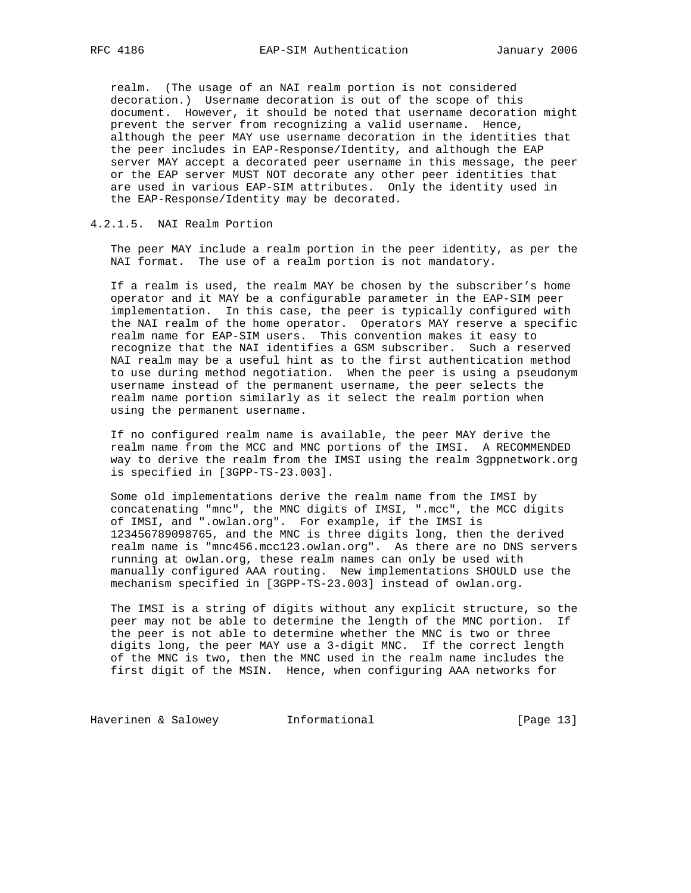realm. (The usage of an NAI realm portion is not considered decoration.) Username decoration is out of the scope of this document. However, it should be noted that username decoration might prevent the server from recognizing a valid username. Hence, although the peer MAY use username decoration in the identities that the peer includes in EAP-Response/Identity, and although the EAP server MAY accept a decorated peer username in this message, the peer or the EAP server MUST NOT decorate any other peer identities that are used in various EAP-SIM attributes. Only the identity used in the EAP-Response/Identity may be decorated.

#### 4.2.1.5. NAI Realm Portion

The peer MAY include a realm portion in the peer identity, as per the NAI format. The use of a realm portion is not mandatory.

If a realm is used, the realm MAY be chosen by the subscriber's home operator and it MAY be a configurable parameter in the EAP-SIM peer implementation. In this case, the peer is typically configured with the NAI realm of the home operator. Operators MAY reserve a specific realm name for EAP-SIM users. This convention makes it easy to recognize that the NAI identifies a GSM subscriber. Such a reserved NAI realm may be a useful hint as to the first authentication method to use during method negotiation. When the peer is using a pseudonym username instead of the permanent username, the peer selects the realm name portion similarly as it select the realm portion when using the permanent username.

If no configured realm name is available, the peer MAY derive the realm name from the MCC and MNC portions of the IMSI. A RECOMMENDED way to derive the realm from the IMSI using the realm 3gppnetwork.org is specified in [3GPP-TS-23.003].

Some old implementations derive the realm name from the IMSI by concatenating "mnc", the MNC digits of IMSI, ".mcc", the MCC digits of IMSI, and ".owlan.org". For example, if the IMSI is 123456789098765, and the MNC is three digits long, then the derived realm name is "mnc456.mcc123.owlan.org". As there are no DNS servers running at owlan.org, these realm names can only be used with manually configured AAA routing. New implementations SHOULD use the mechanism specified in [3GPP-TS-23.003] instead of owlan.org.

The IMSI is a string of digits without any explicit structure, so the peer may not be able to determine the length of the MNC portion. If the peer is not able to determine whether the MNC is two or three digits long, the peer MAY use a 3-digit MNC. If the correct length of the MNC is two, then the MNC used in the realm name includes the first digit of the MSIN. Hence, when configuring AAA networks for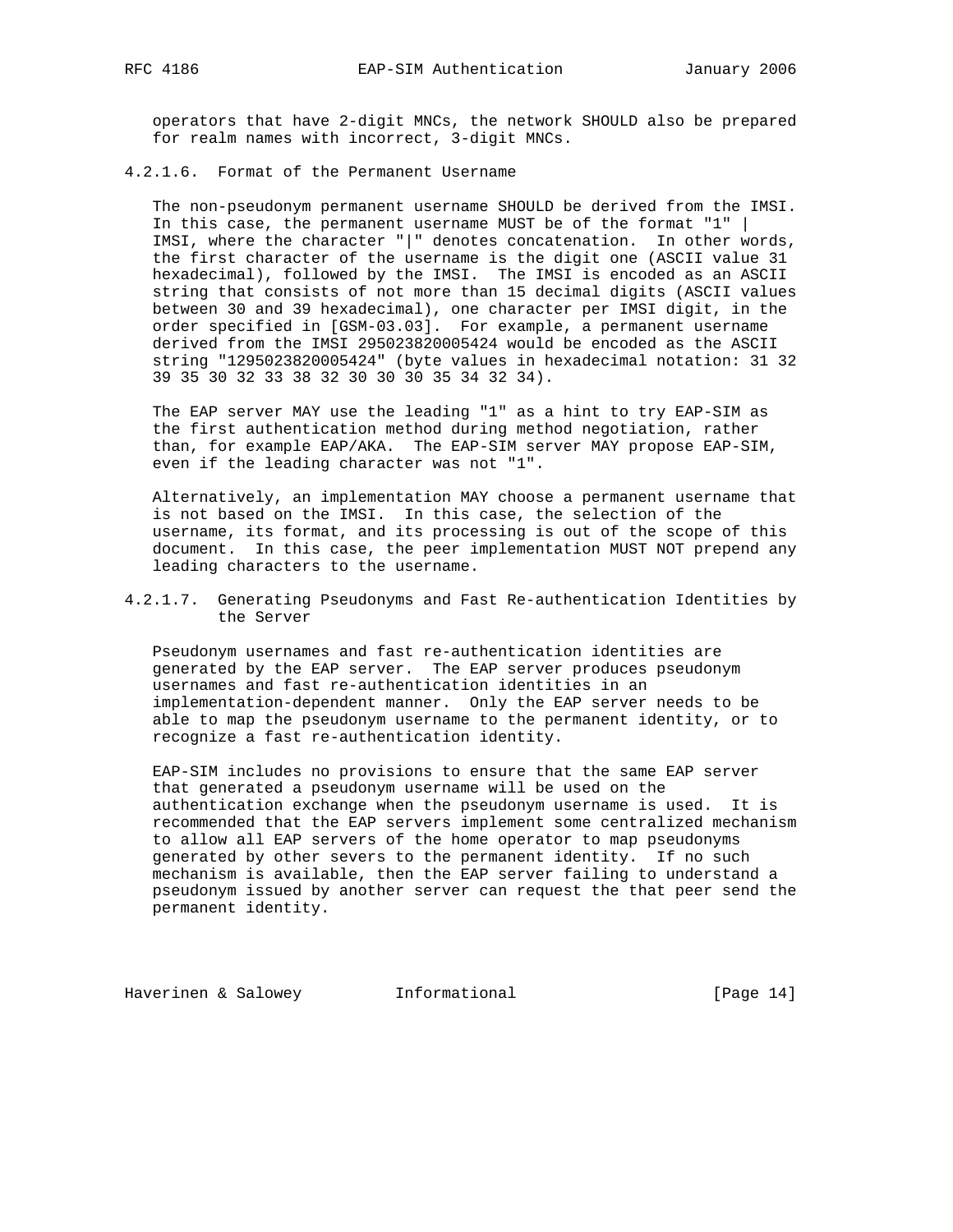operators that have 2-digit MNCs, the network SHOULD also be prepared for realm names with incorrect, 3-digit MNCs.

#### 4.2.1.6. Format of the Permanent Username

The non-pseudonym permanent username SHOULD be derived from the IMSI. In this case, the permanent username MUST be of the format "1" | IMSI, where the character "|" denotes concatenation. In other words, the first character of the username is the digit one (ASCII value 31 hexadecimal), followed by the IMSI. The IMSI is encoded as an ASCII string that consists of not more than 15 decimal digits (ASCII values between 30 and 39 hexadecimal), one character per IMSI digit, in the order specified in [GSM-03.03]. For example, a permanent username derived from the IMSI 295023820005424 would be encoded as the ASCII string "1295023820005424" (byte values in hexadecimal notation: 31 32 39 35 30 32 33 38 32 30 30 30 35 34 32 34).

The EAP server MAY use the leading "1" as a hint to try EAP-SIM as the first authentication method during method negotiation, rather than, for example EAP/AKA. The EAP-SIM server MAY propose EAP-SIM, even if the leading character was not "1".

Alternatively, an implementation MAY choose a permanent username that is not based on the IMSI. In this case, the selection of the username, its format, and its processing is out of the scope of this document. In this case, the peer implementation MUST NOT prepend any leading characters to the username.

#### 4.2.1.7. Generating Pseudonyms and Fast Re-authentication Identities by the Server

Pseudonym usernames and fast re-authentication identities are generated by the EAP server. The EAP server produces pseudonym usernames and fast re-authentication identities in an implementation-dependent manner. Only the EAP server needs to be able to map the pseudonym username to the permanent identity, or to recognize a fast re-authentication identity.

EAP-SIM includes no provisions to ensure that the same EAP server that generated a pseudonym username will be used on the authentication exchange when the pseudonym username is used. It is recommended that the EAP servers implement some centralized mechanism to allow all EAP servers of the home operator to map pseudonyms generated by other severs to the permanent identity. If no such mechanism is available, then the EAP server failing to understand a pseudonym issued by another server can request the that peer send the permanent identity.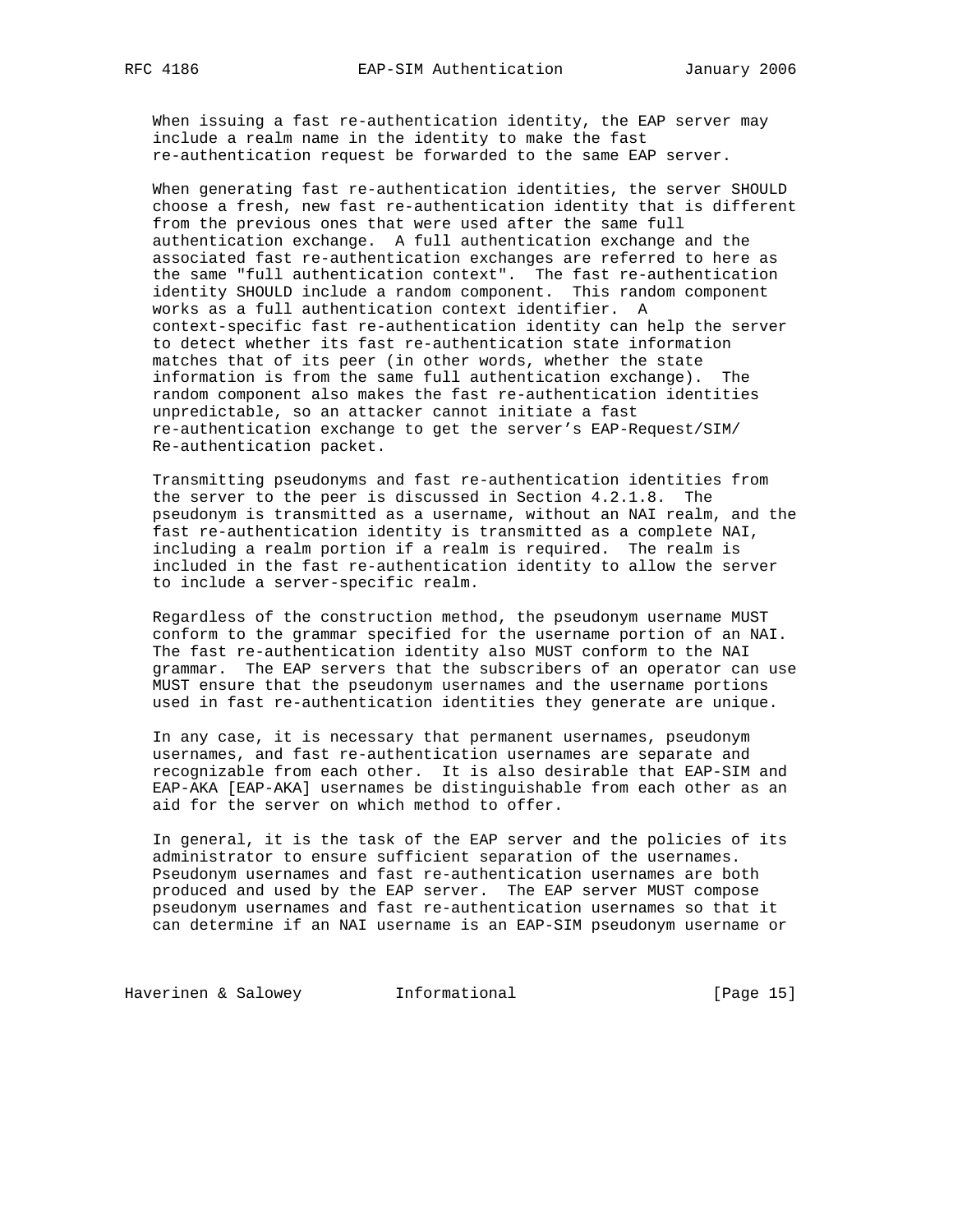When issuing a fast re-authentication identity, the EAP server may include a realm name in the identity to make the fast re-authentication request be forwarded to the same EAP server.

When generating fast re-authentication identities, the server SHOULD choose a fresh, new fast re-authentication identity that is different from the previous ones that were used after the same full authentication exchange. A full authentication exchange and the associated fast re-authentication exchanges are referred to here as the same "full authentication context". The fast re-authentication identity SHOULD include a random component. This random component works as a full authentication context identifier. A context-specific fast re-authentication identity can help the server to detect whether its fast re-authentication state information matches that of its peer (in other words, whether the state information is from the same full authentication exchange). The random component also makes the fast re-authentication identities unpredictable, so an attacker cannot initiate a fast re-authentication exchange to get the server's EAP-Request/SIM/Re-authentication packet.

Transmitting pseudonyms and fast re-authentication identities from the server to the peer is discussed in Section 4.2.1.8. The pseudonym is transmitted as a username, without an NAI realm, and the fast re-authentication identity is transmitted as a complete NAI, including a realm portion if a realm is required. The realm is included in the fast re-authentication identity to allow the server to include a server-specific realm.

Regardless of the construction method, the pseudonym username MUST conform to the grammar specified for the username portion of an NAI. The fast re-authentication identity also MUST conform to the NAI grammar. The EAP servers that the subscribers of an operator can use MUST ensure that the pseudonym usernames and the username portions used in fast re-authentication identities they generate are unique.

In any case, it is necessary that permanent usernames, pseudonym usernames, and fast re-authentication usernames are separate and recognizable from each other. It is also desirable that EAP-SIM and EAP-AKA [EAP-AKA] usernames be distinguishable from each other as an aid for the server on which method to offer.

In general, it is the task of the EAP server and the policies of its administrator to ensure sufficient separation of the usernames. Pseudonym usernames and fast re-authentication usernames are both produced and used by the EAP server. The EAP server MUST compose pseudonym usernames and fast re-authentication usernames so that it can determine if an NAI username is an EAP-SIM pseudonym username or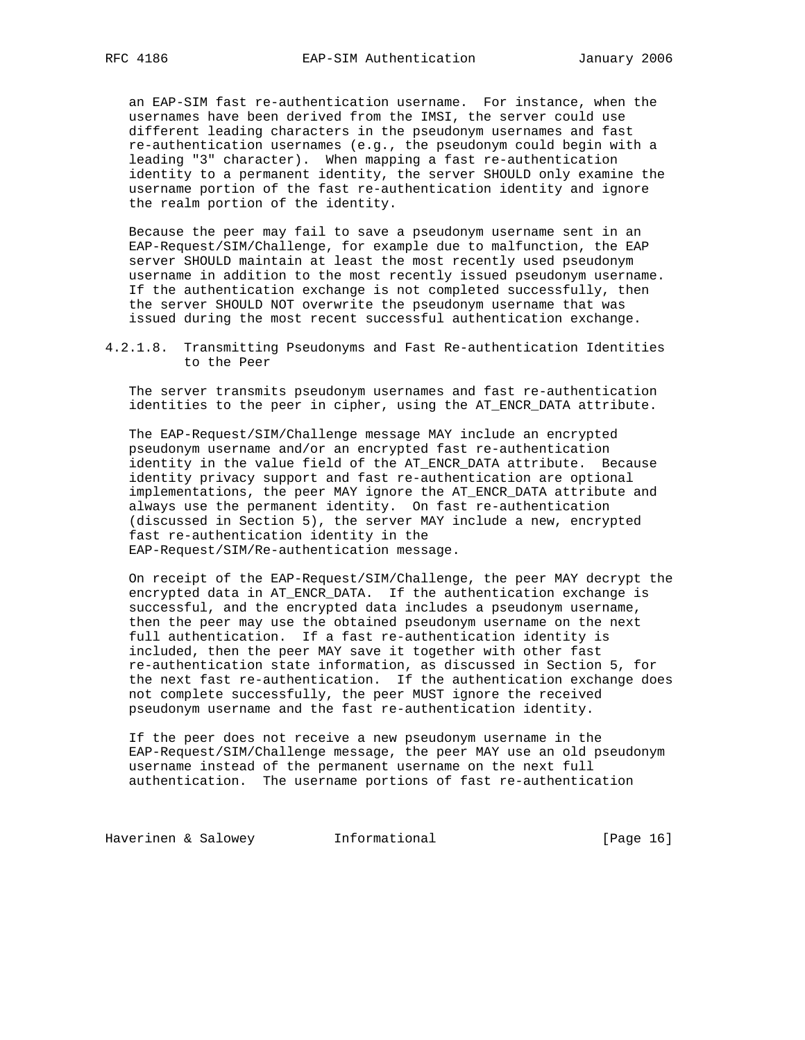an EAP-SIM fast re-authentication username. For instance, when the usernames have been derived from the IMSI, the server could use different leading characters in the pseudonym usernames and fast re-authentication usernames (e.g., the pseudonym could begin with a leading "3" character). When mapping a fast re-authentication identity to a permanent identity, the server SHOULD only examine the username portion of the fast re-authentication identity and ignore the realm portion of the identity.

Because the peer may fail to save a pseudonym username sent in an EAP-Request/SIM/Challenge, for example due to malfunction, the EAP server SHOULD maintain at least the most recently used pseudonym username in addition to the most recently issued pseudonym username. If the authentication exchange is not completed successfully, then the server SHOULD NOT overwrite the pseudonym username that was issued during the most recent successful authentication exchange.

#### 4.2.1.8. Transmitting Pseudonyms and Fast Re-authentication Identities to the Peer

The server transmits pseudonym usernames and fast re-authentication identities to the peer in cipher, using the AT_ENCR_DATA attribute.

The EAP-Request/SIM/Challenge message MAY include an encrypted pseudonym username and/or an encrypted fast re-authentication identity in the value field of the AT_ENCR_DATA attribute. Because identity privacy support and fast re-authentication are optional implementations, the peer MAY ignore the AT_ENCR_DATA attribute and always use the permanent identity. On fast re-authentication (discussed in Section 5), the server MAY include a new, encrypted fast re-authentication identity in the EAP-Request/SIM/Re-authentication message.

On receipt of the EAP-Request/SIM/Challenge, the peer MAY decrypt the encrypted data in AT_ENCR_DATA. If the authentication exchange is successful, and the encrypted data includes a pseudonym username, then the peer may use the obtained pseudonym username on the next full authentication. If a fast re-authentication identity is included, then the peer MAY save it together with other fast re-authentication state information, as discussed in Section 5, for the next fast re-authentication. If the authentication exchange does not complete successfully, the peer MUST ignore the received pseudonym username and the fast re-authentication identity.

If the peer does not receive a new pseudonym username in the EAP-Request/SIM/Challenge message, the peer MAY use an old pseudonym username instead of the permanent username on the next full authentication. The username portions of fast re-authentication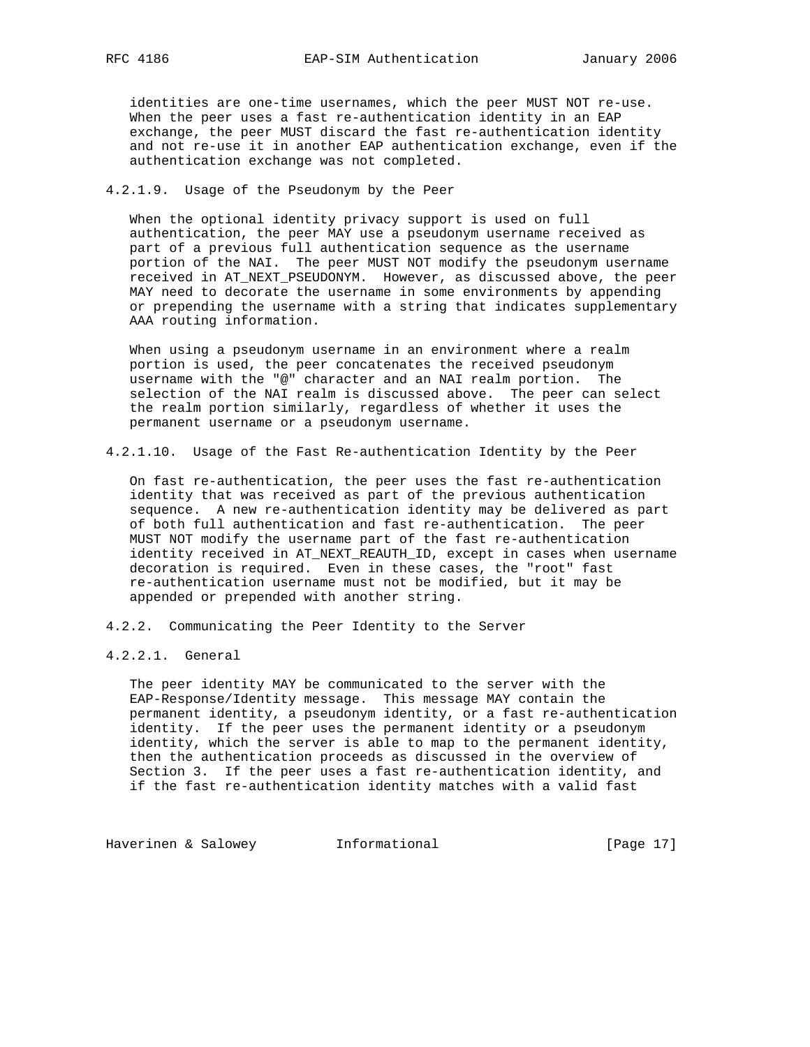identities are one-time usernames, which the peer MUST NOT re-use. When the peer uses a fast re-authentication identity in an EAP exchange, the peer MUST discard the fast re-authentication identity and not re-use it in another EAP authentication exchange, even if the authentication exchange was not completed.

#### 4.2.1.9. Usage of the Pseudonym by the Peer

When the optional identity privacy support is used on full authentication, the peer MAY use a pseudonym username received as part of a previous full authentication sequence as the username portion of the NAI. The peer MUST NOT modify the pseudonym username received in AT_NEXT_PSEUDONYM. However, as discussed above, the peer MAY need to decorate the username in some environments by appending or prepending the username with a string that indicates supplementary AAA routing information.

When using a pseudonym username in an environment where a realm portion is used, the peer concatenates the received pseudonym username with the "@" character and an NAI realm portion. The selection of the NAI realm is discussed above. The peer can select the realm portion similarly, regardless of whether it uses the permanent username or a pseudonym username.

#### 4.2.1.10. Usage of the Fast Re-authentication Identity by the Peer

On fast re-authentication, the peer uses the fast re-authentication identity that was received as part of the previous authentication sequence. A new re-authentication identity may be delivered as part of both full authentication and fast re-authentication. The peer MUST NOT modify the username part of the fast re-authentication identity received in AT_NEXT_REAUTH_ID, except in cases when username decoration is required. Even in these cases, the "root" fast re-authentication username must not be modified, but it may be appended or prepended with another string.

### 4.2.2. Communicating the Peer Identity to the Server

#### 4.2.2.1. General

The peer identity MAY be communicated to the server with the EAP-Response/Identity message. This message MAY contain the permanent identity, a pseudonym identity, or a fast re-authentication identity. If the peer uses the permanent identity or a pseudonym identity, which the server is able to map to the permanent identity, then the authentication proceeds as discussed in the overview of Section 3. If the peer uses a fast re-authentication identity, and if the fast re-authentication identity matches with a valid fast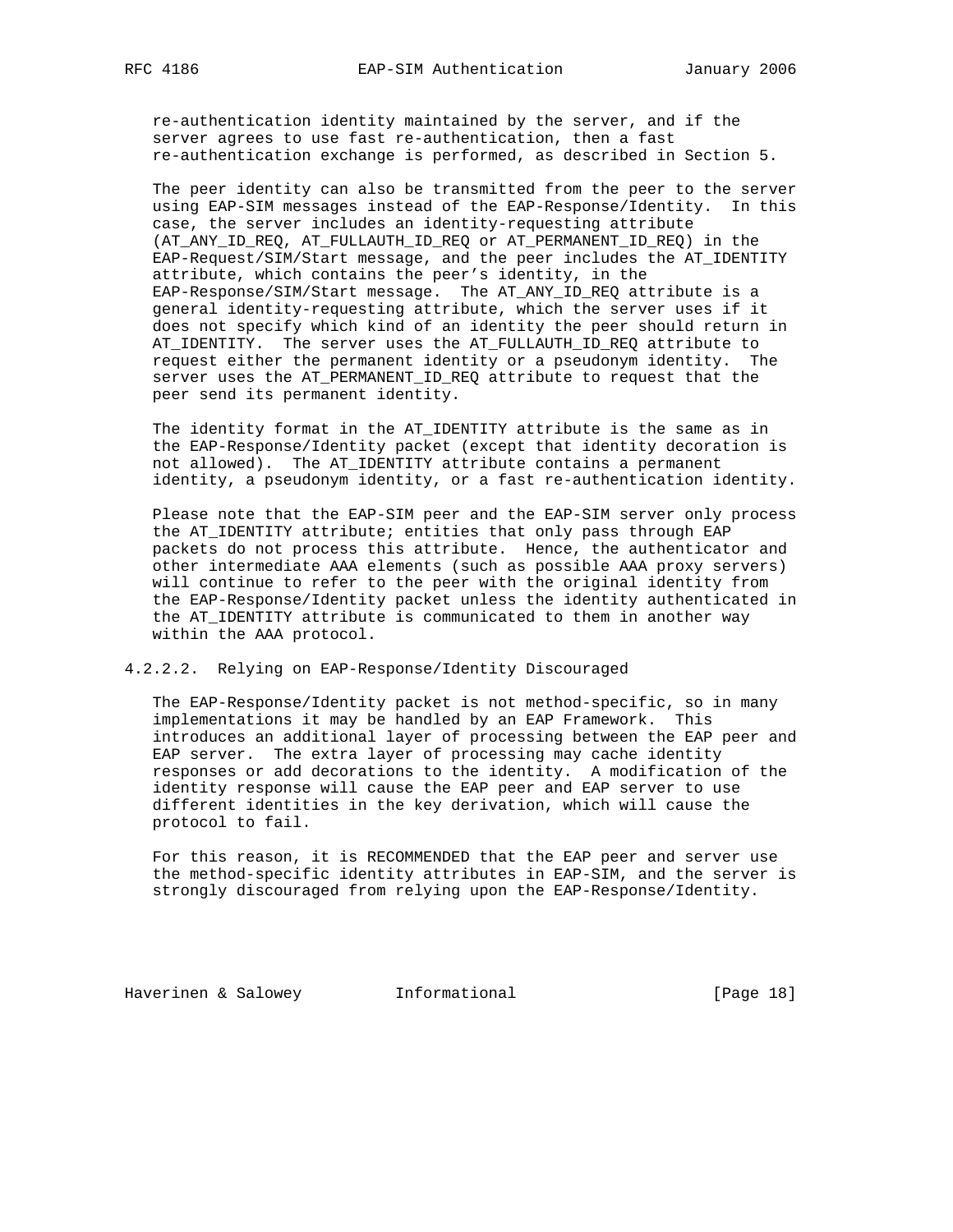re-authentication identity maintained by the server, and if the server agrees to use fast re-authentication, then a fast re-authentication exchange is performed, as described in Section 5.

The peer identity can also be transmitted from the peer to the server using EAP-SIM messages instead of the EAP-Response/Identity. In this case, the server includes an identity-requesting attribute (AT_ANY_ID_REQ, AT_FULLAUTH_ID_REQ or AT_PERMANENT_ID_REQ) in the EAP-Request/SIM/Start message, and the peer includes the AT_IDENTITY attribute, which contains the peer's identity, in the EAP-Response/SIM/Start message. The AT_ANY_ID_REQ attribute is a general identity-requesting attribute, which the server uses if it does not specify which kind of an identity the peer should return in AT_IDENTITY. The server uses the AT_FULLAUTH_ID_REQ attribute to request either the permanent identity or a pseudonym identity. The server uses the AT_PERMANENT_ID_REQ attribute to request that the peer send its permanent identity.

The identity format in the AT_IDENTITY attribute is the same as in the EAP-Response/Identity packet (except that identity decoration is not allowed). The AT_IDENTITY attribute contains a permanent identity, a pseudonym identity, or a fast re-authentication identity.

Please note that the EAP-SIM peer and the EAP-SIM server only process the AT_IDENTITY attribute; entities that only pass through EAP packets do not process this attribute. Hence, the authenticator and other intermediate AAA elements (such as possible AAA proxy servers) will continue to refer to the peer with the original identity from the EAP-Response/Identity packet unless the identity authenticated in the AT_IDENTITY attribute is communicated to them in another way within the AAA protocol.

#### 4.2.2.2. Relying on EAP-Response/Identity Discouraged

The EAP-Response/Identity packet is not method-specific, so in many implementations it may be handled by an EAP Framework. This introduces an additional layer of processing between the EAP peer and EAP server. The extra layer of processing may cache identity responses or add decorations to the identity. A modification of the identity response will cause the EAP peer and EAP server to use different identities in the key derivation, which will cause the protocol to fail.

For this reason, it is RECOMMENDED that the EAP peer and server use the method-specific identity attributes in EAP-SIM, and the server is strongly discouraged from relying upon the EAP-Response/Identity.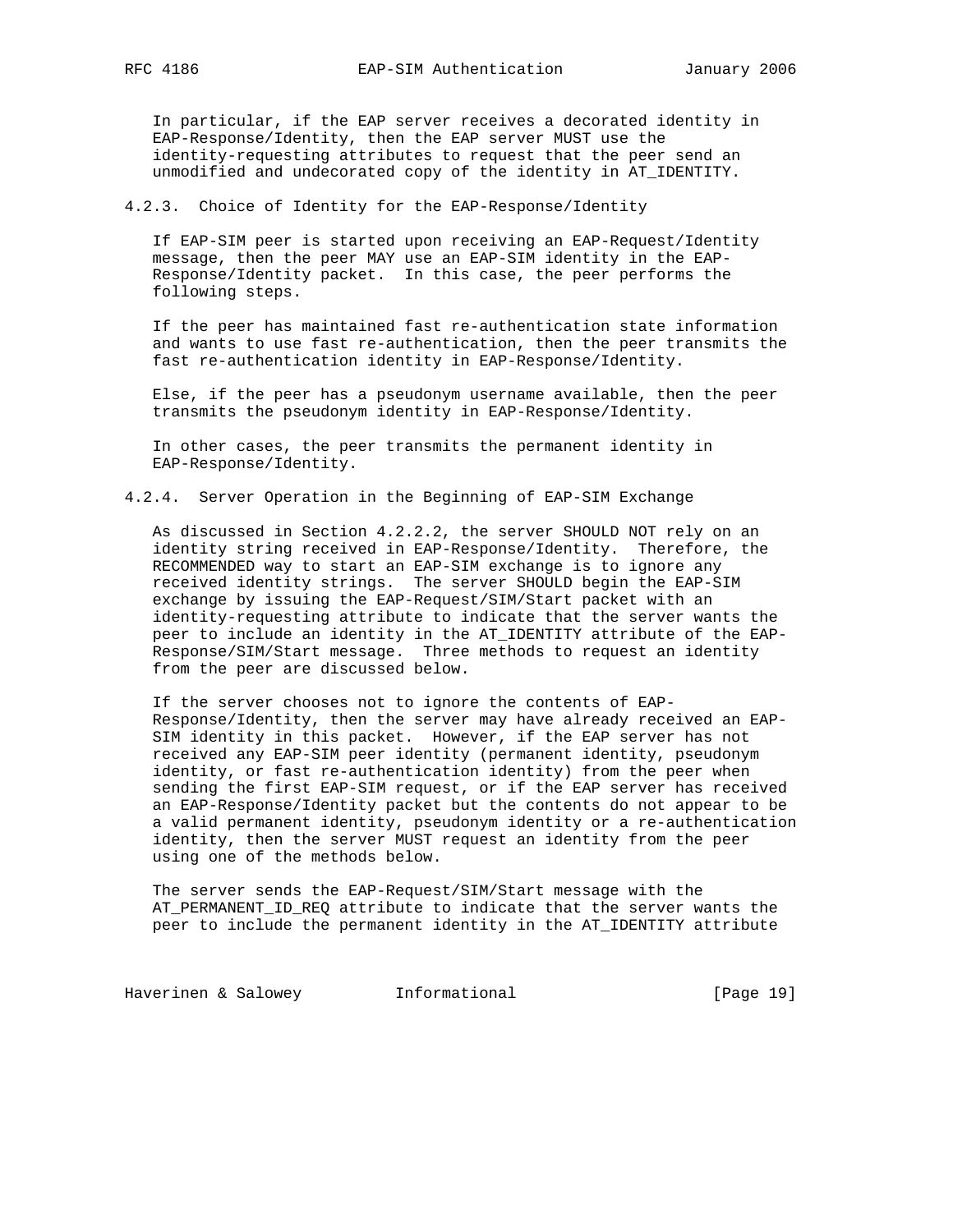In particular, if the EAP server receives a decorated identity in EAP-Response/Identity, then the EAP server MUST use the identity-requesting attributes to request that the peer send an unmodified and undecorated copy of the identity in AT_IDENTITY.

#### 4.2.3. Choice of Identity for the EAP-Response/Identity

If EAP-SIM peer is started upon receiving an EAP-Request/Identity message, then the peer MAY use an EAP-SIM identity in the EAP-Response/Identity packet. In this case, the peer performs the following steps.

If the peer has maintained fast re-authentication state information and wants to use fast re-authentication, then the peer transmits the fast re-authentication identity in EAP-Response/Identity.

Else, if the peer has a pseudonym username available, then the peer transmits the pseudonym identity in EAP-Response/Identity.

In other cases, the peer transmits the permanent identity in EAP-Response/Identity.

#### 4.2.4. Server Operation in the Beginning of EAP-SIM Exchange

As discussed in Section 4.2.2.2, the server SHOULD NOT rely on an identity string received in EAP-Response/Identity. Therefore, the RECOMMENDED way to start an EAP-SIM exchange is to ignore any received identity strings. The server SHOULD begin the EAP-SIM exchange by issuing the EAP-Request/SIM/Start packet with an identity-requesting attribute to indicate that the server wants the peer to include an identity in the AT_IDENTITY attribute of the EAP-Response/SIM/Start message. Three methods to request an identity from the peer are discussed below.

If the server chooses not to ignore the contents of EAP-Response/Identity, then the server may have already received an EAP-SIM identity in this packet. However, if the EAP server has not received any EAP-SIM peer identity (permanent identity, pseudonym identity, or fast re-authentication identity) from the peer when sending the first EAP-SIM request, or if the EAP server has received an EAP-Response/Identity packet but the contents do not appear to be a valid permanent identity, pseudonym identity or a re-authentication identity, then the server MUST request an identity from the peer using one of the methods below.

The server sends the EAP-Request/SIM/Start message with the AT_PERMANENT_ID_REQ attribute to indicate that the server wants the peer to include the permanent identity in the AT_IDENTITY attribute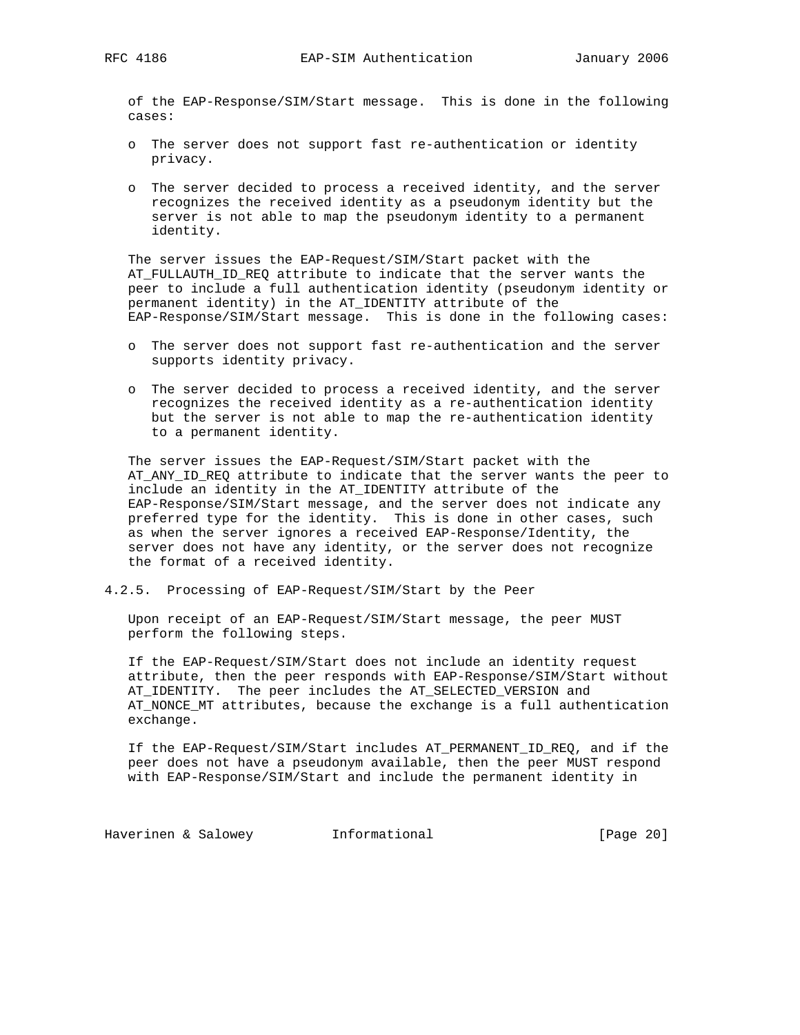of the EAP-Response/SIM/Start message. This is done in the following cases:

- o The server does not support fast re-authentication or identity privacy.
- o The server decided to process a received identity, and the server recognizes the received identity as a pseudonym identity but the server is not able to map the pseudonym identity to a permanent identity.

The server issues the EAP-Request/SIM/Start packet with the AT_FULLAUTH_ID_REQ attribute to indicate that the server wants the peer to include a full authentication identity (pseudonym identity or permanent identity) in the AT_IDENTITY attribute of the EAP-Response/SIM/Start message. This is done in the following cases:

- o The server does not support fast re-authentication and the server supports identity privacy.
- o The server decided to process a received identity, and the server recognizes the received identity as a re-authentication identity but the server is not able to map the re-authentication identity to a permanent identity.

The server issues the EAP-Request/SIM/Start packet with the AT_ANY_ID_REQ attribute to indicate that the server wants the peer to include an identity in the AT_IDENTITY attribute of the EAP-Response/SIM/Start message, and the server does not indicate any preferred type for the identity. This is done in other cases, such as when the server ignores a received EAP-Response/Identity, the server does not have any identity, or the server does not recognize the format of a received identity.

### 4.2.5. Processing of EAP-Request/SIM/Start by the Peer

Upon receipt of an EAP-Request/SIM/Start message, the peer MUST perform the following steps.

If the EAP-Request/SIM/Start does not include an identity request attribute, then the peer responds with EAP-Response/SIM/Start without AT_IDENTITY. The peer includes the AT_SELECTED_VERSION and AT_NONCE_MT attributes, because the exchange is a full authentication exchange.

If the EAP-Request/SIM/Start includes AT_PERMANENT_ID_REQ, and if the peer does not have a pseudonym available, then the peer MUST respond with EAP-Response/SIM/Start and include the permanent identity in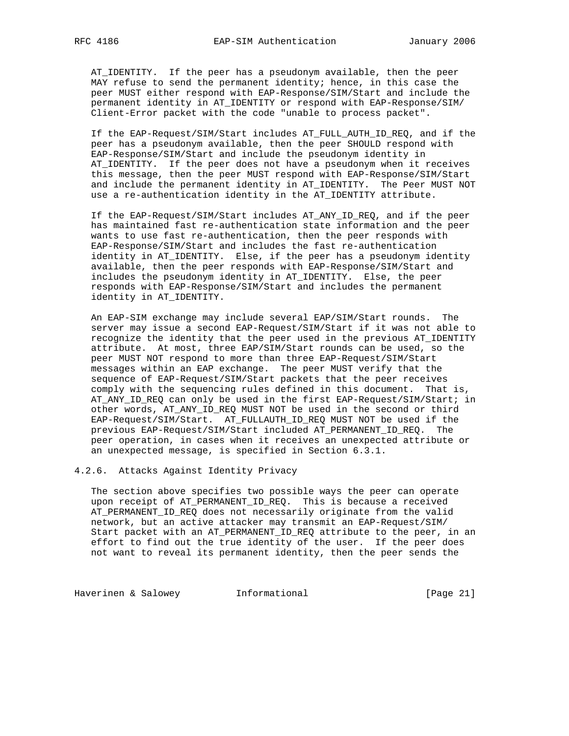AT_IDENTITY. If the peer has a pseudonym available, then the peer MAY refuse to send the permanent identity; hence, in this case the peer MUST either respond with EAP-Response/SIM/Start and include the permanent identity in AT_IDENTITY or respond with EAP-Response/SIM/Client-Error packet with the code "unable to process packet".

If the EAP-Request/SIM/Start includes AT_FULL_AUTH_ID_REQ, and if the peer has a pseudonym available, then the peer SHOULD respond with EAP-Response/SIM/Start and include the pseudonym identity in AT_IDENTITY. If the peer does not have a pseudonym when it receives this message, then the peer MUST respond with EAP-Response/SIM/Start and include the permanent identity in AT_IDENTITY. The Peer MUST NOT use a re-authentication identity in the AT_IDENTITY attribute.

If the EAP-Request/SIM/Start includes AT_ANY_ID_REQ, and if the peer has maintained fast re-authentication state information and the peer wants to use fast re-authentication, then the peer responds with EAP-Response/SIM/Start and includes the fast re-authentication identity in AT_IDENTITY. Else, if the peer has a pseudonym identity available, then the peer responds with EAP-Response/SIM/Start and includes the pseudonym identity in AT_IDENTITY. Else, the peer responds with EAP-Response/SIM/Start and includes the permanent identity in AT_IDENTITY.

An EAP-SIM exchange may include several EAP/SIM/Start rounds. The server may issue a second EAP-Request/SIM/Start if it was not able to recognize the identity that the peer used in the previous AT_IDENTITY attribute. At most, three EAP/SIM/Start rounds can be used, so the peer MUST NOT respond to more than three EAP-Request/SIM/Start messages within an EAP exchange. The peer MUST verify that the sequence of EAP-Request/SIM/Start packets that the peer receives comply with the sequencing rules defined in this document. That is, AT_ANY_ID_REQ can only be used in the first EAP-Request/SIM/Start; in other words, AT_ANY_ID_REQ MUST NOT be used in the second or third EAP-Request/SIM/Start. AT_FULLAUTH_ID_REQ MUST NOT be used if the previous EAP-Request/SIM/Start included AT_PERMANENT_ID_REQ. The peer operation, in cases when it receives an unexpected attribute or an unexpected message, is specified in Section 6.3.1.

### 4.2.6. Attacks Against Identity Privacy

The section above specifies two possible ways the peer can operate upon receipt of AT_PERMANENT_ID_REQ. This is because a received AT_PERMANENT_ID_REQ does not necessarily originate from the valid network, but an active attacker may transmit an EAP-Request/SIM/Start packet with an AT_PERMANENT_ID_REQ attribute to the peer, in an effort to find out the true identity of the user. If the peer does not want to reveal its permanent identity, then the peer sends the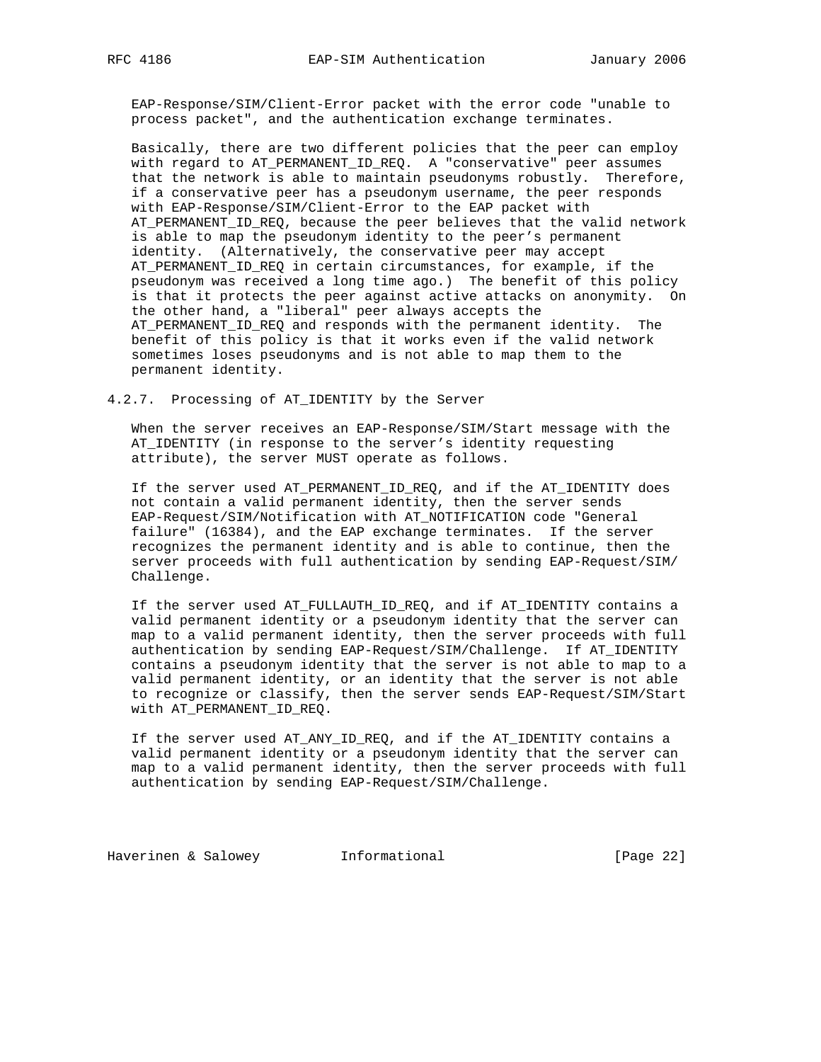EAP-Response/SIM/Client-Error packet with the error code "unable to process packet", and the authentication exchange terminates.

Basically, there are two different policies that the peer can employ with regard to AT_PERMANENT_ID_REQ. A "conservative" peer assumes that the network is able to maintain pseudonyms robustly. Therefore, if a conservative peer has a pseudonym username, the peer responds with EAP-Response/SIM/Client-Error to the EAP packet with AT_PERMANENT_ID_REQ, because the peer believes that the valid network is able to map the pseudonym identity to the peer's permanent identity. (Alternatively, the conservative peer may accept AT_PERMANENT_ID_REQ in certain circumstances, for example, if the pseudonym was received a long time ago.) The benefit of this policy is that it protects the peer against active attacks on anonymity. On the other hand, a "liberal" peer always accepts the AT_PERMANENT_ID_REQ and responds with the permanent identity. The benefit of this policy is that it works even if the valid network sometimes loses pseudonyms and is not able to map them to the permanent identity.

### 4.2.7. Processing of AT_IDENTITY by the Server

When the server receives an EAP-Response/SIM/Start message with the AT_IDENTITY (in response to the server's identity requesting attribute), the server MUST operate as follows.

If the server used AT_PERMANENT_ID_REQ, and if the AT_IDENTITY does not contain a valid permanent identity, then the server sends EAP-Request/SIM/Notification with AT_NOTIFICATION code "General failure" (16384), and the EAP exchange terminates. If the server recognizes the permanent identity and is able to continue, then the server proceeds with full authentication by sending EAP-Request/SIM/Challenge.

If the server used AT_FULLAUTH_ID_REQ, and if AT_IDENTITY contains a valid permanent identity or a pseudonym identity that the server can map to a valid permanent identity, then the server proceeds with full authentication by sending EAP-Request/SIM/Challenge. If AT_IDENTITY contains a pseudonym identity that the server is not able to map to a valid permanent identity, or an identity that the server is not able to recognize or classify, then the server sends EAP-Request/SIM/Start with AT_PERMANENT_ID_REQ.

If the server used AT_ANY_ID_REQ, and if the AT_IDENTITY contains a valid permanent identity or a pseudonym identity that the server can map to a valid permanent identity, then the server proceeds with full authentication by sending EAP-Request/SIM/Challenge.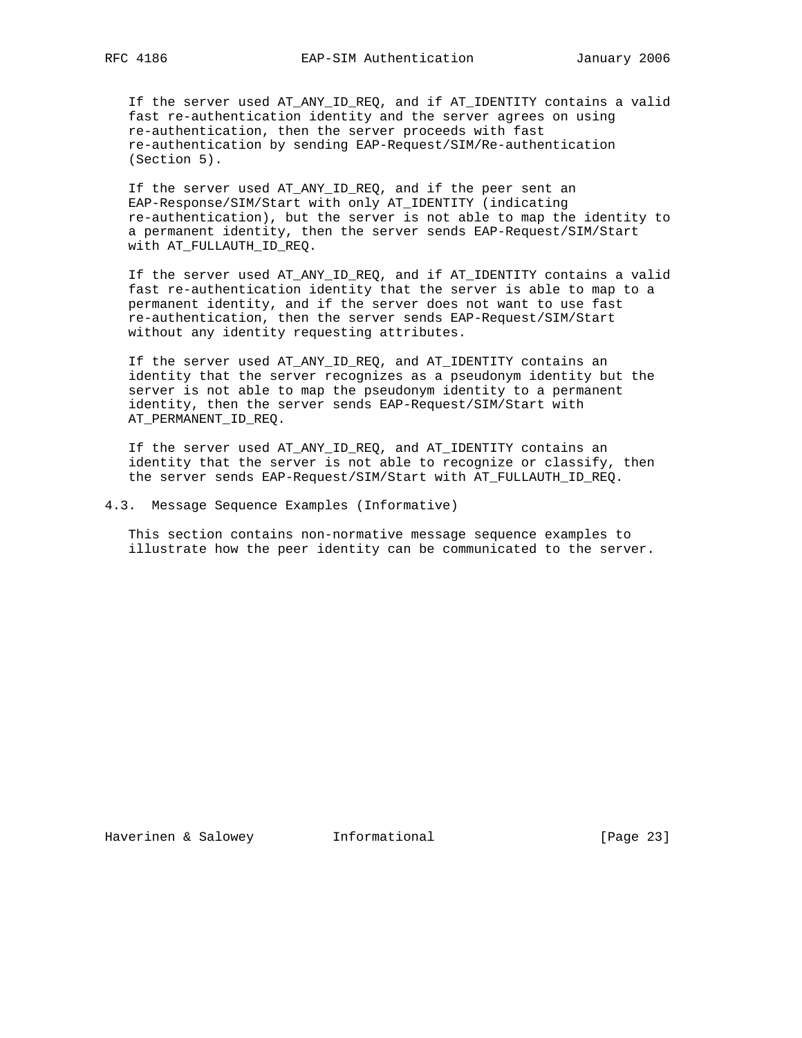If the server used AT_ANY_ID_REQ, and if AT_IDENTITY contains a valid fast re-authentication identity and the server agrees on using re-authentication, then the server proceeds with fast re-authentication by sending EAP-Request/SIM/Re-authentication (Section 5).

If the server used AT_ANY_ID_REQ, and if the peer sent an EAP-Response/SIM/Start with only AT_IDENTITY (indicating re-authentication), but the server is not able to map the identity to a permanent identity, then the server sends EAP-Request/SIM/Start with AT_FULLAUTH_ID_REQ.

If the server used AT_ANY_ID_REQ, and if AT_IDENTITY contains a valid fast re-authentication identity that the server is able to map to a permanent identity, and if the server does not want to use fast re-authentication, then the server sends EAP-Request/SIM/Start without any identity requesting attributes.

If the server used AT_ANY_ID_REQ, and AT_IDENTITY contains an identity that the server recognizes as a pseudonym identity but the server is not able to map the pseudonym identity to a permanent identity, then the server sends EAP-Request/SIM/Start with AT_PERMANENT_ID_REQ.

If the server used AT_ANY_ID_REQ, and AT_IDENTITY contains an identity that the server is not able to recognize or classify, then the server sends EAP-Request/SIM/Start with AT_FULLAUTH_ID_REQ.

### 4.3. Message Sequence Examples (Informative)

This section contains non-normative message sequence examples to illustrate how the peer identity can be communicated to the server.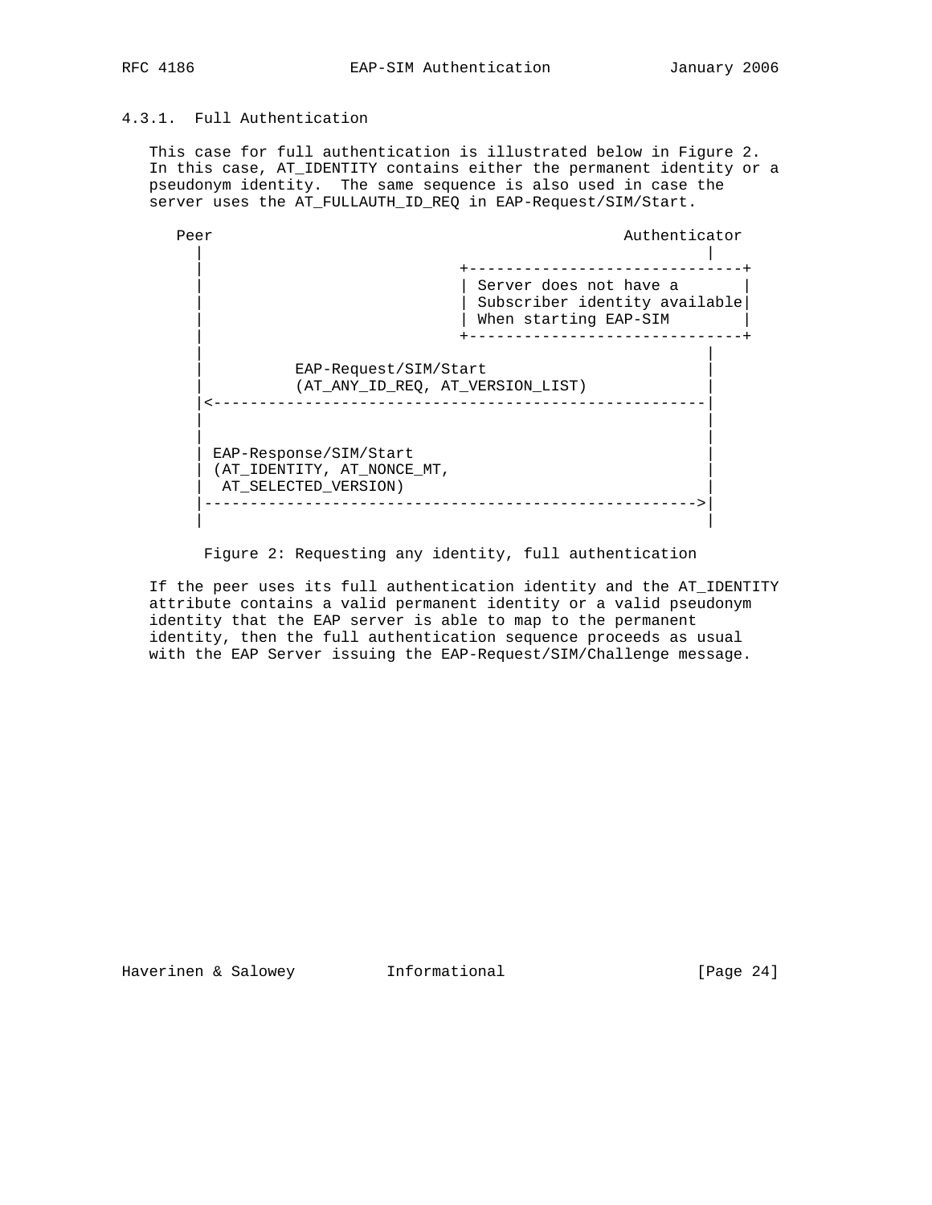### 4.3.1. Full Authentication

This case for full authentication is illustrated below in Figure 2. In this case, AT_IDENTITY contains either the permanent identity or a pseudonym identity. The same sequence is also used in case the server uses the AT_FULLAUTH_ID_REQ in EAP-Request/SIM/Start.

```
    Peer                                             Authenticator
      |                                                       |
      |                            +------------------------------+
      |                            | Server does not have a       |
      |                            | Subscriber identity available|
      |                            | When starting EAP-SIM        |
      |                            +------------------------------+
      |                                                       |
      |          EAP-Request/SIM/Start                        |
      |          (AT_ANY_ID_REQ, AT_VERSION_LIST)             |
      |<------------------------------------------------------|
      |                                                       |
      |                                                       |
      | EAP-Response/SIM/Start                                |
      | (AT_IDENTITY, AT_NONCE_MT,                            |
      |  AT_SELECTED_VERSION)                                 |
      |------------------------------------------------------>|
      |                                                       |
```

Figure 2: Requesting any identity, full authentication

If the peer uses its full authentication identity and the AT_IDENTITY attribute contains a valid permanent identity or a valid pseudonym identity that the EAP server is able to map to the permanent identity, then the full authentication sequence proceeds as usual with the EAP Server issuing the EAP-Request/SIM/Challenge message.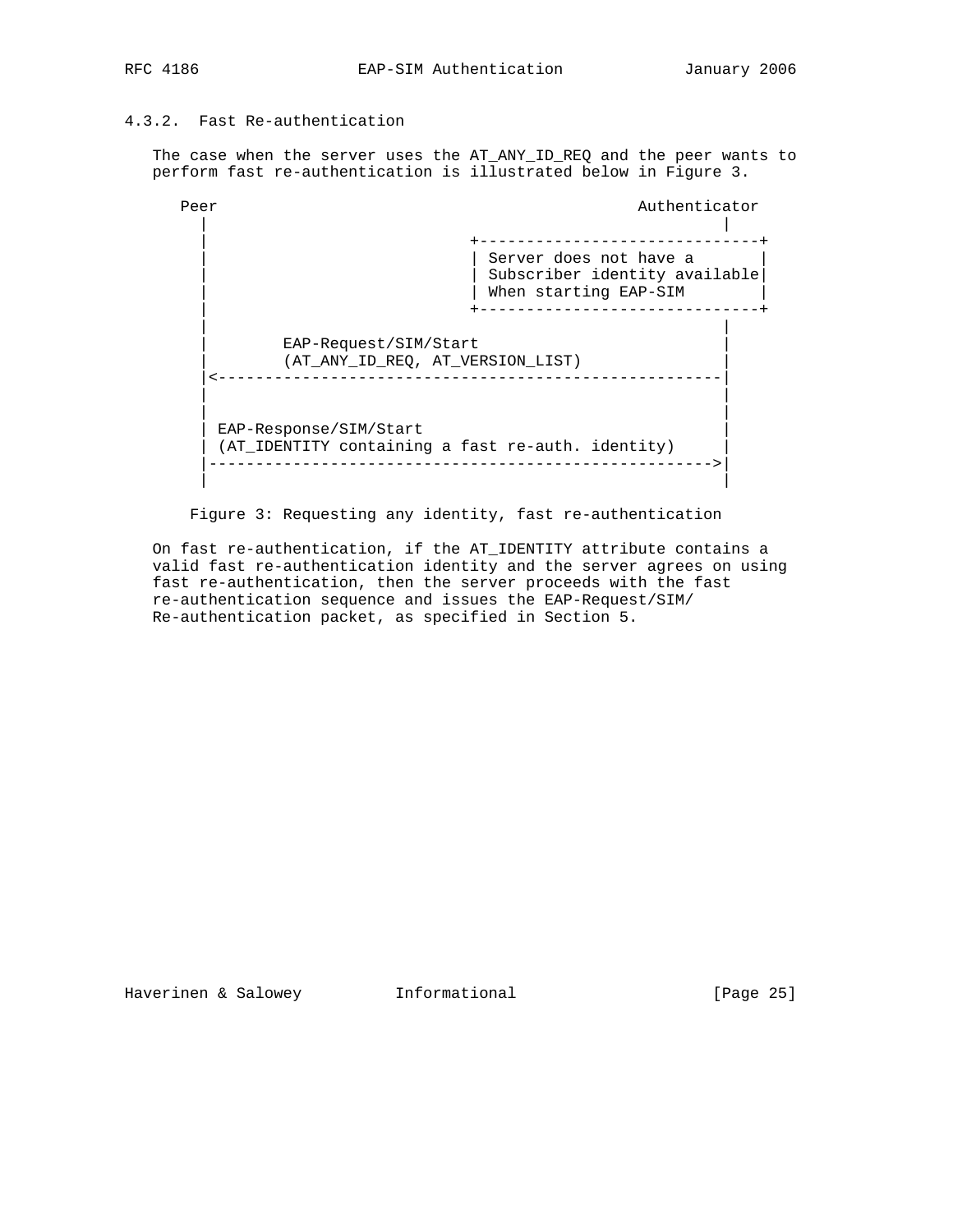### 4.3.2. Fast Re-authentication

The case when the server uses the AT_ANY_ID_REQ and the peer wants to perform fast re-authentication is illustrated below in Figure 3.

```
    Peer                                             Authenticator
      |                                                       |
      |                            +------------------------------+
      |                            | Server does not have a       |
      |                            | Subscriber identity available|
      |                            | When starting EAP-SIM        |
      |                            +------------------------------+
      |                                                       |
      |        EAP-Request/SIM/Start                          |
      |        (AT_ANY_ID_REQ, AT_VERSION_LIST)               |
      |<------------------------------------------------------|
      |                                                       |
      |                                                       |
      | EAP-Response/SIM/Start                                |
      | (AT_IDENTITY containing a fast re-auth. identity)     |
      |------------------------------------------------------>|
      |                                                       |
```

Figure 3: Requesting any identity, fast re-authentication

On fast re-authentication, if the AT_IDENTITY attribute contains a valid fast re-authentication identity and the server agrees on using fast re-authentication, then the server proceeds with the fast re-authentication sequence and issues the EAP-Request/SIM/Re-authentication packet, as specified in Section 5.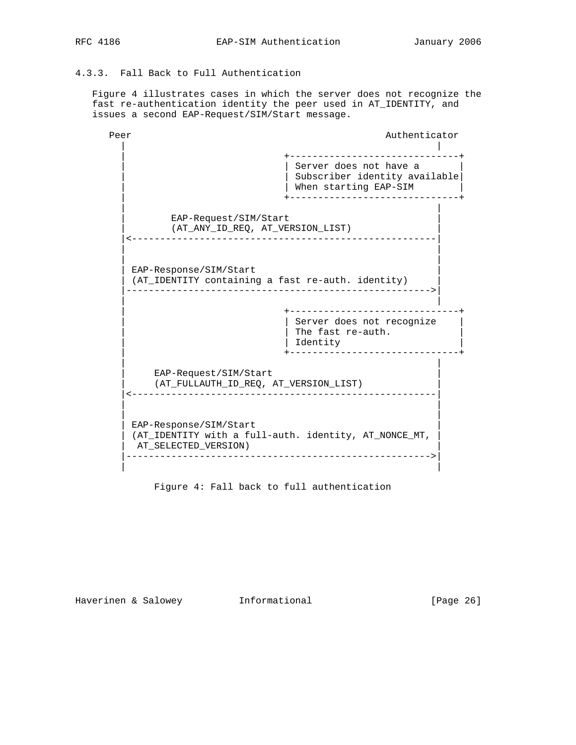### 4.3.3. Fall Back to Full Authentication

Figure 4 illustrates cases in which the server does not recognize the fast re-authentication identity the peer used in AT_IDENTITY, and issues a second EAP-Request/SIM/Start message.

```
  Peer                                             Authenticator
     |                                                      |
     |                           +------------------------------+
     |                           | Server does not have a       |
     |                           | Subscriber identity available|
     |                           | When starting EAP-SIM        |
     |                           +------------------------------+
     |                                                      |
     |        EAP-Request/SIM/Start                         |
     |        (AT_ANY_ID_REQ, AT_VERSION_LIST)              |
     |<-----------------------------------------------------|
     |                                                      |
     |                                                      |
     | EAP-Response/SIM/Start                               |
     | (AT_IDENTITY containing a fast re-auth. identity)    |
     |----------------------------------------------------->|
     |                                                      |
     |                           +------------------------------+
     |                           | Server does not recognize    |
     |                           | The fast re-auth.            |
     |                           | Identity                     |
     |                           +------------------------------+
     |                                                      |
     |     EAP-Request/SIM/Start                            |
     |     (AT_FULLAUTH_ID_REQ, AT_VERSION_LIST)            |
     |<-----------------------------------------------------|
     |                                                      |
     |                                                      |
     | EAP-Response/SIM/Start                               |
     | (AT_IDENTITY with a full-auth. identity, AT_NONCE_MT, |
     |  AT_SELECTED_VERSION)                                |
     |----------------------------------------------------->|
     |                                                      |
```

Figure 4: Fall back to full authentication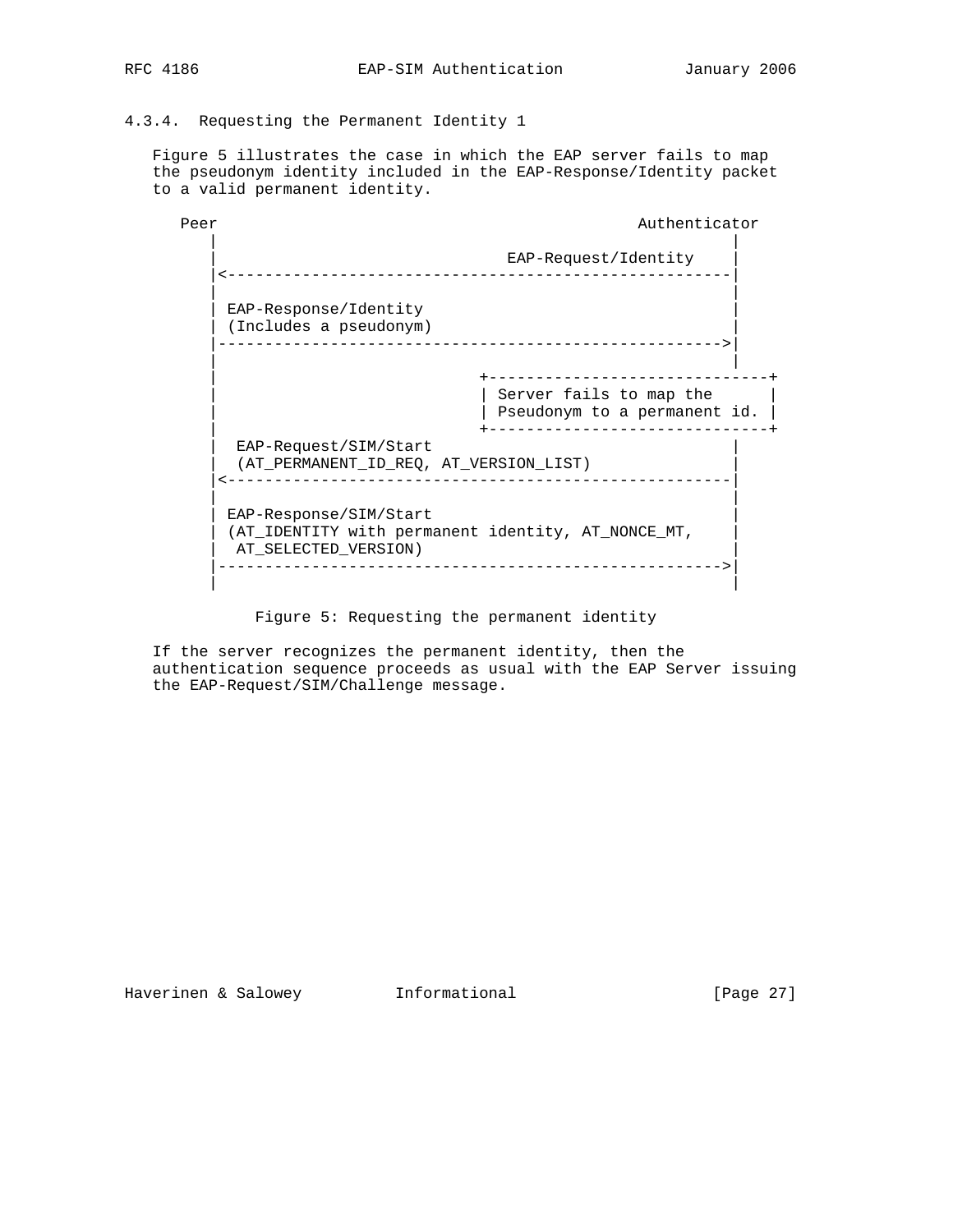### 4.3.4. Requesting the Permanent Identity 1

Figure 5 illustrates the case in which the EAP server fails to map the pseudonym identity included in the EAP-Response/Identity packet to a valid permanent identity.

```
    Peer                                             Authenticator
       |                                                      |
       |                               EAP-Request/Identity   |
       |<-----------------------------------------------------|
       |                                                      |
       | EAP-Response/Identity                                |
       | (Includes a pseudonym)                               |
       |----------------------------------------------------->|
       |                                                      |
       |                            +------------------------------+
       |                            | Server fails to map the      |
       |                            | Pseudonym to a permanent id. |
       |                            +------------------------------+
       |  EAP-Request/SIM/Start                               |
       |  (AT_PERMANENT_ID_REQ, AT_VERSION_LIST)              |
       |<-----------------------------------------------------|
       |                                                      |
       | EAP-Response/SIM/Start                               |
       | (AT_IDENTITY with permanent identity, AT_NONCE_MT,   |
       |  AT_SELECTED_VERSION)                                |
       |----------------------------------------------------->|
       |                                                      |
```

Figure 5: Requesting the permanent identity

If the server recognizes the permanent identity, then the authentication sequence proceeds as usual with the EAP Server issuing the EAP-Request/SIM/Challenge message.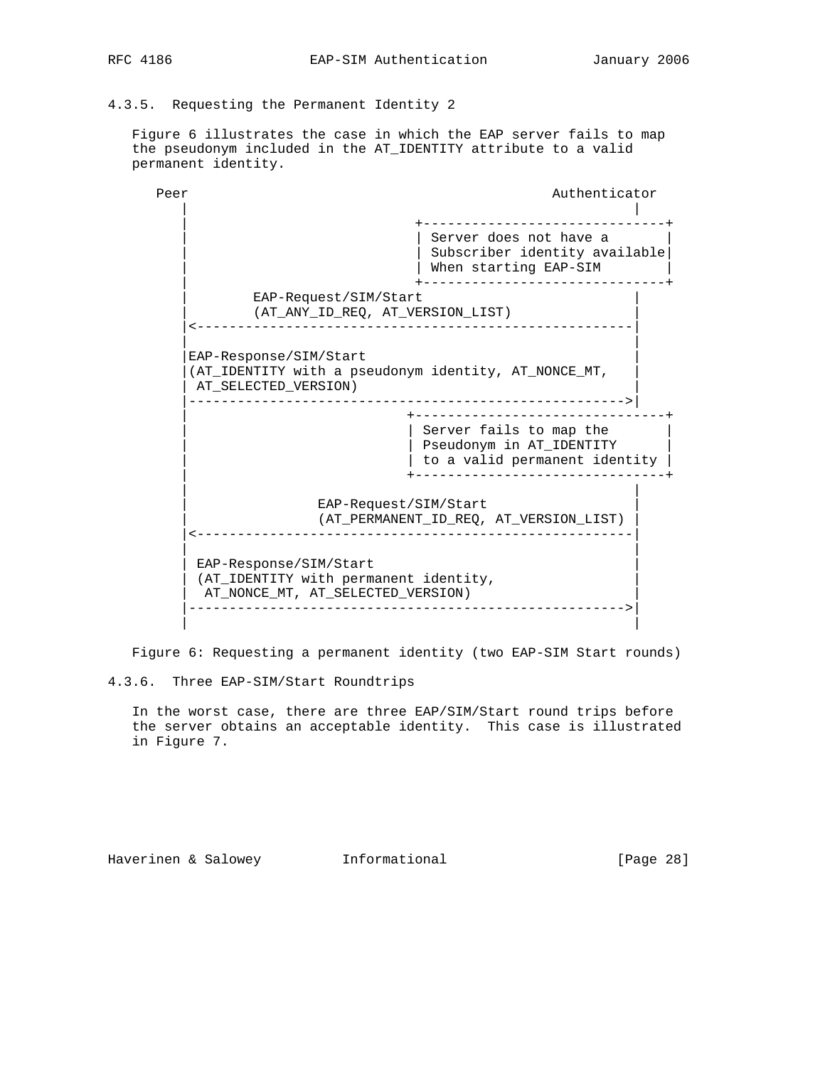### 4.3.5. Requesting the Permanent Identity 2

Figure 6 illustrates the case in which the EAP server fails to map the pseudonym included in the AT_IDENTITY attribute to a valid permanent identity.

```
    Peer                                             Authenticator
       |                                                       |
       |                          +------------------------------+
       |                          | Server does not have a       |
       |                          | Subscriber identity available|
       |                          | When starting EAP-SIM        |
       |                          +------------------------------+
       |        EAP-Request/SIM/Start                          |
       |        (AT_ANY_ID_REQ, AT_VERSION_LIST)               |
       |<------------------------------------------------------|
       |                                                       |
       |EAP-Response/SIM/Start                                 |
       |(AT_IDENTITY with a pseudonym identity, AT_NONCE_MT,   |
       | AT_SELECTED_VERSION)                                  |
       |------------------------------------------------------>|
       |                         +-------------------------------+
       |                         | Server fails to map the       |
       |                         | Pseudonym in AT_IDENTITY      |
       |                         | to a valid permanent identity |
       |                         +-------------------------------+
       |                                                       |
       |                EAP-Request/SIM/Start                  |
       |                (AT_PERMANENT_ID_REQ, AT_VERSION_LIST) |
       |<------------------------------------------------------|
       |                                                       |
       | EAP-Response/SIM/Start                                |
       | (AT_IDENTITY with permanent identity,                 |
       |  AT_NONCE_MT, AT_SELECTED_VERSION)                    |
       |------------------------------------------------------>|
       |                                                       |
```

Figure 6: Requesting a permanent identity (two EAP-SIM Start rounds)

### 4.3.6. Three EAP-SIM/Start Roundtrips

In the worst case, there are three EAP/SIM/Start round trips before the server obtains an acceptable identity. This case is illustrated in Figure 7.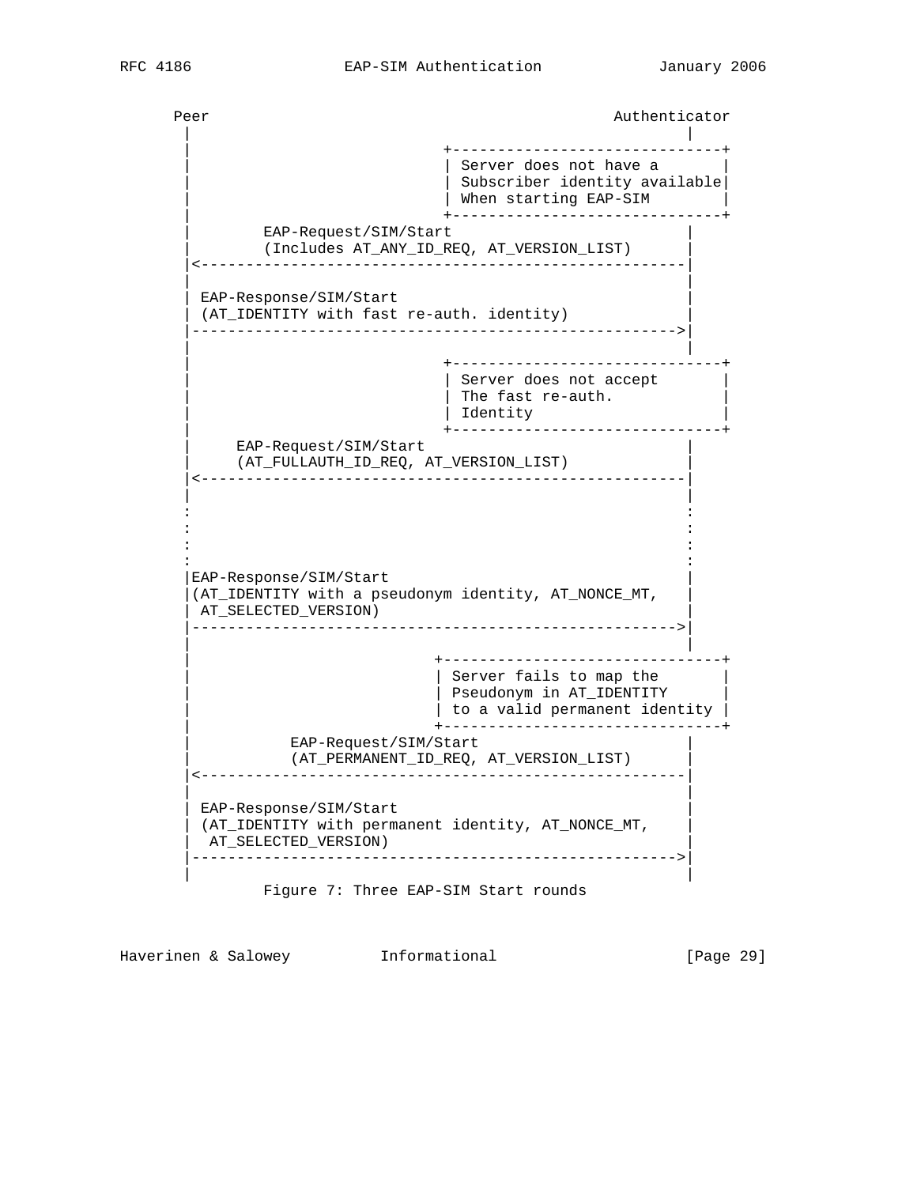```
      Peer                                             Authenticator
        |                                                       |
        |                             +------------------------------+
        |                             | Server does not have a       |
        |                             | Subscriber identity available|
        |                             | When starting EAP-SIM        |
        |                             +------------------------------+
        |        EAP-Request/SIM/Start                          |
        |        (Includes AT_ANY_ID_REQ, AT_VERSION_LIST)      |
        |<------------------------------------------------------|
        |                                                       |
        | EAP-Response/SIM/Start                                |
        | (AT_IDENTITY with fast re-auth. identity)             |
        |------------------------------------------------------>|
        |                                                       |
        |                             +------------------------------+
        |                             | Server does not accept       |
        |                             | The fast re-auth.            |
        |                             | Identity                     |
        |                             +------------------------------+
        |     EAP-Request/SIM/Start                             |
        |     (AT_FULLAUTH_ID_REQ, AT_VERSION_LIST)             |
        |<------------------------------------------------------|
        |                                                       |
        :                                                       :
        :                                                       :
        :                                                       :
        :                                                       :
        |EAP-Response/SIM/Start                                 |
        |(AT_IDENTITY with a pseudonym identity, AT_NONCE_MT,   |
        | AT_SELECTED_VERSION)                                  |
        |------------------------------------------------------>|
        |                                                       |
        |                            +-------------------------------+
        |                            | Server fails to map the       |
        |                            | Pseudonym in AT_IDENTITY      |
        |                            | to a valid permanent identity |
        |                            +-------------------------------+
        |           EAP-Request/SIM/Start                       |
        |           (AT_PERMANENT_ID_REQ, AT_VERSION_LIST)      |
        |<------------------------------------------------------|
        |                                                       |
        | EAP-Response/SIM/Start                                |
        | (AT_IDENTITY with permanent identity, AT_NONCE_MT,    |
        |  AT_SELECTED_VERSION)                                 |
        |------------------------------------------------------>|
        |                                                       |
```

Figure 7: Three EAP-SIM Start rounds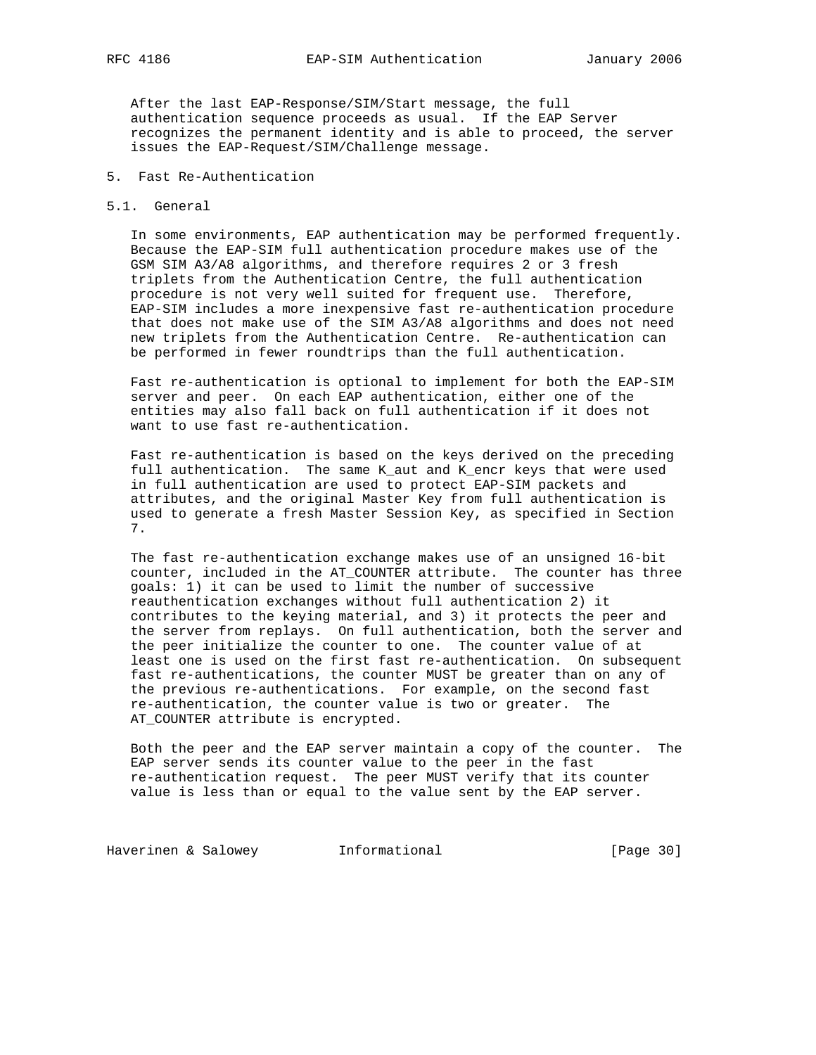After the last EAP-Response/SIM/Start message, the full authentication sequence proceeds as usual. If the EAP Server recognizes the permanent identity and is able to proceed, the server issues the EAP-Request/SIM/Challenge message.

# 5. Fast Re-Authentication

## 5.1. General

In some environments, EAP authentication may be performed frequently. Because the EAP-SIM full authentication procedure makes use of the GSM SIM A3/A8 algorithms, and therefore requires 2 or 3 fresh triplets from the Authentication Centre, the full authentication procedure is not very well suited for frequent use. Therefore, EAP-SIM includes a more inexpensive fast re-authentication procedure that does not make use of the SIM A3/A8 algorithms and does not need new triplets from the Authentication Centre. Re-authentication can be performed in fewer roundtrips than the full authentication.

Fast re-authentication is optional to implement for both the EAP-SIM server and peer. On each EAP authentication, either one of the entities may also fall back on full authentication if it does not want to use fast re-authentication.

Fast re-authentication is based on the keys derived on the preceding full authentication. The same K_aut and K_encr keys that were used in full authentication are used to protect EAP-SIM packets and attributes, and the original Master Key from full authentication is used to generate a fresh Master Session Key, as specified in Section 7.

The fast re-authentication exchange makes use of an unsigned 16-bit counter, included in the AT_COUNTER attribute. The counter has three goals: 1) it can be used to limit the number of successive reauthentication exchanges without full authentication 2) it contributes to the keying material, and 3) it protects the peer and the server from replays. On full authentication, both the server and the peer initialize the counter to one. The counter value of at least one is used on the first fast re-authentication. On subsequent fast re-authentications, the counter MUST be greater than on any of the previous re-authentications. For example, on the second fast re-authentication, the counter value is two or greater. The AT_COUNTER attribute is encrypted.

Both the peer and the EAP server maintain a copy of the counter. The EAP server sends its counter value to the peer in the fast re-authentication request. The peer MUST verify that its counter value is less than or equal to the value sent by the EAP server.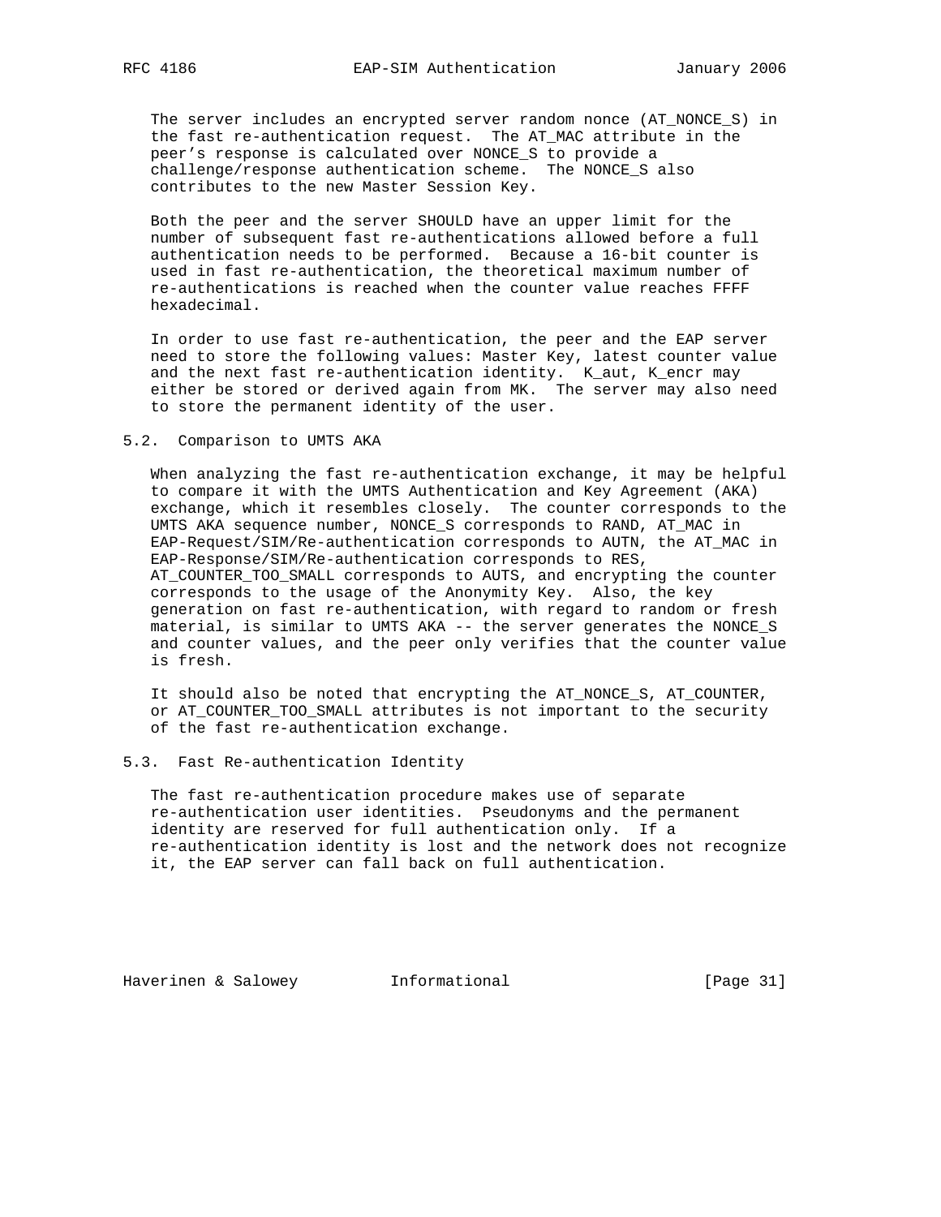The server includes an encrypted server random nonce (AT_NONCE_S) in the fast re-authentication request. The AT_MAC attribute in the peer's response is calculated over NONCE_S to provide a challenge/response authentication scheme. The NONCE_S also contributes to the new Master Session Key.

Both the peer and the server SHOULD have an upper limit for the number of subsequent fast re-authentications allowed before a full authentication needs to be performed. Because a 16-bit counter is used in fast re-authentication, the theoretical maximum number of re-authentications is reached when the counter value reaches FFFF hexadecimal.

In order to use fast re-authentication, the peer and the EAP server need to store the following values: Master Key, latest counter value and the next fast re-authentication identity. K_aut, K_encr may either be stored or derived again from MK. The server may also need to store the permanent identity of the user.

## 5.2. Comparison to UMTS AKA

When analyzing the fast re-authentication exchange, it may be helpful to compare it with the UMTS Authentication and Key Agreement (AKA) exchange, which it resembles closely. The counter corresponds to the UMTS AKA sequence number, NONCE_S corresponds to RAND, AT_MAC in EAP-Request/SIM/Re-authentication corresponds to AUTN, the AT_MAC in EAP-Response/SIM/Re-authentication corresponds to RES, AT_COUNTER_TOO_SMALL corresponds to AUTS, and encrypting the counter corresponds to the usage of the Anonymity Key. Also, the key generation on fast re-authentication, with regard to random or fresh material, is similar to UMTS AKA -- the server generates the NONCE_S and counter values, and the peer only verifies that the counter value is fresh.

It should also be noted that encrypting the AT_NONCE_S, AT_COUNTER, or AT_COUNTER_TOO_SMALL attributes is not important to the security of the fast re-authentication exchange.

## 5.3. Fast Re-authentication Identity

The fast re-authentication procedure makes use of separate re-authentication user identities. Pseudonyms and the permanent identity are reserved for full authentication only. If a re-authentication identity is lost and the network does not recognize it, the EAP server can fall back on full authentication.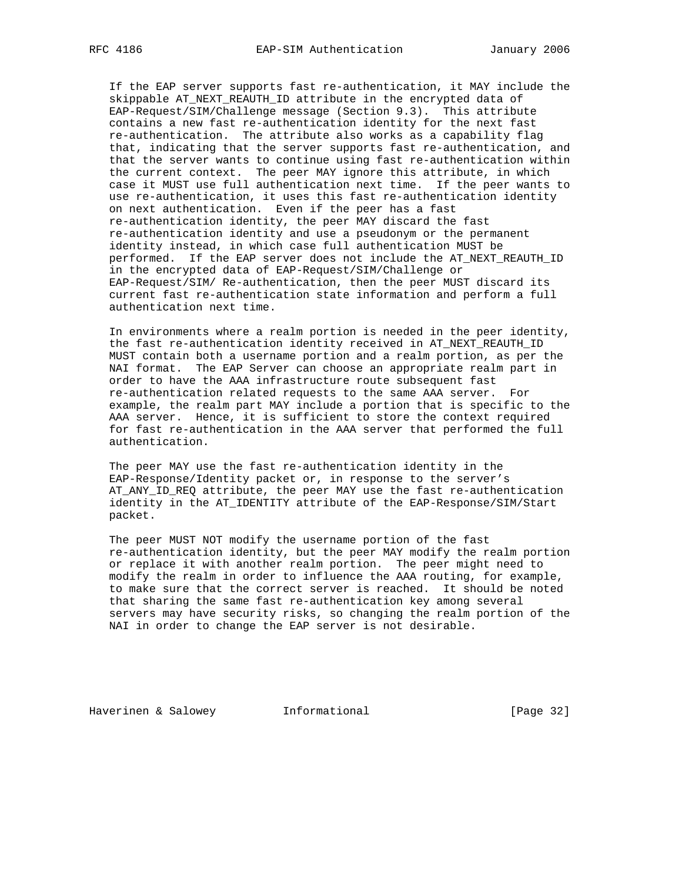If the EAP server supports fast re-authentication, it MAY include the skippable AT_NEXT_REAUTH_ID attribute in the encrypted data of EAP-Request/SIM/Challenge message (Section 9.3). This attribute contains a new fast re-authentication identity for the next fast re-authentication. The attribute also works as a capability flag that, indicating that the server supports fast re-authentication, and that the server wants to continue using fast re-authentication within the current context. The peer MAY ignore this attribute, in which case it MUST use full authentication next time. If the peer wants to use re-authentication, it uses this fast re-authentication identity on next authentication. Even if the peer has a fast re-authentication identity, the peer MAY discard the fast re-authentication identity and use a pseudonym or the permanent identity instead, in which case full authentication MUST be performed. If the EAP server does not include the AT_NEXT_REAUTH_ID in the encrypted data of EAP-Request/SIM/Challenge or EAP-Request/SIM/ Re-authentication, then the peer MUST discard its current fast re-authentication state information and perform a full authentication next time.

In environments where a realm portion is needed in the peer identity, the fast re-authentication identity received in AT_NEXT_REAUTH_ID MUST contain both a username portion and a realm portion, as per the NAI format. The EAP Server can choose an appropriate realm part in order to have the AAA infrastructure route subsequent fast re-authentication related requests to the same AAA server. For example, the realm part MAY include a portion that is specific to the AAA server. Hence, it is sufficient to store the context required for fast re-authentication in the AAA server that performed the full authentication.

The peer MAY use the fast re-authentication identity in the EAP-Response/Identity packet or, in response to the server's AT_ANY_ID_REQ attribute, the peer MAY use the fast re-authentication identity in the AT_IDENTITY attribute of the EAP-Response/SIM/Start packet.

The peer MUST NOT modify the username portion of the fast re-authentication identity, but the peer MAY modify the realm portion or replace it with another realm portion. The peer might need to modify the realm in order to influence the AAA routing, for example, to make sure that the correct server is reached. It should be noted that sharing the same fast re-authentication key among several servers may have security risks, so changing the realm portion of the NAI in order to change the EAP server is not desirable.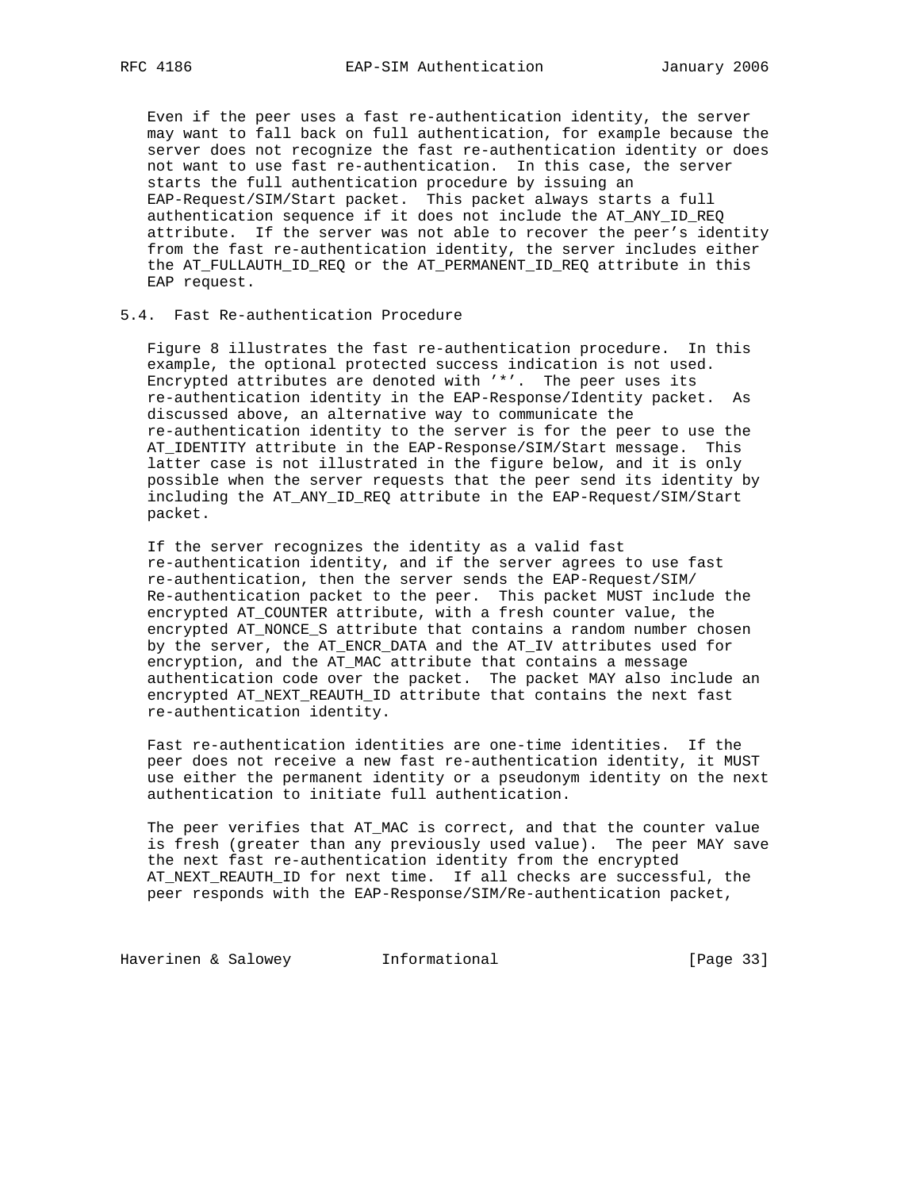Even if the peer uses a fast re-authentication identity, the server may want to fall back on full authentication, for example because the server does not recognize the fast re-authentication identity or does not want to use fast re-authentication. In this case, the server starts the full authentication procedure by issuing an EAP-Request/SIM/Start packet. This packet always starts a full authentication sequence if it does not include the AT_ANY_ID_REQ attribute. If the server was not able to recover the peer's identity from the fast re-authentication identity, the server includes either the AT_FULLAUTH_ID_REQ or the AT_PERMANENT_ID_REQ attribute in this EAP request.

## 5.4. Fast Re-authentication Procedure

Figure 8 illustrates the fast re-authentication procedure. In this example, the optional protected success indication is not used. Encrypted attributes are denoted with '*'. The peer uses its re-authentication identity in the EAP-Response/Identity packet. As discussed above, an alternative way to communicate the re-authentication identity to the server is for the peer to use the AT_IDENTITY attribute in the EAP-Response/SIM/Start message. This latter case is not illustrated in the figure below, and it is only possible when the server requests that the peer send its identity by including the AT_ANY_ID_REQ attribute in the EAP-Request/SIM/Start packet.

If the server recognizes the identity as a valid fast re-authentication identity, and if the server agrees to use fast re-authentication, then the server sends the EAP-Request/SIM/Re-authentication packet to the peer. This packet MUST include the encrypted AT_COUNTER attribute, with a fresh counter value, the encrypted AT_NONCE_S attribute that contains a random number chosen by the server, the AT_ENCR_DATA and the AT_IV attributes used for encryption, and the AT_MAC attribute that contains a message authentication code over the packet. The packet MAY also include an encrypted AT_NEXT_REAUTH_ID attribute that contains the next fast re-authentication identity.

Fast re-authentication identities are one-time identities. If the peer does not receive a new fast re-authentication identity, it MUST use either the permanent identity or a pseudonym identity on the next authentication to initiate full authentication.

The peer verifies that AT_MAC is correct, and that the counter value is fresh (greater than any previously used value). The peer MAY save the next fast re-authentication identity from the encrypted AT_NEXT_REAUTH_ID for next time. If all checks are successful, the peer responds with the EAP-Response/SIM/Re-authentication packet,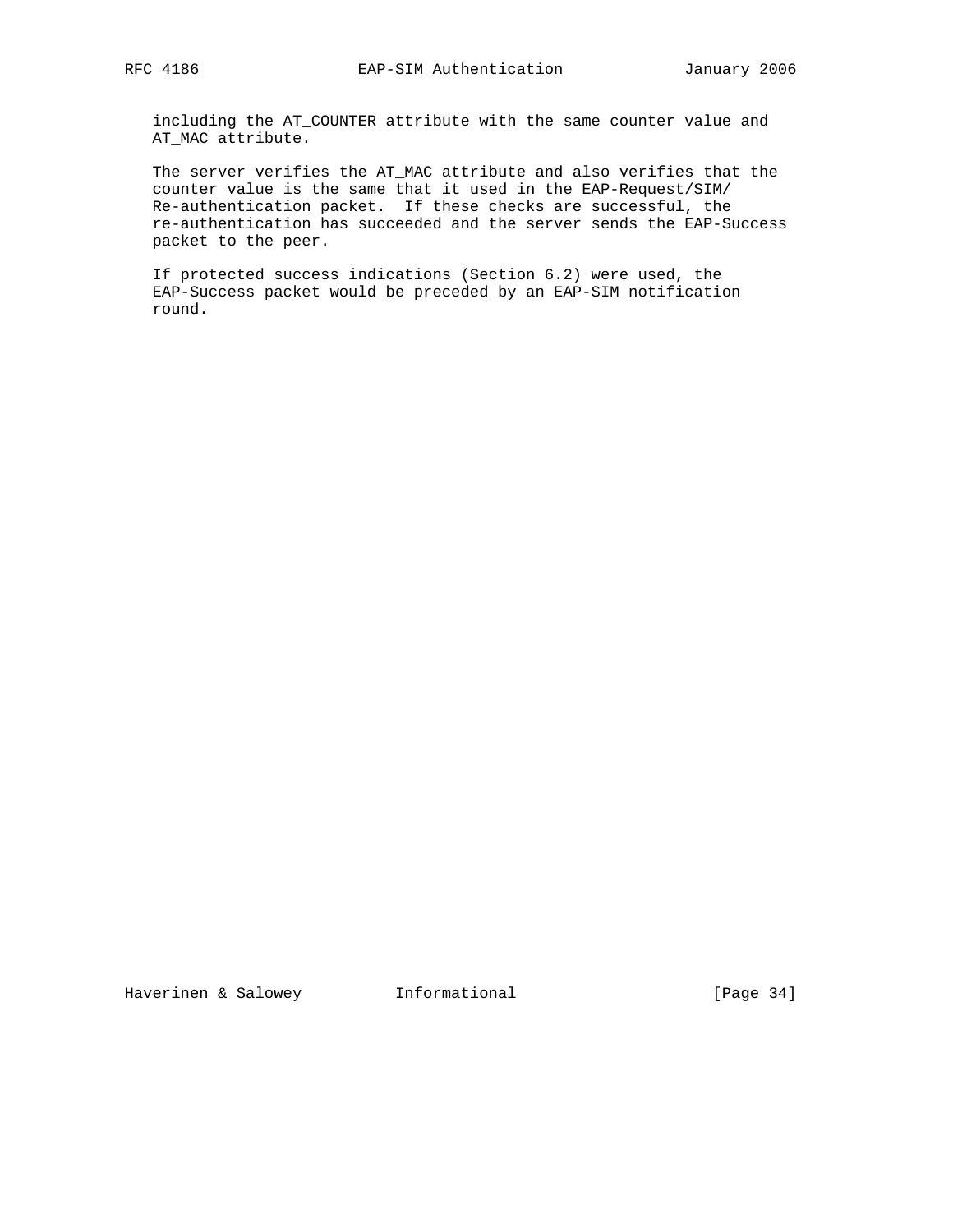including the AT_COUNTER attribute with the same counter value and AT_MAC attribute.

The server verifies the AT_MAC attribute and also verifies that the counter value is the same that it used in the EAP-Request/SIM/Re-authentication packet. If these checks are successful, the re-authentication has succeeded and the server sends the EAP-Success packet to the peer.

If protected success indications (Section 6.2) were used, the EAP-Success packet would be preceded by an EAP-SIM notification round.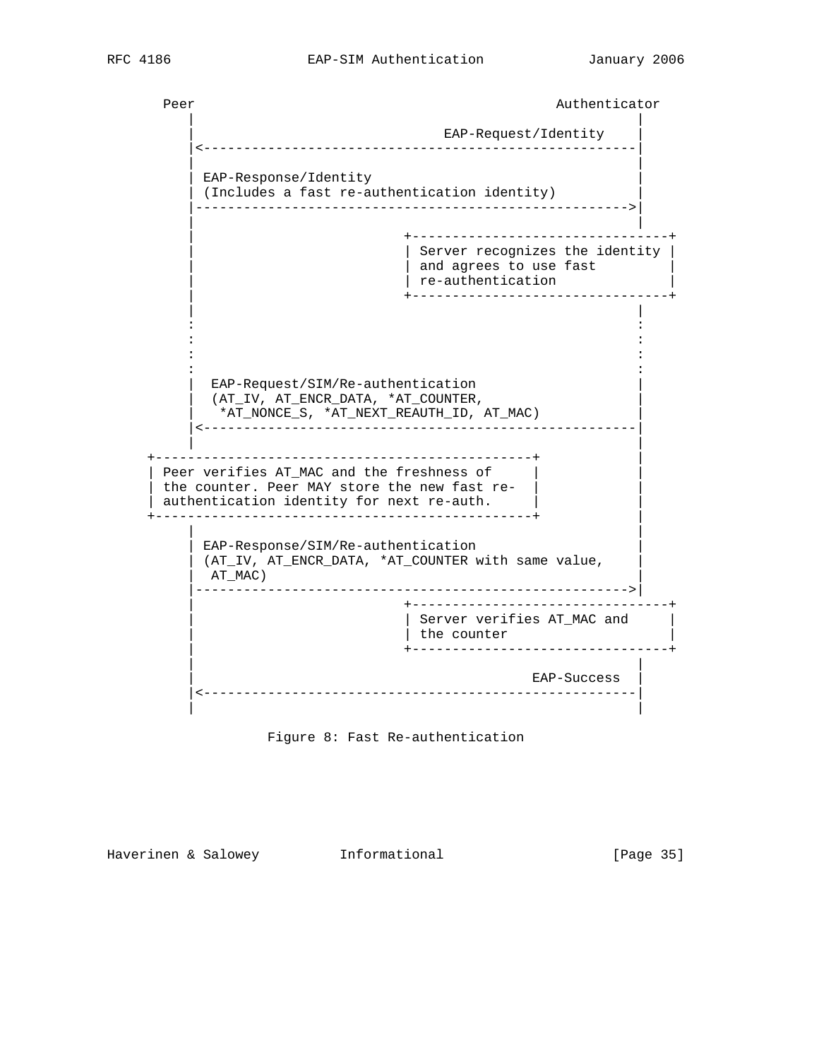```
    Peer                                             Authenticator
       |                                                      |
       |                               EAP-Request/Identity   |
       |<-----------------------------------------------------|
       |                                                      |
       | EAP-Response/Identity                                |
       | (Includes a fast re-authentication identity)         |
       |----------------------------------------------------->|
       |                                                      |
       |                          +--------------------------------+
       |                          | Server recognizes the identity |
       |                          | and agrees to use fast         |
       |                          | re-authentication              |
       |                          +--------------------------------+
       |                                                      |
       :                                                      :
       :                                                      :
       :                                                      :
       :                                                      :
       |  EAP-Request/SIM/Re-authentication                   |
       |  (AT_IV, AT_ENCR_DATA, *AT_COUNTER,                  |
       |   *AT_NONCE_S, *AT_NEXT_REAUTH_ID, AT_MAC)           |
       |<-----------------------------------------------------|
       |                                                      |
  +-----------------------------------------------+           |
  | Peer verifies AT_MAC and the freshness of     |           |
  | the counter. Peer MAY store the new fast re-  |           |
  | authentication identity for next re-auth.     |           |
  +-----------------------------------------------+           |
       |                                                      |
       | EAP-Response/SIM/Re-authentication                   |
       | (AT_IV, AT_ENCR_DATA, *AT_COUNTER with same value,   |
       |  AT_MAC)                                             |
       |----------------------------------------------------->|
       |                          +--------------------------------+
       |                          | Server verifies AT_MAC and     |
       |                          | the counter                    |
       |                          +--------------------------------+
       |                                                      |
       |                                          EAP-Success |
       |<-----------------------------------------------------|
       |                                                      |
```

Figure 8: Fast Re-authentication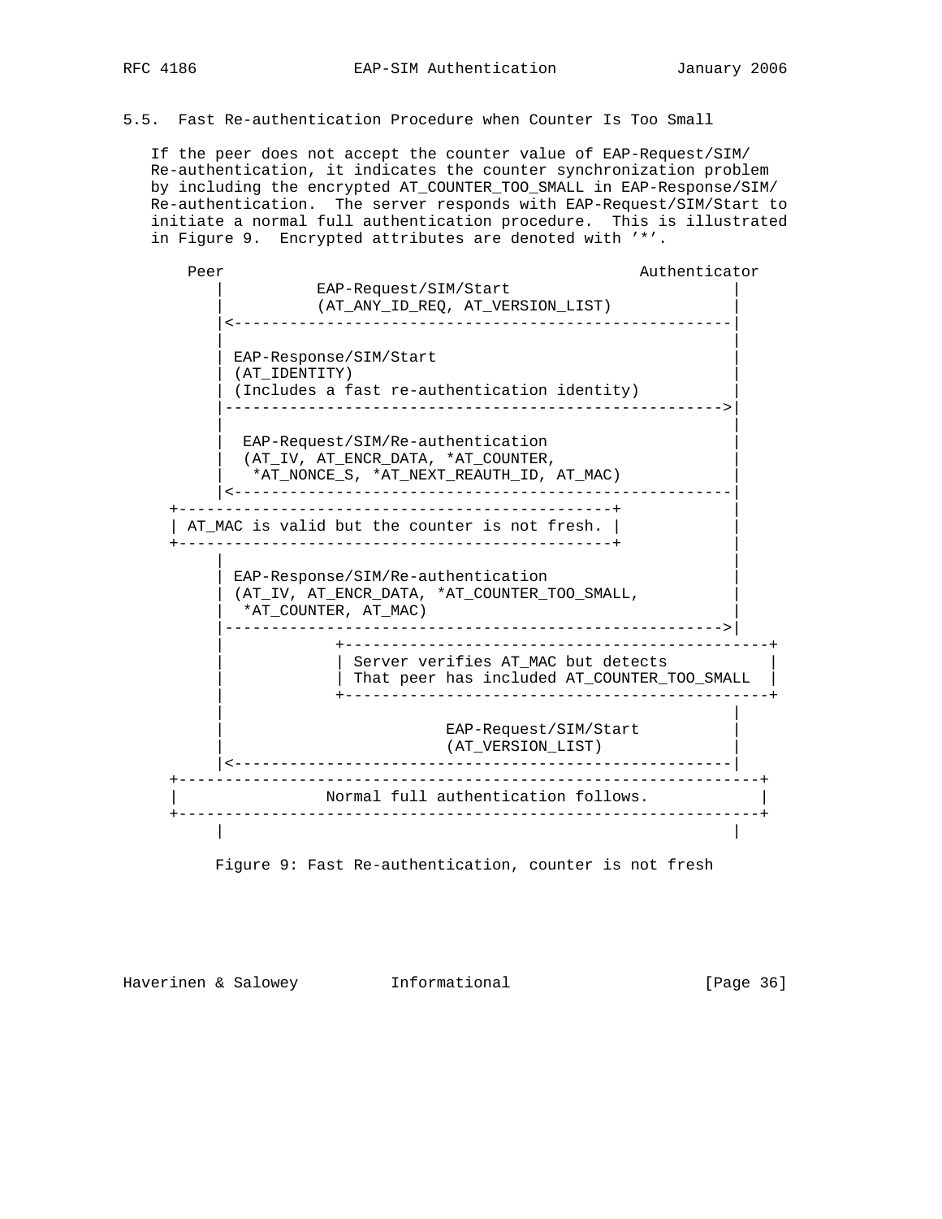### 5.5. Fast Re-authentication Procedure when Counter Is Too Small

If the peer does not accept the counter value of EAP-Request/SIM/Re-authentication, it indicates the counter synchronization problem by including the encrypted AT_COUNTER_TOO_SMALL in EAP-Response/SIM/Re-authentication. The server responds with EAP-Request/SIM/Start to initiate a normal full authentication procedure. This is illustrated in Figure 9. Encrypted attributes are denoted with '*'.

```
     Peer                                             Authenticator
        |          EAP-Request/SIM/Start                      |
        |          (AT_ANY_ID_REQ, AT_VERSION_LIST)           |
        |<----------------------------------------------------|
        |                                                     |
        | EAP-Response/SIM/Start                              |
        | (AT_IDENTITY)                                       |
        | (Includes a fast re-authentication identity)        |
        |---------------------------------------------------->|
        |                                                     |
        |  EAP-Request/SIM/Re-authentication                  |
        |  (AT_IV, AT_ENCR_DATA, *AT_COUNTER,                 |
        |   *AT_NONCE_S, *AT_NEXT_REAUTH_ID, AT_MAC)          |
        |<----------------------------------------------------|
   +-----------------------------------------------+          |
   | AT_MAC is valid but the counter is not fresh. |          |
   +-----------------------------------------------+          |
        |                                                     |
        | EAP-Response/SIM/Re-authentication                  |
        | (AT_IV, AT_ENCR_DATA, *AT_COUNTER_TOO_SMALL,        |
        |  *AT_COUNTER, AT_MAC)                               |
        |---------------------------------------------------->|
        |            +-----------------------------------------------+
        |            | Server verifies AT_MAC but detects            |
        |            | That peer has included AT_COUNTER_TOO_SMALL   |
        |            +-----------------------------------------------+
        |                                                     |
        |                        EAP-Request/SIM/Start        |
        |                        (AT_VERSION_LIST)            |
        |<----------------------------------------------------|
   +----------------------------------------------------------------+
   |                Normal full authentication follows.             |
   +----------------------------------------------------------------+
        |                                                     |
```

Figure 9: Fast Re-authentication, counter is not fresh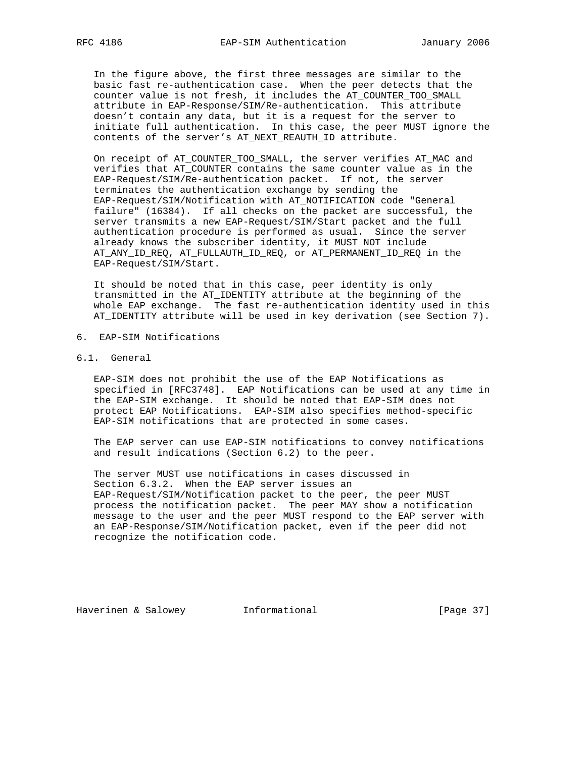In the figure above, the first three messages are similar to the basic fast re-authentication case. When the peer detects that the counter value is not fresh, it includes the AT_COUNTER_TOO_SMALL attribute in EAP-Response/SIM/Re-authentication. This attribute doesn't contain any data, but it is a request for the server to initiate full authentication. In this case, the peer MUST ignore the contents of the server's AT_NEXT_REAUTH_ID attribute.

On receipt of AT_COUNTER_TOO_SMALL, the server verifies AT_MAC and verifies that AT_COUNTER contains the same counter value as in the EAP-Request/SIM/Re-authentication packet. If not, the server terminates the authentication exchange by sending the EAP-Request/SIM/Notification with AT_NOTIFICATION code "General failure" (16384). If all checks on the packet are successful, the server transmits a new EAP-Request/SIM/Start packet and the full authentication procedure is performed as usual. Since the server already knows the subscriber identity, it MUST NOT include AT_ANY_ID_REQ, AT_FULLAUTH_ID_REQ, or AT_PERMANENT_ID_REQ in the EAP-Request/SIM/Start.

It should be noted that in this case, peer identity is only transmitted in the AT_IDENTITY attribute at the beginning of the whole EAP exchange. The fast re-authentication identity used in this AT_IDENTITY attribute will be used in key derivation (see Section 7).

## 6. EAP-SIM Notifications

### 6.1. General

EAP-SIM does not prohibit the use of the EAP Notifications as specified in [RFC3748]. EAP Notifications can be used at any time in the EAP-SIM exchange. It should be noted that EAP-SIM does not protect EAP Notifications. EAP-SIM also specifies method-specific EAP-SIM notifications that are protected in some cases.

The EAP server can use EAP-SIM notifications to convey notifications and result indications (Section 6.2) to the peer.

The server MUST use notifications in cases discussed in Section 6.3.2. When the EAP server issues an EAP-Request/SIM/Notification packet to the peer, the peer MUST process the notification packet. The peer MAY show a notification message to the user and the peer MUST respond to the EAP server with an EAP-Response/SIM/Notification packet, even if the peer did not recognize the notification code.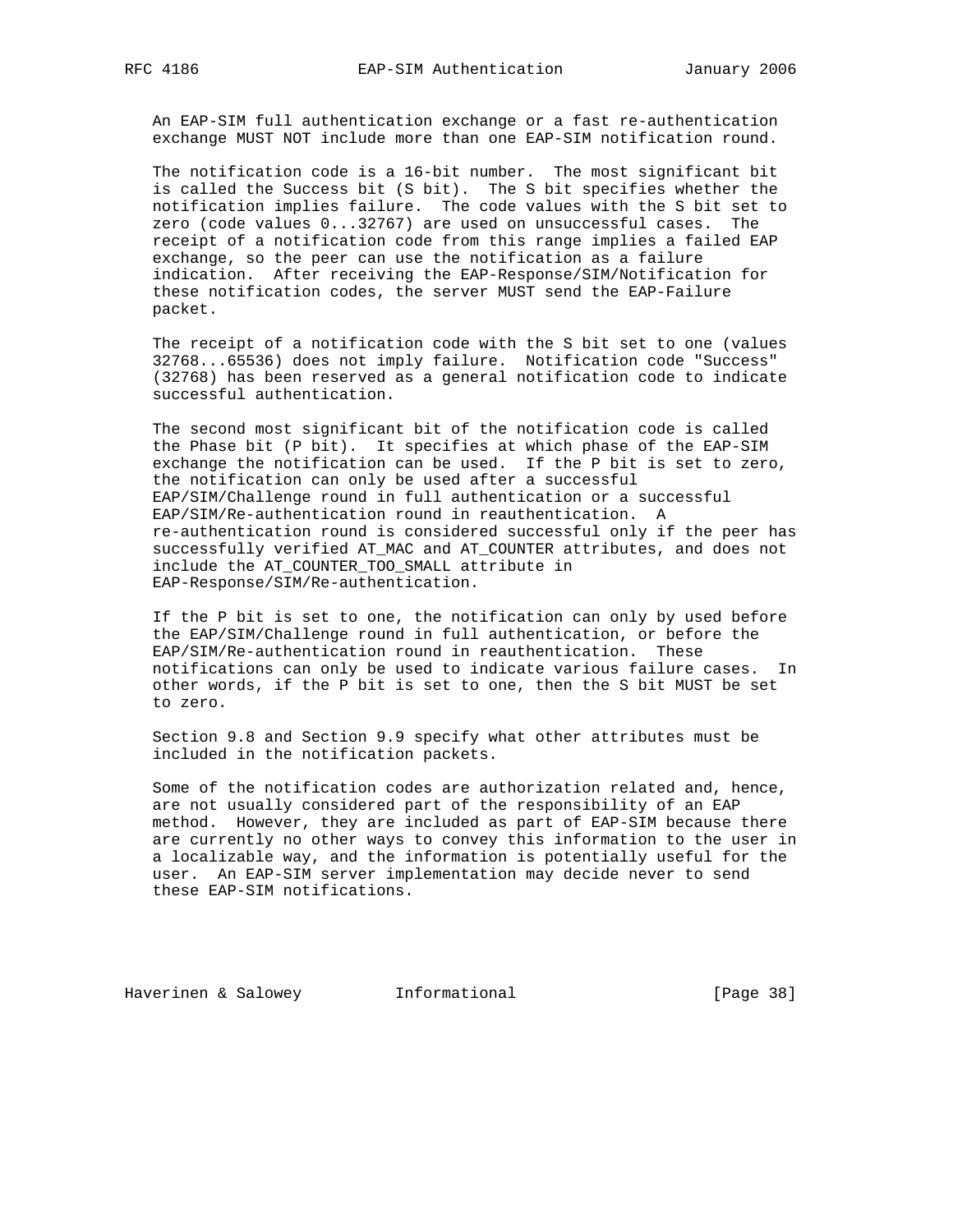An EAP-SIM full authentication exchange or a fast re-authentication exchange MUST NOT include more than one EAP-SIM notification round.

The notification code is a 16-bit number. The most significant bit is called the Success bit (S bit). The S bit specifies whether the notification implies failure. The code values with the S bit set to zero (code values 0...32767) are used on unsuccessful cases. The receipt of a notification code from this range implies a failed EAP exchange, so the peer can use the notification as a failure indication. After receiving the EAP-Response/SIM/Notification for these notification codes, the server MUST send the EAP-Failure packet.

The receipt of a notification code with the S bit set to one (values 32768...65536) does not imply failure. Notification code "Success" (32768) has been reserved as a general notification code to indicate successful authentication.

The second most significant bit of the notification code is called the Phase bit (P bit). It specifies at which phase of the EAP-SIM exchange the notification can be used. If the P bit is set to zero, the notification can only be used after a successful EAP/SIM/Challenge round in full authentication or a successful EAP/SIM/Re-authentication round in reauthentication. A re-authentication round is considered successful only if the peer has successfully verified AT_MAC and AT_COUNTER attributes, and does not include the AT_COUNTER_TOO_SMALL attribute in EAP-Response/SIM/Re-authentication.

If the P bit is set to one, the notification can only by used before the EAP/SIM/Challenge round in full authentication, or before the EAP/SIM/Re-authentication round in reauthentication. These notifications can only be used to indicate various failure cases. In other words, if the P bit is set to one, then the S bit MUST be set to zero.

Section 9.8 and Section 9.9 specify what other attributes must be included in the notification packets.

Some of the notification codes are authorization related and, hence, are not usually considered part of the responsibility of an EAP method. However, they are included as part of EAP-SIM because there are currently no other ways to convey this information to the user in a localizable way, and the information is potentially useful for the user. An EAP-SIM server implementation may decide never to send these EAP-SIM notifications.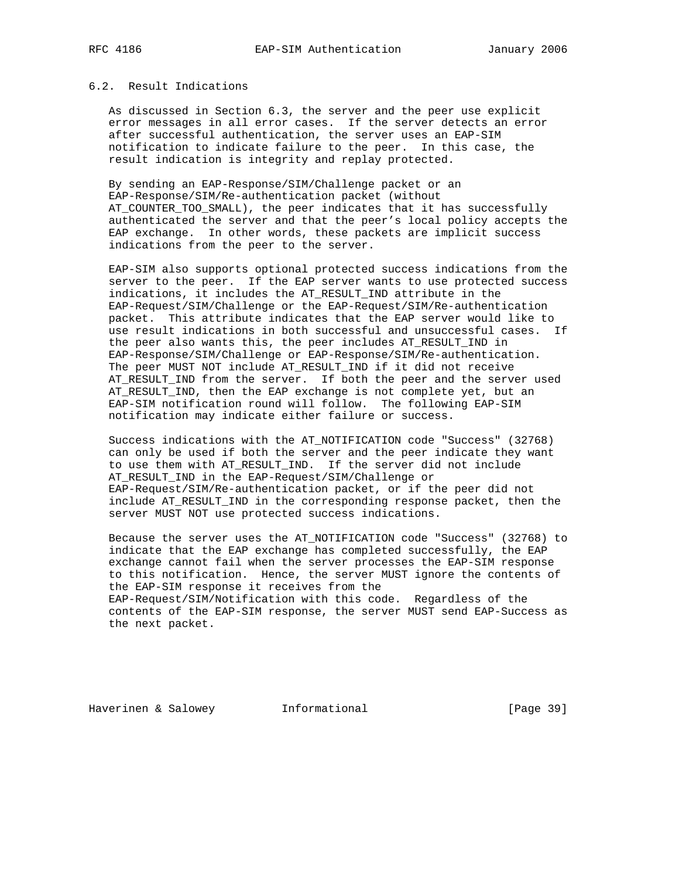## 6.2. Result Indications

As discussed in Section 6.3, the server and the peer use explicit error messages in all error cases. If the server detects an error after successful authentication, the server uses an EAP-SIM notification to indicate failure to the peer. In this case, the result indication is integrity and replay protected.

By sending an EAP-Response/SIM/Challenge packet or an EAP-Response/SIM/Re-authentication packet (without AT_COUNTER_TOO_SMALL), the peer indicates that it has successfully authenticated the server and that the peer's local policy accepts the EAP exchange. In other words, these packets are implicit success indications from the peer to the server.

EAP-SIM also supports optional protected success indications from the server to the peer. If the EAP server wants to use protected success indications, it includes the AT_RESULT_IND attribute in the EAP-Request/SIM/Challenge or the EAP-Request/SIM/Re-authentication packet. This attribute indicates that the EAP server would like to use result indications in both successful and unsuccessful cases. If the peer also wants this, the peer includes AT_RESULT_IND in EAP-Response/SIM/Challenge or EAP-Response/SIM/Re-authentication. The peer MUST NOT include AT_RESULT_IND if it did not receive AT_RESULT_IND from the server. If both the peer and the server used AT_RESULT_IND, then the EAP exchange is not complete yet, but an EAP-SIM notification round will follow. The following EAP-SIM notification may indicate either failure or success.

Success indications with the AT_NOTIFICATION code "Success" (32768) can only be used if both the server and the peer indicate they want to use them with AT_RESULT_IND. If the server did not include AT_RESULT_IND in the EAP-Request/SIM/Challenge or EAP-Request/SIM/Re-authentication packet, or if the peer did not include AT_RESULT_IND in the corresponding response packet, then the server MUST NOT use protected success indications.

Because the server uses the AT_NOTIFICATION code "Success" (32768) to indicate that the EAP exchange has completed successfully, the EAP exchange cannot fail when the server processes the EAP-SIM response to this notification. Hence, the server MUST ignore the contents of the EAP-SIM response it receives from the EAP-Request/SIM/Notification with this code. Regardless of the contents of the EAP-SIM response, the server MUST send EAP-Success as the next packet.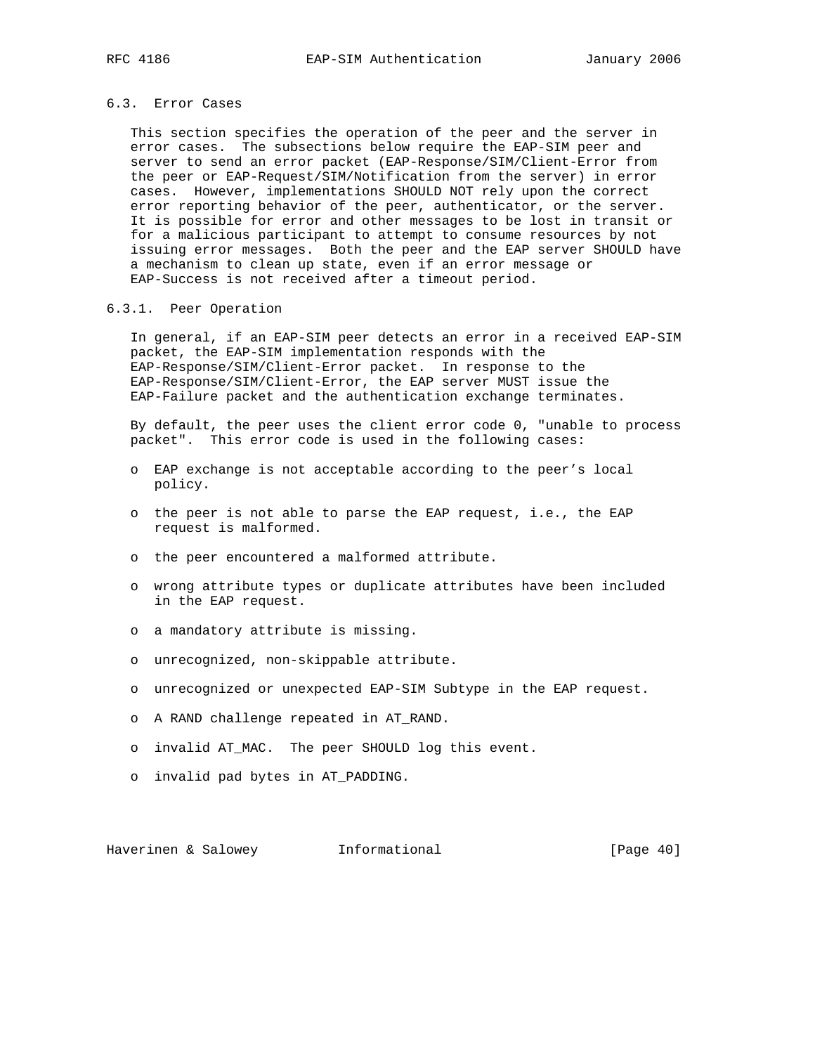### 6.3. Error Cases

This section specifies the operation of the peer and the server in error cases. The subsections below require the EAP-SIM peer and server to send an error packet (EAP-Response/SIM/Client-Error from the peer or EAP-Request/SIM/Notification from the server) in error cases. However, implementations SHOULD NOT rely upon the correct error reporting behavior of the peer, authenticator, or the server. It is possible for error and other messages to be lost in transit or for a malicious participant to attempt to consume resources by not issuing error messages. Both the peer and the EAP server SHOULD have a mechanism to clean up state, even if an error message or EAP-Success is not received after a timeout period.

#### 6.3.1. Peer Operation

In general, if an EAP-SIM peer detects an error in a received EAP-SIM packet, the EAP-SIM implementation responds with the EAP-Response/SIM/Client-Error packet. In response to the EAP-Response/SIM/Client-Error, the EAP server MUST issue the EAP-Failure packet and the authentication exchange terminates.

By default, the peer uses the client error code 0, "unable to process packet". This error code is used in the following cases:

- EAP exchange is not acceptable according to the peer's local policy.
- the peer is not able to parse the EAP request, i.e., the EAP request is malformed.
- the peer encountered a malformed attribute.
- wrong attribute types or duplicate attributes have been included in the EAP request.
- a mandatory attribute is missing.
- unrecognized, non-skippable attribute.
- unrecognized or unexpected EAP-SIM Subtype in the EAP request.
- A RAND challenge repeated in AT_RAND.
- invalid AT_MAC. The peer SHOULD log this event.
- invalid pad bytes in AT_PADDING.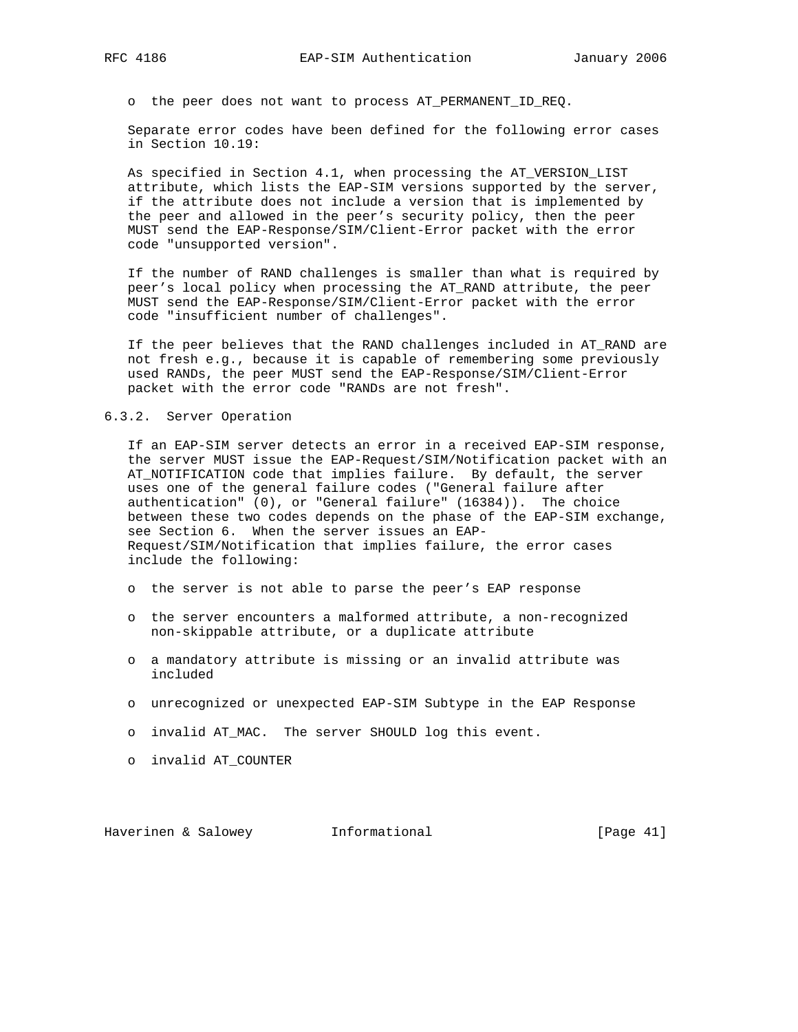- the peer does not want to process AT_PERMANENT_ID_REQ.

Separate error codes have been defined for the following error cases in Section 10.19:

As specified in Section 4.1, when processing the AT_VERSION_LIST attribute, which lists the EAP-SIM versions supported by the server, if the attribute does not include a version that is implemented by the peer and allowed in the peer's security policy, then the peer MUST send the EAP-Response/SIM/Client-Error packet with the error code "unsupported version".

If the number of RAND challenges is smaller than what is required by peer's local policy when processing the AT_RAND attribute, the peer MUST send the EAP-Response/SIM/Client-Error packet with the error code "insufficient number of challenges".

If the peer believes that the RAND challenges included in AT_RAND are not fresh e.g., because it is capable of remembering some previously used RANDs, the peer MUST send the EAP-Response/SIM/Client-Error packet with the error code "RANDs are not fresh".

### 6.3.2. Server Operation

If an EAP-SIM server detects an error in a received EAP-SIM response, the server MUST issue the EAP-Request/SIM/Notification packet with an AT_NOTIFICATION code that implies failure. By default, the server uses one of the general failure codes ("General failure after authentication" (0), or "General failure" (16384)). The choice between these two codes depends on the phase of the EAP-SIM exchange, see Section 6. When the server issues an EAP-Request/SIM/Notification that implies failure, the error cases include the following:

- the server is not able to parse the peer's EAP response
- the server encounters a malformed attribute, a non-recognized non-skippable attribute, or a duplicate attribute
- a mandatory attribute is missing or an invalid attribute was included
- unrecognized or unexpected EAP-SIM Subtype in the EAP Response
- invalid AT_MAC. The server SHOULD log this event.
- invalid AT_COUNTER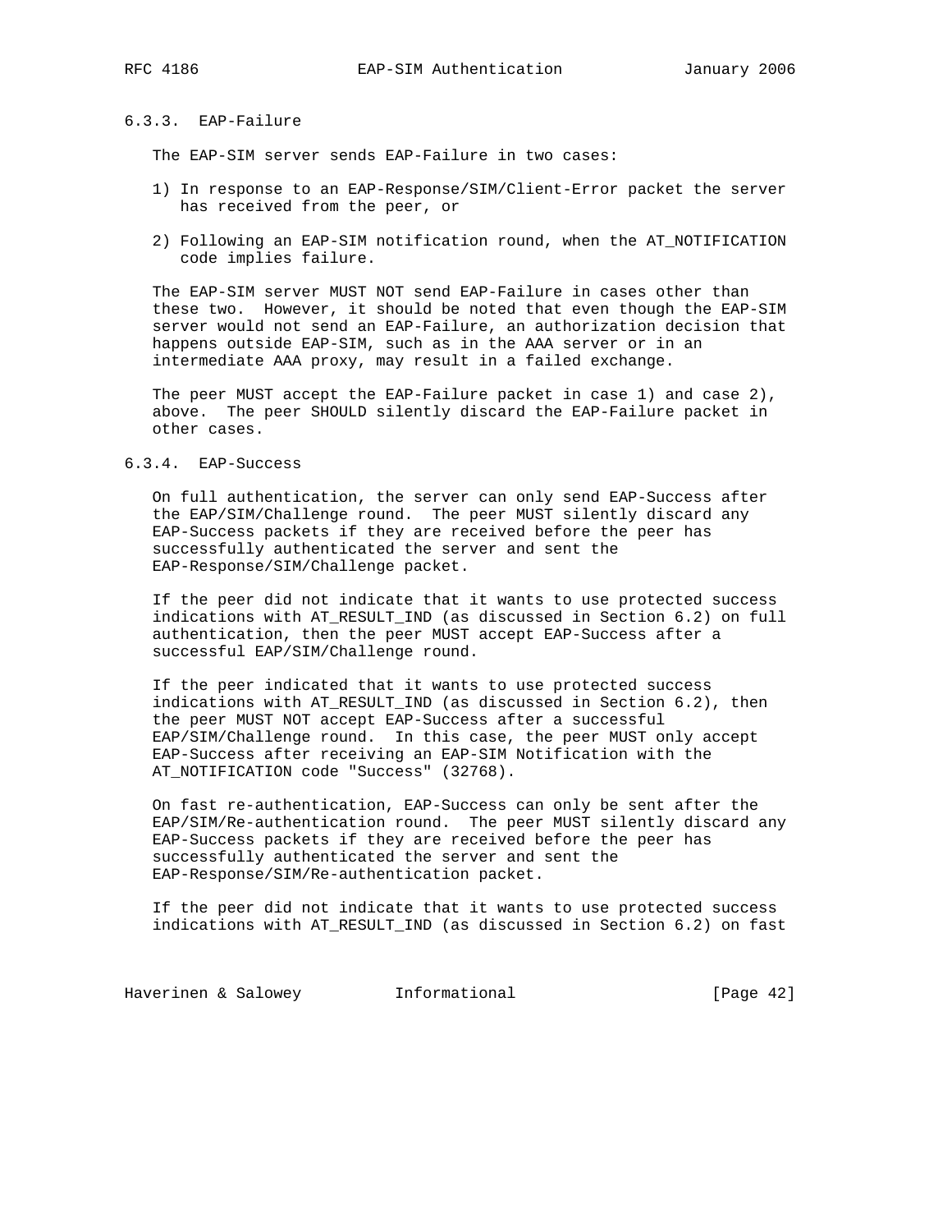### 6.3.3. EAP-Failure

The EAP-SIM server sends EAP-Failure in two cases:

1) In response to an EAP-Response/SIM/Client-Error packet the server has received from the peer, or

2) Following an EAP-SIM notification round, when the AT_NOTIFICATION code implies failure.

The EAP-SIM server MUST NOT send EAP-Failure in cases other than these two. However, it should be noted that even though the EAP-SIM server would not send an EAP-Failure, an authorization decision that happens outside EAP-SIM, such as in the AAA server or in an intermediate AAA proxy, may result in a failed exchange.

The peer MUST accept the EAP-Failure packet in case 1) and case 2), above. The peer SHOULD silently discard the EAP-Failure packet in other cases.

### 6.3.4. EAP-Success

On full authentication, the server can only send EAP-Success after the EAP/SIM/Challenge round. The peer MUST silently discard any EAP-Success packets if they are received before the peer has successfully authenticated the server and sent the EAP-Response/SIM/Challenge packet.

If the peer did not indicate that it wants to use protected success indications with AT_RESULT_IND (as discussed in Section 6.2) on full authentication, then the peer MUST accept EAP-Success after a successful EAP/SIM/Challenge round.

If the peer indicated that it wants to use protected success indications with AT_RESULT_IND (as discussed in Section 6.2), then the peer MUST NOT accept EAP-Success after a successful EAP/SIM/Challenge round. In this case, the peer MUST only accept EAP-Success after receiving an EAP-SIM Notification with the AT_NOTIFICATION code "Success" (32768).

On fast re-authentication, EAP-Success can only be sent after the EAP/SIM/Re-authentication round. The peer MUST silently discard any EAP-Success packets if they are received before the peer has successfully authenticated the server and sent the EAP-Response/SIM/Re-authentication packet.

If the peer did not indicate that it wants to use protected success indications with AT_RESULT_IND (as discussed in Section 6.2) on fast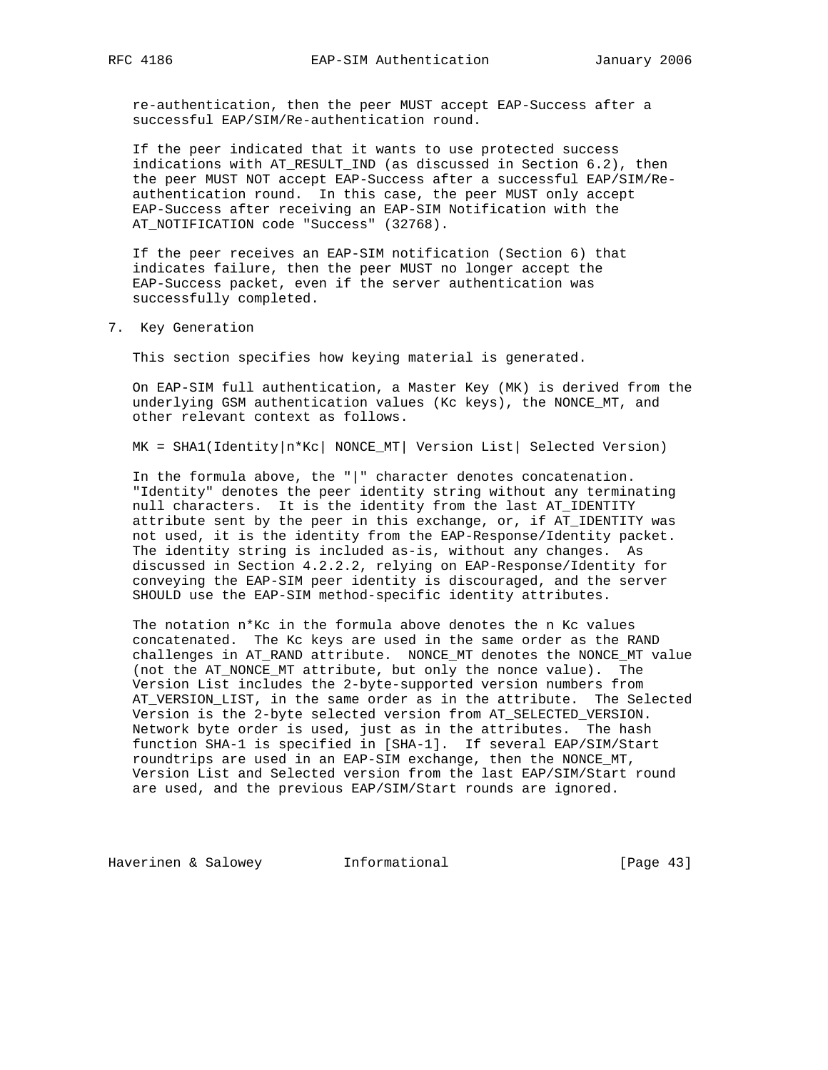re-authentication, then the peer MUST accept EAP-Success after a successful EAP/SIM/Re-authentication round.

If the peer indicated that it wants to use protected success indications with AT_RESULT_IND (as discussed in Section 6.2), then the peer MUST NOT accept EAP-Success after a successful EAP/SIM/Re-authentication round. In this case, the peer MUST only accept EAP-Success after receiving an EAP-SIM Notification with the AT_NOTIFICATION code "Success" (32768).

If the peer receives an EAP-SIM notification (Section 6) that indicates failure, then the peer MUST no longer accept the EAP-Success packet, even if the server authentication was successfully completed.

## 7. Key Generation

This section specifies how keying material is generated.

On EAP-SIM full authentication, a Master Key (MK) is derived from the underlying GSM authentication values (Kc keys), the NONCE_MT, and other relevant context as follows.

```
MK = SHA1(Identity|n*Kc| NONCE_MT| Version List| Selected Version)
```

In the formula above, the "|" character denotes concatenation. "Identity" denotes the peer identity string without any terminating null characters. It is the identity from the last AT_IDENTITY attribute sent by the peer in this exchange, or, if AT_IDENTITY was not used, it is the identity from the EAP-Response/Identity packet. The identity string is included as-is, without any changes. As discussed in Section 4.2.2.2, relying on EAP-Response/Identity for conveying the EAP-SIM peer identity is discouraged, and the server SHOULD use the EAP-SIM method-specific identity attributes.

The notation n*Kc in the formula above denotes the n Kc values concatenated. The Kc keys are used in the same order as the RAND challenges in AT_RAND attribute. NONCE_MT denotes the NONCE_MT value (not the AT_NONCE_MT attribute, but only the nonce value). The Version List includes the 2-byte-supported version numbers from AT_VERSION_LIST, in the same order as in the attribute. The Selected Version is the 2-byte selected version from AT_SELECTED_VERSION. Network byte order is used, just as in the attributes. The hash function SHA-1 is specified in [SHA-1]. If several EAP/SIM/Start roundtrips are used in an EAP-SIM exchange, then the NONCE_MT, Version List and Selected version from the last EAP/SIM/Start round are used, and the previous EAP/SIM/Start rounds are ignored.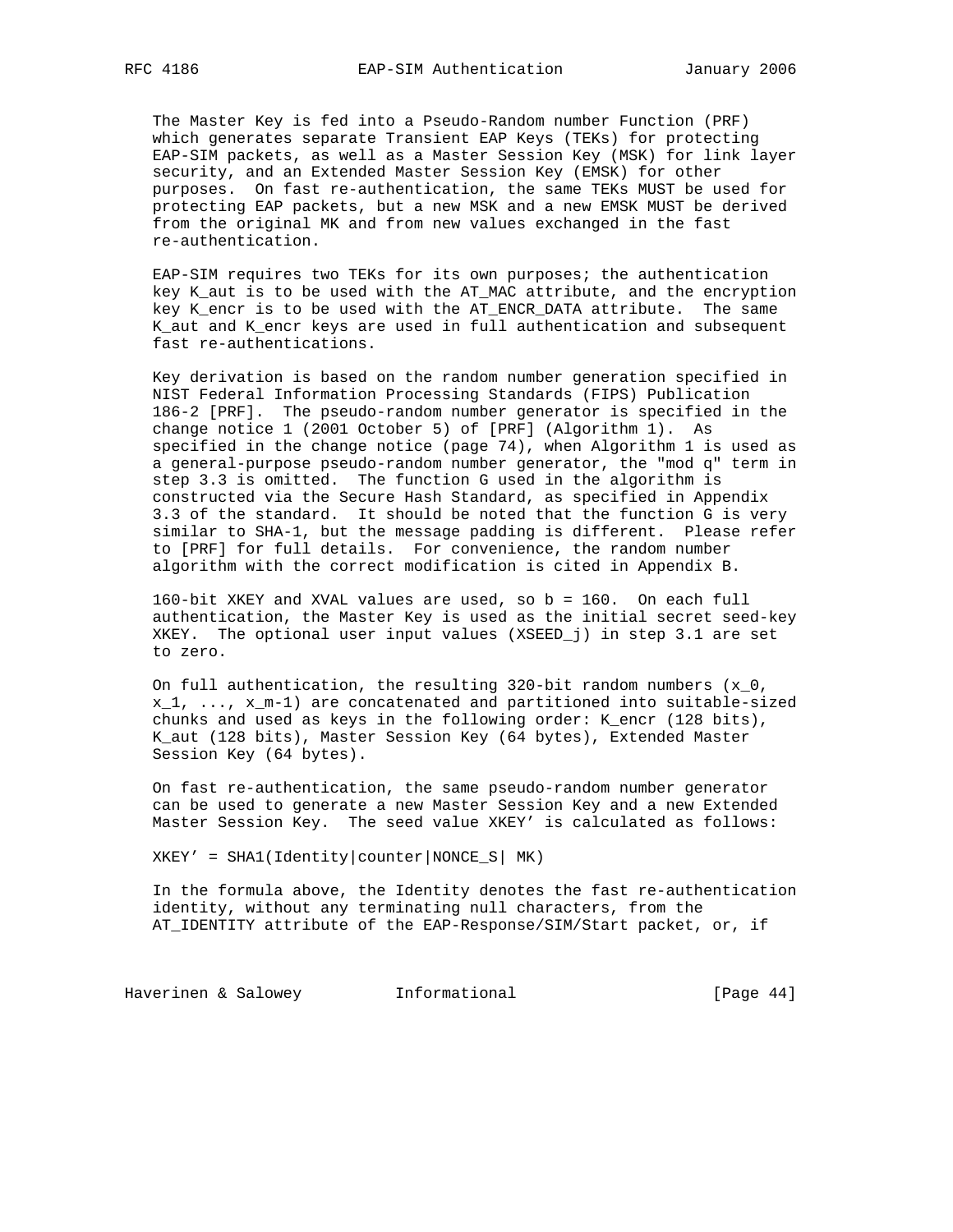The Master Key is fed into a Pseudo-Random number Function (PRF) which generates separate Transient EAP Keys (TEKs) for protecting EAP-SIM packets, as well as a Master Session Key (MSK) for link layer security, and an Extended Master Session Key (EMSK) for other purposes. On fast re-authentication, the same TEKs MUST be used for protecting EAP packets, but a new MSK and a new EMSK MUST be derived from the original MK and from new values exchanged in the fast re-authentication.

EAP-SIM requires two TEKs for its own purposes; the authentication key K_aut is to be used with the AT_MAC attribute, and the encryption key K_encr is to be used with the AT_ENCR_DATA attribute. The same K_aut and K_encr keys are used in full authentication and subsequent fast re-authentications.

Key derivation is based on the random number generation specified in NIST Federal Information Processing Standards (FIPS) Publication 186-2 [PRF]. The pseudo-random number generator is specified in the change notice 1 (2001 October 5) of [PRF] (Algorithm 1). As specified in the change notice (page 74), when Algorithm 1 is used as a general-purpose pseudo-random number generator, the "mod q" term in step 3.3 is omitted. The function G used in the algorithm is constructed via the Secure Hash Standard, as specified in Appendix 3.3 of the standard. It should be noted that the function G is very similar to SHA-1, but the message padding is different. Please refer to [PRF] for full details. For convenience, the random number algorithm with the correct modification is cited in Appendix B.

160-bit XKEY and XVAL values are used, so b = 160. On each full authentication, the Master Key is used as the initial secret seed-key XKEY. The optional user input values (XSEED_j) in step 3.1 are set to zero.

On full authentication, the resulting 320-bit random numbers (x_0, x_1, ..., x_m-1) are concatenated and partitioned into suitable-sized chunks and used as keys in the following order: K_encr (128 bits), K_aut (128 bits), Master Session Key (64 bytes), Extended Master Session Key (64 bytes).

On fast re-authentication, the same pseudo-random number generator can be used to generate a new Master Session Key and a new Extended Master Session Key. The seed value XKEY' is calculated as follows:

```
XKEY' = SHA1(Identity|counter|NONCE_S| MK)
```

In the formula above, the Identity denotes the fast re-authentication identity, without any terminating null characters, from the AT_IDENTITY attribute of the EAP-Response/SIM/Start packet, or, if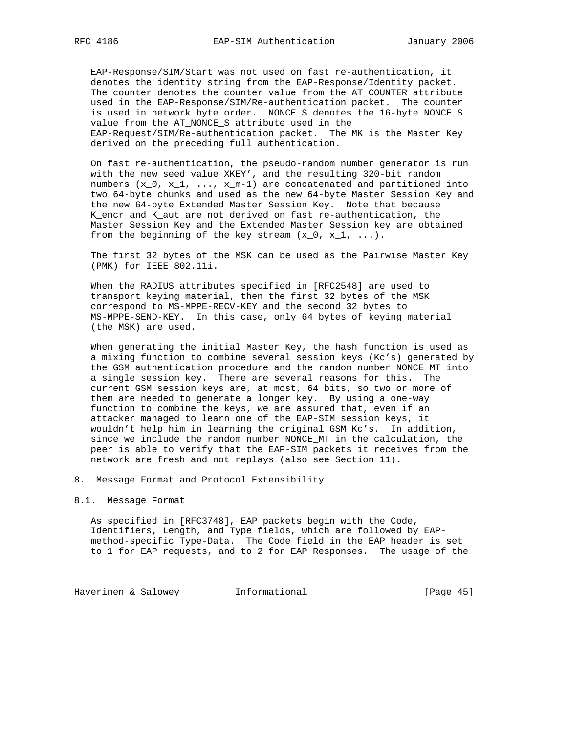EAP-Response/SIM/Start was not used on fast re-authentication, it denotes the identity string from the EAP-Response/Identity packet. The counter denotes the counter value from the AT_COUNTER attribute used in the EAP-Response/SIM/Re-authentication packet. The counter is used in network byte order. NONCE_S denotes the 16-byte NONCE_S value from the AT_NONCE_S attribute used in the EAP-Request/SIM/Re-authentication packet. The MK is the Master Key derived on the preceding full authentication.

On fast re-authentication, the pseudo-random number generator is run with the new seed value XKEY', and the resulting 320-bit random numbers (x_0, x_1, ..., x_m-1) are concatenated and partitioned into two 64-byte chunks and used as the new 64-byte Master Session Key and the new 64-byte Extended Master Session Key. Note that because K_encr and K_aut are not derived on fast re-authentication, the Master Session Key and the Extended Master Session key are obtained from the beginning of the key stream (x_0, x_1, ...).

The first 32 bytes of the MSK can be used as the Pairwise Master Key (PMK) for IEEE 802.11i.

When the RADIUS attributes specified in [RFC2548] are used to transport keying material, then the first 32 bytes of the MSK correspond to MS-MPPE-RECV-KEY and the second 32 bytes to MS-MPPE-SEND-KEY. In this case, only 64 bytes of keying material (the MSK) are used.

When generating the initial Master Key, the hash function is used as a mixing function to combine several session keys (Kc's) generated by the GSM authentication procedure and the random number NONCE_MT into a single session key. There are several reasons for this. The current GSM session keys are, at most, 64 bits, so two or more of them are needed to generate a longer key. By using a one-way function to combine the keys, we are assured that, even if an attacker managed to learn one of the EAP-SIM session keys, it wouldn't help him in learning the original GSM Kc's. In addition, since we include the random number NONCE_MT in the calculation, the peer is able to verify that the EAP-SIM packets it receives from the network are fresh and not replays (also see Section 11).

# 8. Message Format and Protocol Extensibility

## 8.1. Message Format

As specified in [RFC3748], EAP packets begin with the Code, Identifiers, Length, and Type fields, which are followed by EAP-method-specific Type-Data. The Code field in the EAP header is set to 1 for EAP requests, and to 2 for EAP Responses. The usage of the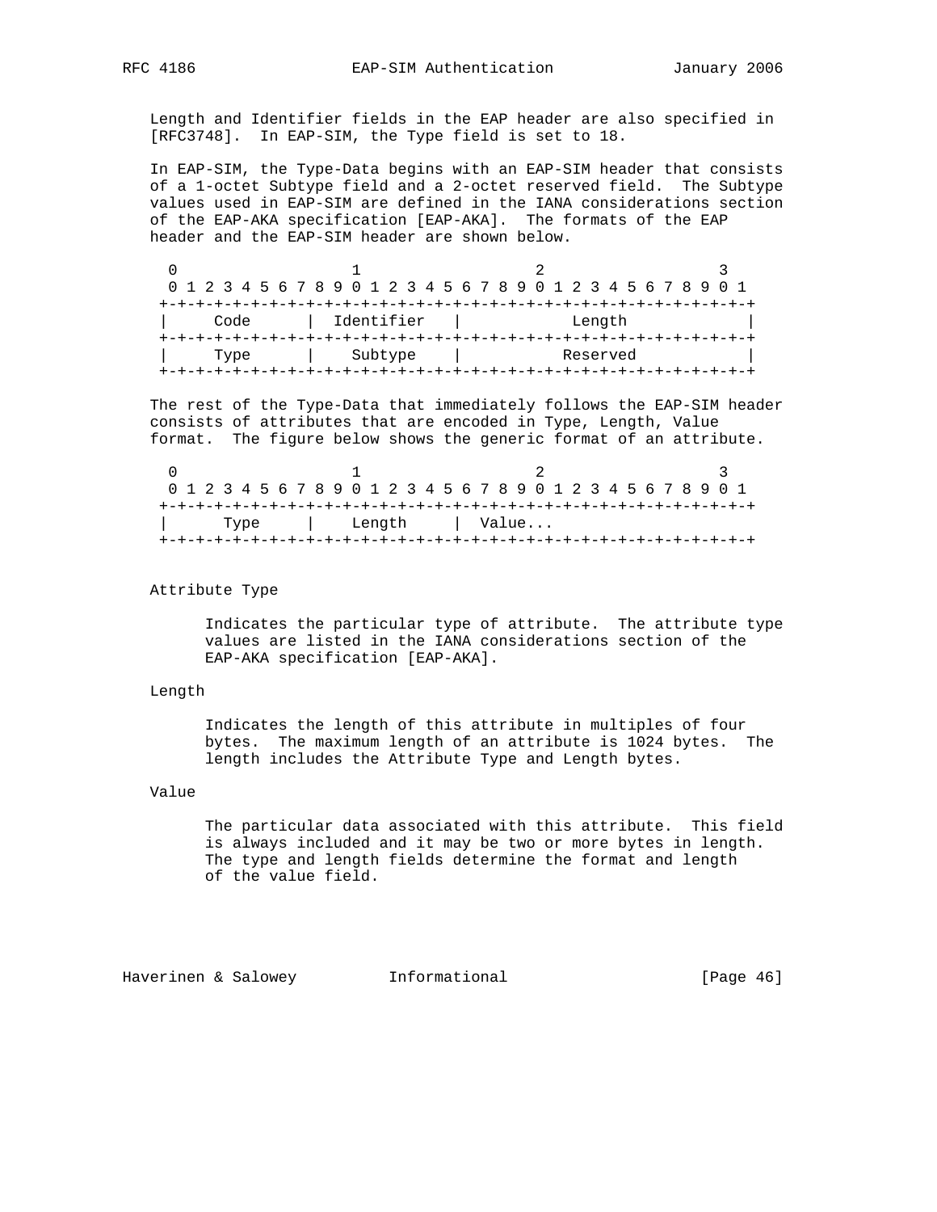Length and Identifier fields in the EAP header are also specified in [RFC3748]. In EAP-SIM, the Type field is set to 18.

In EAP-SIM, the Type-Data begins with an EAP-SIM header that consists of a 1-octet Subtype field and a 2-octet reserved field. The Subtype values used in EAP-SIM are defined in the IANA considerations section of the EAP-AKA specification [EAP-AKA]. The formats of the EAP header and the EAP-SIM header are shown below.

```
 0                   1                   2                   3
 0 1 2 3 4 5 6 7 8 9 0 1 2 3 4 5 6 7 8 9 0 1 2 3 4 5 6 7 8 9 0 1
+-+-+-+-+-+-+-+-+-+-+-+-+-+-+-+-+-+-+-+-+-+-+-+-+-+-+-+-+-+-+-+-+
|     Code      |  Identifier   |            Length             |
+-+-+-+-+-+-+-+-+-+-+-+-+-+-+-+-+-+-+-+-+-+-+-+-+-+-+-+-+-+-+-+-+
|     Type      |    Subtype    |           Reserved            |
+-+-+-+-+-+-+-+-+-+-+-+-+-+-+-+-+-+-+-+-+-+-+-+-+-+-+-+-+-+-+-+-+
```

The rest of the Type-Data that immediately follows the EAP-SIM header consists of attributes that are encoded in Type, Length, Value format. The figure below shows the generic format of an attribute.

```
 0                   1                   2                   3
 0 1 2 3 4 5 6 7 8 9 0 1 2 3 4 5 6 7 8 9 0 1 2 3 4 5 6 7 8 9 0 1
+-+-+-+-+-+-+-+-+-+-+-+-+-+-+-+-+-+-+-+-+-+-+-+-+-+-+-+-+-+-+-+-+
|      Type     |    Length     |  Value...
+-+-+-+-+-+-+-+-+-+-+-+-+-+-+-+-+-+-+-+-+-+-+-+-+-+-+-+-+-+-+-+-+
```

Attribute Type

Indicates the particular type of attribute. The attribute type values are listed in the IANA considerations section of the EAP-AKA specification [EAP-AKA].

Length

Indicates the length of this attribute in multiples of four bytes. The maximum length of an attribute is 1024 bytes. The length includes the Attribute Type and Length bytes.

Value

The particular data associated with this attribute. This field is always included and it may be two or more bytes in length. The type and length fields determine the format and length of the value field.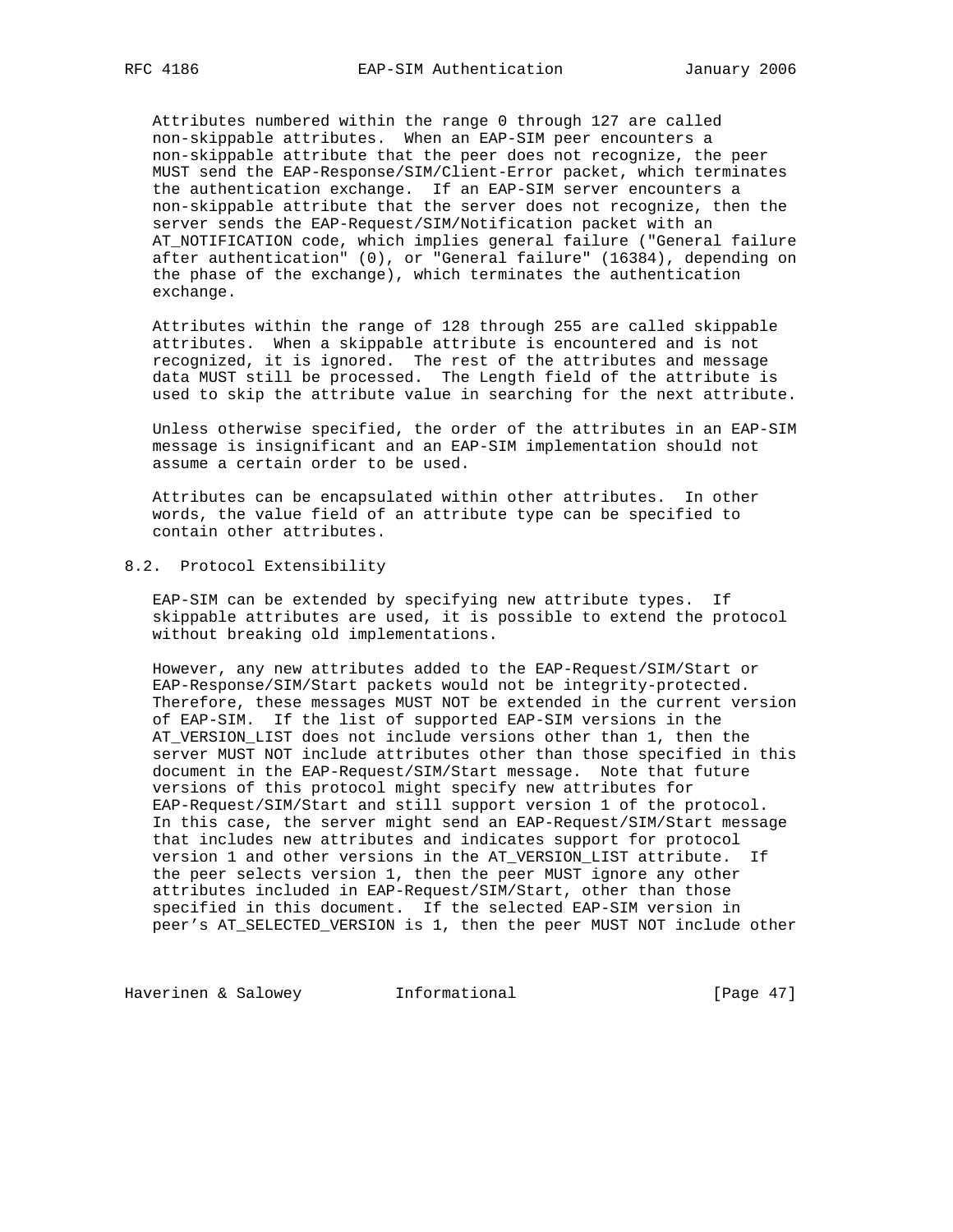Attributes numbered within the range 0 through 127 are called non-skippable attributes. When an EAP-SIM peer encounters a non-skippable attribute that the peer does not recognize, the peer MUST send the EAP-Response/SIM/Client-Error packet, which terminates the authentication exchange. If an EAP-SIM server encounters a non-skippable attribute that the server does not recognize, then the server sends the EAP-Request/SIM/Notification packet with an AT_NOTIFICATION code, which implies general failure ("General failure after authentication" (0), or "General failure" (16384), depending on the phase of the exchange), which terminates the authentication exchange.

Attributes within the range of 128 through 255 are called skippable attributes. When a skippable attribute is encountered and is not recognized, it is ignored. The rest of the attributes and message data MUST still be processed. The Length field of the attribute is used to skip the attribute value in searching for the next attribute.

Unless otherwise specified, the order of the attributes in an EAP-SIM message is insignificant and an EAP-SIM implementation should not assume a certain order to be used.

Attributes can be encapsulated within other attributes. In other words, the value field of an attribute type can be specified to contain other attributes.

## 8.2. Protocol Extensibility

EAP-SIM can be extended by specifying new attribute types. If skippable attributes are used, it is possible to extend the protocol without breaking old implementations.

However, any new attributes added to the EAP-Request/SIM/Start or EAP-Response/SIM/Start packets would not be integrity-protected. Therefore, these messages MUST NOT be extended in the current version of EAP-SIM. If the list of supported EAP-SIM versions in the AT_VERSION_LIST does not include versions other than 1, then the server MUST NOT include attributes other than those specified in this document in the EAP-Request/SIM/Start message. Note that future versions of this protocol might specify new attributes for EAP-Request/SIM/Start and still support version 1 of the protocol. In this case, the server might send an EAP-Request/SIM/Start message that includes new attributes and indicates support for protocol version 1 and other versions in the AT_VERSION_LIST attribute. If the peer selects version 1, then the peer MUST ignore any other attributes included in EAP-Request/SIM/Start, other than those specified in this document. If the selected EAP-SIM version in peer's AT_SELECTED_VERSION is 1, then the peer MUST NOT include other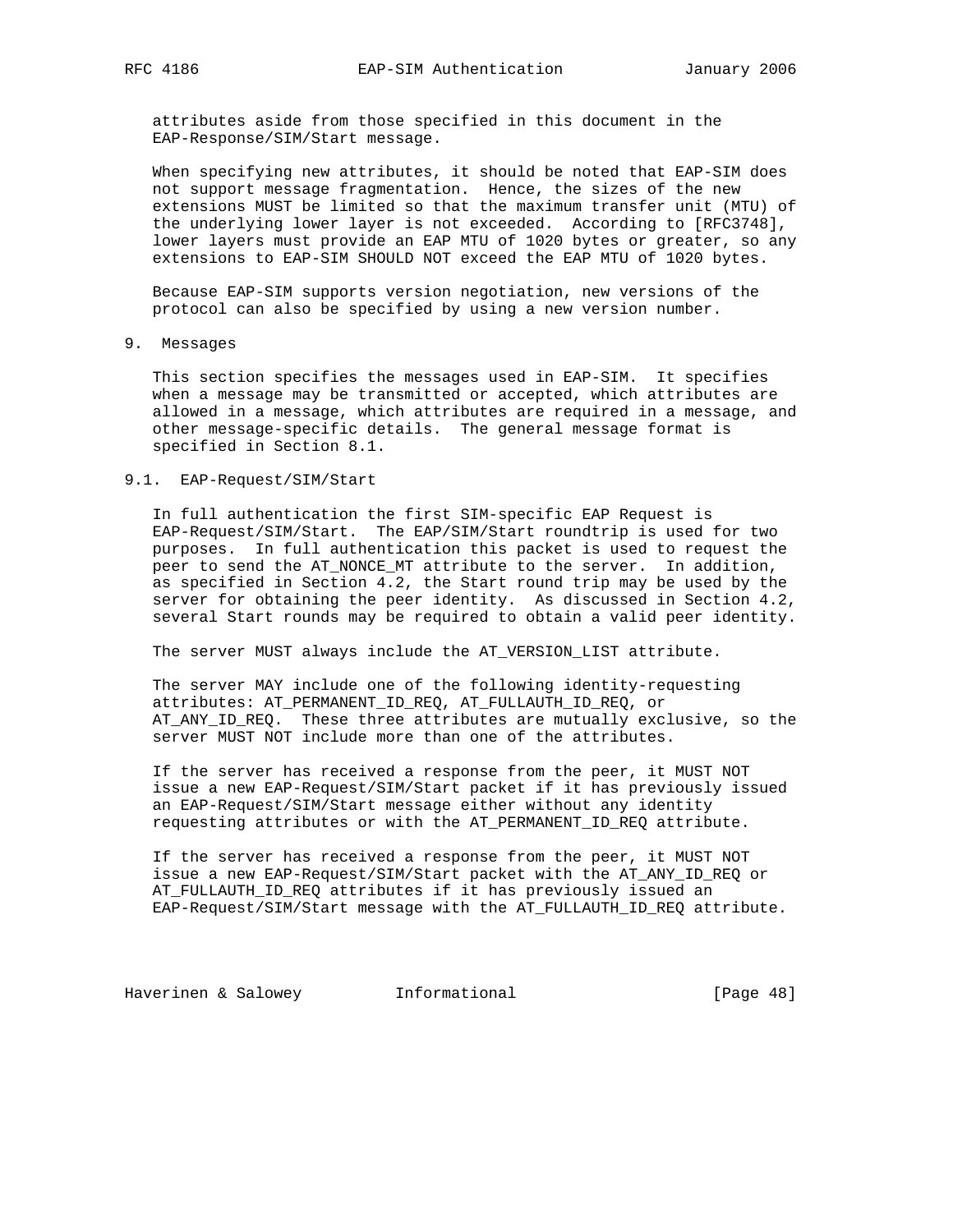attributes aside from those specified in this document in the EAP-Response/SIM/Start message.

When specifying new attributes, it should be noted that EAP-SIM does not support message fragmentation. Hence, the sizes of the new extensions MUST be limited so that the maximum transfer unit (MTU) of the underlying lower layer is not exceeded. According to [RFC3748], lower layers must provide an EAP MTU of 1020 bytes or greater, so any extensions to EAP-SIM SHOULD NOT exceed the EAP MTU of 1020 bytes.

Because EAP-SIM supports version negotiation, new versions of the protocol can also be specified by using a new version number.

# 9. Messages

This section specifies the messages used in EAP-SIM. It specifies when a message may be transmitted or accepted, which attributes are allowed in a message, which attributes are required in a message, and other message-specific details. The general message format is specified in Section 8.1.

## 9.1. EAP-Request/SIM/Start

In full authentication the first SIM-specific EAP Request is EAP-Request/SIM/Start. The EAP/SIM/Start roundtrip is used for two purposes. In full authentication this packet is used to request the peer to send the AT_NONCE_MT attribute to the server. In addition, as specified in Section 4.2, the Start round trip may be used by the server for obtaining the peer identity. As discussed in Section 4.2, several Start rounds may be required to obtain a valid peer identity.

The server MUST always include the AT_VERSION_LIST attribute.

The server MAY include one of the following identity-requesting attributes: AT_PERMANENT_ID_REQ, AT_FULLAUTH_ID_REQ, or AT_ANY_ID_REQ. These three attributes are mutually exclusive, so the server MUST NOT include more than one of the attributes.

If the server has received a response from the peer, it MUST NOT issue a new EAP-Request/SIM/Start packet if it has previously issued an EAP-Request/SIM/Start message either without any identity requesting attributes or with the AT_PERMANENT_ID_REQ attribute.

If the server has received a response from the peer, it MUST NOT issue a new EAP-Request/SIM/Start packet with the AT_ANY_ID_REQ or AT_FULLAUTH_ID_REQ attributes if it has previously issued an EAP-Request/SIM/Start message with the AT_FULLAUTH_ID_REQ attribute.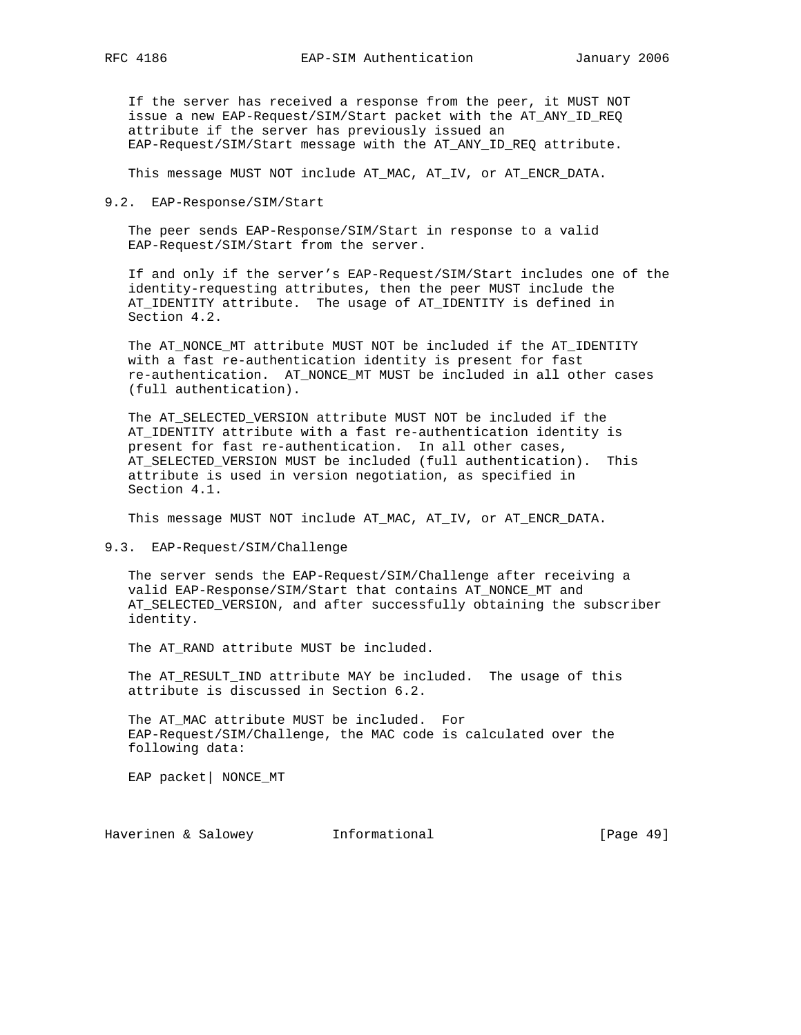If the server has received a response from the peer, it MUST NOT issue a new EAP-Request/SIM/Start packet with the AT_ANY_ID_REQ attribute if the server has previously issued an EAP-Request/SIM/Start message with the AT_ANY_ID_REQ attribute.

This message MUST NOT include AT_MAC, AT_IV, or AT_ENCR_DATA.

## 9.2. EAP-Response/SIM/Start

The peer sends EAP-Response/SIM/Start in response to a valid EAP-Request/SIM/Start from the server.

If and only if the server's EAP-Request/SIM/Start includes one of the identity-requesting attributes, then the peer MUST include the AT_IDENTITY attribute. The usage of AT_IDENTITY is defined in Section 4.2.

The AT_NONCE_MT attribute MUST NOT be included if the AT_IDENTITY with a fast re-authentication identity is present for fast re-authentication. AT_NONCE_MT MUST be included in all other cases (full authentication).

The AT_SELECTED_VERSION attribute MUST NOT be included if the AT_IDENTITY attribute with a fast re-authentication identity is present for fast re-authentication. In all other cases, AT_SELECTED_VERSION MUST be included (full authentication). This attribute is used in version negotiation, as specified in Section 4.1.

This message MUST NOT include AT_MAC, AT_IV, or AT_ENCR_DATA.

## 9.3. EAP-Request/SIM/Challenge

The server sends the EAP-Request/SIM/Challenge after receiving a valid EAP-Response/SIM/Start that contains AT_NONCE_MT and AT_SELECTED_VERSION, and after successfully obtaining the subscriber identity.

The AT_RAND attribute MUST be included.

The AT_RESULT_IND attribute MAY be included. The usage of this attribute is discussed in Section 6.2.

The AT_MAC attribute MUST be included. For EAP-Request/SIM/Challenge, the MAC code is calculated over the following data:

EAP packet| NONCE_MT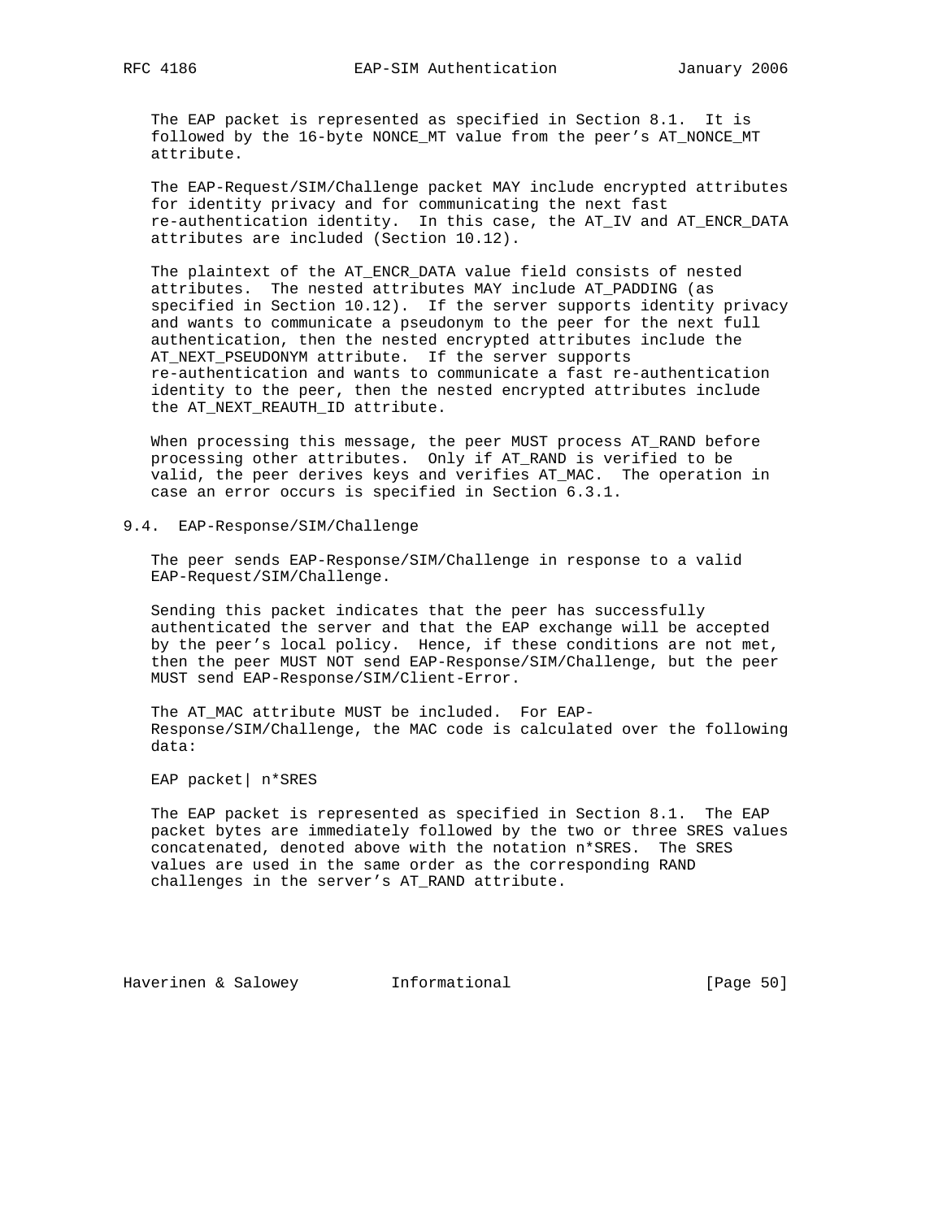The EAP packet is represented as specified in Section 8.1. It is followed by the 16-byte NONCE_MT value from the peer's AT_NONCE_MT attribute.

The EAP-Request/SIM/Challenge packet MAY include encrypted attributes for identity privacy and for communicating the next fast re-authentication identity. In this case, the AT_IV and AT_ENCR_DATA attributes are included (Section 10.12).

The plaintext of the AT_ENCR_DATA value field consists of nested attributes. The nested attributes MAY include AT_PADDING (as specified in Section 10.12). If the server supports identity privacy and wants to communicate a pseudonym to the peer for the next full authentication, then the nested encrypted attributes include the AT_NEXT_PSEUDONYM attribute. If the server supports re-authentication and wants to communicate a fast re-authentication identity to the peer, then the nested encrypted attributes include the AT_NEXT_REAUTH_ID attribute.

When processing this message, the peer MUST process AT_RAND before processing other attributes. Only if AT_RAND is verified to be valid, the peer derives keys and verifies AT_MAC. The operation in case an error occurs is specified in Section 6.3.1.

## 9.4. EAP-Response/SIM/Challenge

The peer sends EAP-Response/SIM/Challenge in response to a valid EAP-Request/SIM/Challenge.

Sending this packet indicates that the peer has successfully authenticated the server and that the EAP exchange will be accepted by the peer's local policy. Hence, if these conditions are not met, then the peer MUST NOT send EAP-Response/SIM/Challenge, but the peer MUST send EAP-Response/SIM/Client-Error.

The AT_MAC attribute MUST be included. For EAP-Response/SIM/Challenge, the MAC code is calculated over the following data:

```
EAP packet| n*SRES
```

The EAP packet is represented as specified in Section 8.1. The EAP packet bytes are immediately followed by the two or three SRES values concatenated, denoted above with the notation n*SRES. The SRES values are used in the same order as the corresponding RAND challenges in the server's AT_RAND attribute.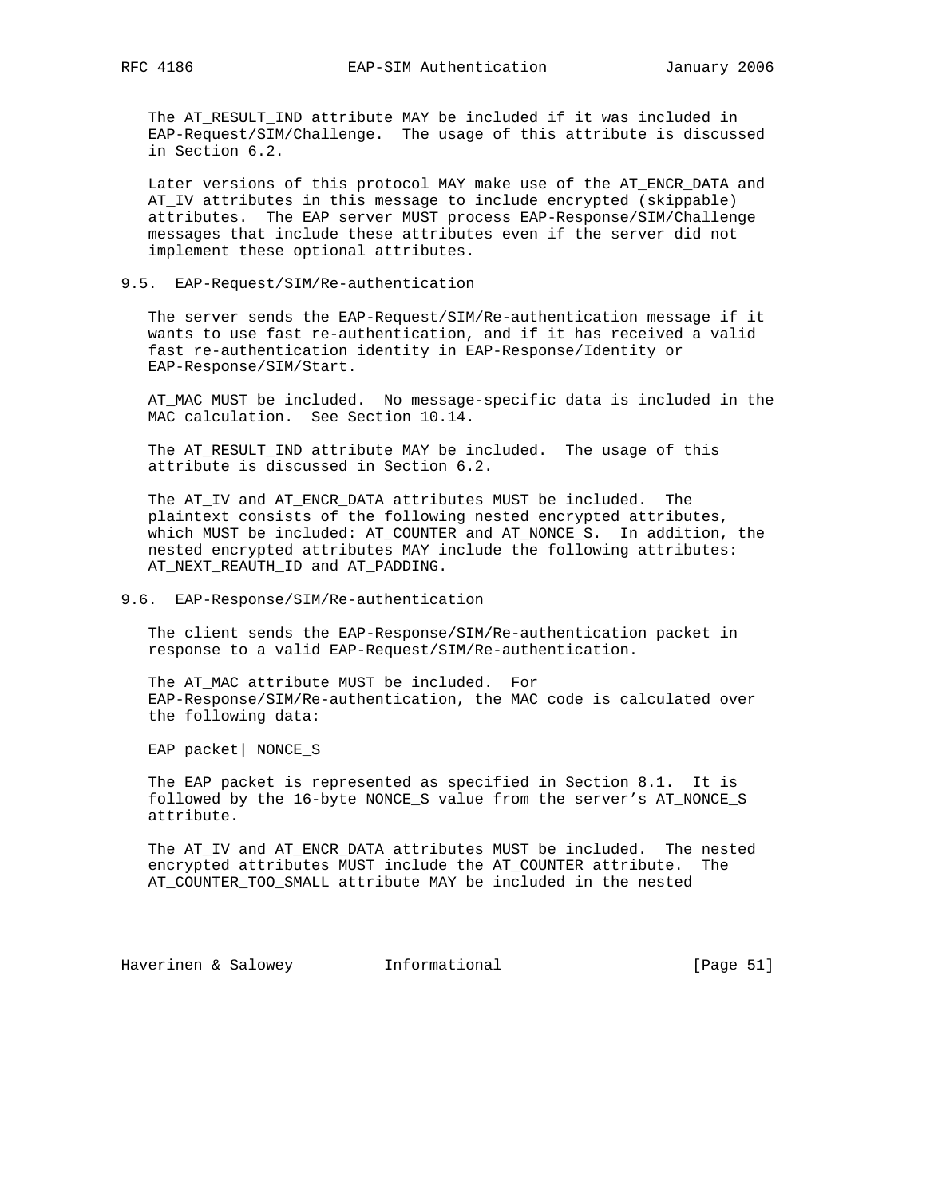The AT_RESULT_IND attribute MAY be included if it was included in EAP-Request/SIM/Challenge. The usage of this attribute is discussed in Section 6.2.

Later versions of this protocol MAY make use of the AT_ENCR_DATA and AT_IV attributes in this message to include encrypted (skippable) attributes. The EAP server MUST process EAP-Response/SIM/Challenge messages that include these attributes even if the server did not implement these optional attributes.

## 9.5. EAP-Request/SIM/Re-authentication

The server sends the EAP-Request/SIM/Re-authentication message if it wants to use fast re-authentication, and if it has received a valid fast re-authentication identity in EAP-Response/Identity or EAP-Response/SIM/Start.

AT_MAC MUST be included. No message-specific data is included in the MAC calculation. See Section 10.14.

The AT_RESULT_IND attribute MAY be included. The usage of this attribute is discussed in Section 6.2.

The AT_IV and AT_ENCR_DATA attributes MUST be included. The plaintext consists of the following nested encrypted attributes, which MUST be included: AT_COUNTER and AT_NONCE_S. In addition, the nested encrypted attributes MAY include the following attributes: AT_NEXT_REAUTH_ID and AT_PADDING.

## 9.6. EAP-Response/SIM/Re-authentication

The client sends the EAP-Response/SIM/Re-authentication packet in response to a valid EAP-Request/SIM/Re-authentication.

The AT_MAC attribute MUST be included. For EAP-Response/SIM/Re-authentication, the MAC code is calculated over the following data:

```
EAP packet| NONCE_S
```

The EAP packet is represented as specified in Section 8.1. It is followed by the 16-byte NONCE_S value from the server's AT_NONCE_S attribute.

The AT_IV and AT_ENCR_DATA attributes MUST be included. The nested encrypted attributes MUST include the AT_COUNTER attribute. The AT_COUNTER_TOO_SMALL attribute MAY be included in the nested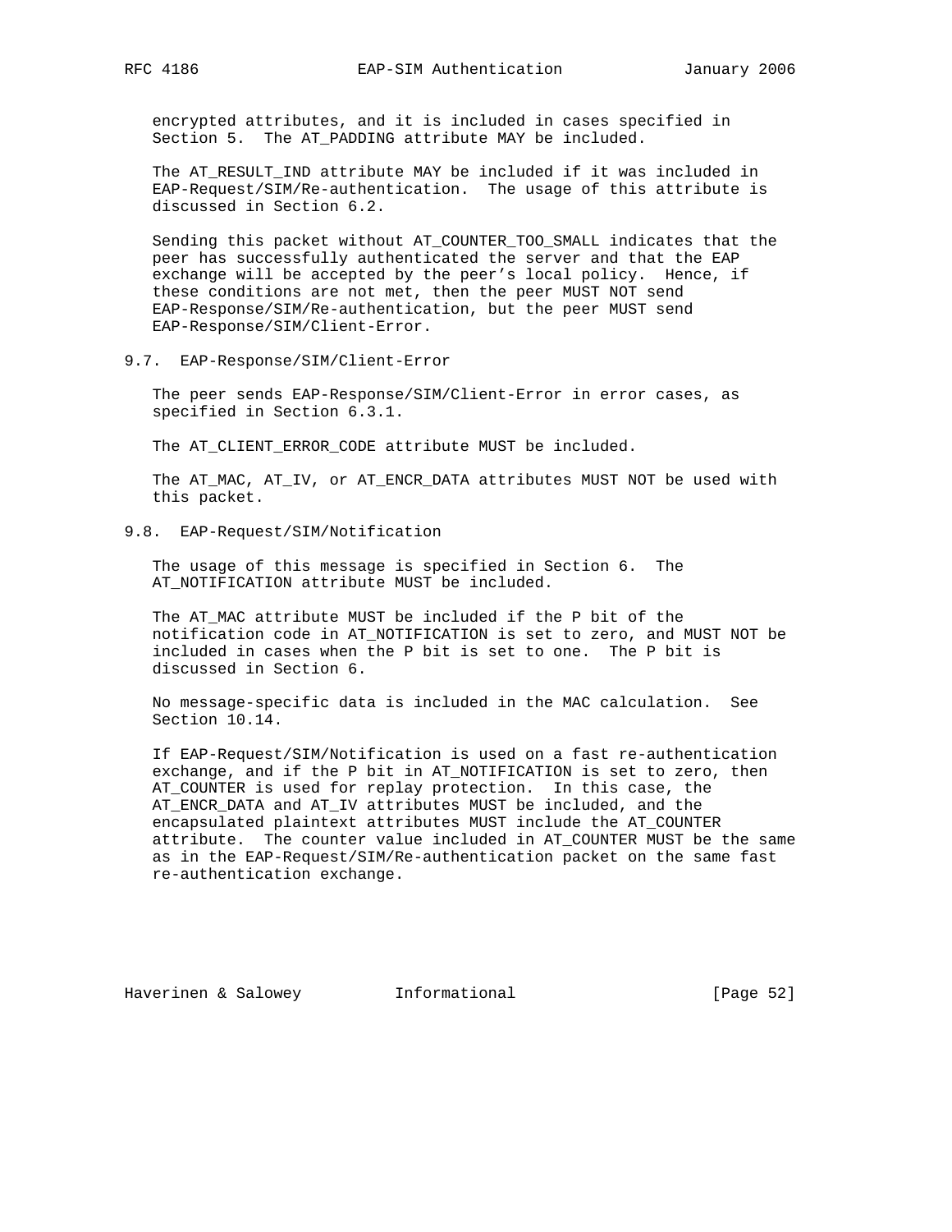encrypted attributes, and it is included in cases specified in Section 5. The AT_PADDING attribute MAY be included.

The AT_RESULT_IND attribute MAY be included if it was included in EAP-Request/SIM/Re-authentication. The usage of this attribute is discussed in Section 6.2.

Sending this packet without AT_COUNTER_TOO_SMALL indicates that the peer has successfully authenticated the server and that the EAP exchange will be accepted by the peer's local policy. Hence, if these conditions are not met, then the peer MUST NOT send EAP-Response/SIM/Re-authentication, but the peer MUST send EAP-Response/SIM/Client-Error.

## 9.7. EAP-Response/SIM/Client-Error

The peer sends EAP-Response/SIM/Client-Error in error cases, as specified in Section 6.3.1.

The AT_CLIENT_ERROR_CODE attribute MUST be included.

The AT_MAC, AT_IV, or AT_ENCR_DATA attributes MUST NOT be used with this packet.

## 9.8. EAP-Request/SIM/Notification

The usage of this message is specified in Section 6. The AT_NOTIFICATION attribute MUST be included.

The AT_MAC attribute MUST be included if the P bit of the notification code in AT_NOTIFICATION is set to zero, and MUST NOT be included in cases when the P bit is set to one. The P bit is discussed in Section 6.

No message-specific data is included in the MAC calculation. See Section 10.14.

If EAP-Request/SIM/Notification is used on a fast re-authentication exchange, and if the P bit in AT_NOTIFICATION is set to zero, then AT_COUNTER is used for replay protection. In this case, the AT_ENCR_DATA and AT_IV attributes MUST be included, and the encapsulated plaintext attributes MUST include the AT_COUNTER attribute. The counter value included in AT_COUNTER MUST be the same as in the EAP-Request/SIM/Re-authentication packet on the same fast re-authentication exchange.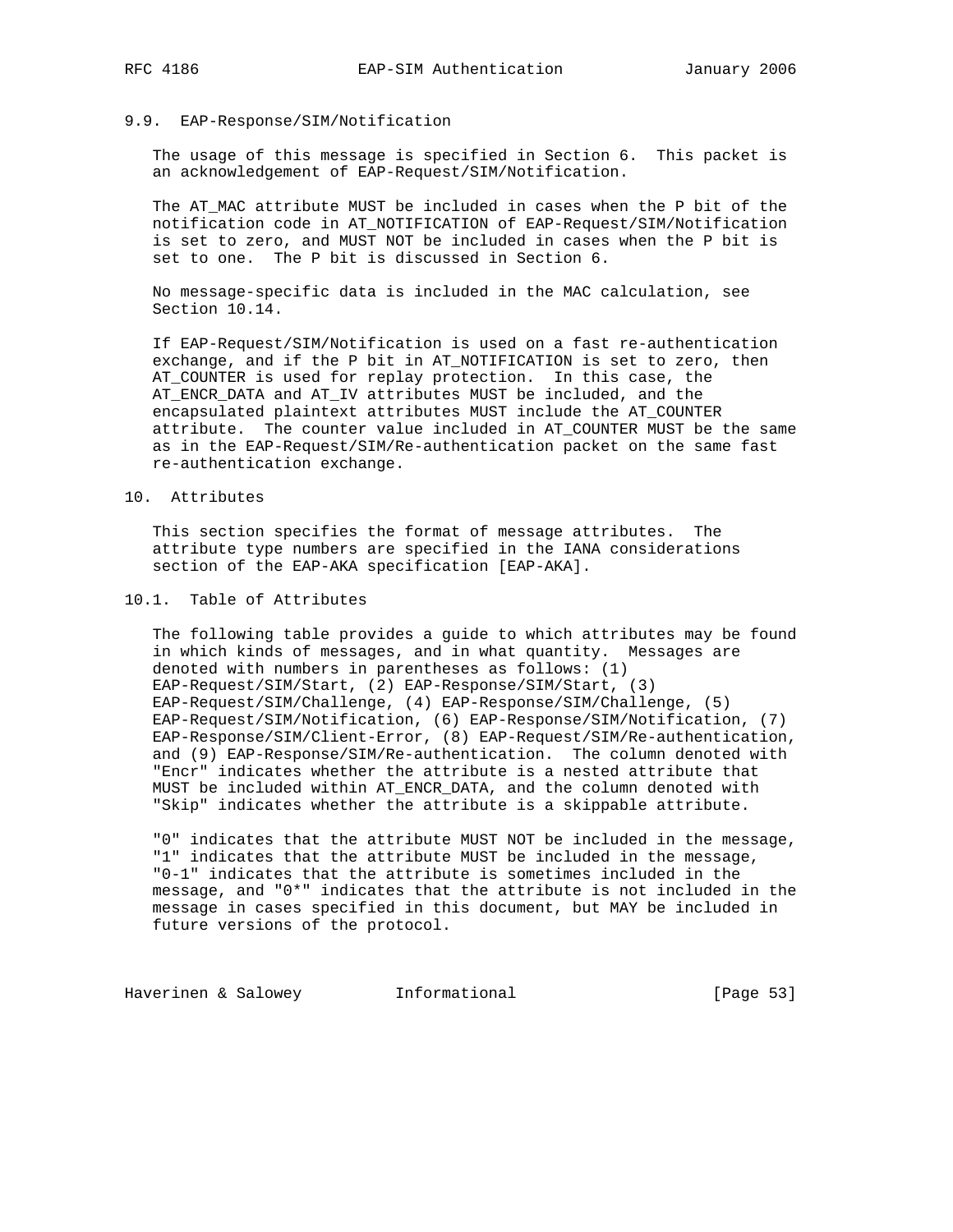## 9.9. EAP-Response/SIM/Notification

The usage of this message is specified in Section 6. This packet is an acknowledgement of EAP-Request/SIM/Notification.

The AT_MAC attribute MUST be included in cases when the P bit of the notification code in AT_NOTIFICATION of EAP-Request/SIM/Notification is set to zero, and MUST NOT be included in cases when the P bit is set to one. The P bit is discussed in Section 6.

No message-specific data is included in the MAC calculation, see Section 10.14.

If EAP-Request/SIM/Notification is used on a fast re-authentication exchange, and if the P bit in AT_NOTIFICATION is set to zero, then AT_COUNTER is used for replay protection. In this case, the AT_ENCR_DATA and AT_IV attributes MUST be included, and the encapsulated plaintext attributes MUST include the AT_COUNTER attribute. The counter value included in AT_COUNTER MUST be the same as in the EAP-Request/SIM/Re-authentication packet on the same fast re-authentication exchange.

# 10. Attributes

This section specifies the format of message attributes. The attribute type numbers are specified in the IANA considerations section of the EAP-AKA specification [EAP-AKA].

## 10.1. Table of Attributes

The following table provides a guide to which attributes may be found in which kinds of messages, and in what quantity. Messages are denoted with numbers in parentheses as follows: (1) EAP-Request/SIM/Start, (2) EAP-Response/SIM/Start, (3) EAP-Request/SIM/Challenge, (4) EAP-Response/SIM/Challenge, (5) EAP-Request/SIM/Notification, (6) EAP-Response/SIM/Notification, (7) EAP-Response/SIM/Client-Error, (8) EAP-Request/SIM/Re-authentication, and (9) EAP-Response/SIM/Re-authentication. The column denoted with "Encr" indicates whether the attribute is a nested attribute that MUST be included within AT_ENCR_DATA, and the column denoted with "Skip" indicates whether the attribute is a skippable attribute.

"0" indicates that the attribute MUST NOT be included in the message, "1" indicates that the attribute MUST be included in the message, "0-1" indicates that the attribute is sometimes included in the message, and "0*" indicates that the attribute is not included in the message in cases specified in this document, but MAY be included in future versions of the protocol.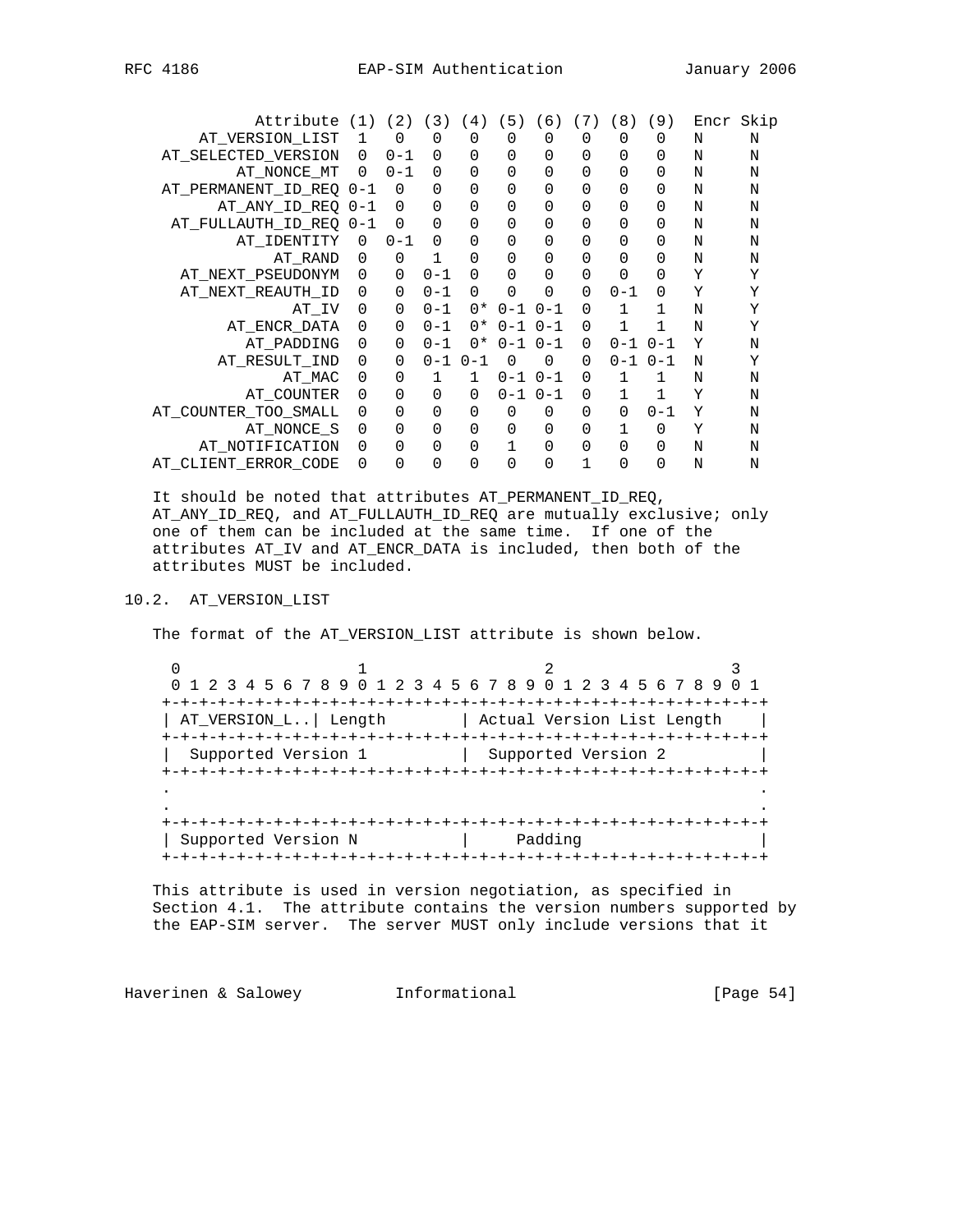| Attribute | (1) | (2) | (3) | (4) | (5) | (6) | (7) | (8) | (9) | Encr | Skip |
|---|---|---|---|---|---|---|---|---|---|---|---|
| AT_VERSION_LIST | 1 | 0 | 0 | 0 | 0 | 0 | 0 | 0 | 0 | N | N |
| AT_SELECTED_VERSION | 0 | 0-1 | 0 | 0 | 0 | 0 | 0 | 0 | 0 | N | N |
| AT_NONCE_MT | 0 | 0-1 | 0 | 0 | 0 | 0 | 0 | 0 | 0 | N | N |
| AT_PERMANENT_ID_REQ | 0-1 | 0 | 0 | 0 | 0 | 0 | 0 | 0 | 0 | N | N |
| AT_ANY_ID_REQ | 0-1 | 0 | 0 | 0 | 0 | 0 | 0 | 0 | 0 | N | N |
| AT_FULLAUTH_ID_REQ | 0-1 | 0 | 0 | 0 | 0 | 0 | 0 | 0 | 0 | N | N |
| AT_IDENTITY | 0 | 0-1 | 0 | 0 | 0 | 0 | 0 | 0 | 0 | N | N |
| AT_RAND | 0 | 0 | 1 | 0 | 0 | 0 | 0 | 0 | 0 | N | N |
| AT_NEXT_PSEUDONYM | 0 | 0 | 0-1 | 0 | 0 | 0 | 0 | 0 | 0 | Y | Y |
| AT_NEXT_REAUTH_ID | 0 | 0 | 0-1 | 0 | 0 | 0 | 0 | 0-1 | 0 | Y | Y |
| AT_IV | 0 | 0 | 0-1 | 0* | 0-1 | 0-1 | 0 | 1 | 1 | N | Y |
| AT_ENCR_DATA | 0 | 0 | 0-1 | 0* | 0-1 | 0-1 | 0 | 1 | 1 | N | Y |
| AT_PADDING | 0 | 0 | 0-1 | 0* | 0-1 | 0-1 | 0 | 0-1 | 0-1 | Y | N |
| AT_RESULT_IND | 0 | 0 | 0-1 | 0-1 | 0 | 0 | 0 | 0-1 | 0-1 | N | Y |
| AT_MAC | 0 | 0 | 1 | 1 | 0-1 | 0-1 | 0 | 1 | 1 | N | N |
| AT_COUNTER | 0 | 0 | 0 | 0 | 0-1 | 0-1 | 0 | 1 | 1 | Y | N |
| AT_COUNTER_TOO_SMALL | 0 | 0 | 0 | 0 | 0 | 0 | 0 | 0 | 0-1 | Y | N |
| AT_NONCE_S | 0 | 0 | 0 | 0 | 0 | 0 | 0 | 1 | 0 | Y | N |
| AT_NOTIFICATION | 0 | 0 | 0 | 0 | 1 | 0 | 0 | 0 | 0 | N | N |
| AT_CLIENT_ERROR_CODE | 0 | 0 | 0 | 0 | 0 | 0 | 1 | 0 | 0 | N | N |

It should be noted that attributes AT_PERMANENT_ID_REQ, AT_ANY_ID_REQ, and AT_FULLAUTH_ID_REQ are mutually exclusive; only one of them can be included at the same time. If one of the attributes AT_IV and AT_ENCR_DATA is included, then both of the attributes MUST be included.

## 10.2. AT_VERSION_LIST

The format of the AT_VERSION_LIST attribute is shown below.

```
 0                   1                   2                   3
 0 1 2 3 4 5 6 7 8 9 0 1 2 3 4 5 6 7 8 9 0 1 2 3 4 5 6 7 8 9 0 1
+-+-+-+-+-+-+-+-+-+-+-+-+-+-+-+-+-+-+-+-+-+-+-+-+-+-+-+-+-+-+-+-+
| AT_VERSION_L..| Length        | Actual Version List Length    |
+-+-+-+-+-+-+-+-+-+-+-+-+-+-+-+-+-+-+-+-+-+-+-+-+-+-+-+-+-+-+-+-+
|  Supported Version 1          |  Supported Version 2          |
+-+-+-+-+-+-+-+-+-+-+-+-+-+-+-+-+-+-+-+-+-+-+-+-+-+-+-+-+-+-+-+-+
.                                                               .
.                                                               .
+-+-+-+-+-+-+-+-+-+-+-+-+-+-+-+-+-+-+-+-+-+-+-+-+-+-+-+-+-+-+-+-+
| Supported Version N           |     Padding                   |
+-+-+-+-+-+-+-+-+-+-+-+-+-+-+-+-+-+-+-+-+-+-+-+-+-+-+-+-+-+-+-+-+
```

This attribute is used in version negotiation, as specified in Section 4.1. The attribute contains the version numbers supported by the EAP-SIM server. The server MUST only include versions that it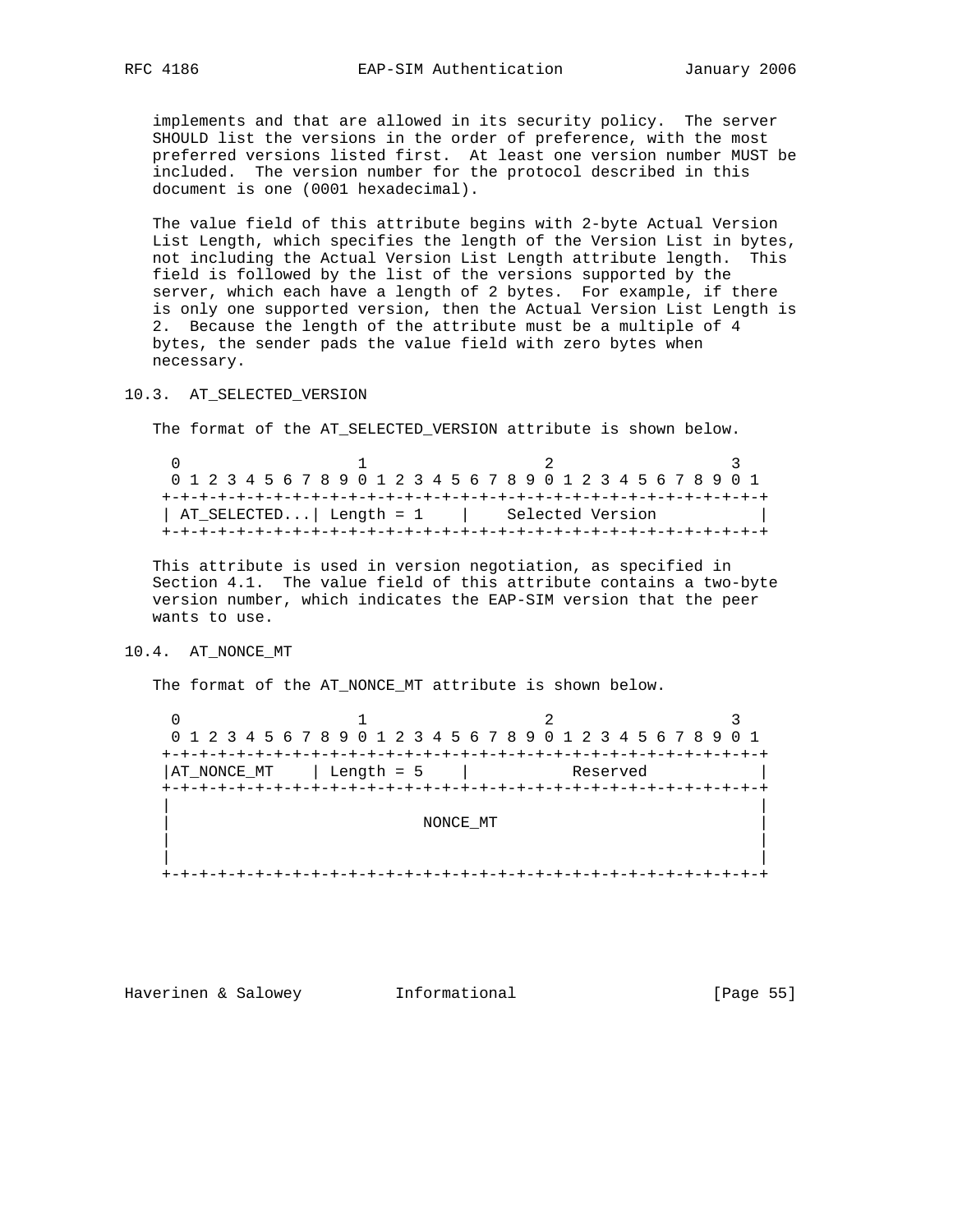implements and that are allowed in its security policy. The server SHOULD list the versions in the order of preference, with the most preferred versions listed first. At least one version number MUST be included. The version number for the protocol described in this document is one (0001 hexadecimal).

The value field of this attribute begins with 2-byte Actual Version List Length, which specifies the length of the Version List in bytes, not including the Actual Version List Length attribute length. This field is followed by the list of the versions supported by the server, which each have a length of 2 bytes. For example, if there is only one supported version, then the Actual Version List Length is 2. Because the length of the attribute must be a multiple of 4 bytes, the sender pads the value field with zero bytes when necessary.

### 10.3. AT_SELECTED_VERSION

The format of the AT_SELECTED_VERSION attribute is shown below.

```
 0                   1                   2                   3
 0 1 2 3 4 5 6 7 8 9 0 1 2 3 4 5 6 7 8 9 0 1 2 3 4 5 6 7 8 9 0 1
+-+-+-+-+-+-+-+-+-+-+-+-+-+-+-+-+-+-+-+-+-+-+-+-+-+-+-+-+-+-+-+-+
| AT_SELECTED...| Length = 1    |    Selected Version           |
+-+-+-+-+-+-+-+-+-+-+-+-+-+-+-+-+-+-+-+-+-+-+-+-+-+-+-+-+-+-+-+-+
```

This attribute is used in version negotiation, as specified in Section 4.1. The value field of this attribute contains a two-byte version number, which indicates the EAP-SIM version that the peer wants to use.

### 10.4. AT_NONCE_MT

The format of the AT_NONCE_MT attribute is shown below.

```
 0                   1                   2                   3
 0 1 2 3 4 5 6 7 8 9 0 1 2 3 4 5 6 7 8 9 0 1 2 3 4 5 6 7 8 9 0 1
+-+-+-+-+-+-+-+-+-+-+-+-+-+-+-+-+-+-+-+-+-+-+-+-+-+-+-+-+-+-+-+-+
|AT_NONCE_MT    | Length = 5    |           Reserved            |
+-+-+-+-+-+-+-+-+-+-+-+-+-+-+-+-+-+-+-+-+-+-+-+-+-+-+-+-+-+-+-+-+
|                                                               |
|                           NONCE_MT                            |
|                                                               |
|                                                               |
+-+-+-+-+-+-+-+-+-+-+-+-+-+-+-+-+-+-+-+-+-+-+-+-+-+-+-+-+-+-+-+-+
```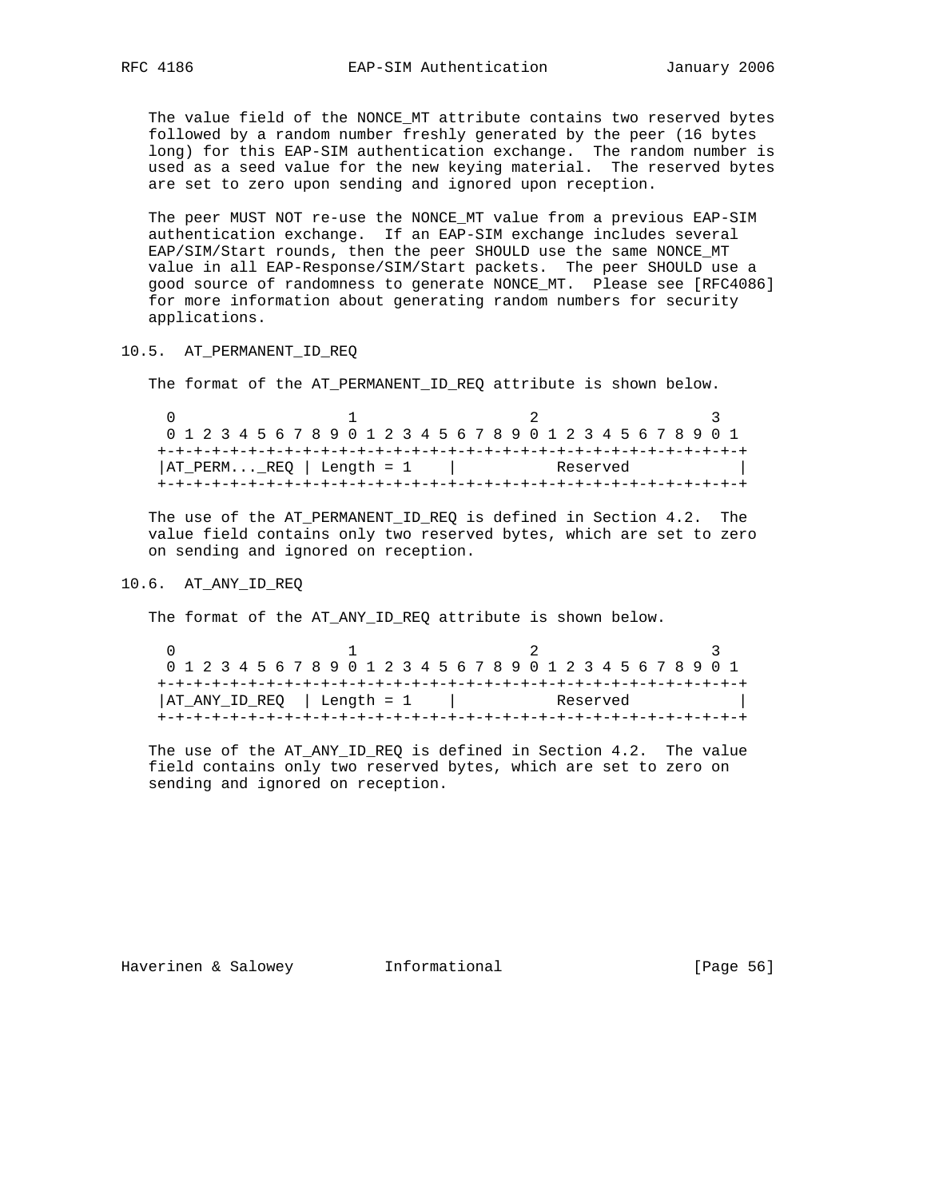The value field of the NONCE_MT attribute contains two reserved bytes followed by a random number freshly generated by the peer (16 bytes long) for this EAP-SIM authentication exchange. The random number is used as a seed value for the new keying material. The reserved bytes are set to zero upon sending and ignored upon reception.

The peer MUST NOT re-use the NONCE_MT value from a previous EAP-SIM authentication exchange. If an EAP-SIM exchange includes several EAP/SIM/Start rounds, then the peer SHOULD use the same NONCE_MT value in all EAP-Response/SIM/Start packets. The peer SHOULD use a good source of randomness to generate NONCE_MT. Please see [RFC4086] for more information about generating random numbers for security applications.

### 10.5. AT_PERMANENT_ID_REQ

The format of the AT_PERMANENT_ID_REQ attribute is shown below.

```
 0                   1                   2                   3
 0 1 2 3 4 5 6 7 8 9 0 1 2 3 4 5 6 7 8 9 0 1 2 3 4 5 6 7 8 9 0 1
+-+-+-+-+-+-+-+-+-+-+-+-+-+-+-+-+-+-+-+-+-+-+-+-+-+-+-+-+-+-+-+-+
|AT_PERM..._REQ | Length = 1    |           Reserved            |
+-+-+-+-+-+-+-+-+-+-+-+-+-+-+-+-+-+-+-+-+-+-+-+-+-+-+-+-+-+-+-+-+
```

The use of the AT_PERMANENT_ID_REQ is defined in Section 4.2. The value field contains only two reserved bytes, which are set to zero on sending and ignored on reception.

### 10.6. AT_ANY_ID_REQ

The format of the AT_ANY_ID_REQ attribute is shown below.

```
 0                   1                   2                   3
 0 1 2 3 4 5 6 7 8 9 0 1 2 3 4 5 6 7 8 9 0 1 2 3 4 5 6 7 8 9 0 1
+-+-+-+-+-+-+-+-+-+-+-+-+-+-+-+-+-+-+-+-+-+-+-+-+-+-+-+-+-+-+-+-+
|AT_ANY_ID_REQ  | Length = 1    |           Reserved            |
+-+-+-+-+-+-+-+-+-+-+-+-+-+-+-+-+-+-+-+-+-+-+-+-+-+-+-+-+-+-+-+-+
```

The use of the AT_ANY_ID_REQ is defined in Section 4.2. The value field contains only two reserved bytes, which are set to zero on sending and ignored on reception.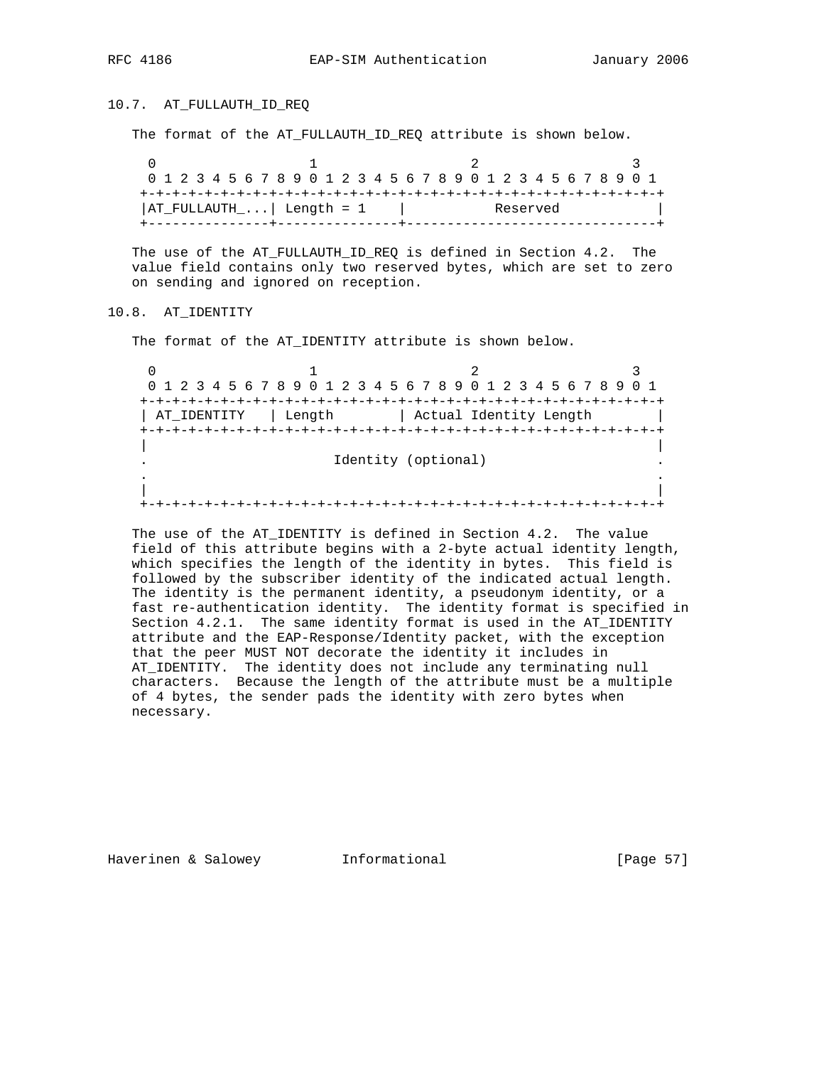## 10.7. AT_FULLAUTH_ID_REQ

The format of the AT_FULLAUTH_ID_REQ attribute is shown below.

```
 0                   1                   2                   3
 0 1 2 3 4 5 6 7 8 9 0 1 2 3 4 5 6 7 8 9 0 1 2 3 4 5 6 7 8 9 0 1
+-+-+-+-+-+-+-+-+-+-+-+-+-+-+-+-+-+-+-+-+-+-+-+-+-+-+-+-+-+-+-+-+
|AT_FULLAUTH_...| Length = 1    |           Reserved            |
+---------------+---------------+-------------------------------+
```

The use of the AT_FULLAUTH_ID_REQ is defined in Section 4.2. The value field contains only two reserved bytes, which are set to zero on sending and ignored on reception.

## 10.8. AT_IDENTITY

The format of the AT_IDENTITY attribute is shown below.

```
 0                   1                   2                   3
 0 1 2 3 4 5 6 7 8 9 0 1 2 3 4 5 6 7 8 9 0 1 2 3 4 5 6 7 8 9 0 1
+-+-+-+-+-+-+-+-+-+-+-+-+-+-+-+-+-+-+-+-+-+-+-+-+-+-+-+-+-+-+-+-+
| AT_IDENTITY   | Length        | Actual Identity Length        |
+-+-+-+-+-+-+-+-+-+-+-+-+-+-+-+-+-+-+-+-+-+-+-+-+-+-+-+-+-+-+-+-+
|                                                               |
.                       Identity (optional)                     .
.                                                               .
|                                                               |
+-+-+-+-+-+-+-+-+-+-+-+-+-+-+-+-+-+-+-+-+-+-+-+-+-+-+-+-+-+-+-+-+
```

The use of the AT_IDENTITY is defined in Section 4.2. The value field of this attribute begins with a 2-byte actual identity length, which specifies the length of the identity in bytes. This field is followed by the subscriber identity of the indicated actual length. The identity is the permanent identity, a pseudonym identity, or a fast re-authentication identity. The identity format is specified in Section 4.2.1. The same identity format is used in the AT_IDENTITY attribute and the EAP-Response/Identity packet, with the exception that the peer MUST NOT decorate the identity it includes in AT_IDENTITY. The identity does not include any terminating null characters. Because the length of the attribute must be a multiple of 4 bytes, the sender pads the identity with zero bytes when necessary.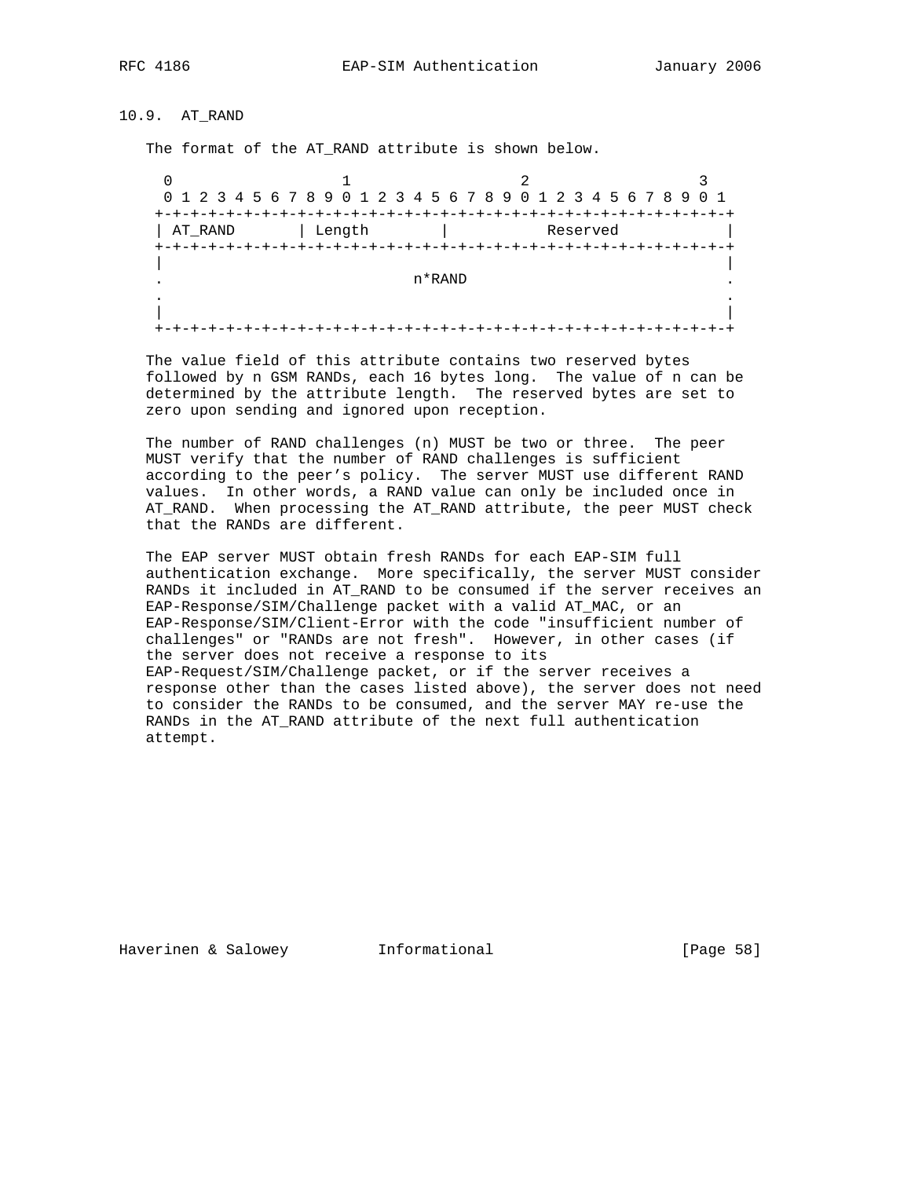## 10.9. AT_RAND

The format of the AT_RAND attribute is shown below.

```
 0                   1                   2                   3
 0 1 2 3 4 5 6 7 8 9 0 1 2 3 4 5 6 7 8 9 0 1 2 3 4 5 6 7 8 9 0 1
+-+-+-+-+-+-+-+-+-+-+-+-+-+-+-+-+-+-+-+-+-+-+-+-+-+-+-+-+-+-+-+-+
| AT_RAND       | Length        |           Reserved            |
+-+-+-+-+-+-+-+-+-+-+-+-+-+-+-+-+-+-+-+-+-+-+-+-+-+-+-+-+-+-+-+-+
|                                                               |
.                            n*RAND                             .
.                                                               .
|                                                               |
+-+-+-+-+-+-+-+-+-+-+-+-+-+-+-+-+-+-+-+-+-+-+-+-+-+-+-+-+-+-+-+-+
```

The value field of this attribute contains two reserved bytes followed by n GSM RANDs, each 16 bytes long. The value of n can be determined by the attribute length. The reserved bytes are set to zero upon sending and ignored upon reception.

The number of RAND challenges (n) MUST be two or three. The peer MUST verify that the number of RAND challenges is sufficient according to the peer's policy. The server MUST use different RAND values. In other words, a RAND value can only be included once in AT_RAND. When processing the AT_RAND attribute, the peer MUST check that the RANDs are different.

The EAP server MUST obtain fresh RANDs for each EAP-SIM full authentication exchange. More specifically, the server MUST consider RANDs it included in AT_RAND to be consumed if the server receives an EAP-Response/SIM/Challenge packet with a valid AT_MAC, or an EAP-Response/SIM/Client-Error with the code "insufficient number of challenges" or "RANDs are not fresh". However, in other cases (if the server does not receive a response to its EAP-Request/SIM/Challenge packet, or if the server receives a response other than the cases listed above), the server does not need to consider the RANDs to be consumed, and the server MAY re-use the RANDs in the AT_RAND attribute of the next full authentication attempt.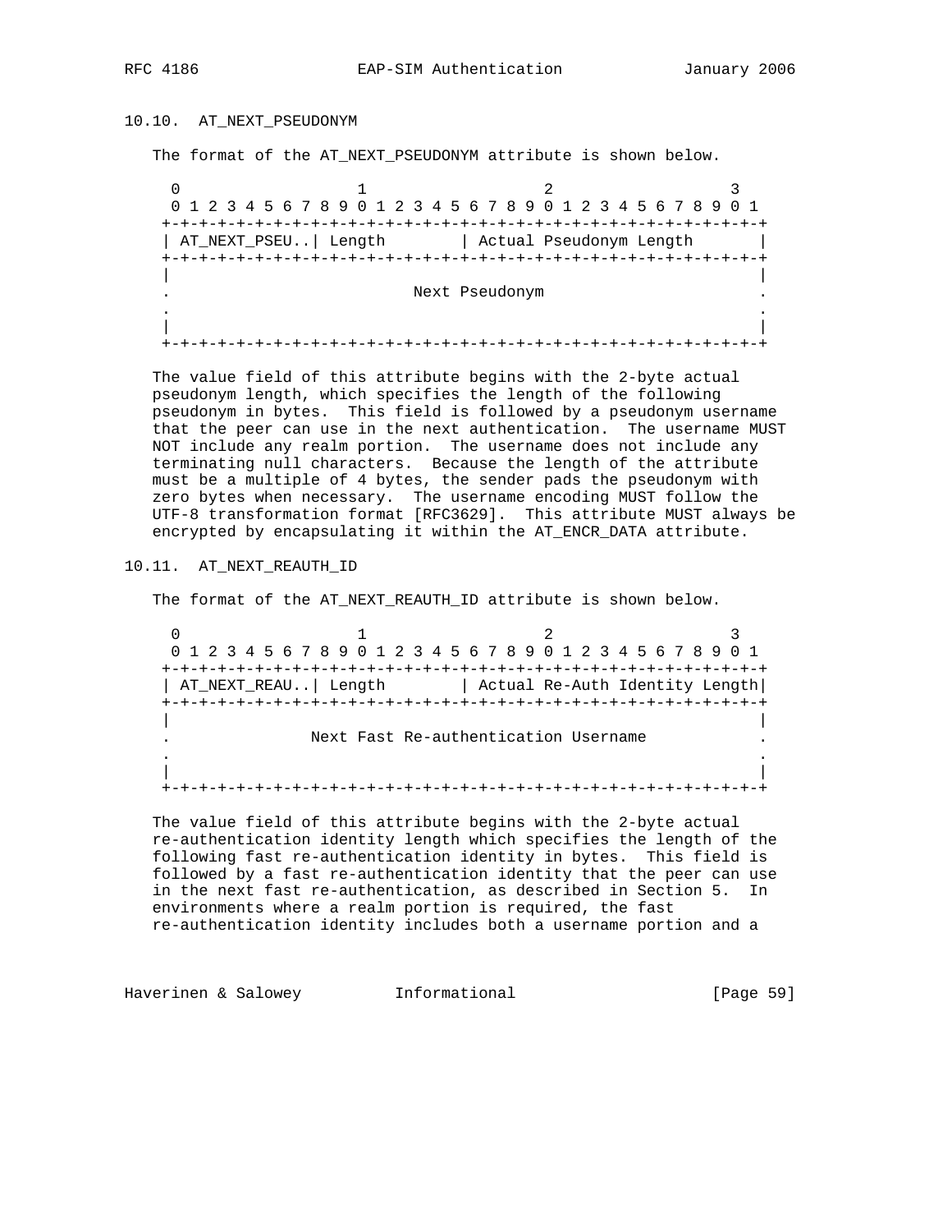## 10.10. AT_NEXT_PSEUDONYM

The format of the AT_NEXT_PSEUDONYM attribute is shown below.

```
 0                   1                   2                   3
 0 1 2 3 4 5 6 7 8 9 0 1 2 3 4 5 6 7 8 9 0 1 2 3 4 5 6 7 8 9 0 1
+-+-+-+-+-+-+-+-+-+-+-+-+-+-+-+-+-+-+-+-+-+-+-+-+-+-+-+-+-+-+-+-+
| AT_NEXT_PSEU..| Length        | Actual Pseudonym Length       |
+-+-+-+-+-+-+-+-+-+-+-+-+-+-+-+-+-+-+-+-+-+-+-+-+-+-+-+-+-+-+-+-+
|                                                               |
.                           Next Pseudonym                      .
.                                                               .
|                                                               |
+-+-+-+-+-+-+-+-+-+-+-+-+-+-+-+-+-+-+-+-+-+-+-+-+-+-+-+-+-+-+-+-+
```

The value field of this attribute begins with the 2-byte actual pseudonym length, which specifies the length of the following pseudonym in bytes. This field is followed by a pseudonym username that the peer can use in the next authentication. The username MUST NOT include any realm portion. The username does not include any terminating null characters. Because the length of the attribute must be a multiple of 4 bytes, the sender pads the pseudonym with zero bytes when necessary. The username encoding MUST follow the UTF-8 transformation format [RFC3629]. This attribute MUST always be encrypted by encapsulating it within the AT_ENCR_DATA attribute.

## 10.11. AT_NEXT_REAUTH_ID

The format of the AT_NEXT_REAUTH_ID attribute is shown below.

```
 0                   1                   2                   3
 0 1 2 3 4 5 6 7 8 9 0 1 2 3 4 5 6 7 8 9 0 1 2 3 4 5 6 7 8 9 0 1
+-+-+-+-+-+-+-+-+-+-+-+-+-+-+-+-+-+-+-+-+-+-+-+-+-+-+-+-+-+-+-+-+
| AT_NEXT_REAU..| Length        | Actual Re-Auth Identity Length|
+-+-+-+-+-+-+-+-+-+-+-+-+-+-+-+-+-+-+-+-+-+-+-+-+-+-+-+-+-+-+-+-+
|                                                               |
.               Next Fast Re-authentication Username            .
.                                                               .
|                                                               |
+-+-+-+-+-+-+-+-+-+-+-+-+-+-+-+-+-+-+-+-+-+-+-+-+-+-+-+-+-+-+-+-+
```

The value field of this attribute begins with the 2-byte actual re-authentication identity length which specifies the length of the following fast re-authentication identity in bytes. This field is followed by a fast re-authentication identity that the peer can use in the next fast re-authentication, as described in Section 5. In environments where a realm portion is required, the fast re-authentication identity includes both a username portion and a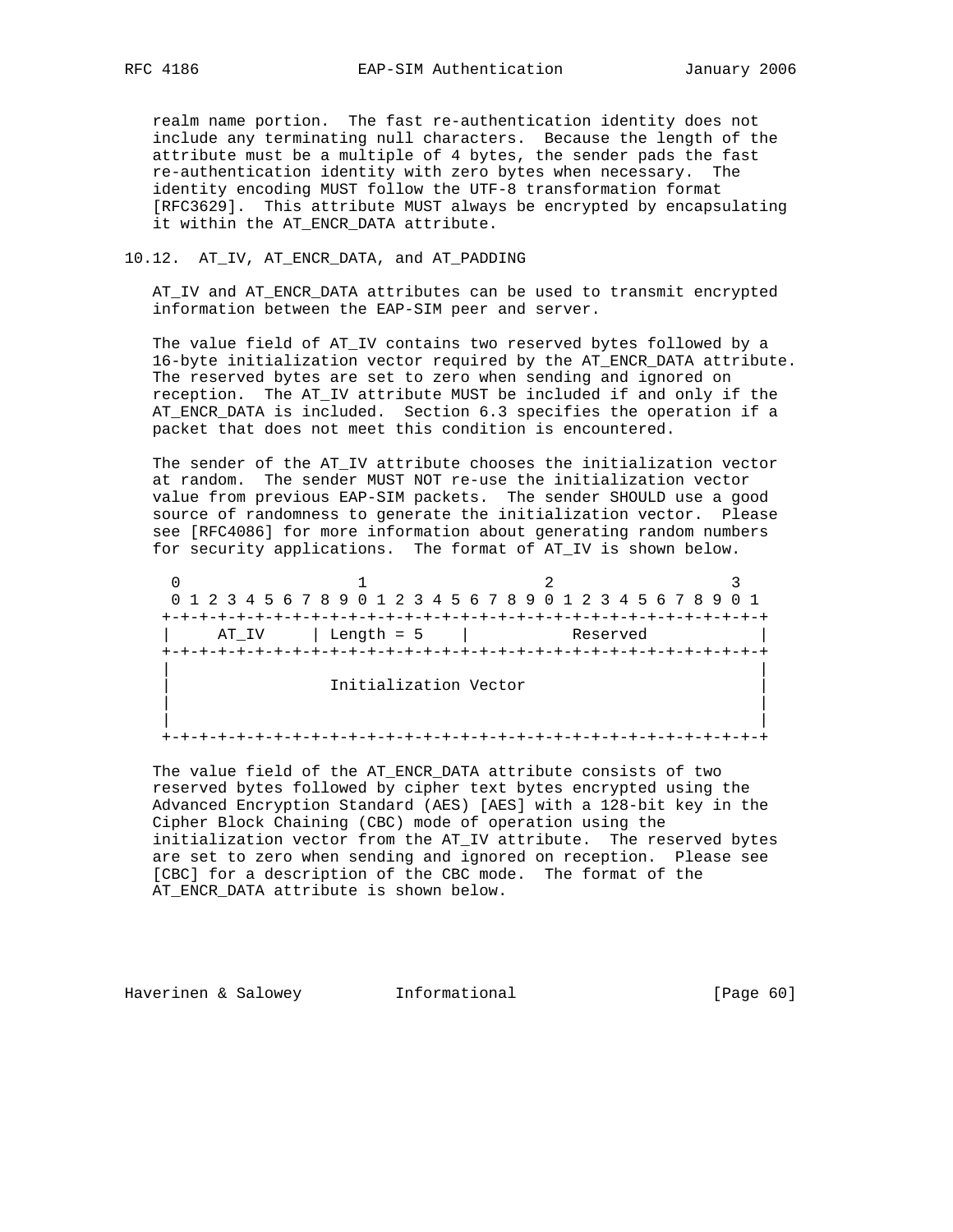realm name portion. The fast re-authentication identity does not include any terminating null characters. Because the length of the attribute must be a multiple of 4 bytes, the sender pads the fast re-authentication identity with zero bytes when necessary. The identity encoding MUST follow the UTF-8 transformation format [RFC3629]. This attribute MUST always be encrypted by encapsulating it within the AT_ENCR_DATA attribute.

### 10.12. AT_IV, AT_ENCR_DATA, and AT_PADDING

AT_IV and AT_ENCR_DATA attributes can be used to transmit encrypted information between the EAP-SIM peer and server.

The value field of AT_IV contains two reserved bytes followed by a 16-byte initialization vector required by the AT_ENCR_DATA attribute. The reserved bytes are set to zero when sending and ignored on reception. The AT_IV attribute MUST be included if and only if the AT_ENCR_DATA is included. Section 6.3 specifies the operation if a packet that does not meet this condition is encountered.

The sender of the AT_IV attribute chooses the initialization vector at random. The sender MUST NOT re-use the initialization vector value from previous EAP-SIM packets. The sender SHOULD use a good source of randomness to generate the initialization vector. Please see [RFC4086] for more information about generating random numbers for security applications. The format of AT_IV is shown below.

```
 0                   1                   2                   3
 0 1 2 3 4 5 6 7 8 9 0 1 2 3 4 5 6 7 8 9 0 1 2 3 4 5 6 7 8 9 0 1
+-+-+-+-+-+-+-+-+-+-+-+-+-+-+-+-+-+-+-+-+-+-+-+-+-+-+-+-+-+-+-+-+
|     AT_IV     | Length = 5    |           Reserved            |
+-+-+-+-+-+-+-+-+-+-+-+-+-+-+-+-+-+-+-+-+-+-+-+-+-+-+-+-+-+-+-+-+
|                                                               |
|                 Initialization Vector                         |
|                                                               |
|                                                               |
+-+-+-+-+-+-+-+-+-+-+-+-+-+-+-+-+-+-+-+-+-+-+-+-+-+-+-+-+-+-+-+-+
```

The value field of the AT_ENCR_DATA attribute consists of two reserved bytes followed by cipher text bytes encrypted using the Advanced Encryption Standard (AES) [AES] with a 128-bit key in the Cipher Block Chaining (CBC) mode of operation using the initialization vector from the AT_IV attribute. The reserved bytes are set to zero when sending and ignored on reception. Please see [CBC] for a description of the CBC mode. The format of the AT_ENCR_DATA attribute is shown below.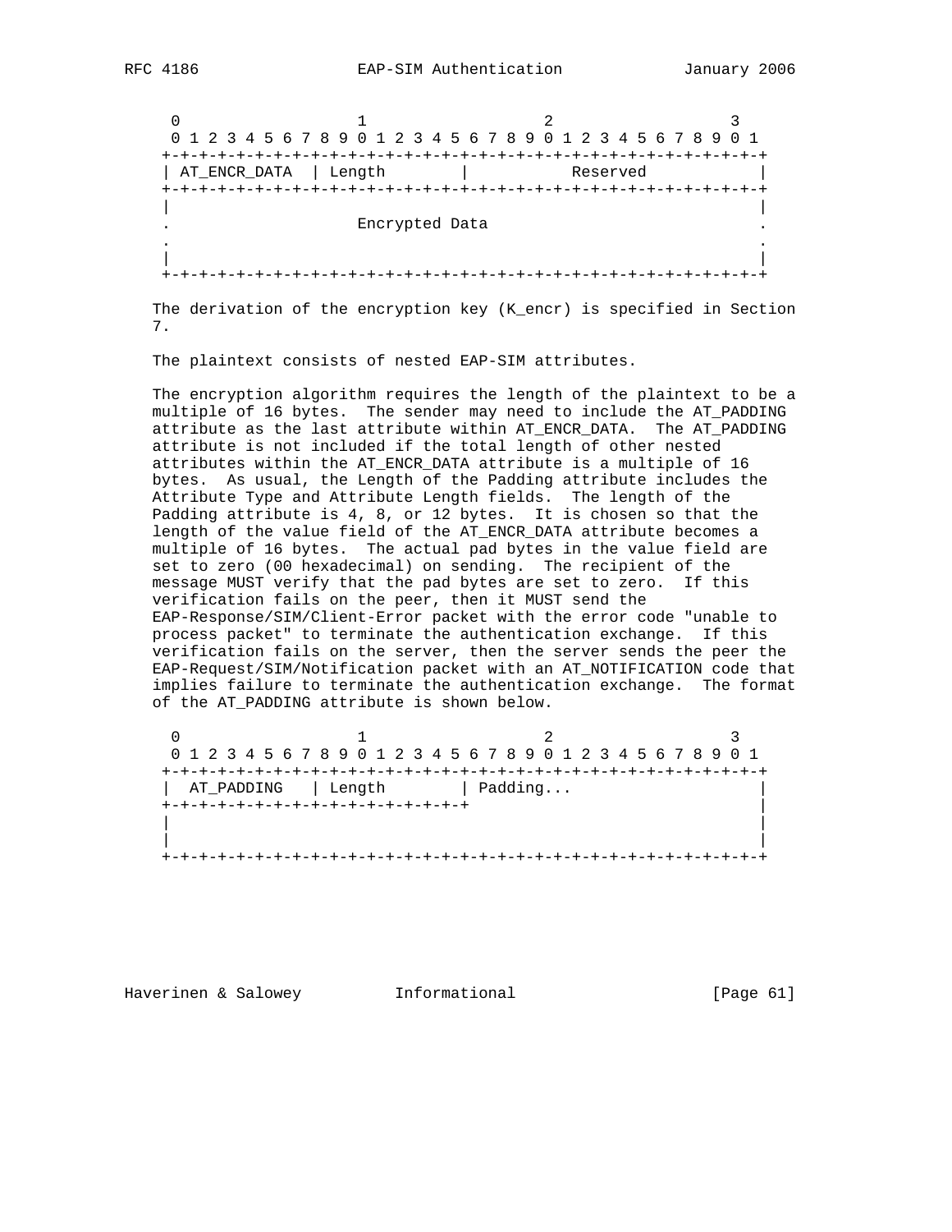```
    0                   1                   2                   3
    0 1 2 3 4 5 6 7 8 9 0 1 2 3 4 5 6 7 8 9 0 1 2 3 4 5 6 7 8 9 0 1
   +-+-+-+-+-+-+-+-+-+-+-+-+-+-+-+-+-+-+-+-+-+-+-+-+-+-+-+-+-+-+-+-+
   | AT_ENCR_DATA  | Length        |           Reserved            |
   +-+-+-+-+-+-+-+-+-+-+-+-+-+-+-+-+-+-+-+-+-+-+-+-+-+-+-+-+-+-+-+-+
   |                                                               |
   .                    Encrypted Data                             .
   .                                                               .
   |                                                               |
   +-+-+-+-+-+-+-+-+-+-+-+-+-+-+-+-+-+-+-+-+-+-+-+-+-+-+-+-+-+-+-+-+
```

The derivation of the encryption key (K_encr) is specified in Section 7.

The plaintext consists of nested EAP-SIM attributes.

The encryption algorithm requires the length of the plaintext to be a multiple of 16 bytes. The sender may need to include the AT_PADDING attribute as the last attribute within AT_ENCR_DATA. The AT_PADDING attribute is not included if the total length of other nested attributes within the AT_ENCR_DATA attribute is a multiple of 16 bytes. As usual, the Length of the Padding attribute includes the Attribute Type and Attribute Length fields. The length of the Padding attribute is 4, 8, or 12 bytes. It is chosen so that the length of the value field of the AT_ENCR_DATA attribute becomes a multiple of 16 bytes. The actual pad bytes in the value field are set to zero (00 hexadecimal) on sending. The recipient of the message MUST verify that the pad bytes are set to zero. If this verification fails on the peer, then it MUST send the EAP-Response/SIM/Client-Error packet with the error code "unable to process packet" to terminate the authentication exchange. If this verification fails on the server, then the server sends the peer the EAP-Request/SIM/Notification packet with an AT_NOTIFICATION code that implies failure to terminate the authentication exchange. The format of the AT_PADDING attribute is shown below.

```
    0                   1                   2                   3
    0 1 2 3 4 5 6 7 8 9 0 1 2 3 4 5 6 7 8 9 0 1 2 3 4 5 6 7 8 9 0 1
   +-+-+-+-+-+-+-+-+-+-+-+-+-+-+-+-+-+-+-+-+-+-+-+-+-+-+-+-+-+-+-+-+
   |  AT_PADDING   | Length        | Padding...                    |
   +-+-+-+-+-+-+-+-+-+-+-+-+-+-+-+-+                               |
   |                                                               |
   |                                                               |
   +-+-+-+-+-+-+-+-+-+-+-+-+-+-+-+-+-+-+-+-+-+-+-+-+-+-+-+-+-+-+-+-+
```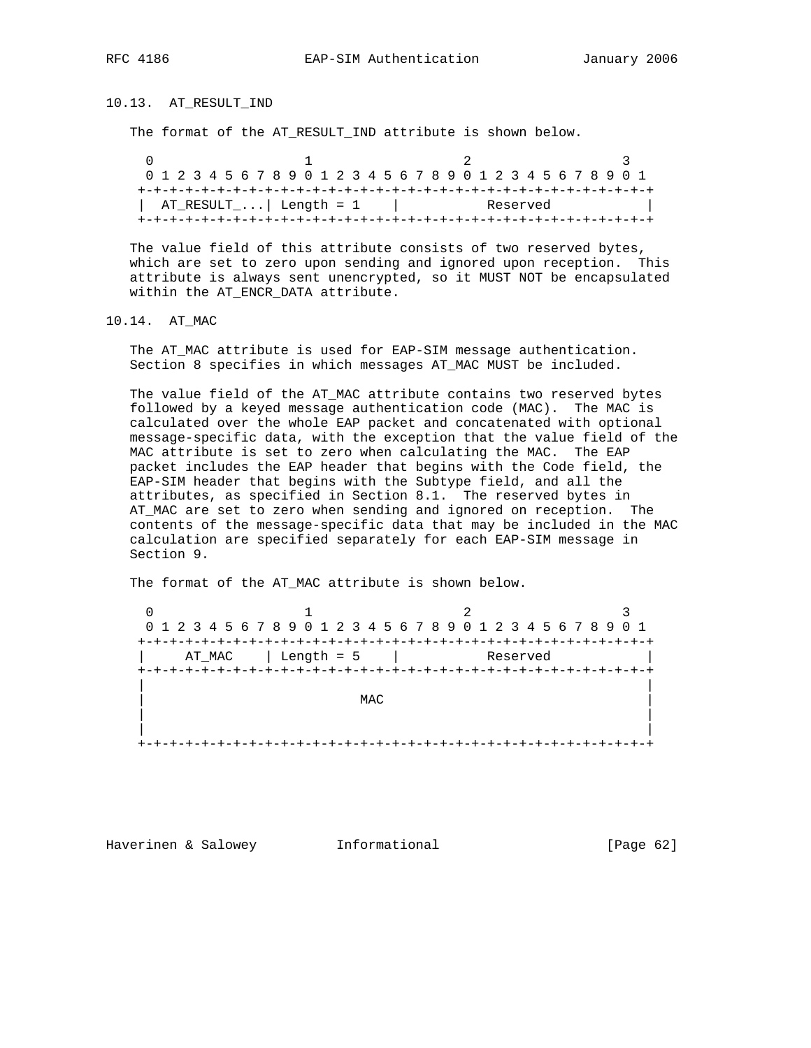### 10.13. AT_RESULT_IND

The format of the AT_RESULT_IND attribute is shown below.

```
 0                   1                   2                   3
 0 1 2 3 4 5 6 7 8 9 0 1 2 3 4 5 6 7 8 9 0 1 2 3 4 5 6 7 8 9 0 1
+-+-+-+-+-+-+-+-+-+-+-+-+-+-+-+-+-+-+-+-+-+-+-+-+-+-+-+-+-+-+-+-+
|  AT_RESULT_...| Length = 1    |           Reserved            |
+-+-+-+-+-+-+-+-+-+-+-+-+-+-+-+-+-+-+-+-+-+-+-+-+-+-+-+-+-+-+-+-+
```

The value field of this attribute consists of two reserved bytes, which are set to zero upon sending and ignored upon reception. This attribute is always sent unencrypted, so it MUST NOT be encapsulated within the AT_ENCR_DATA attribute.

### 10.14. AT_MAC

The AT_MAC attribute is used for EAP-SIM message authentication. Section 8 specifies in which messages AT_MAC MUST be included.

The value field of the AT_MAC attribute contains two reserved bytes followed by a keyed message authentication code (MAC). The MAC is calculated over the whole EAP packet and concatenated with optional message-specific data, with the exception that the value field of the MAC attribute is set to zero when calculating the MAC. The EAP packet includes the EAP header that begins with the Code field, the EAP-SIM header that begins with the Subtype field, and all the attributes, as specified in Section 8.1. The reserved bytes in AT_MAC are set to zero when sending and ignored on reception. The contents of the message-specific data that may be included in the MAC calculation are specified separately for each EAP-SIM message in Section 9.

The format of the AT_MAC attribute is shown below.

```
 0                   1                   2                   3
 0 1 2 3 4 5 6 7 8 9 0 1 2 3 4 5 6 7 8 9 0 1 2 3 4 5 6 7 8 9 0 1
+-+-+-+-+-+-+-+-+-+-+-+-+-+-+-+-+-+-+-+-+-+-+-+-+-+-+-+-+-+-+-+-+
|     AT_MAC    | Length = 5    |           Reserved            |
+-+-+-+-+-+-+-+-+-+-+-+-+-+-+-+-+-+-+-+-+-+-+-+-+-+-+-+-+-+-+-+-+
|                                                               |
|                           MAC                                 |
|                                                               |
|                                                               |
+-+-+-+-+-+-+-+-+-+-+-+-+-+-+-+-+-+-+-+-+-+-+-+-+-+-+-+-+-+-+-+-+
```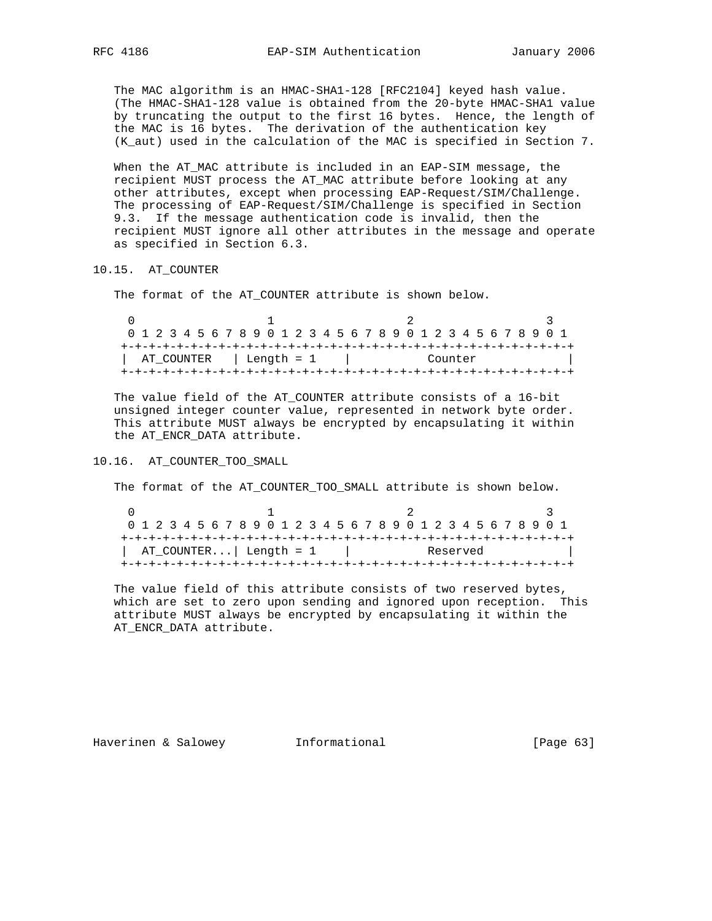The MAC algorithm is an HMAC-SHA1-128 [RFC2104] keyed hash value. (The HMAC-SHA1-128 value is obtained from the 20-byte HMAC-SHA1 value by truncating the output to the first 16 bytes. Hence, the length of the MAC is 16 bytes. The derivation of the authentication key (K_aut) used in the calculation of the MAC is specified in Section 7.

When the AT_MAC attribute is included in an EAP-SIM message, the recipient MUST process the AT_MAC attribute before looking at any other attributes, except when processing EAP-Request/SIM/Challenge. The processing of EAP-Request/SIM/Challenge is specified in Section 9.3. If the message authentication code is invalid, then the recipient MUST ignore all other attributes in the message and operate as specified in Section 6.3.

## 10.15. AT_COUNTER

The format of the AT_COUNTER attribute is shown below.

```
    0                   1                   2                   3
    0 1 2 3 4 5 6 7 8 9 0 1 2 3 4 5 6 7 8 9 0 1 2 3 4 5 6 7 8 9 0 1
   +-+-+-+-+-+-+-+-+-+-+-+-+-+-+-+-+-+-+-+-+-+-+-+-+-+-+-+-+-+-+-+-+
   |  AT_COUNTER   | Length = 1    |           Counter             |
   +-+-+-+-+-+-+-+-+-+-+-+-+-+-+-+-+-+-+-+-+-+-+-+-+-+-+-+-+-+-+-+-+
```

The value field of the AT_COUNTER attribute consists of a 16-bit unsigned integer counter value, represented in network byte order. This attribute MUST always be encrypted by encapsulating it within the AT_ENCR_DATA attribute.

## 10.16. AT_COUNTER_TOO_SMALL

The format of the AT_COUNTER_TOO_SMALL attribute is shown below.

```
    0                   1                   2                   3
    0 1 2 3 4 5 6 7 8 9 0 1 2 3 4 5 6 7 8 9 0 1 2 3 4 5 6 7 8 9 0 1
   +-+-+-+-+-+-+-+-+-+-+-+-+-+-+-+-+-+-+-+-+-+-+-+-+-+-+-+-+-+-+-+-+
   |  AT_COUNTER...| Length = 1    |           Reserved            |
   +-+-+-+-+-+-+-+-+-+-+-+-+-+-+-+-+-+-+-+-+-+-+-+-+-+-+-+-+-+-+-+-+
```

The value field of this attribute consists of two reserved bytes, which are set to zero upon sending and ignored upon reception. This attribute MUST always be encrypted by encapsulating it within the AT_ENCR_DATA attribute.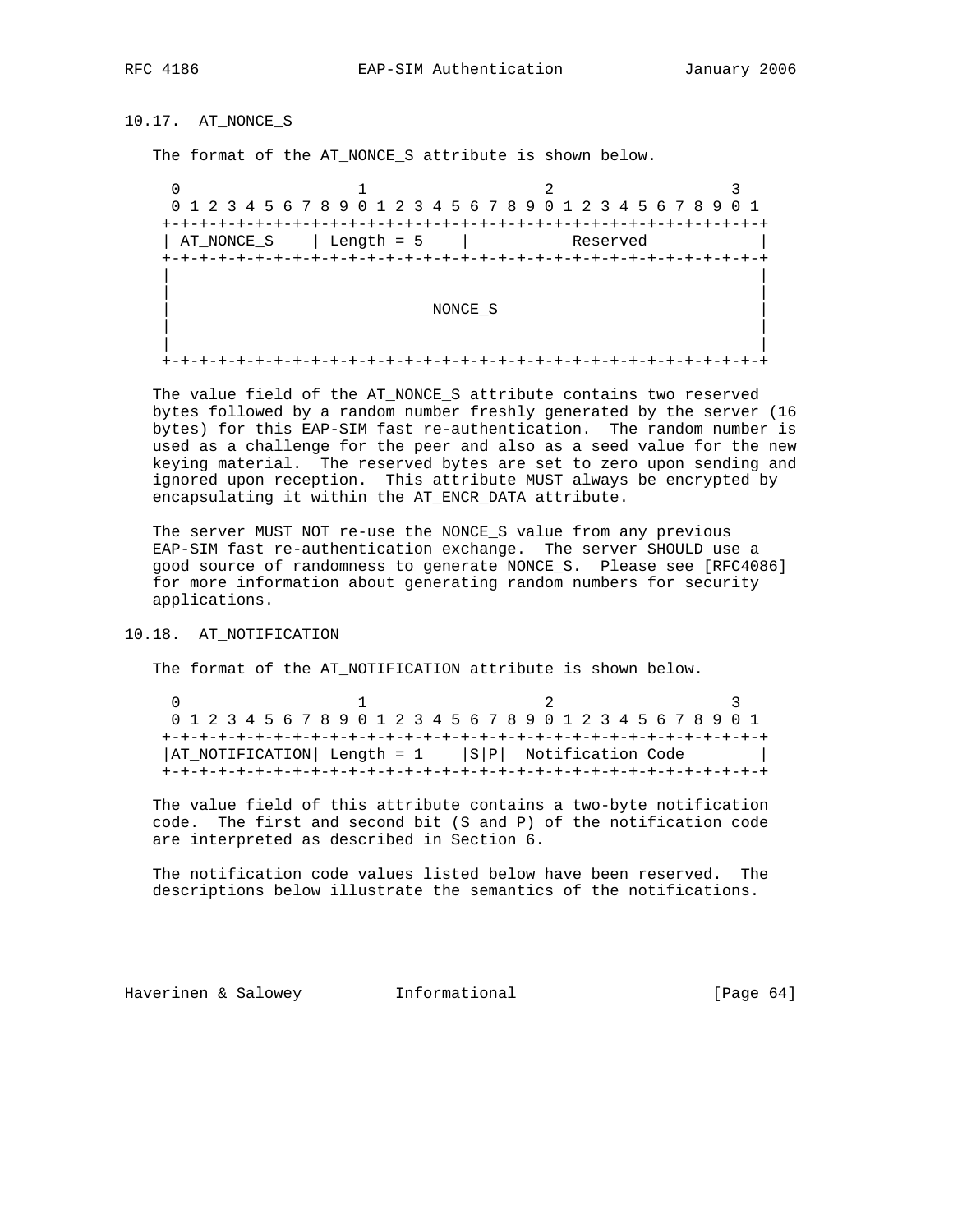## 10.17. AT_NONCE_S

The format of the AT_NONCE_S attribute is shown below.

```
 0                   1                   2                   3
 0 1 2 3 4 5 6 7 8 9 0 1 2 3 4 5 6 7 8 9 0 1 2 3 4 5 6 7 8 9 0 1
+-+-+-+-+-+-+-+-+-+-+-+-+-+-+-+-+-+-+-+-+-+-+-+-+-+-+-+-+-+-+-+-+
| AT_NONCE_S    | Length = 5    |           Reserved            |
+-+-+-+-+-+-+-+-+-+-+-+-+-+-+-+-+-+-+-+-+-+-+-+-+-+-+-+-+-+-+-+-+
|                                                               |
|                                                               |
|                           NONCE_S                             |
|                                                               |
|                                                               |
+-+-+-+-+-+-+-+-+-+-+-+-+-+-+-+-+-+-+-+-+-+-+-+-+-+-+-+-+-+-+-+-+
```

The value field of the AT_NONCE_S attribute contains two reserved bytes followed by a random number freshly generated by the server (16 bytes) for this EAP-SIM fast re-authentication. The random number is used as a challenge for the peer and also as a seed value for the new keying material. The reserved bytes are set to zero upon sending and ignored upon reception. This attribute MUST always be encrypted by encapsulating it within the AT_ENCR_DATA attribute.

The server MUST NOT re-use the NONCE_S value from any previous EAP-SIM fast re-authentication exchange. The server SHOULD use a good source of randomness to generate NONCE_S. Please see [RFC4086] for more information about generating random numbers for security applications.

## 10.18. AT_NOTIFICATION

The format of the AT_NOTIFICATION attribute is shown below.

```
 0                   1                   2                   3
 0 1 2 3 4 5 6 7 8 9 0 1 2 3 4 5 6 7 8 9 0 1 2 3 4 5 6 7 8 9 0 1
+-+-+-+-+-+-+-+-+-+-+-+-+-+-+-+-+-+-+-+-+-+-+-+-+-+-+-+-+-+-+-+-+
|AT_NOTIFICATION| Length = 1    |S|P|  Notification Code        |
+-+-+-+-+-+-+-+-+-+-+-+-+-+-+-+-+-+-+-+-+-+-+-+-+-+-+-+-+-+-+-+-+
```

The value field of this attribute contains a two-byte notification code. The first and second bit (S and P) of the notification code are interpreted as described in Section 6.

The notification code values listed below have been reserved. The descriptions below illustrate the semantics of the notifications.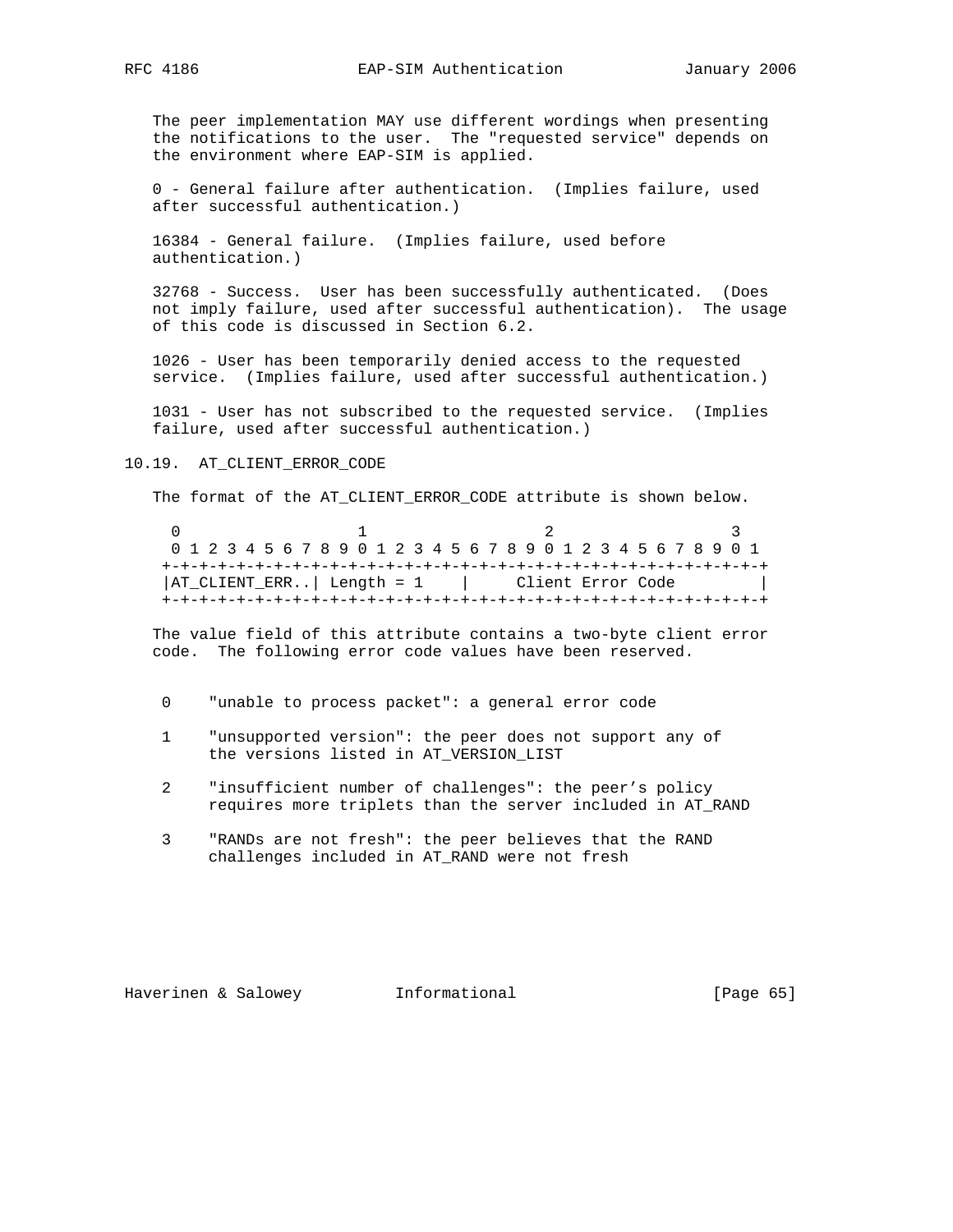The peer implementation MAY use different wordings when presenting the notifications to the user. The "requested service" depends on the environment where EAP-SIM is applied.

0 - General failure after authentication. (Implies failure, used after successful authentication.)

16384 - General failure. (Implies failure, used before authentication.)

32768 - Success. User has been successfully authenticated. (Does not imply failure, used after successful authentication). The usage of this code is discussed in Section 6.2.

1026 - User has been temporarily denied access to the requested service. (Implies failure, used after successful authentication.)

1031 - User has not subscribed to the requested service. (Implies failure, used after successful authentication.)

## 10.19. AT_CLIENT_ERROR_CODE

The format of the AT_CLIENT_ERROR_CODE attribute is shown below.

```
 0                   1                   2                   3
 0 1 2 3 4 5 6 7 8 9 0 1 2 3 4 5 6 7 8 9 0 1 2 3 4 5 6 7 8 9 0 1
+-+-+-+-+-+-+-+-+-+-+-+-+-+-+-+-+-+-+-+-+-+-+-+-+-+-+-+-+-+-+-+-+
|AT_CLIENT_ERR..| Length = 1    |     Client Error Code         |
+-+-+-+-+-+-+-+-+-+-+-+-+-+-+-+-+-+-+-+-+-+-+-+-+-+-+-+-+-+-+-+-+
```

The value field of this attribute contains a two-byte client error code. The following error code values have been reserved.

0 "unable to process packet": a general error code

1 "unsupported version": the peer does not support any of the versions listed in AT_VERSION_LIST

2 "insufficient number of challenges": the peer's policy requires more triplets than the server included in AT_RAND

3 "RANDs are not fresh": the peer believes that the RAND challenges included in AT_RAND were not fresh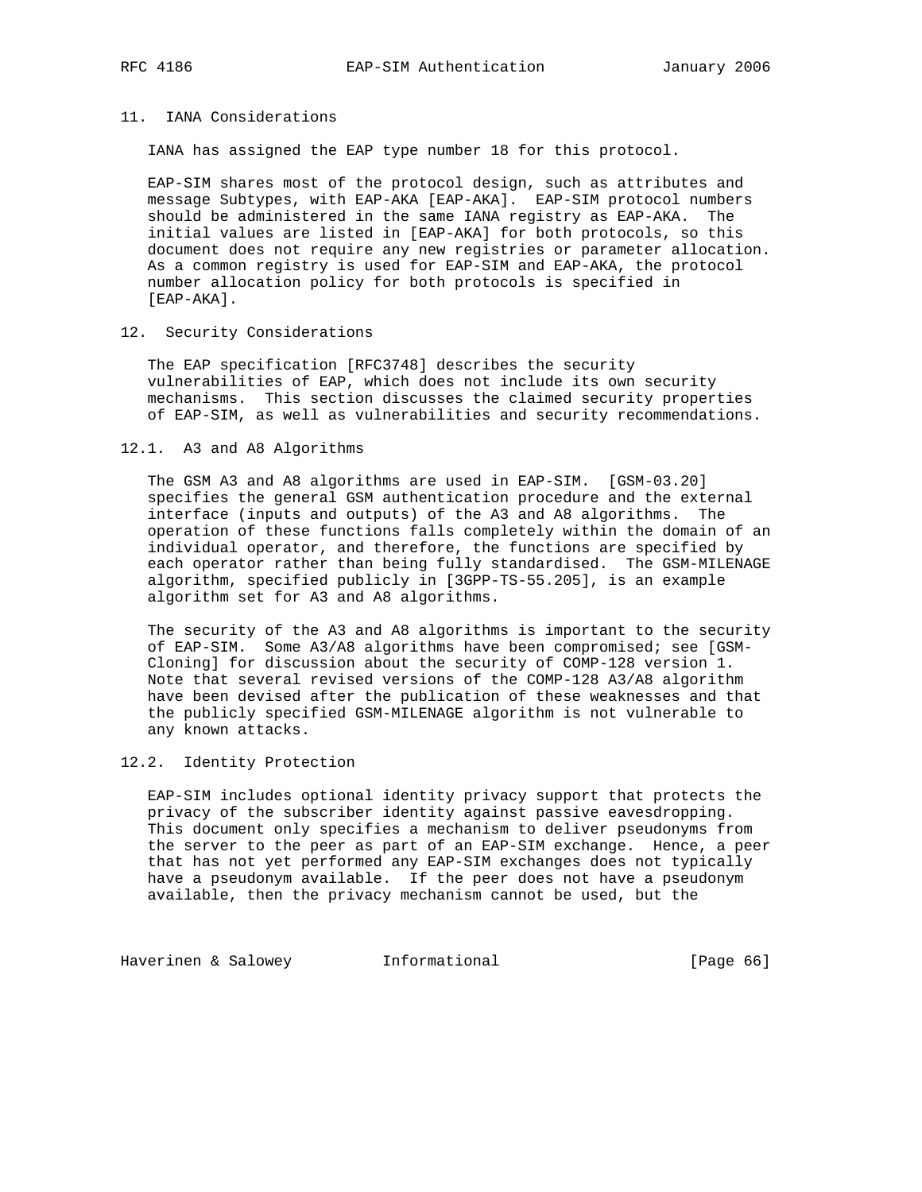## 11. IANA Considerations

IANA has assigned the EAP type number 18 for this protocol.

EAP-SIM shares most of the protocol design, such as attributes and message Subtypes, with EAP-AKA [EAP-AKA]. EAP-SIM protocol numbers should be administered in the same IANA registry as EAP-AKA. The initial values are listed in [EAP-AKA] for both protocols, so this document does not require any new registries or parameter allocation. As a common registry is used for EAP-SIM and EAP-AKA, the protocol number allocation policy for both protocols is specified in [EAP-AKA].

## 12. Security Considerations

The EAP specification [RFC3748] describes the security vulnerabilities of EAP, which does not include its own security mechanisms. This section discusses the claimed security properties of EAP-SIM, as well as vulnerabilities and security recommendations.

### 12.1. A3 and A8 Algorithms

The GSM A3 and A8 algorithms are used in EAP-SIM. [GSM-03.20] specifies the general GSM authentication procedure and the external interface (inputs and outputs) of the A3 and A8 algorithms. The operation of these functions falls completely within the domain of an individual operator, and therefore, the functions are specified by each operator rather than being fully standardised. The GSM-MILENAGE algorithm, specified publicly in [3GPP-TS-55.205], is an example algorithm set for A3 and A8 algorithms.

The security of the A3 and A8 algorithms is important to the security of EAP-SIM. Some A3/A8 algorithms have been compromised; see [GSM-Cloning] for discussion about the security of COMP-128 version 1. Note that several revised versions of the COMP-128 A3/A8 algorithm have been devised after the publication of these weaknesses and that the publicly specified GSM-MILENAGE algorithm is not vulnerable to any known attacks.

### 12.2. Identity Protection

EAP-SIM includes optional identity privacy support that protects the privacy of the subscriber identity against passive eavesdropping. This document only specifies a mechanism to deliver pseudonyms from the server to the peer as part of an EAP-SIM exchange. Hence, a peer that has not yet performed any EAP-SIM exchanges does not typically have a pseudonym available. If the peer does not have a pseudonym available, then the privacy mechanism cannot be used, but the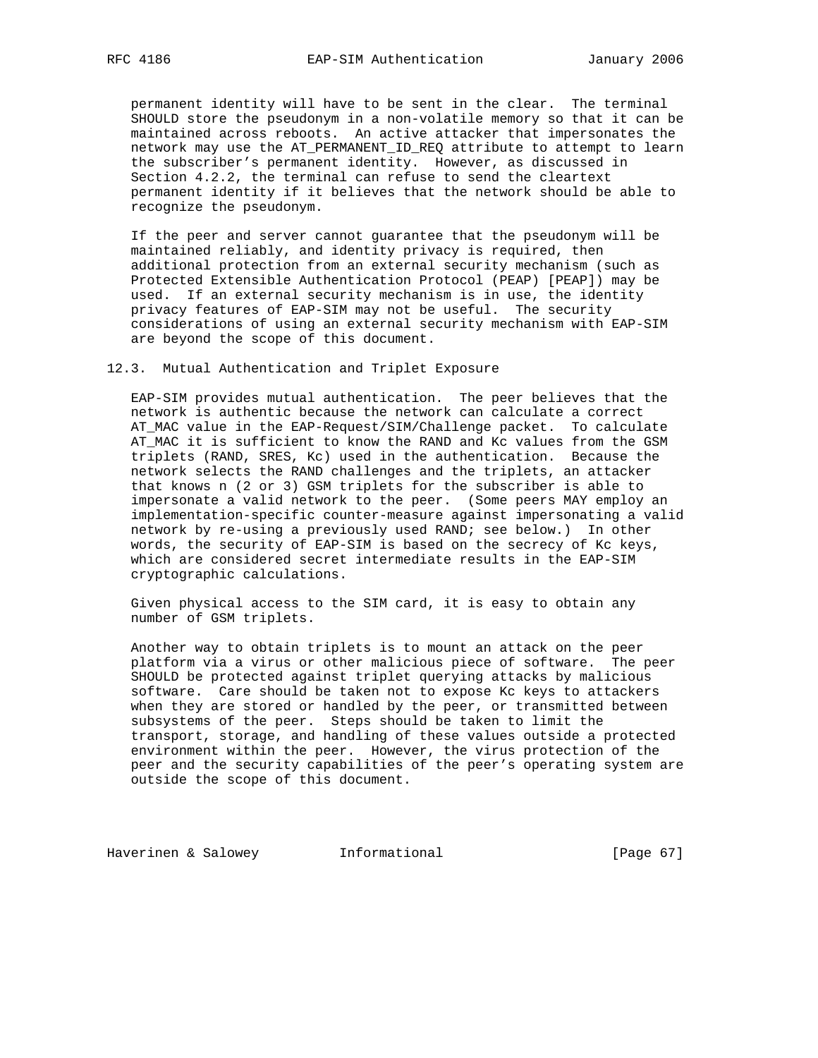permanent identity will have to be sent in the clear. The terminal SHOULD store the pseudonym in a non-volatile memory so that it can be maintained across reboots. An active attacker that impersonates the network may use the AT_PERMANENT_ID_REQ attribute to attempt to learn the subscriber's permanent identity. However, as discussed in Section 4.2.2, the terminal can refuse to send the cleartext permanent identity if it believes that the network should be able to recognize the pseudonym.

If the peer and server cannot guarantee that the pseudonym will be maintained reliably, and identity privacy is required, then additional protection from an external security mechanism (such as Protected Extensible Authentication Protocol (PEAP) [PEAP]) may be used. If an external security mechanism is in use, the identity privacy features of EAP-SIM may not be useful. The security considerations of using an external security mechanism with EAP-SIM are beyond the scope of this document.

### 12.3. Mutual Authentication and Triplet Exposure

EAP-SIM provides mutual authentication. The peer believes that the network is authentic because the network can calculate a correct AT_MAC value in the EAP-Request/SIM/Challenge packet. To calculate AT_MAC it is sufficient to know the RAND and Kc values from the GSM triplets (RAND, SRES, Kc) used in the authentication. Because the network selects the RAND challenges and the triplets, an attacker that knows n (2 or 3) GSM triplets for the subscriber is able to impersonate a valid network to the peer. (Some peers MAY employ an implementation-specific counter-measure against impersonating a valid network by re-using a previously used RAND; see below.) In other words, the security of EAP-SIM is based on the secrecy of Kc keys, which are considered secret intermediate results in the EAP-SIM cryptographic calculations.

Given physical access to the SIM card, it is easy to obtain any number of GSM triplets.

Another way to obtain triplets is to mount an attack on the peer platform via a virus or other malicious piece of software. The peer SHOULD be protected against triplet querying attacks by malicious software. Care should be taken not to expose Kc keys to attackers when they are stored or handled by the peer, or transmitted between subsystems of the peer. Steps should be taken to limit the transport, storage, and handling of these values outside a protected environment within the peer. However, the virus protection of the peer and the security capabilities of the peer's operating system are outside the scope of this document.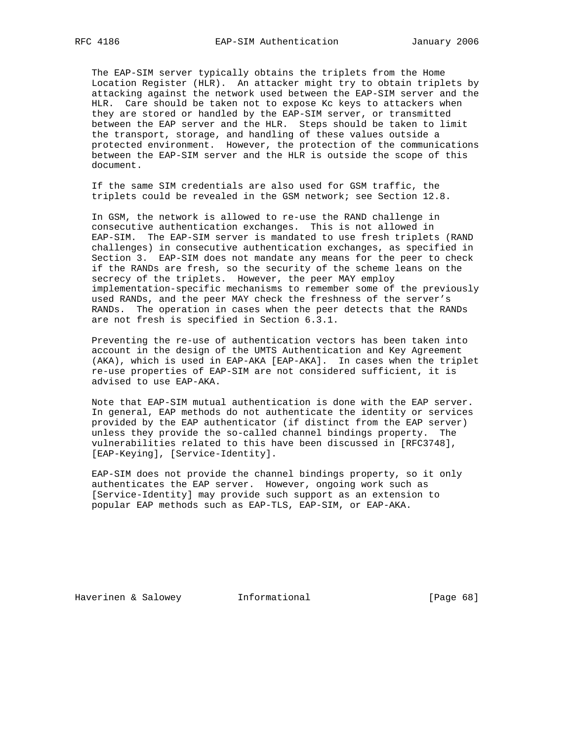The EAP-SIM server typically obtains the triplets from the Home Location Register (HLR). An attacker might try to obtain triplets by attacking against the network used between the EAP-SIM server and the HLR. Care should be taken not to expose Kc keys to attackers when they are stored or handled by the EAP-SIM server, or transmitted between the EAP server and the HLR. Steps should be taken to limit the transport, storage, and handling of these values outside a protected environment. However, the protection of the communications between the EAP-SIM server and the HLR is outside the scope of this document.

If the same SIM credentials are also used for GSM traffic, the triplets could be revealed in the GSM network; see Section 12.8.

In GSM, the network is allowed to re-use the RAND challenge in consecutive authentication exchanges. This is not allowed in EAP-SIM. The EAP-SIM server is mandated to use fresh triplets (RAND challenges) in consecutive authentication exchanges, as specified in Section 3. EAP-SIM does not mandate any means for the peer to check if the RANDs are fresh, so the security of the scheme leans on the secrecy of the triplets. However, the peer MAY employ implementation-specific mechanisms to remember some of the previously used RANDs, and the peer MAY check the freshness of the server's RANDs. The operation in cases when the peer detects that the RANDs are not fresh is specified in Section 6.3.1.

Preventing the re-use of authentication vectors has been taken into account in the design of the UMTS Authentication and Key Agreement (AKA), which is used in EAP-AKA [EAP-AKA]. In cases when the triplet re-use properties of EAP-SIM are not considered sufficient, it is advised to use EAP-AKA.

Note that EAP-SIM mutual authentication is done with the EAP server. In general, EAP methods do not authenticate the identity or services provided by the EAP authenticator (if distinct from the EAP server) unless they provide the so-called channel bindings property. The vulnerabilities related to this have been discussed in [RFC3748], [EAP-Keying], [Service-Identity].

EAP-SIM does not provide the channel bindings property, so it only authenticates the EAP server. However, ongoing work such as [Service-Identity] may provide such support as an extension to popular EAP methods such as EAP-TLS, EAP-SIM, or EAP-AKA.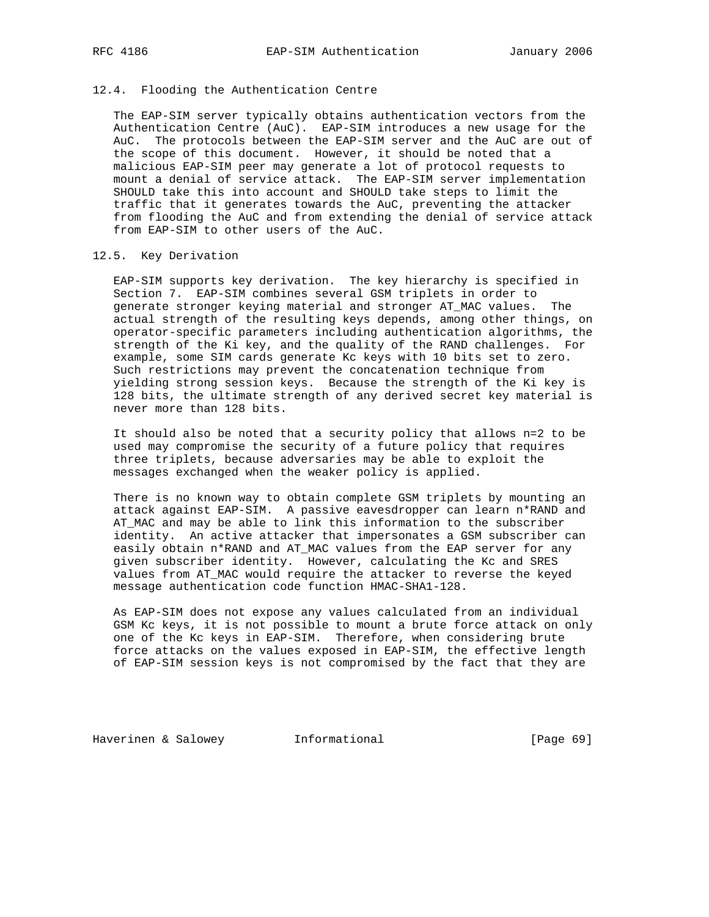## 12.4. Flooding the Authentication Centre

The EAP-SIM server typically obtains authentication vectors from the Authentication Centre (AuC). EAP-SIM introduces a new usage for the AuC. The protocols between the EAP-SIM server and the AuC are out of the scope of this document. However, it should be noted that a malicious EAP-SIM peer may generate a lot of protocol requests to mount a denial of service attack. The EAP-SIM server implementation SHOULD take this into account and SHOULD take steps to limit the traffic that it generates towards the AuC, preventing the attacker from flooding the AuC and from extending the denial of service attack from EAP-SIM to other users of the AuC.

## 12.5. Key Derivation

EAP-SIM supports key derivation. The key hierarchy is specified in Section 7. EAP-SIM combines several GSM triplets in order to generate stronger keying material and stronger AT_MAC values. The actual strength of the resulting keys depends, among other things, on operator-specific parameters including authentication algorithms, the strength of the Ki key, and the quality of the RAND challenges. For example, some SIM cards generate Kc keys with 10 bits set to zero. Such restrictions may prevent the concatenation technique from yielding strong session keys. Because the strength of the Ki key is 128 bits, the ultimate strength of any derived secret key material is never more than 128 bits.

It should also be noted that a security policy that allows n=2 to be used may compromise the security of a future policy that requires three triplets, because adversaries may be able to exploit the messages exchanged when the weaker policy is applied.

There is no known way to obtain complete GSM triplets by mounting an attack against EAP-SIM. A passive eavesdropper can learn n*RAND and AT_MAC and may be able to link this information to the subscriber identity. An active attacker that impersonates a GSM subscriber can easily obtain n*RAND and AT_MAC values from the EAP server for any given subscriber identity. However, calculating the Kc and SRES values from AT_MAC would require the attacker to reverse the keyed message authentication code function HMAC-SHA1-128.

As EAP-SIM does not expose any values calculated from an individual GSM Kc keys, it is not possible to mount a brute force attack on only one of the Kc keys in EAP-SIM. Therefore, when considering brute force attacks on the values exposed in EAP-SIM, the effective length of EAP-SIM session keys is not compromised by the fact that they are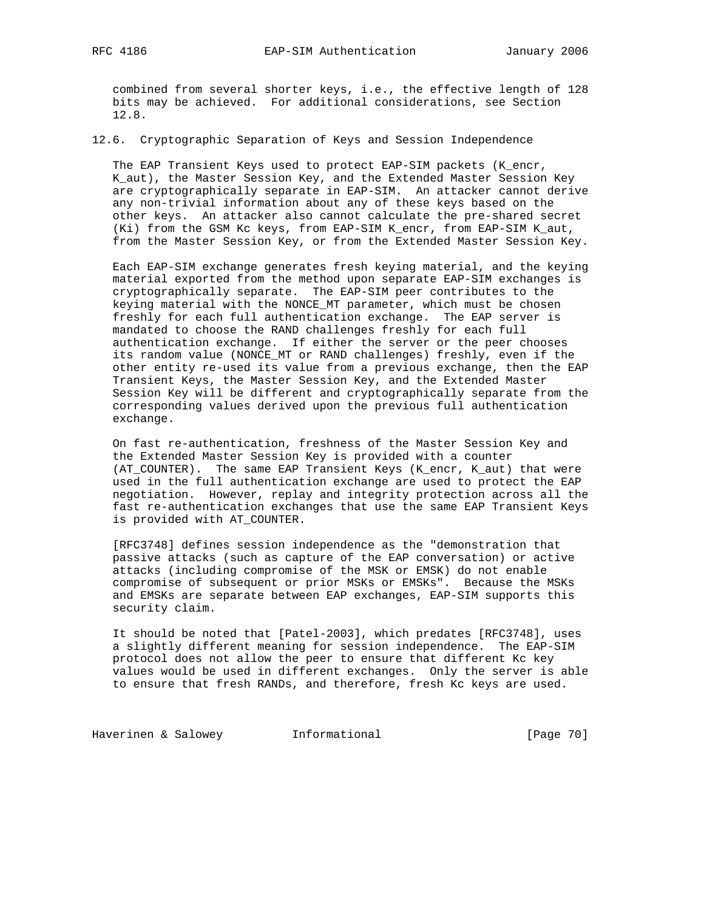combined from several shorter keys, i.e., the effective length of 128 bits may be achieved. For additional considerations, see Section 12.8.

### 12.6. Cryptographic Separation of Keys and Session Independence

The EAP Transient Keys used to protect EAP-SIM packets (K_encr, K_aut), the Master Session Key, and the Extended Master Session Key are cryptographically separate in EAP-SIM. An attacker cannot derive any non-trivial information about any of these keys based on the other keys. An attacker also cannot calculate the pre-shared secret (Ki) from the GSM Kc keys, from EAP-SIM K_encr, from EAP-SIM K_aut, from the Master Session Key, or from the Extended Master Session Key.

Each EAP-SIM exchange generates fresh keying material, and the keying material exported from the method upon separate EAP-SIM exchanges is cryptographically separate. The EAP-SIM peer contributes to the keying material with the NONCE_MT parameter, which must be chosen freshly for each full authentication exchange. The EAP server is mandated to choose the RAND challenges freshly for each full authentication exchange. If either the server or the peer chooses its random value (NONCE_MT or RAND challenges) freshly, even if the other entity re-used its value from a previous exchange, then the EAP Transient Keys, the Master Session Key, and the Extended Master Session Key will be different and cryptographically separate from the corresponding values derived upon the previous full authentication exchange.

On fast re-authentication, freshness of the Master Session Key and the Extended Master Session Key is provided with a counter (AT_COUNTER). The same EAP Transient Keys (K_encr, K_aut) that were used in the full authentication exchange are used to protect the EAP negotiation. However, replay and integrity protection across all the fast re-authentication exchanges that use the same EAP Transient Keys is provided with AT_COUNTER.

[RFC3748] defines session independence as the "demonstration that passive attacks (such as capture of the EAP conversation) or active attacks (including compromise of the MSK or EMSK) do not enable compromise of subsequent or prior MSKs or EMSKs". Because the MSKs and EMSKs are separate between EAP exchanges, EAP-SIM supports this security claim.

It should be noted that [Patel-2003], which predates [RFC3748], uses a slightly different meaning for session independence. The EAP-SIM protocol does not allow the peer to ensure that different Kc key values would be used in different exchanges. Only the server is able to ensure that fresh RANDs, and therefore, fresh Kc keys are used.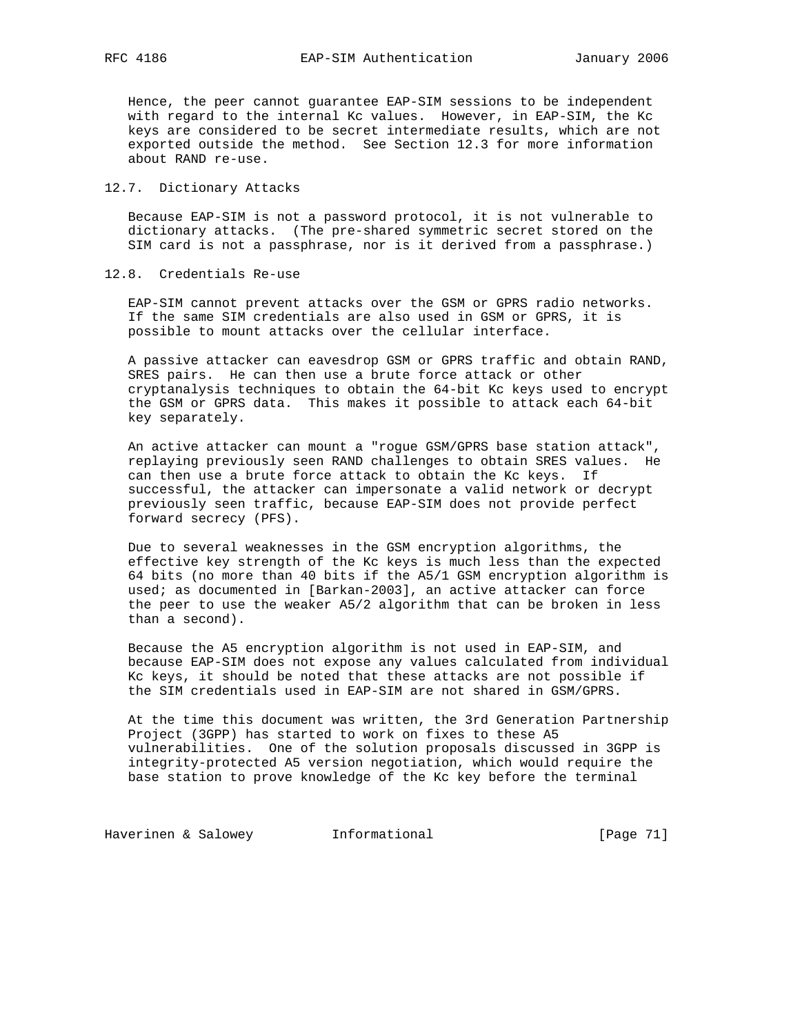Hence, the peer cannot guarantee EAP-SIM sessions to be independent with regard to the internal Kc values. However, in EAP-SIM, the Kc keys are considered to be secret intermediate results, which are not exported outside the method. See Section 12.3 for more information about RAND re-use.

### 12.7. Dictionary Attacks

Because EAP-SIM is not a password protocol, it is not vulnerable to dictionary attacks. (The pre-shared symmetric secret stored on the SIM card is not a passphrase, nor is it derived from a passphrase.)

### 12.8. Credentials Re-use

EAP-SIM cannot prevent attacks over the GSM or GPRS radio networks. If the same SIM credentials are also used in GSM or GPRS, it is possible to mount attacks over the cellular interface.

A passive attacker can eavesdrop GSM or GPRS traffic and obtain RAND, SRES pairs. He can then use a brute force attack or other cryptanalysis techniques to obtain the 64-bit Kc keys used to encrypt the GSM or GPRS data. This makes it possible to attack each 64-bit key separately.

An active attacker can mount a "rogue GSM/GPRS base station attack", replaying previously seen RAND challenges to obtain SRES values. He can then use a brute force attack to obtain the Kc keys. If successful, the attacker can impersonate a valid network or decrypt previously seen traffic, because EAP-SIM does not provide perfect forward secrecy (PFS).

Due to several weaknesses in the GSM encryption algorithms, the effective key strength of the Kc keys is much less than the expected 64 bits (no more than 40 bits if the A5/1 GSM encryption algorithm is used; as documented in [Barkan-2003], an active attacker can force the peer to use the weaker A5/2 algorithm that can be broken in less than a second).

Because the A5 encryption algorithm is not used in EAP-SIM, and because EAP-SIM does not expose any values calculated from individual Kc keys, it should be noted that these attacks are not possible if the SIM credentials used in EAP-SIM are not shared in GSM/GPRS.

At the time this document was written, the 3rd Generation Partnership Project (3GPP) has started to work on fixes to these A5 vulnerabilities. One of the solution proposals discussed in 3GPP is integrity-protected A5 version negotiation, which would require the base station to prove knowledge of the Kc key before the terminal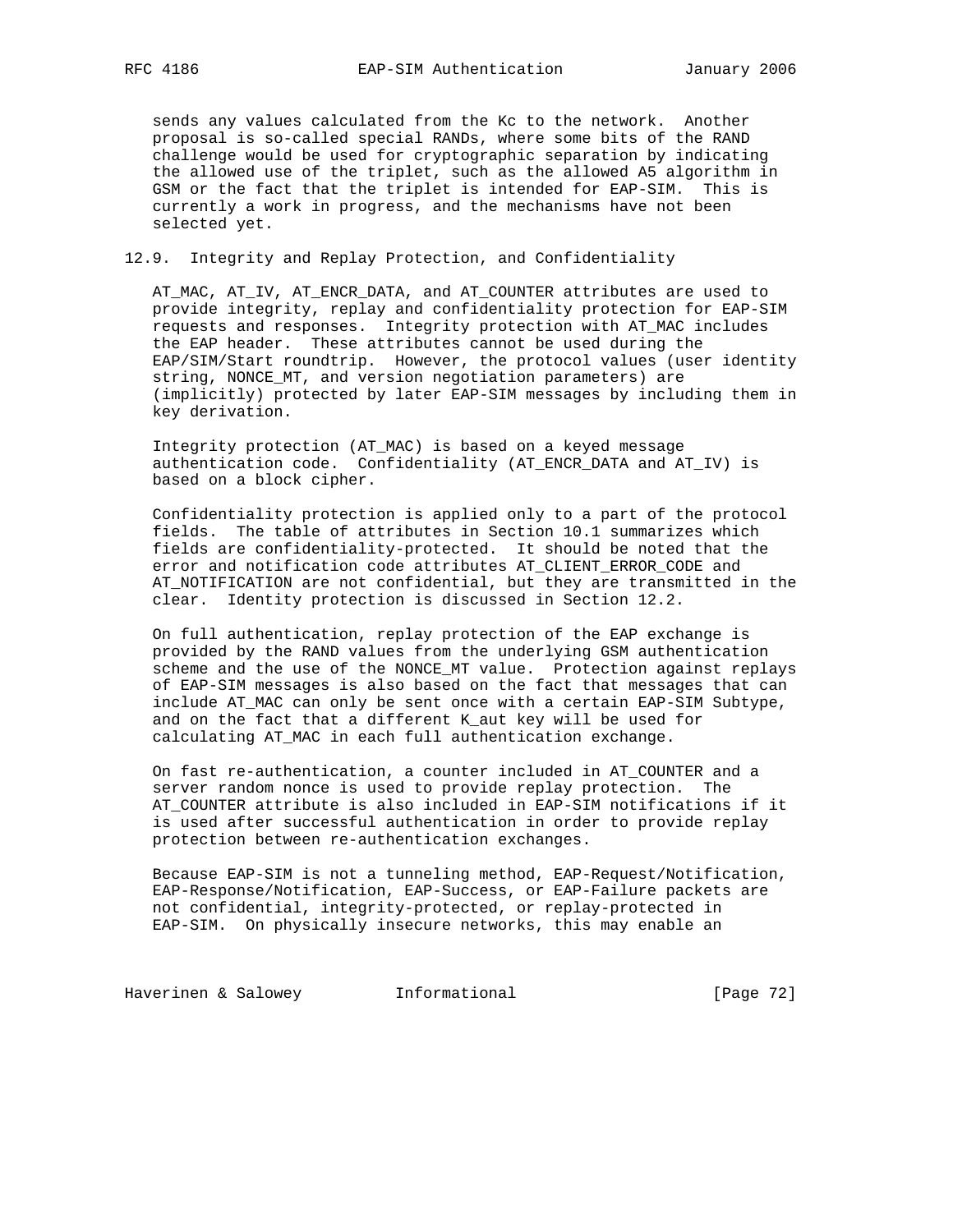sends any values calculated from the Kc to the network. Another proposal is so-called special RANDs, where some bits of the RAND challenge would be used for cryptographic separation by indicating the allowed use of the triplet, such as the allowed A5 algorithm in GSM or the fact that the triplet is intended for EAP-SIM. This is currently a work in progress, and the mechanisms have not been selected yet.

### 12.9. Integrity and Replay Protection, and Confidentiality

AT_MAC, AT_IV, AT_ENCR_DATA, and AT_COUNTER attributes are used to provide integrity, replay and confidentiality protection for EAP-SIM requests and responses. Integrity protection with AT_MAC includes the EAP header. These attributes cannot be used during the EAP/SIM/Start roundtrip. However, the protocol values (user identity string, NONCE_MT, and version negotiation parameters) are (implicitly) protected by later EAP-SIM messages by including them in key derivation.

Integrity protection (AT_MAC) is based on a keyed message authentication code. Confidentiality (AT_ENCR_DATA and AT_IV) is based on a block cipher.

Confidentiality protection is applied only to a part of the protocol fields. The table of attributes in Section 10.1 summarizes which fields are confidentiality-protected. It should be noted that the error and notification code attributes AT_CLIENT_ERROR_CODE and AT_NOTIFICATION are not confidential, but they are transmitted in the clear. Identity protection is discussed in Section 12.2.

On full authentication, replay protection of the EAP exchange is provided by the RAND values from the underlying GSM authentication scheme and the use of the NONCE_MT value. Protection against replays of EAP-SIM messages is also based on the fact that messages that can include AT_MAC can only be sent once with a certain EAP-SIM Subtype, and on the fact that a different K_aut key will be used for calculating AT_MAC in each full authentication exchange.

On fast re-authentication, a counter included in AT_COUNTER and a server random nonce is used to provide replay protection. The AT_COUNTER attribute is also included in EAP-SIM notifications if it is used after successful authentication in order to provide replay protection between re-authentication exchanges.

Because EAP-SIM is not a tunneling method, EAP-Request/Notification, EAP-Response/Notification, EAP-Success, or EAP-Failure packets are not confidential, integrity-protected, or replay-protected in EAP-SIM. On physically insecure networks, this may enable an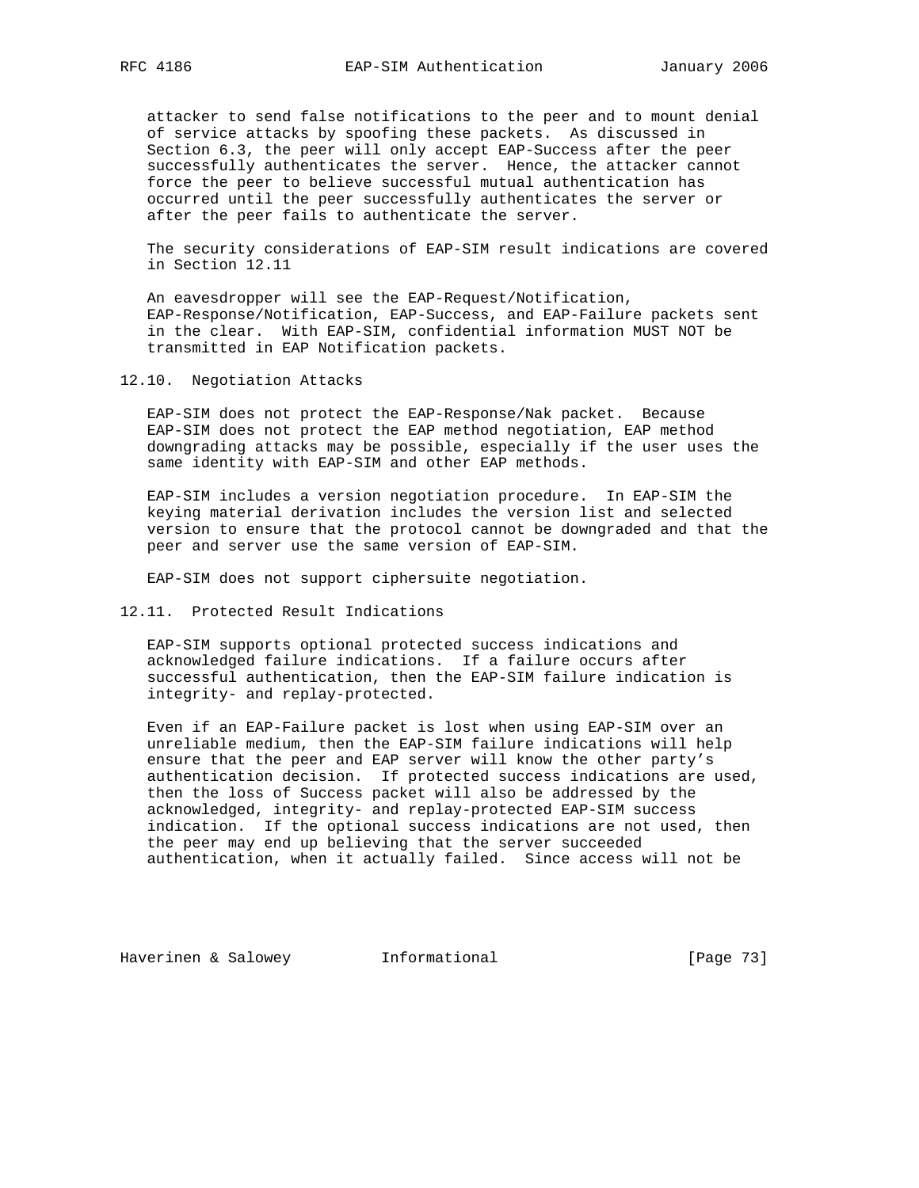attacker to send false notifications to the peer and to mount denial of service attacks by spoofing these packets. As discussed in Section 6.3, the peer will only accept EAP-Success after the peer successfully authenticates the server. Hence, the attacker cannot force the peer to believe successful mutual authentication has occurred until the peer successfully authenticates the server or after the peer fails to authenticate the server.

The security considerations of EAP-SIM result indications are covered in Section 12.11

An eavesdropper will see the EAP-Request/Notification, EAP-Response/Notification, EAP-Success, and EAP-Failure packets sent in the clear. With EAP-SIM, confidential information MUST NOT be transmitted in EAP Notification packets.

### 12.10. Negotiation Attacks

EAP-SIM does not protect the EAP-Response/Nak packet. Because EAP-SIM does not protect the EAP method negotiation, EAP method downgrading attacks may be possible, especially if the user uses the same identity with EAP-SIM and other EAP methods.

EAP-SIM includes a version negotiation procedure. In EAP-SIM the keying material derivation includes the version list and selected version to ensure that the protocol cannot be downgraded and that the peer and server use the same version of EAP-SIM.

EAP-SIM does not support ciphersuite negotiation.

### 12.11. Protected Result Indications

EAP-SIM supports optional protected success indications and acknowledged failure indications. If a failure occurs after successful authentication, then the EAP-SIM failure indication is integrity- and replay-protected.

Even if an EAP-Failure packet is lost when using EAP-SIM over an unreliable medium, then the EAP-SIM failure indications will help ensure that the peer and EAP server will know the other party's authentication decision. If protected success indications are used, then the loss of Success packet will also be addressed by the acknowledged, integrity- and replay-protected EAP-SIM success indication. If the optional success indications are not used, then the peer may end up believing that the server succeeded authentication, when it actually failed. Since access will not be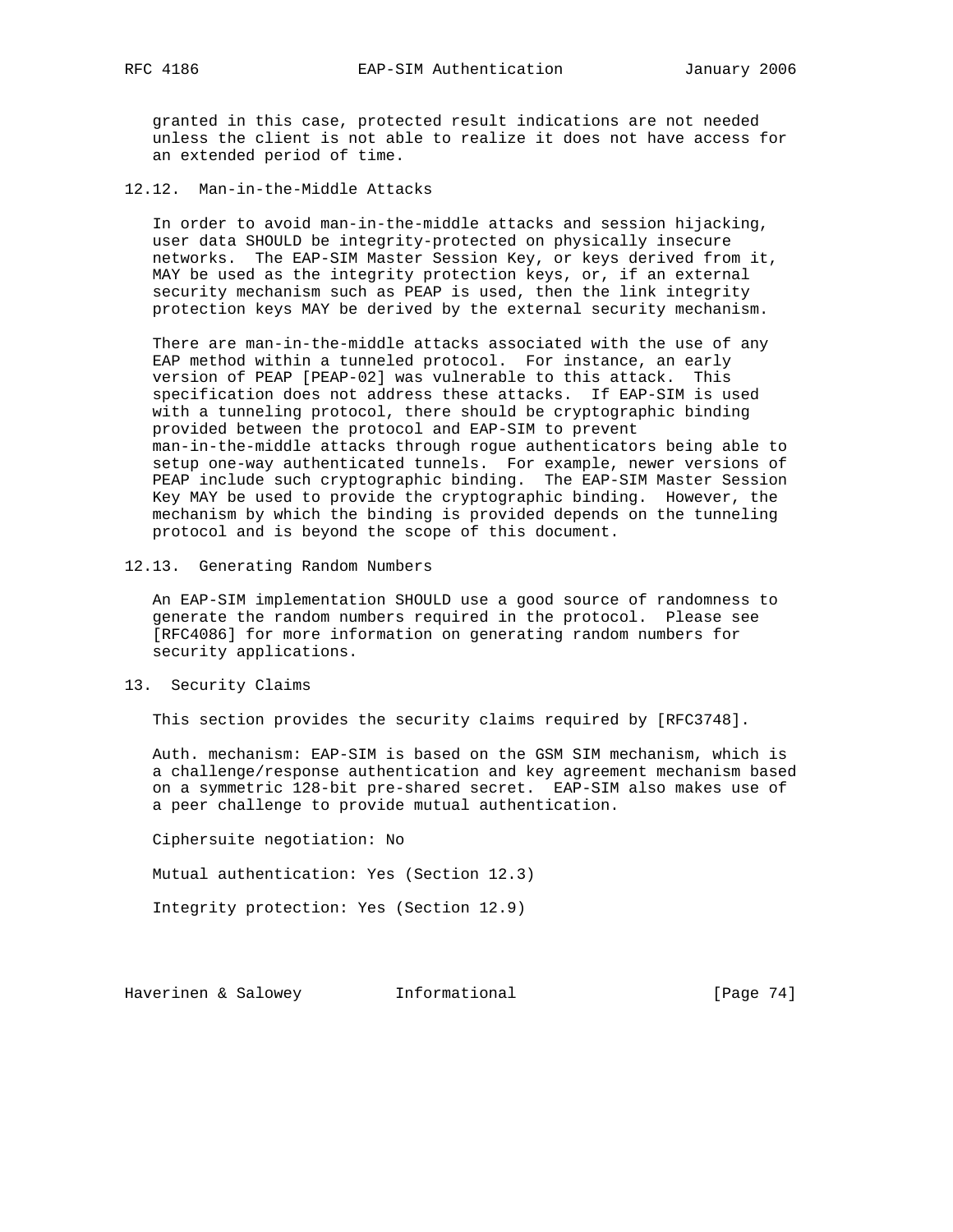granted in this case, protected result indications are not needed unless the client is not able to realize it does not have access for an extended period of time.

### 12.12. Man-in-the-Middle Attacks

In order to avoid man-in-the-middle attacks and session hijacking, user data SHOULD be integrity-protected on physically insecure networks. The EAP-SIM Master Session Key, or keys derived from it, MAY be used as the integrity protection keys, or, if an external security mechanism such as PEAP is used, then the link integrity protection keys MAY be derived by the external security mechanism.

There are man-in-the-middle attacks associated with the use of any EAP method within a tunneled protocol. For instance, an early version of PEAP [PEAP-02] was vulnerable to this attack. This specification does not address these attacks. If EAP-SIM is used with a tunneling protocol, there should be cryptographic binding provided between the protocol and EAP-SIM to prevent man-in-the-middle attacks through rogue authenticators being able to setup one-way authenticated tunnels. For example, newer versions of PEAP include such cryptographic binding. The EAP-SIM Master Session Key MAY be used to provide the cryptographic binding. However, the mechanism by which the binding is provided depends on the tunneling protocol and is beyond the scope of this document.

### 12.13. Generating Random Numbers

An EAP-SIM implementation SHOULD use a good source of randomness to generate the random numbers required in the protocol. Please see [RFC4086] for more information on generating random numbers for security applications.

## 13. Security Claims

This section provides the security claims required by [RFC3748].

Auth. mechanism: EAP-SIM is based on the GSM SIM mechanism, which is a challenge/response authentication and key agreement mechanism based on a symmetric 128-bit pre-shared secret. EAP-SIM also makes use of a peer challenge to provide mutual authentication.

Ciphersuite negotiation: No

Mutual authentication: Yes (Section 12.3)

Integrity protection: Yes (Section 12.9)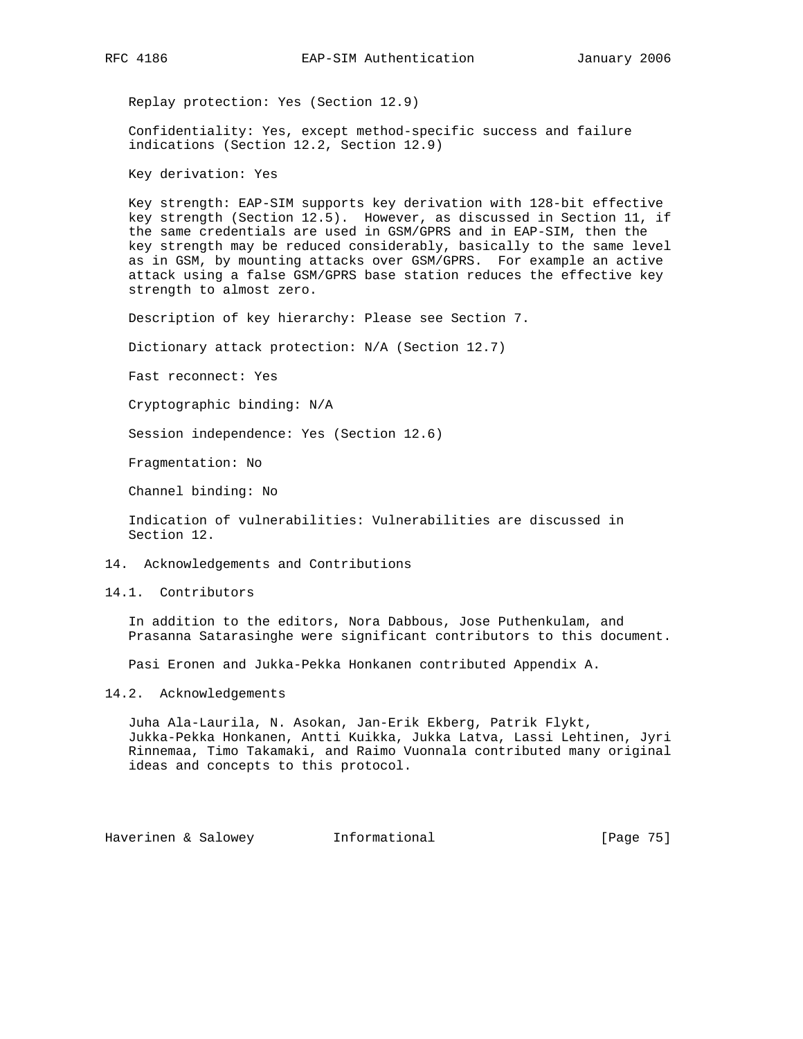Replay protection: Yes (Section 12.9)

Confidentiality: Yes, except method-specific success and failure indications (Section 12.2, Section 12.9)

Key derivation: Yes

Key strength: EAP-SIM supports key derivation with 128-bit effective key strength (Section 12.5). However, as discussed in Section 11, if the same credentials are used in GSM/GPRS and in EAP-SIM, then the key strength may be reduced considerably, basically to the same level as in GSM, by mounting attacks over GSM/GPRS. For example an active attack using a false GSM/GPRS base station reduces the effective key strength to almost zero.

Description of key hierarchy: Please see Section 7.

Dictionary attack protection: N/A (Section 12.7)

Fast reconnect: Yes

Cryptographic binding: N/A

Session independence: Yes (Section 12.6)

Fragmentation: No

Channel binding: No

Indication of vulnerabilities: Vulnerabilities are discussed in Section 12.

## 14. Acknowledgements and Contributions

### 14.1. Contributors

In addition to the editors, Nora Dabbous, Jose Puthenkulam, and Prasanna Satarasinghe were significant contributors to this document.

Pasi Eronen and Jukka-Pekka Honkanen contributed Appendix A.

### 14.2. Acknowledgements

Juha Ala-Laurila, N. Asokan, Jan-Erik Ekberg, Patrik Flykt, Jukka-Pekka Honkanen, Antti Kuikka, Jukka Latva, Lassi Lehtinen, Jyri Rinnemaa, Timo Takamaki, and Raimo Vuonnala contributed many original ideas and concepts to this protocol.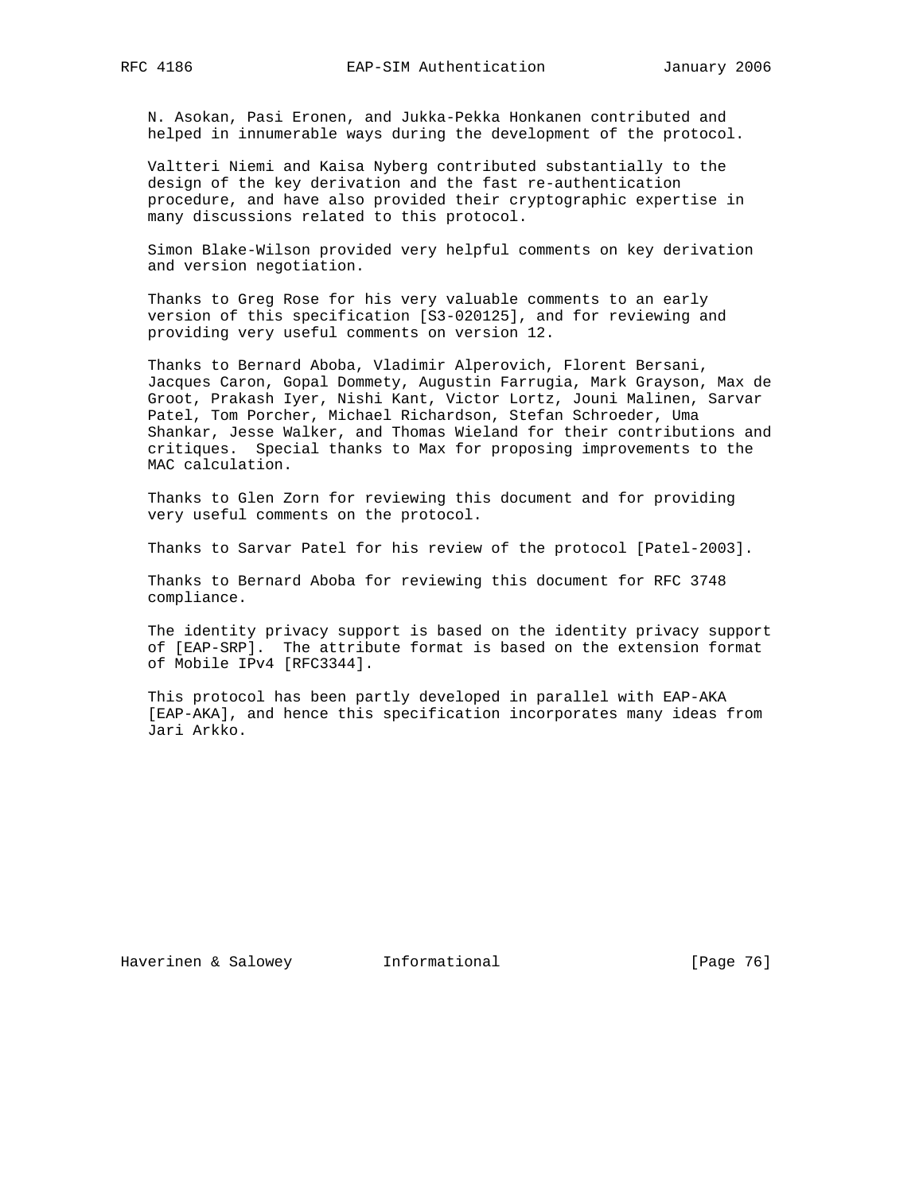N. Asokan, Pasi Eronen, and Jukka-Pekka Honkanen contributed and helped in innumerable ways during the development of the protocol.

Valtteri Niemi and Kaisa Nyberg contributed substantially to the design of the key derivation and the fast re-authentication procedure, and have also provided their cryptographic expertise in many discussions related to this protocol.

Simon Blake-Wilson provided very helpful comments on key derivation and version negotiation.

Thanks to Greg Rose for his very valuable comments to an early version of this specification [S3-020125], and for reviewing and providing very useful comments on version 12.

Thanks to Bernard Aboba, Vladimir Alperovich, Florent Bersani, Jacques Caron, Gopal Dommety, Augustin Farrugia, Mark Grayson, Max de Groot, Prakash Iyer, Nishi Kant, Victor Lortz, Jouni Malinen, Sarvar Patel, Tom Porcher, Michael Richardson, Stefan Schroeder, Uma Shankar, Jesse Walker, and Thomas Wieland for their contributions and critiques. Special thanks to Max for proposing improvements to the MAC calculation.

Thanks to Glen Zorn for reviewing this document and for providing very useful comments on the protocol.

Thanks to Sarvar Patel for his review of the protocol [Patel-2003].

Thanks to Bernard Aboba for reviewing this document for RFC 3748 compliance.

The identity privacy support is based on the identity privacy support of [EAP-SRP]. The attribute format is based on the extension format of Mobile IPv4 [RFC3344].

This protocol has been partly developed in parallel with EAP-AKA [EAP-AKA], and hence this specification incorporates many ideas from Jari Arkko.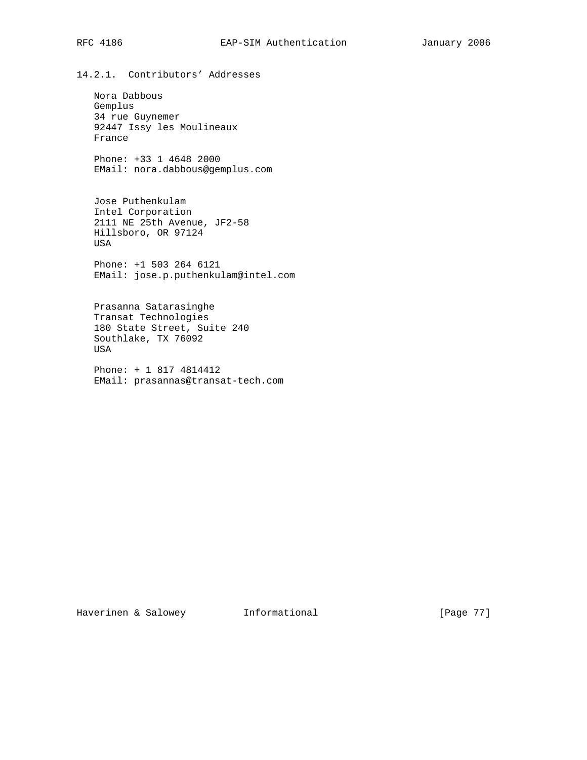#### 14.2.1. Contributors' Addresses

Nora Dabbous
Gemplus
34 rue Guynemer
92447 Issy les Moulineaux
France

Phone: +33 1 4648 2000
EMail: nora.dabbous@gemplus.com

Jose Puthenkulam
Intel Corporation
2111 NE 25th Avenue, JF2-58
Hillsboro, OR 97124
USA

Phone: +1 503 264 6121
EMail: jose.p.puthenkulam@intel.com

Prasanna Satarasinghe
Transat Technologies
180 State Street, Suite 240
Southlake, TX 76092
USA

Phone: + 1 817 4814412
EMail: prasannas@transat-tech.com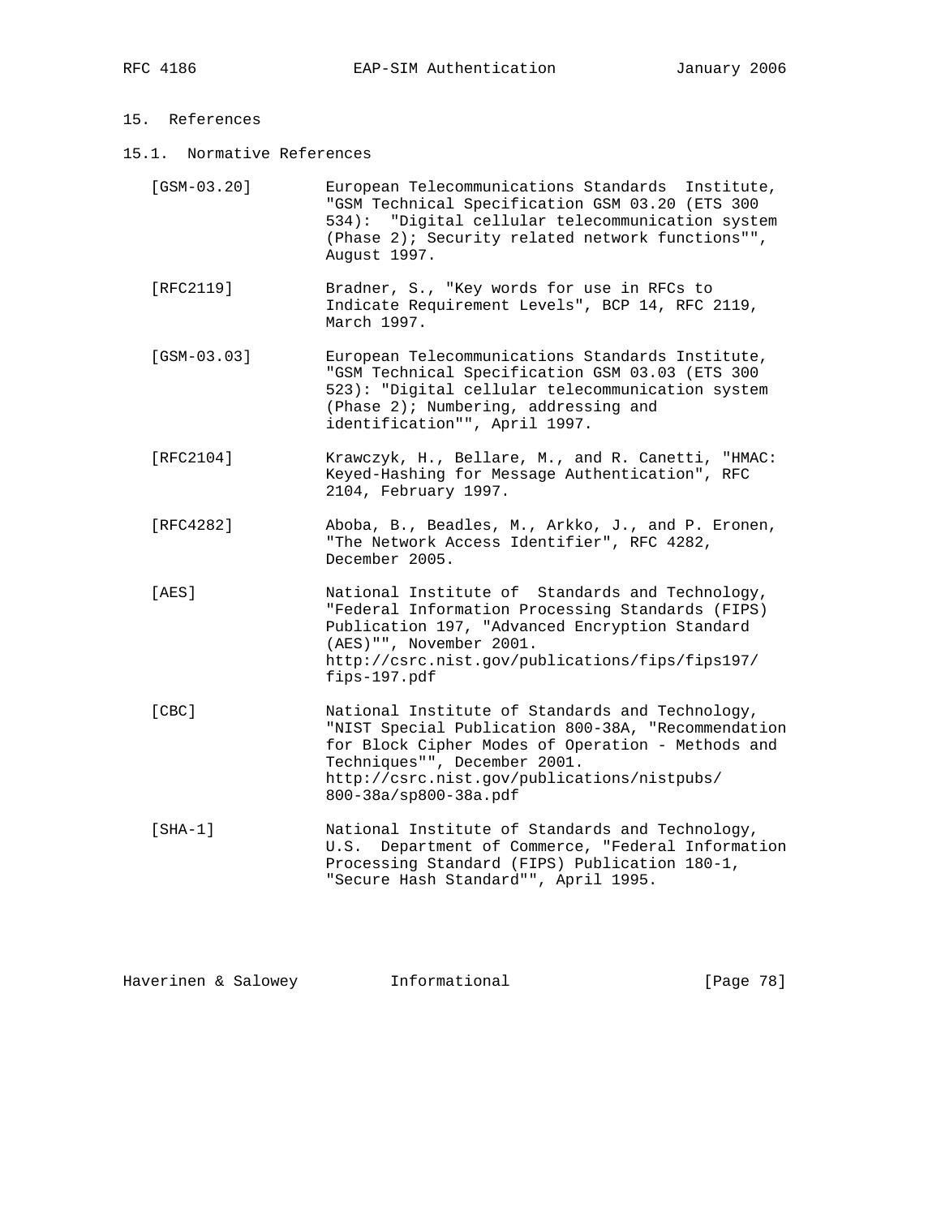## 15. References

### 15.1. Normative References

[GSM-03.20] European Telecommunications Standards Institute, "GSM Technical Specification GSM 03.20 (ETS 300 534): "Digital cellular telecommunication system (Phase 2); Security related network functions"", August 1997.

[RFC2119] Bradner, S., "Key words for use in RFCs to Indicate Requirement Levels", BCP 14, RFC 2119, March 1997.

[GSM-03.03] European Telecommunications Standards Institute, "GSM Technical Specification GSM 03.03 (ETS 300 523): "Digital cellular telecommunication system (Phase 2); Numbering, addressing and identification"", April 1997.

[RFC2104] Krawczyk, H., Bellare, M., and R. Canetti, "HMAC: Keyed-Hashing for Message Authentication", RFC 2104, February 1997.

[RFC4282] Aboba, B., Beadles, M., Arkko, J., and P. Eronen, "The Network Access Identifier", RFC 4282, December 2005.

[AES] National Institute of Standards and Technology, "Federal Information Processing Standards (FIPS) Publication 197, "Advanced Encryption Standard (AES)"", November 2001. http://csrc.nist.gov/publications/fips/fips197/fips-197.pdf

[CBC] National Institute of Standards and Technology, "NIST Special Publication 800-38A, "Recommendation for Block Cipher Modes of Operation - Methods and Techniques"", December 2001. http://csrc.nist.gov/publications/nistpubs/800-38a/sp800-38a.pdf

[SHA-1] National Institute of Standards and Technology, U.S. Department of Commerce, "Federal Information Processing Standard (FIPS) Publication 180-1, "Secure Hash Standard"", April 1995.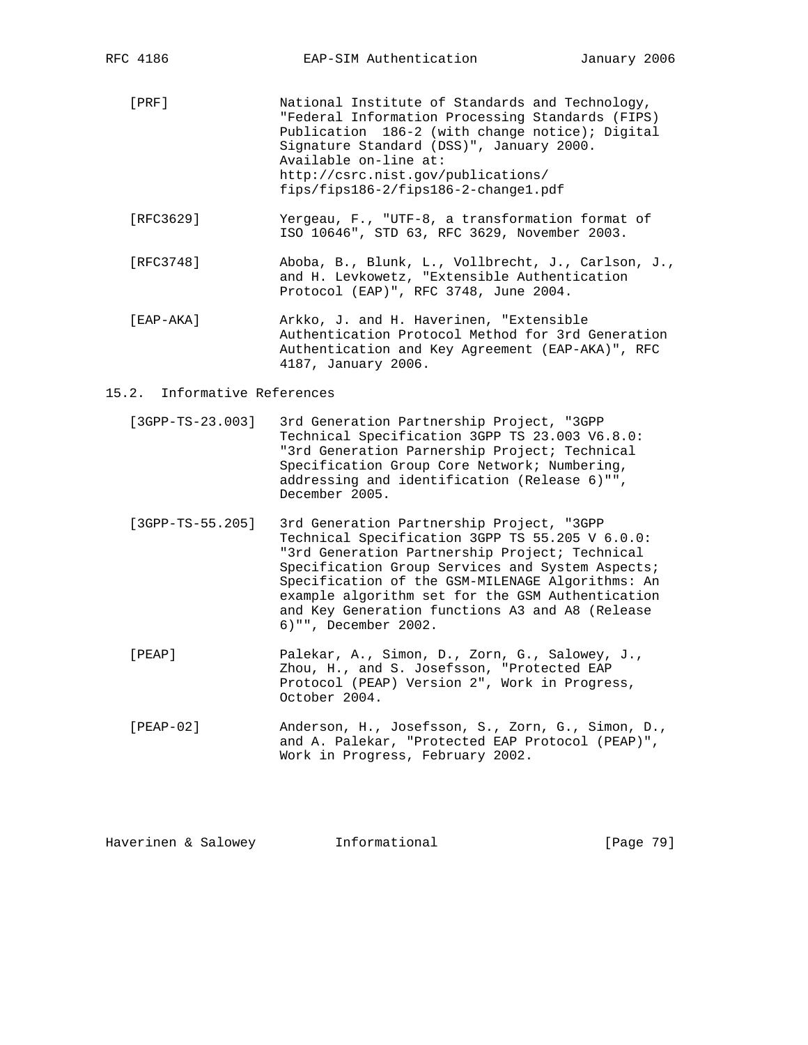[PRF] National Institute of Standards and Technology, "Federal Information Processing Standards (FIPS) Publication 186-2 (with change notice); Digital Signature Standard (DSS)", January 2000. Available on-line at: http://csrc.nist.gov/publications/fips/fips186-2/fips186-2-change1.pdf

[RFC3629] Yergeau, F., "UTF-8, a transformation format of ISO 10646", STD 63, RFC 3629, November 2003.

[RFC3748] Aboba, B., Blunk, L., Vollbrecht, J., Carlson, J., and H. Levkowetz, "Extensible Authentication Protocol (EAP)", RFC 3748, June 2004.

[EAP-AKA] Arkko, J. and H. Haverinen, "Extensible Authentication Protocol Method for 3rd Generation Authentication and Key Agreement (EAP-AKA)", RFC 4187, January 2006.

## 15.2. Informative References

[3GPP-TS-23.003] 3rd Generation Partnership Project, "3GPP Technical Specification 3GPP TS 23.003 V6.8.0: "3rd Generation Parnership Project; Technical Specification Group Core Network; Numbering, addressing and identification (Release 6)"", December 2005.

[3GPP-TS-55.205] 3rd Generation Partnership Project, "3GPP Technical Specification 3GPP TS 55.205 V 6.0.0: "3rd Generation Partnership Project; Technical Specification Group Services and System Aspects; Specification of the GSM-MILENAGE Algorithms: An example algorithm set for the GSM Authentication and Key Generation functions A3 and A8 (Release 6)"", December 2002.

[PEAP] Palekar, A., Simon, D., Zorn, G., Salowey, J., Zhou, H., and S. Josefsson, "Protected EAP Protocol (PEAP) Version 2", Work in Progress, October 2004.

[PEAP-02] Anderson, H., Josefsson, S., Zorn, G., Simon, D., and A. Palekar, "Protected EAP Protocol (PEAP)", Work in Progress, February 2002.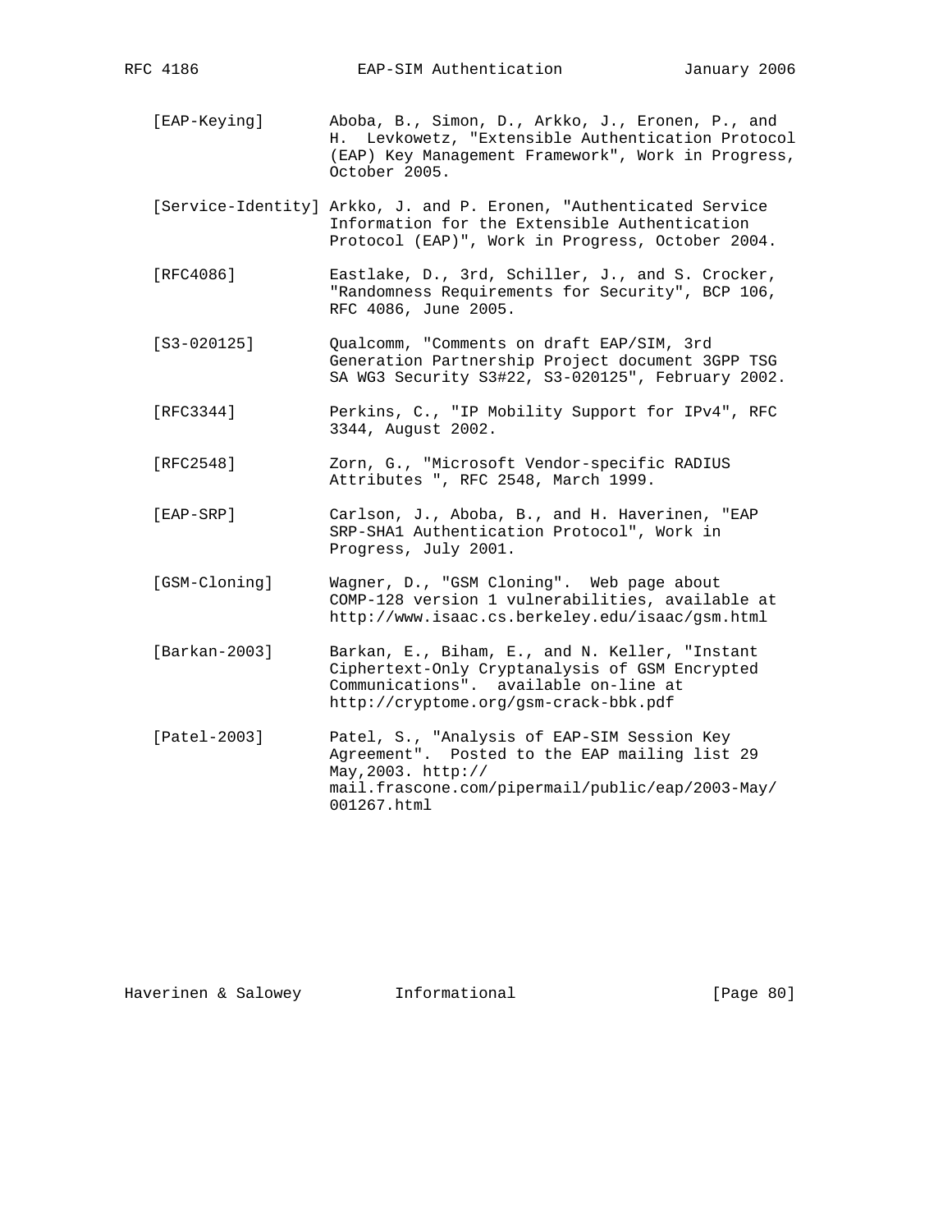[EAP-Keying] Aboba, B., Simon, D., Arkko, J., Eronen, P., and H. Levkowetz, "Extensible Authentication Protocol (EAP) Key Management Framework", Work in Progress, October 2005.

[Service-Identity] Arkko, J. and P. Eronen, "Authenticated Service Information for the Extensible Authentication Protocol (EAP)", Work in Progress, October 2004.

[RFC4086] Eastlake, D., 3rd, Schiller, J., and S. Crocker, "Randomness Requirements for Security", BCP 106, RFC 4086, June 2005.

[S3-020125] Qualcomm, "Comments on draft EAP/SIM, 3rd Generation Partnership Project document 3GPP TSG SA WG3 Security S3#22, S3-020125", February 2002.

[RFC3344] Perkins, C., "IP Mobility Support for IPv4", RFC 3344, August 2002.

[RFC2548] Zorn, G., "Microsoft Vendor-specific RADIUS Attributes ", RFC 2548, March 1999.

[EAP-SRP] Carlson, J., Aboba, B., and H. Haverinen, "EAP SRP-SHA1 Authentication Protocol", Work in Progress, July 2001.

[GSM-Cloning] Wagner, D., "GSM Cloning". Web page about COMP-128 version 1 vulnerabilities, available at http://www.isaac.cs.berkeley.edu/isaac/gsm.html

[Barkan-2003] Barkan, E., Biham, E., and N. Keller, "Instant Ciphertext-Only Cryptanalysis of GSM Encrypted Communications". available on-line at http://cryptome.org/gsm-crack-bbk.pdf

[Patel-2003] Patel, S., "Analysis of EAP-SIM Session Key Agreement". Posted to the EAP mailing list 29 May,2003. http:// mail.frascone.com/pipermail/public/eap/2003-May/ 001267.html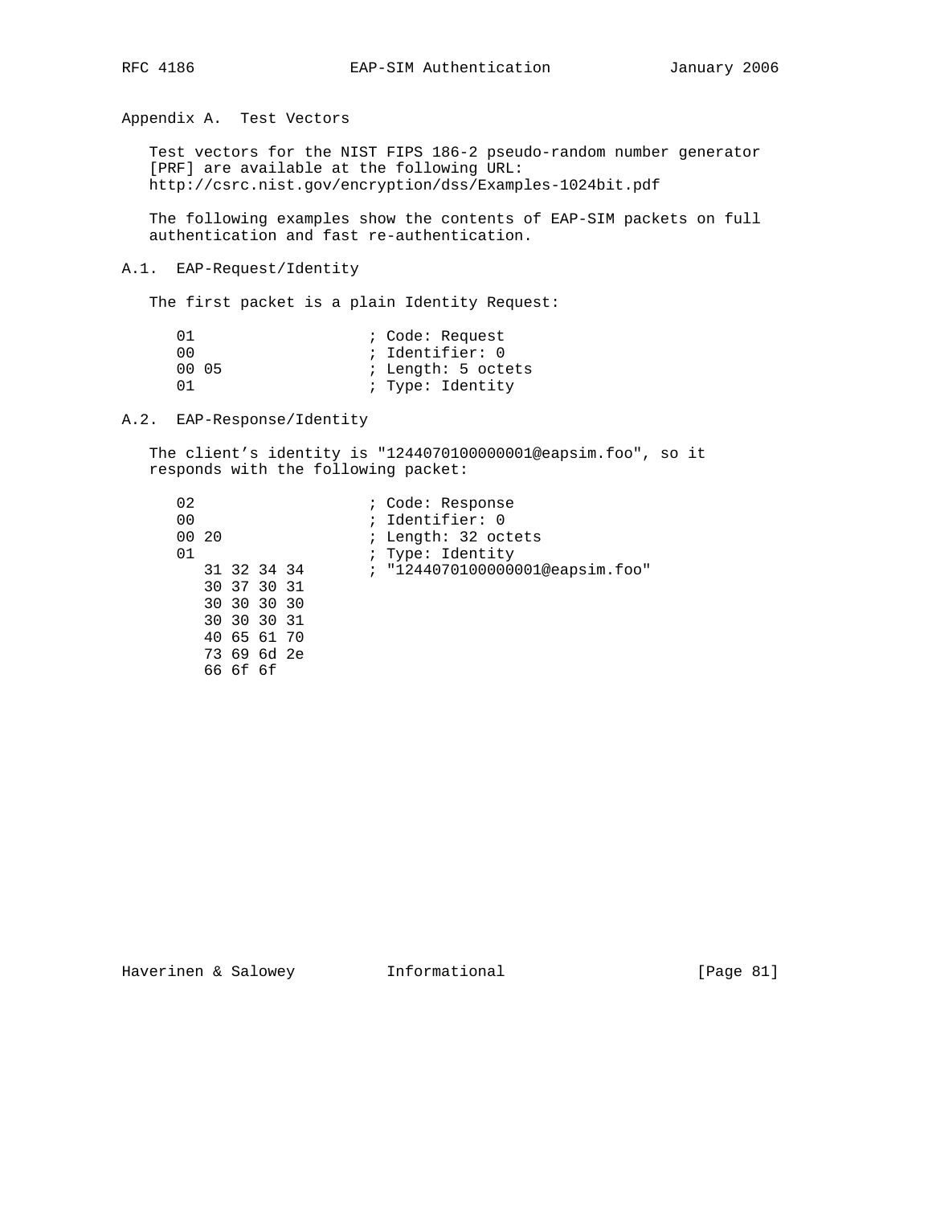## Appendix A. Test Vectors

Test vectors for the NIST FIPS 186-2 pseudo-random number generator [PRF] are available at the following URL: http://csrc.nist.gov/encryption/dss/Examples-1024bit.pdf

The following examples show the contents of EAP-SIM packets on full authentication and fast re-authentication.

### A.1. EAP-Request/Identity

The first packet is a plain Identity Request:

```
01                  ; Code: Request
00                  ; Identifier: 0
00 05               ; Length: 5 octets
01                  ; Type: Identity
```

### A.2. EAP-Response/Identity

The client’s identity is "1244070100000001@eapsim.foo", so it responds with the following packet:

```
02                  ; Code: Response
00                  ; Identifier: 0
00 20               ; Length: 32 octets
01                  ; Type: Identity
   31 32 34 34      ; "1244070100000001@eapsim.foo"
   30 37 30 31
   30 30 30 30
   30 30 30 31
   40 65 61 70
   73 69 6d 2e
   66 6f 6f
```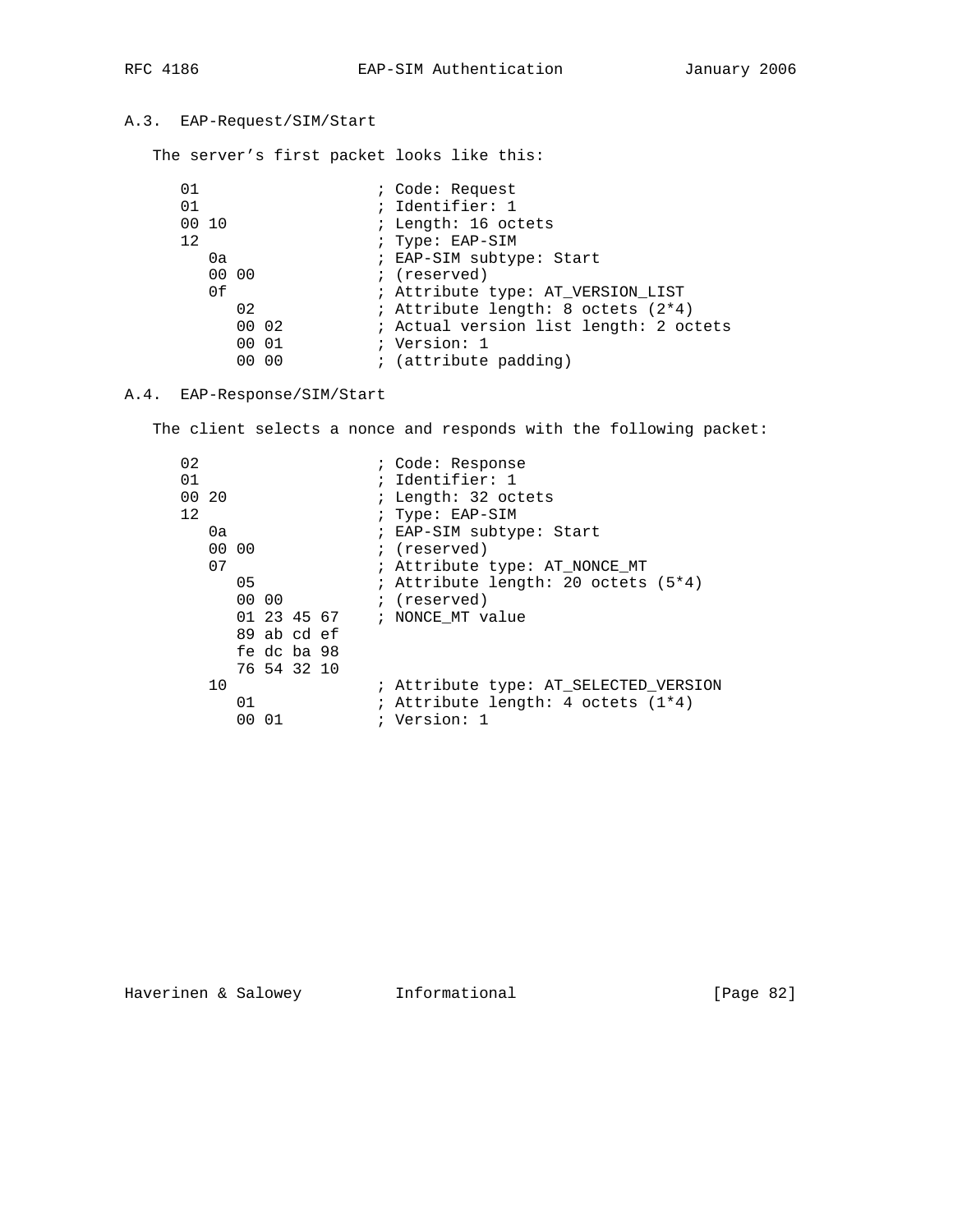### A.3. EAP-Request/SIM/Start

The server's first packet looks like this:

```
01                   ; Code: Request
01                   ; Identifier: 1
00 10                ; Length: 16 octets
12                   ; Type: EAP-SIM
   0a                ; EAP-SIM subtype: Start
   00 00             ; (reserved)
   0f                ; Attribute type: AT_VERSION_LIST
      02             ; Attribute length: 8 octets (2*4)
      00 02          ; Actual version list length: 2 octets
      00 01          ; Version: 1
      00 00          ; (attribute padding)
```

### A.4. EAP-Response/SIM/Start

The client selects a nonce and responds with the following packet:

```
02                   ; Code: Response
01                   ; Identifier: 1
00 20                ; Length: 32 octets
12                   ; Type: EAP-SIM
   0a                ; EAP-SIM subtype: Start
   00 00             ; (reserved)
   07                ; Attribute type: AT_NONCE_MT
      05             ; Attribute length: 20 octets (5*4)
      00 00          ; (reserved)
      01 23 45 67    ; NONCE_MT value
      89 ab cd ef
      fe dc ba 98
      76 54 32 10
   10                ; Attribute type: AT_SELECTED_VERSION
      01             ; Attribute length: 4 octets (1*4)
      00 01          ; Version: 1
```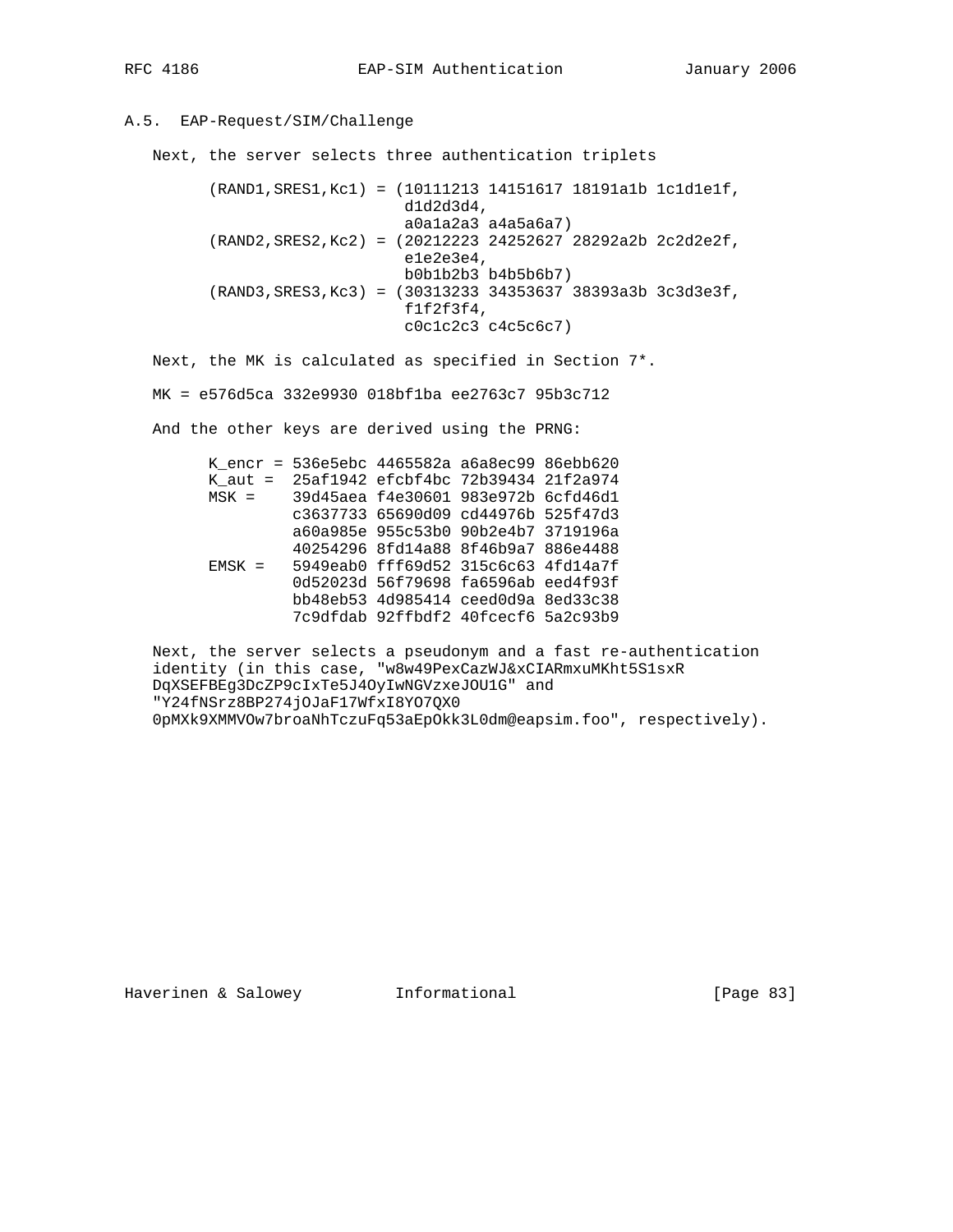### A.5. EAP-Request/SIM/Challenge

Next, the server selects three authentication triplets

```
(RAND1,SRES1,Kc1) = (10111213 14151617 18191a1b 1c1d1e1f,
                     d1d2d3d4,
                     a0a1a2a3 a4a5a6a7)
(RAND2,SRES2,Kc2) = (20212223 24252627 28292a2b 2c2d2e2f,
                     e1e2e3e4,
                     b0b1b2b3 b4b5b6b7)
(RAND3,SRES3,Kc3) = (30313233 34353637 38393a3b 3c3d3e3f,
                     f1f2f3f4,
                     c0c1c2c3 c4c5c6c7)
```

Next, the MK is calculated as specified in Section 7*.

MK = e576d5ca 332e9930 018bf1ba ee2763c7 95b3c712

And the other keys are derived using the PRNG:

```
K_encr = 536e5ebc 4465582a a6a8ec99 86ebb620
K_aut =  25af1942 efcbf4bc 72b39434 21f2a974
MSK =    39d45aea f4e30601 983e972b 6cfd46d1
         c3637733 65690d09 cd44976b 525f47d3
         a60a985e 955c53b0 90b2e4b7 3719196a
         40254296 8fd14a88 8f46b9a7 886e4488
EMSK =   5949eab0 fff69d52 315c6c63 4fd14a7f
         0d52023d 56f79698 fa6596ab eed4f93f
         bb48eb53 4d985414 ceed0d9a 8ed33c38
         7c9dfdab 92ffbdf2 40fcecf6 5a2c93b9
```

Next, the server selects a pseudonym and a fast re-authentication identity (in this case, "w8w49PexCazWJ&xCIARmxuMKht5S1sxR DqXSEFBEg3DcZP9cIxTe5J4OyIwNGVzxeJOU1G" and "Y24fNSrz8BP274jOJaF17WfxI8YO7QX0 0pMXk9XMMVOw7broaNhTczuFq53aEpOkk3L0dm@eapsim.foo", respectively).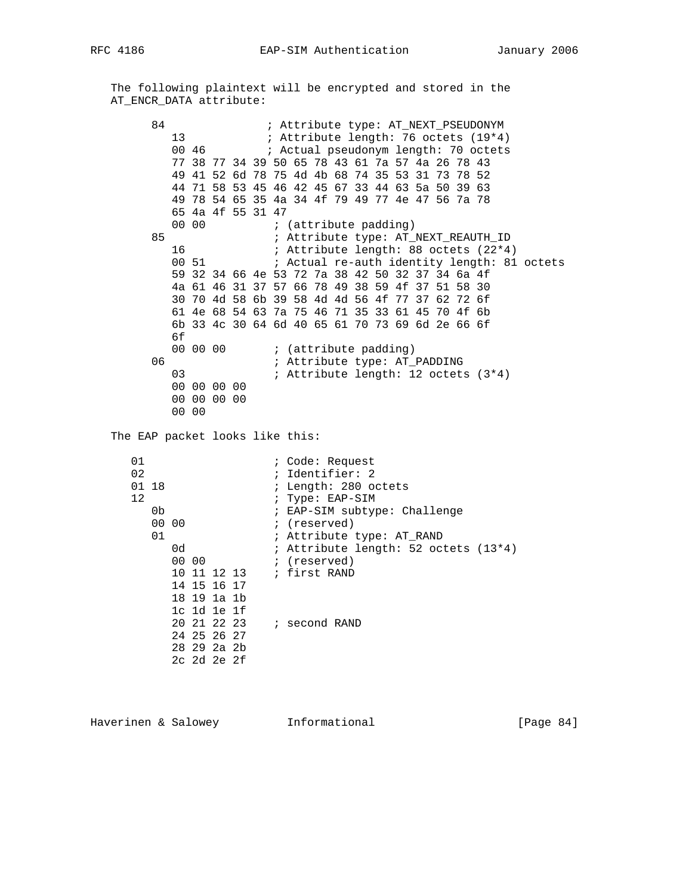The following plaintext will be encrypted and stored in the AT_ENCR_DATA attribute:

```
    84               ; Attribute type: AT_NEXT_PSEUDONYM
       13            ; Attribute length: 76 octets (19*4)
       00 46         ; Actual pseudonym length: 70 octets
       77 38 77 34 39 50 65 78 43 61 7a 57 4a 26 78 43
       49 41 52 6d 78 75 4d 4b 68 74 35 53 31 73 78 52
       44 71 58 53 45 46 42 45 67 33 44 63 5a 50 39 63
       49 78 54 65 35 4a 34 4f 79 49 77 4e 47 56 7a 78
       65 4a 4f 55 31 47
       00 00          ; (attribute padding)
    85                ; Attribute type: AT_NEXT_REAUTH_ID
       16             ; Attribute length: 88 octets (22*4)
       00 51          ; Actual re-auth identity length: 81 octets
       59 32 34 66 4e 53 72 7a 38 42 50 32 37 34 6a 4f
       4a 61 46 31 37 57 66 78 49 38 59 4f 37 51 58 30
       30 70 4d 58 6b 39 58 4d 4d 56 4f 77 37 62 72 6f
       61 4e 68 54 63 7a 75 46 71 35 33 61 45 70 4f 6b
       6b 33 4c 30 64 6d 40 65 61 70 73 69 6d 2e 66 6f
       6f
       00 00 00       ; (attribute padding)
    06                ; Attribute type: AT_PADDING
       03             ; Attribute length: 12 octets (3*4)
       00 00 00 00
       00 00 00 00
       00 00
```

The EAP packet looks like this:

```
 01                  ; Code: Request
 02                  ; Identifier: 2
 01 18               ; Length: 280 octets
 12                  ; Type: EAP-SIM
    0b               ; EAP-SIM subtype: Challenge
    00 00            ; (reserved)
    01               ; Attribute type: AT_RAND
       0d            ; Attribute length: 52 octets (13*4)
       00 00         ; (reserved)
       10 11 12 13   ; first RAND
       14 15 16 17
       18 19 1a 1b
       1c 1d 1e 1f
       20 21 22 23   ; second RAND
       24 25 26 27
       28 29 2a 2b
       2c 2d 2e 2f
```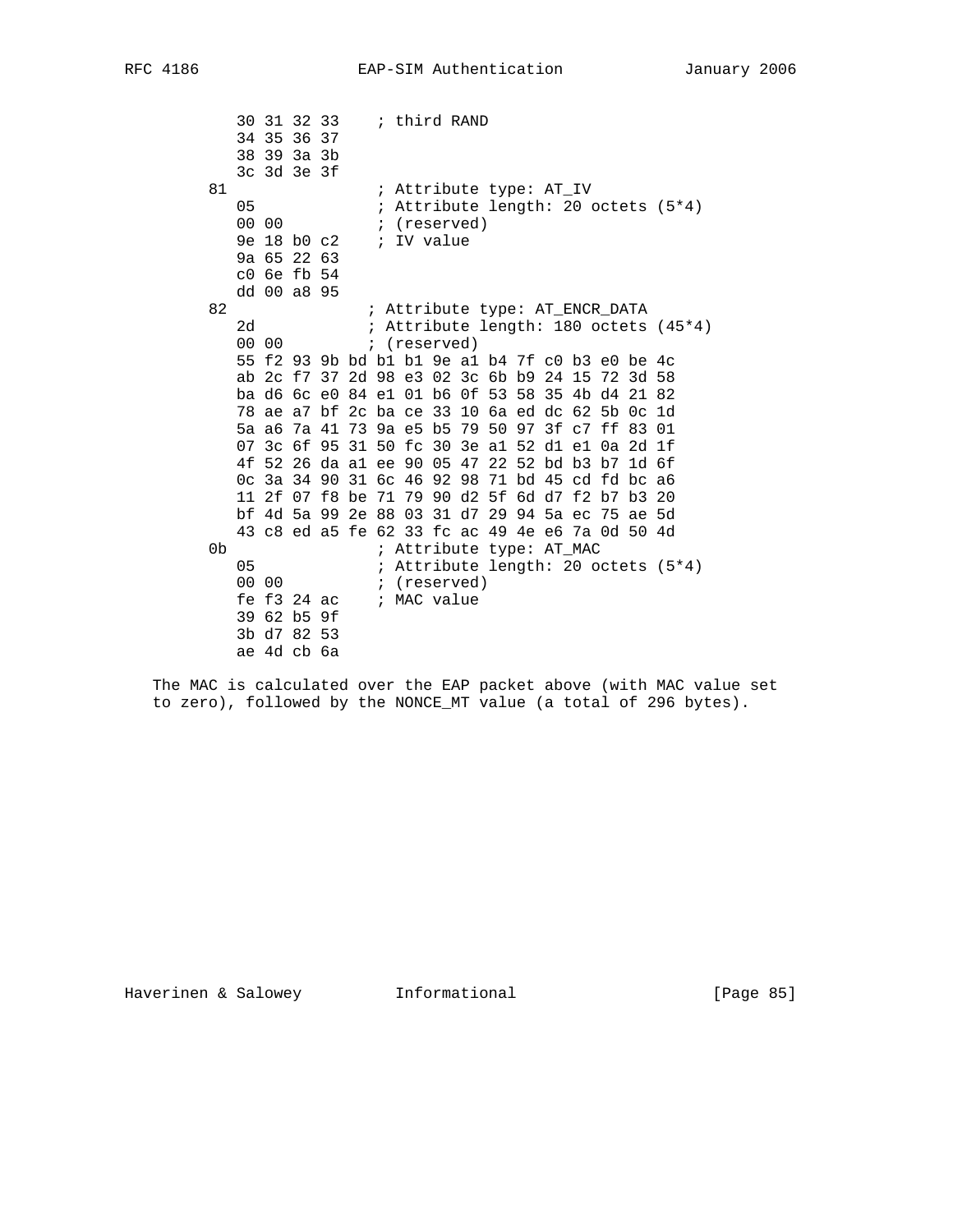```
            30 31 32 33    ; third RAND
            34 35 36 37
            38 39 3a 3b
            3c 3d 3e 3f
         81                ; Attribute type: AT_IV
            05             ; Attribute length: 20 octets (5*4)
            00 00          ; (reserved)
            9e 18 b0 c2    ; IV value
            9a 65 22 63
            c0 6e fb 54
            dd 00 a8 95
         82               ; Attribute type: AT_ENCR_DATA
            2d            ; Attribute length: 180 octets (45*4)
            00 00         ; (reserved)
            55 f2 93 9b bd b1 b1 9e a1 b4 7f c0 b3 e0 be 4c
            ab 2c f7 37 2d 98 e3 02 3c 6b b9 24 15 72 3d 58
            ba d6 6c e0 84 e1 01 b6 0f 53 58 35 4b d4 21 82
            78 ae a7 bf 2c ba ce 33 10 6a ed dc 62 5b 0c 1d
            5a a6 7a 41 73 9a e5 b5 79 50 97 3f c7 ff 83 01
            07 3c 6f 95 31 50 fc 30 3e a1 52 d1 e1 0a 2d 1f
            4f 52 26 da a1 ee 90 05 47 22 52 bd b3 b7 1d 6f
            0c 3a 34 90 31 6c 46 92 98 71 bd 45 cd fd bc a6
            11 2f 07 f8 be 71 79 90 d2 5f 6d d7 f2 b7 b3 20
            bf 4d 5a 99 2e 88 03 31 d7 29 94 5a ec 75 ae 5d
            43 c8 ed a5 fe 62 33 fc ac 49 4e e6 7a 0d 50 4d
         0b                ; Attribute type: AT_MAC
            05             ; Attribute length: 20 octets (5*4)
            00 00          ; (reserved)
            fe f3 24 ac    ; MAC value
            39 62 b5 9f
            3b d7 82 53
            ae 4d cb 6a
```

The MAC is calculated over the EAP packet above (with MAC value set to zero), followed by the NONCE_MT value (a total of 296 bytes).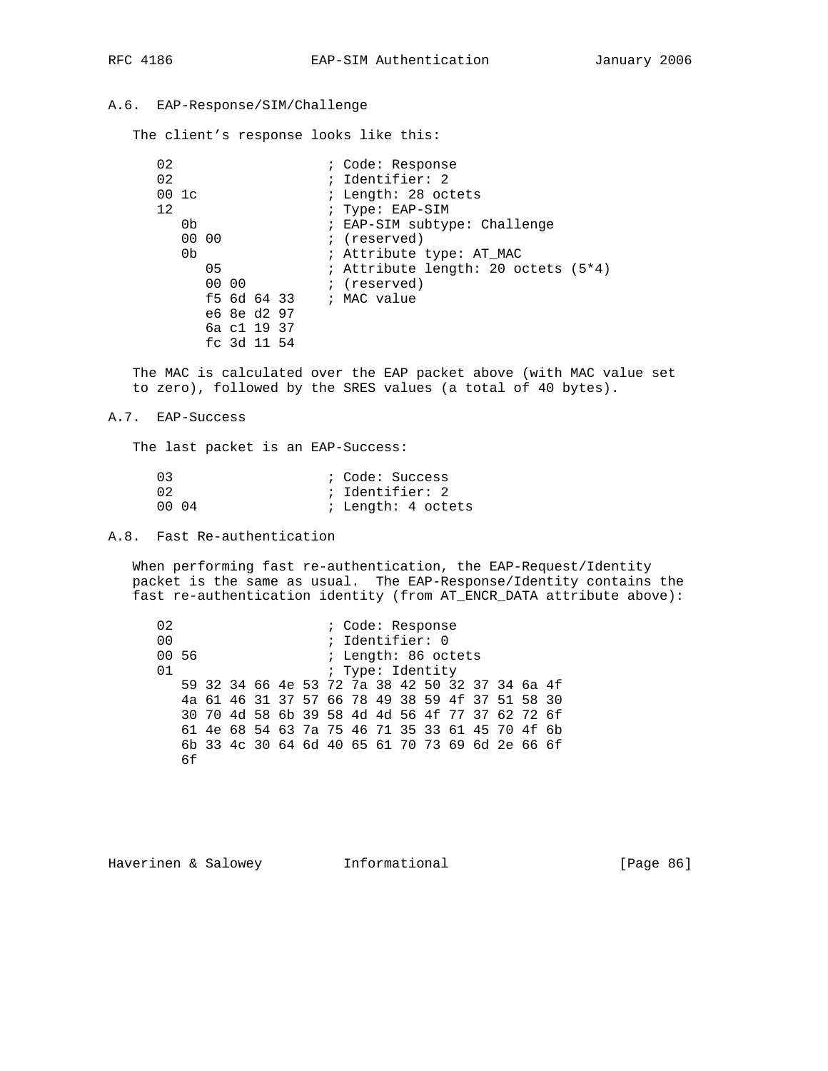### A.6. EAP-Response/SIM/Challenge

The client's response looks like this:

```
02                   ; Code: Response
02                   ; Identifier: 2
00 1c                ; Length: 28 octets
12                   ; Type: EAP-SIM
   0b                ; EAP-SIM subtype: Challenge
   00 00             ; (reserved)
   0b                ; Attribute type: AT_MAC
      05             ; Attribute length: 20 octets (5*4)
      00 00          ; (reserved)
      f5 6d 64 33    ; MAC value
      e6 8e d2 97
      6a c1 19 37
      fc 3d 11 54
```

The MAC is calculated over the EAP packet above (with MAC value set to zero), followed by the SRES values (a total of 40 bytes).

### A.7. EAP-Success

The last packet is an EAP-Success:

```
03                   ; Code: Success
02                   ; Identifier: 2
00 04                ; Length: 4 octets
```

### A.8. Fast Re-authentication

When performing fast re-authentication, the EAP-Request/Identity packet is the same as usual. The EAP-Response/Identity contains the fast re-authentication identity (from AT_ENCR_DATA attribute above):

```
02                   ; Code: Response
00                   ; Identifier: 0
00 56                ; Length: 86 octets
01                   ; Type: Identity
   59 32 34 66 4e 53 72 7a 38 42 50 32 37 34 6a 4f
   4a 61 46 31 37 57 66 78 49 38 59 4f 37 51 58 30
   30 70 4d 58 6b 39 58 4d 4d 56 4f 77 37 62 72 6f
   61 4e 68 54 63 7a 75 46 71 35 33 61 45 70 4f 6b
   6b 33 4c 30 64 6d 40 65 61 70 73 69 6d 2e 66 6f
   6f
```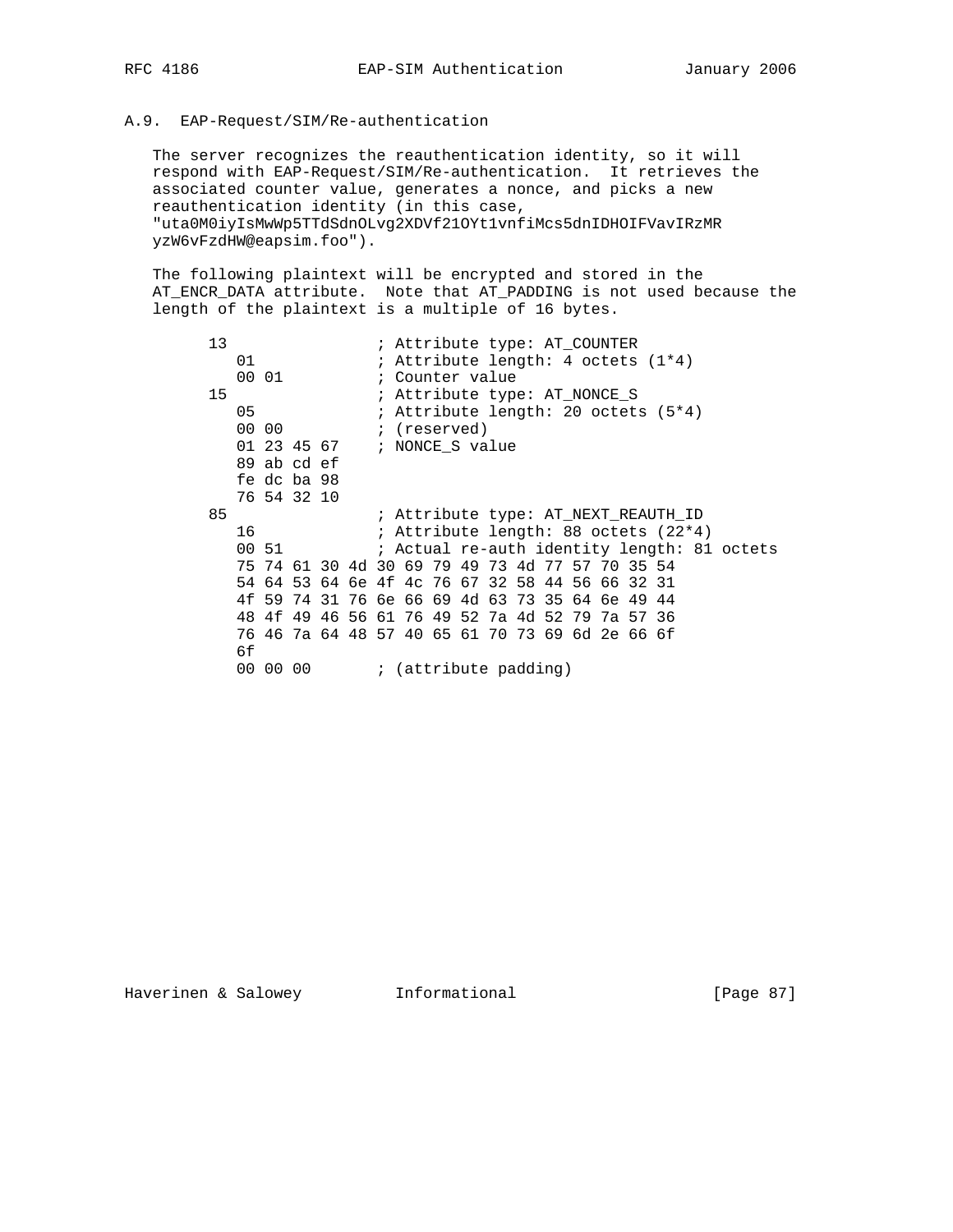### A.9. EAP-Request/SIM/Re-authentication

The server recognizes the reauthentication identity, so it will respond with EAP-Request/SIM/Re-authentication. It retrieves the associated counter value, generates a nonce, and picks a new reauthentication identity (in this case, "uta0M0iyIsMwWp5TTdSdnOLvg2XDVf21OYt1vnfiMcs5dnIDHOIFVavIRzMR yzW6vFzdHW@eapsim.foo").

The following plaintext will be encrypted and stored in the AT_ENCR_DATA attribute. Note that AT_PADDING is not used because the length of the plaintext is a multiple of 16 bytes.

```
13                ; Attribute type: AT_COUNTER
   01             ; Attribute length: 4 octets (1*4)
   00 01          ; Counter value
15                ; Attribute type: AT_NONCE_S
   05             ; Attribute length: 20 octets (5*4)
   00 00          ; (reserved)
   01 23 45 67    ; NONCE_S value
   89 ab cd ef
   fe dc ba 98
   76 54 32 10
85                ; Attribute type: AT_NEXT_REAUTH_ID
   16             ; Attribute length: 88 octets (22*4)
   00 51          ; Actual re-auth identity length: 81 octets
   75 74 61 30 4d 30 69 79 49 73 4d 77 57 70 35 54
   54 64 53 64 6e 4f 4c 76 67 32 58 44 56 66 32 31
   4f 59 74 31 76 6e 66 69 4d 63 73 35 64 6e 49 44
   48 4f 49 46 56 61 76 49 52 7a 4d 52 79 7a 57 36
   76 46 7a 64 48 57 40 65 61 70 73 69 6d 2e 66 6f
   6f
   00 00 00       ; (attribute padding)
```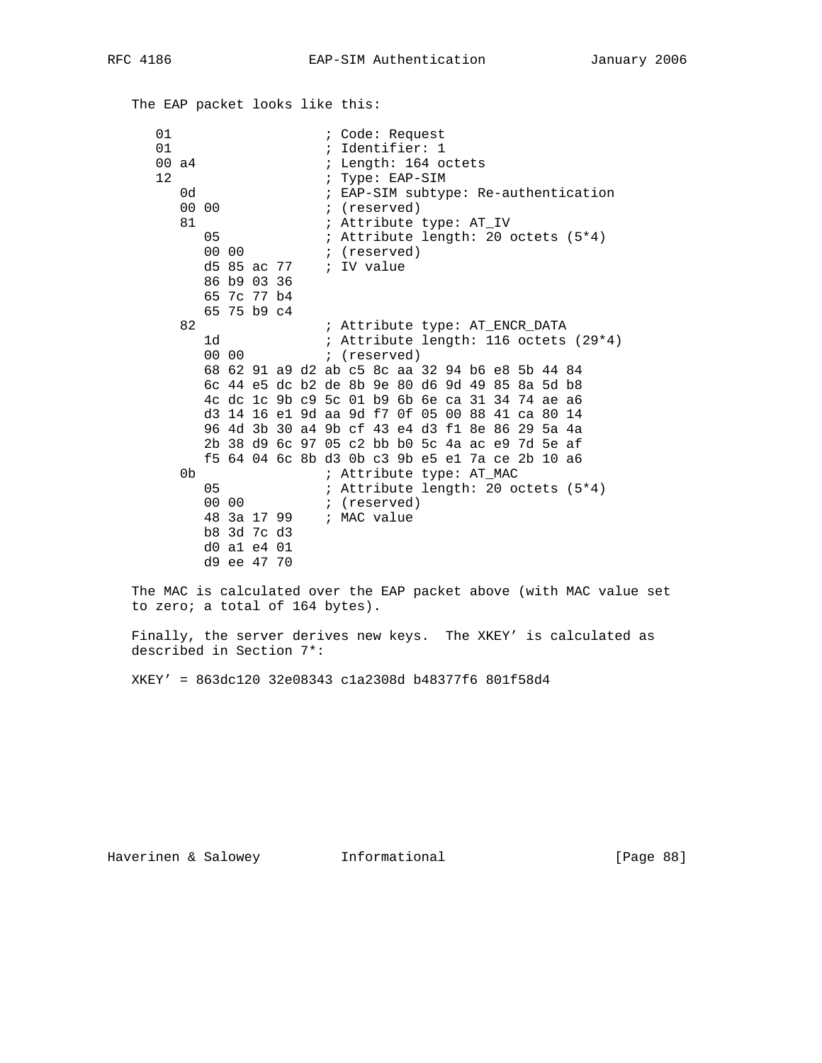The EAP packet looks like this:

```
   01                   ; Code: Request
   01                   ; Identifier: 1
   00 a4                ; Length: 164 octets
   12                   ; Type: EAP-SIM
      0d                ; EAP-SIM subtype: Re-authentication
      00 00             ; (reserved)
      81                ; Attribute type: AT_IV
         05             ; Attribute length: 20 octets (5*4)
         00 00          ; (reserved)
         d5 85 ac 77    ; IV value
         86 b9 03 36
         65 7c 77 b4
         65 75 b9 c4
      82                ; Attribute type: AT_ENCR_DATA
         1d             ; Attribute length: 116 octets (29*4)
         00 00          ; (reserved)
         68 62 91 a9 d2 ab c5 8c aa 32 94 b6 e8 5b 44 84
         6c 44 e5 dc b2 de 8b 9e 80 d6 9d 49 85 8a 5d b8
         4c dc 1c 9b c9 5c 01 b9 6b 6e ca 31 34 74 ae a6
         d3 14 16 e1 9d aa 9d f7 0f 05 00 88 41 ca 80 14
         96 4d 3b 30 a4 9b cf 43 e4 d3 f1 8e 86 29 5a 4a
         2b 38 d9 6c 97 05 c2 bb b0 5c 4a ac e9 7d 5e af
         f5 64 04 6c 8b d3 0b c3 9b e5 e1 7a ce 2b 10 a6
      0b                ; Attribute type: AT_MAC
         05             ; Attribute length: 20 octets (5*4)
         00 00          ; (reserved)
         48 3a 17 99    ; MAC value
         b8 3d 7c d3
         d0 a1 e4 01
         d9 ee 47 70
```

The MAC is calculated over the EAP packet above (with MAC value set to zero; a total of 164 bytes).

Finally, the server derives new keys. The XKEY' is calculated as described in Section 7*:

```
XKEY' = 863dc120 32e08343 c1a2308d b48377f6 801f58d4
```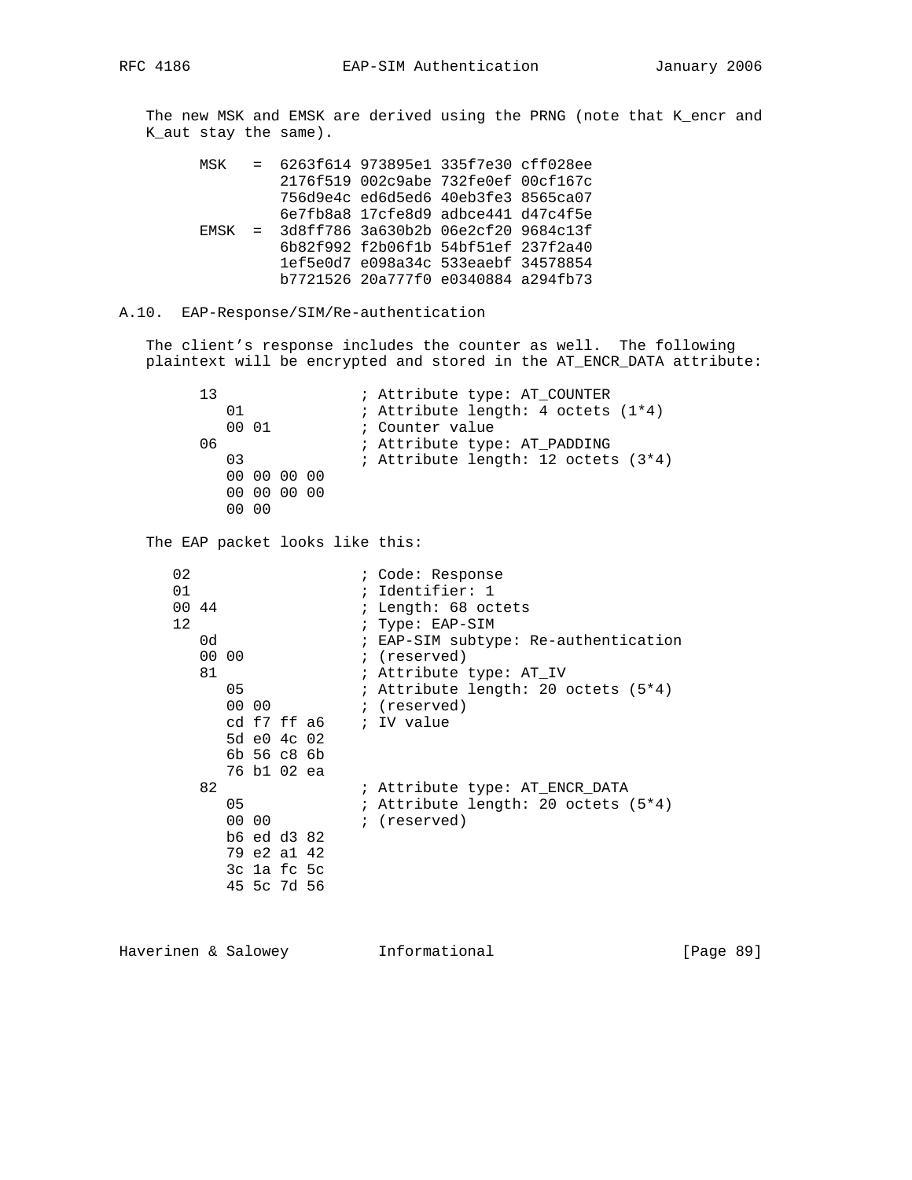The new MSK and EMSK are derived using the PRNG (note that K_encr and K_aut stay the same).

```
MSK   =  6263f614 973895e1 335f7e30 cff028ee
         2176f519 002c9abe 732fe0ef 00cf167c
         756d9e4c ed6d5ed6 40eb3fe3 8565ca07
         6e7fb8a8 17cfe8d9 adbce441 d47c4f5e
EMSK  =  3d8ff786 3a630b2b 06e2cf20 9684c13f
         6b82f992 f2b06f1b 54bf51ef 237f2a40
         1ef5e0d7 e098a34c 533eaebf 34578854
         b7721526 20a777f0 e0340884 a294fb73
```

### A.10. EAP-Response/SIM/Re-authentication

The client's response includes the counter as well. The following plaintext will be encrypted and stored in the AT_ENCR_DATA attribute:

```
13                 ; Attribute type: AT_COUNTER
   01              ; Attribute length: 4 octets (1*4)
   00 01           ; Counter value
06                 ; Attribute type: AT_PADDING
   03              ; Attribute length: 12 octets (3*4)
   00 00 00 00
   00 00 00 00
   00 00
```

The EAP packet looks like this:

```
02                    ; Code: Response
01                    ; Identifier: 1
00 44                 ; Length: 68 octets
12                    ; Type: EAP-SIM
   0d                 ; EAP-SIM subtype: Re-authentication
   00 00              ; (reserved)
   81                 ; Attribute type: AT_IV
      05              ; Attribute length: 20 octets (5*4)
      00 00           ; (reserved)
      cd f7 ff a6     ; IV value
      5d e0 4c 02
      6b 56 c8 6b
      76 b1 02 ea
   82                 ; Attribute type: AT_ENCR_DATA
      05              ; Attribute length: 20 octets (5*4)
      00 00           ; (reserved)
      b6 ed d3 82
      79 e2 a1 42
      3c 1a fc 5c
      45 5c 7d 56
```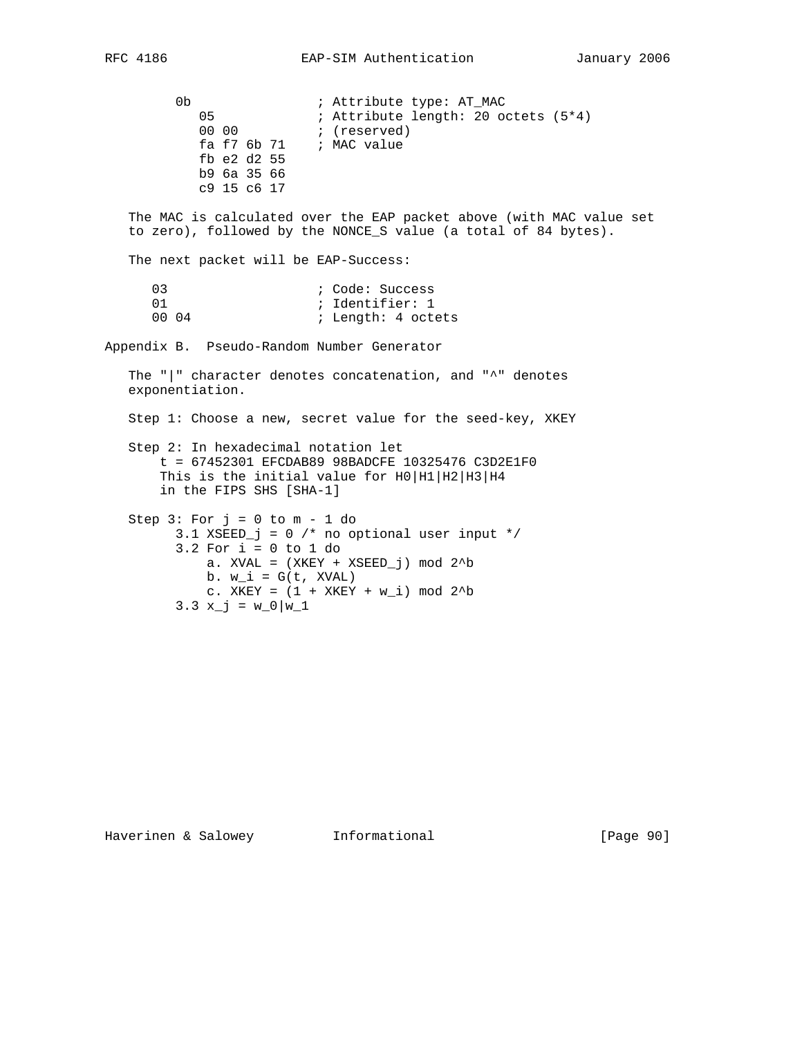```
      0b                ; Attribute type: AT_MAC
         05             ; Attribute length: 20 octets (5*4)
         00 00          ; (reserved)
         fa f7 6b 71    ; MAC value
         fb e2 d2 55
         b9 6a 35 66
         c9 15 c6 17
```

The MAC is calculated over the EAP packet above (with MAC value set to zero), followed by the NONCE_S value (a total of 84 bytes).

The next packet will be EAP-Success:

```
   03                  ; Code: Success
   01                  ; Identifier: 1
   00 04               ; Length: 4 octets
```

## Appendix B. Pseudo-Random Number Generator

The "|" character denotes concatenation, and "^" denotes exponentiation.

Step 1: Choose a new, secret value for the seed-key, XKEY

```
Step 2: In hexadecimal notation let
     t = 67452301 EFCDAB89 98BADCFE 10325476 C3D2E1F0
     This is the initial value for H0|H1|H2|H3|H4
     in the FIPS SHS [SHA-1]

Step 3: For j = 0 to m - 1 do
      3.1 XSEED_j = 0 /* no optional user input */
      3.2 For i = 0 to 1 do
          a. XVAL = (XKEY + XSEED_j) mod 2^b
          b. w_i = G(t, XVAL)
          c. XKEY = (1 + XKEY + w_i) mod 2^b
      3.3 x_j = w_0|w_1
```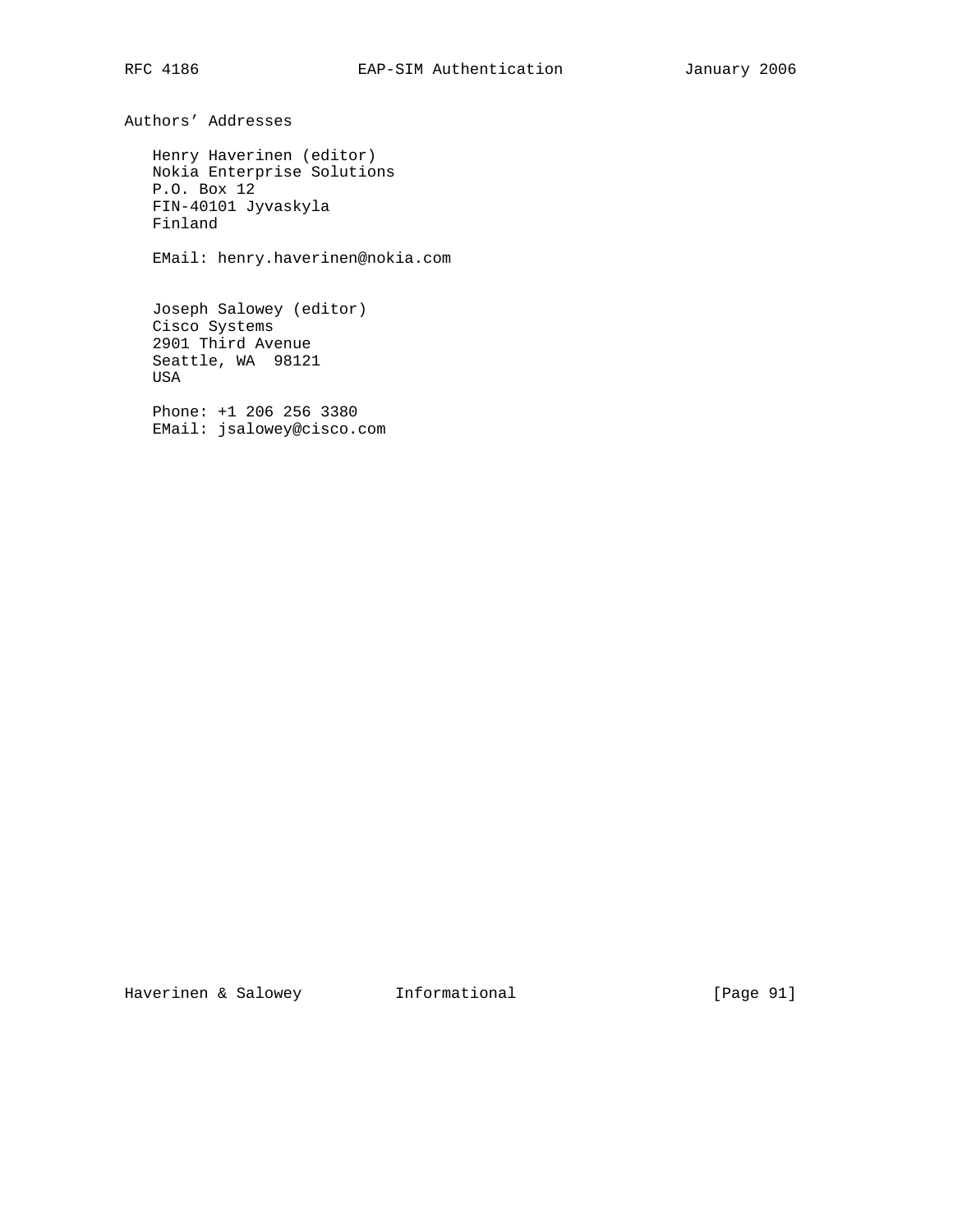## Authors' Addresses

Henry Haverinen (editor)
Nokia Enterprise Solutions
P.O. Box 12
FIN-40101 Jyvaskyla
Finland

EMail: henry.haverinen@nokia.com

Joseph Salowey (editor)
Cisco Systems
2901 Third Avenue
Seattle, WA  98121
USA

Phone: +1 206 256 3380
EMail: jsalowey@cisco.com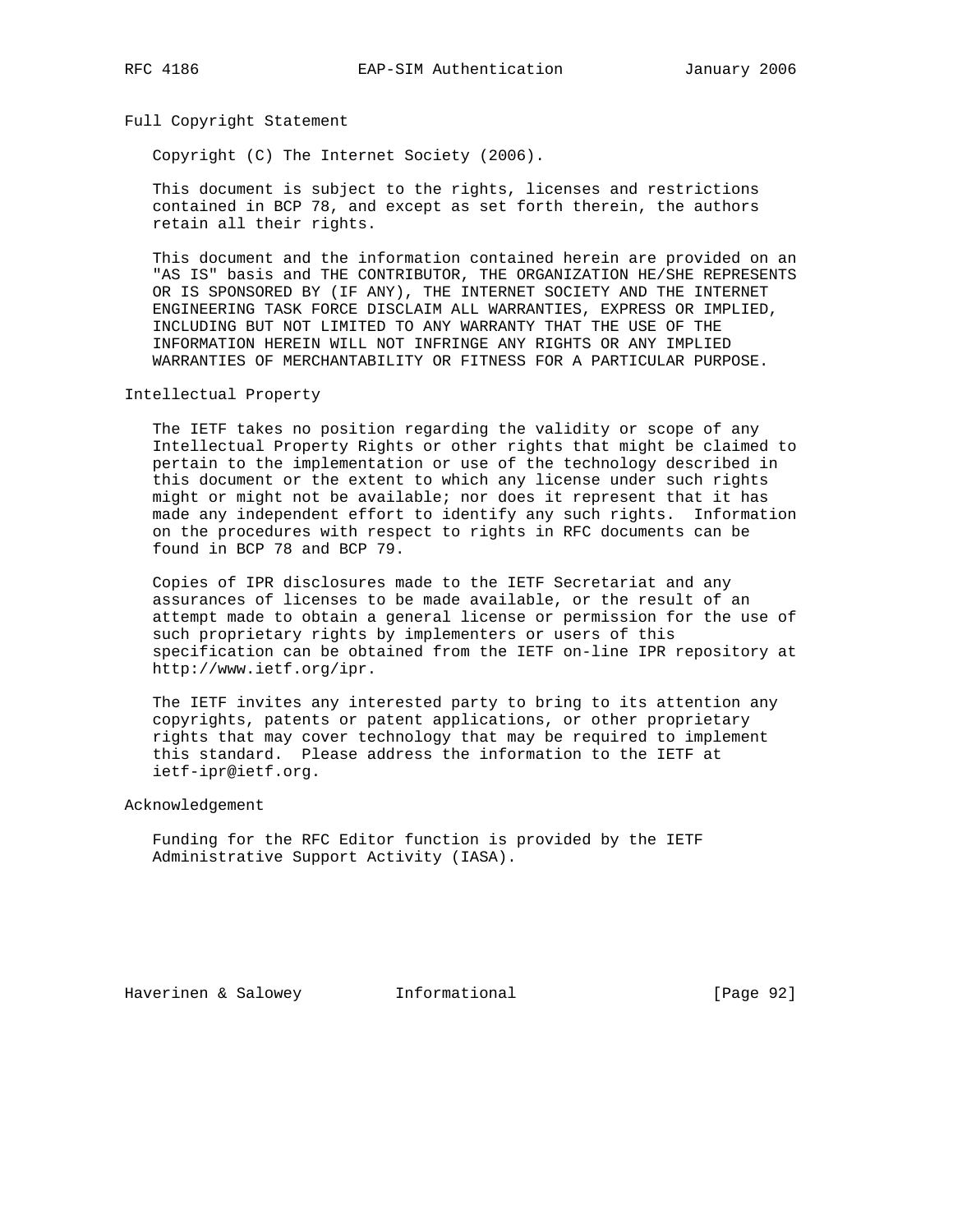## Full Copyright Statement

Copyright (C) The Internet Society (2006).

This document is subject to the rights, licenses and restrictions contained in BCP 78, and except as set forth therein, the authors retain all their rights.

This document and the information contained herein are provided on an "AS IS" basis and THE CONTRIBUTOR, THE ORGANIZATION HE/SHE REPRESENTS OR IS SPONSORED BY (IF ANY), THE INTERNET SOCIETY AND THE INTERNET ENGINEERING TASK FORCE DISCLAIM ALL WARRANTIES, EXPRESS OR IMPLIED, INCLUDING BUT NOT LIMITED TO ANY WARRANTY THAT THE USE OF THE INFORMATION HEREIN WILL NOT INFRINGE ANY RIGHTS OR ANY IMPLIED WARRANTIES OF MERCHANTABILITY OR FITNESS FOR A PARTICULAR PURPOSE.

## Intellectual Property

The IETF takes no position regarding the validity or scope of any Intellectual Property Rights or other rights that might be claimed to pertain to the implementation or use of the technology described in this document or the extent to which any license under such rights might or might not be available; nor does it represent that it has made any independent effort to identify any such rights. Information on the procedures with respect to rights in RFC documents can be found in BCP 78 and BCP 79.

Copies of IPR disclosures made to the IETF Secretariat and any assurances of licenses to be made available, or the result of an attempt made to obtain a general license or permission for the use of such proprietary rights by implementers or users of this specification can be obtained from the IETF on-line IPR repository at http://www.ietf.org/ipr.

The IETF invites any interested party to bring to its attention any copyrights, patents or patent applications, or other proprietary rights that may cover technology that may be required to implement this standard. Please address the information to the IETF at ietf-ipr@ietf.org.

## Acknowledgement

Funding for the RFC Editor function is provided by the IETF Administrative Support Activity (IASA).